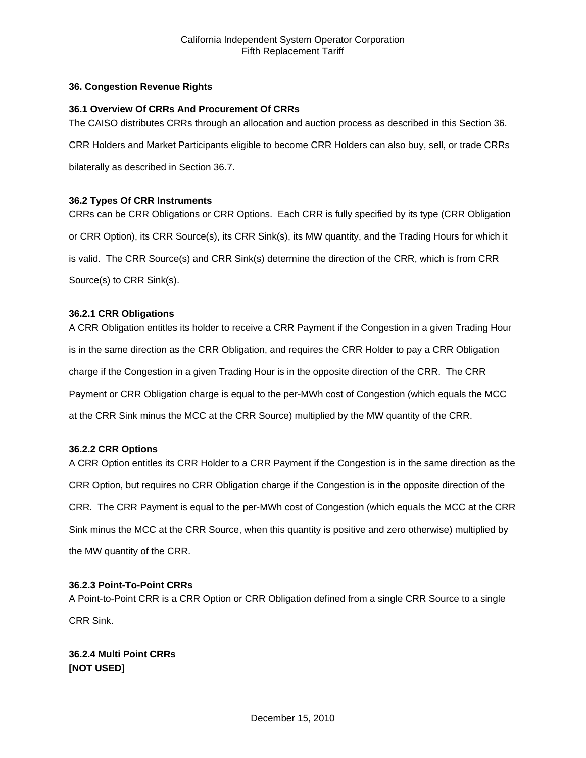# 36. Congestion Revenue Rights

## 36.1 Overview Of CRRs And Procurement Of CRRs

The CAISO distributes CRRs through an allocation and auction process as described in this Section 36. CRR Holders and Market Participants eligible to become CRR Holders can also buy, sell, or trade CRRs bilaterally as described in Section 36.7.

## 36.2 Types Of CRR Instruments

CRRs can be CRR Obligations or CRR Options. Each CRR is fully specified by its type (CRR Obligation or CRR Option), its CRR Source(s), its CRR Sink(s), its MW quantity, and the Trading Hours for which it is valid. The CRR Source(s) and CRR Sink(s) determine the direction of the CRR, which is from CRR Source(s) to CRR Sink(s).

### 36.2.1 CRR Obligations

A CRR Obligation entitles its holder to receive a CRR Payment if the Congestion in a given Trading Hour is in the same direction as the CRR Obligation, and requires the CRR Holder to pay a CRR Obligation charge if the Congestion in a given Trading Hour is in the opposite direction of the CRR. The CRR Payment or CRR Obligation charge is equal to the per-MWh cost of Congestion (which equals the MCC at the CRR Sink minus the MCC at the CRR Source) multiplied by the MW quantity of the CRR.

### 36.2.2 CRR Options

A CRR Option entitles its CRR Holder to a CRR Payment if the Congestion is in the same direction as the CRR Option, but requires no CRR Obligation charge if the Congestion is in the opposite direction of the CRR. The CRR Payment is equal to the per-MWh cost of Congestion (which equals the MCC at the CRR Sink minus the MCC at the CRR Source, when this quantity is positive and zero otherwise) multiplied by the MW quantity of the CRR.

### 36.2.3 Point-To-Point CRRs

A Point-to-Point CRR is a CRR Option or CRR Obligation defined from a single CRR Source to a single CRR Sink.

### 36.2.4 Multi Point CRRs

**[NOT USED]**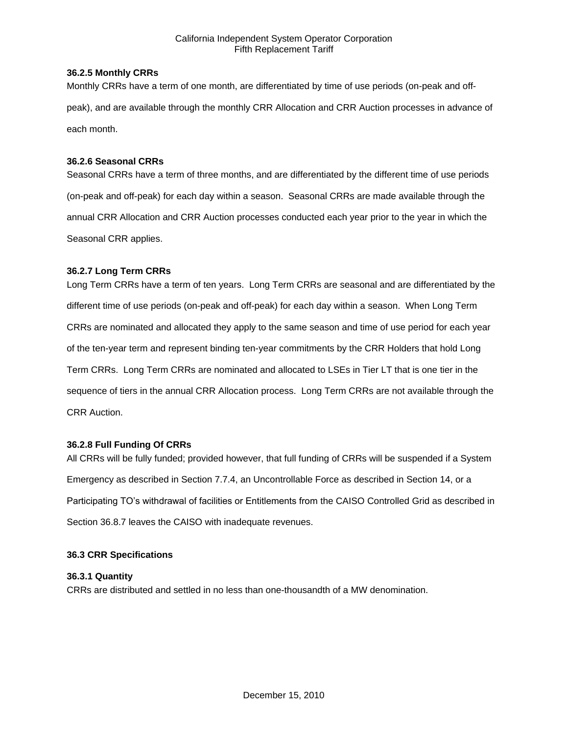### 36.2.5 Monthly CRRs

Monthly CRRs have a term of one month, are differentiated by time of use periods (on-peak and off-peak), and are available through the monthly CRR Allocation and CRR Auction processes in advance of each month.

### 36.2.6 Seasonal CRRs

Seasonal CRRs have a term of three months, and are differentiated by the different time of use periods (on-peak and off-peak) for each day within a season. Seasonal CRRs are made available through the annual CRR Allocation and CRR Auction processes conducted each year prior to the year in which the Seasonal CRR applies.

### 36.2.7 Long Term CRRs

Long Term CRRs have a term of ten years. Long Term CRRs are seasonal and are differentiated by the different time of use periods (on-peak and off-peak) for each day within a season. When Long Term CRRs are nominated and allocated they apply to the same season and time of use period for each year of the ten-year term and represent binding ten-year commitments by the CRR Holders that hold Long Term CRRs. Long Term CRRs are nominated and allocated to LSEs in Tier LT that is one tier in the sequence of tiers in the annual CRR Allocation process. Long Term CRRs are not available through the CRR Auction.

### 36.2.8 Full Funding Of CRRs

All CRRs will be fully funded; provided however, that full funding of CRRs will be suspended if a System Emergency as described in Section 7.7.4, an Uncontrollable Force as described in Section 14, or a Participating TO's withdrawal of facilities or Entitlements from the CAISO Controlled Grid as described in Section 36.8.7 leaves the CAISO with inadequate revenues.

## 36.3 CRR Specifications

### 36.3.1 Quantity

CRRs are distributed and settled in no less than one-thousandth of a MW denomination.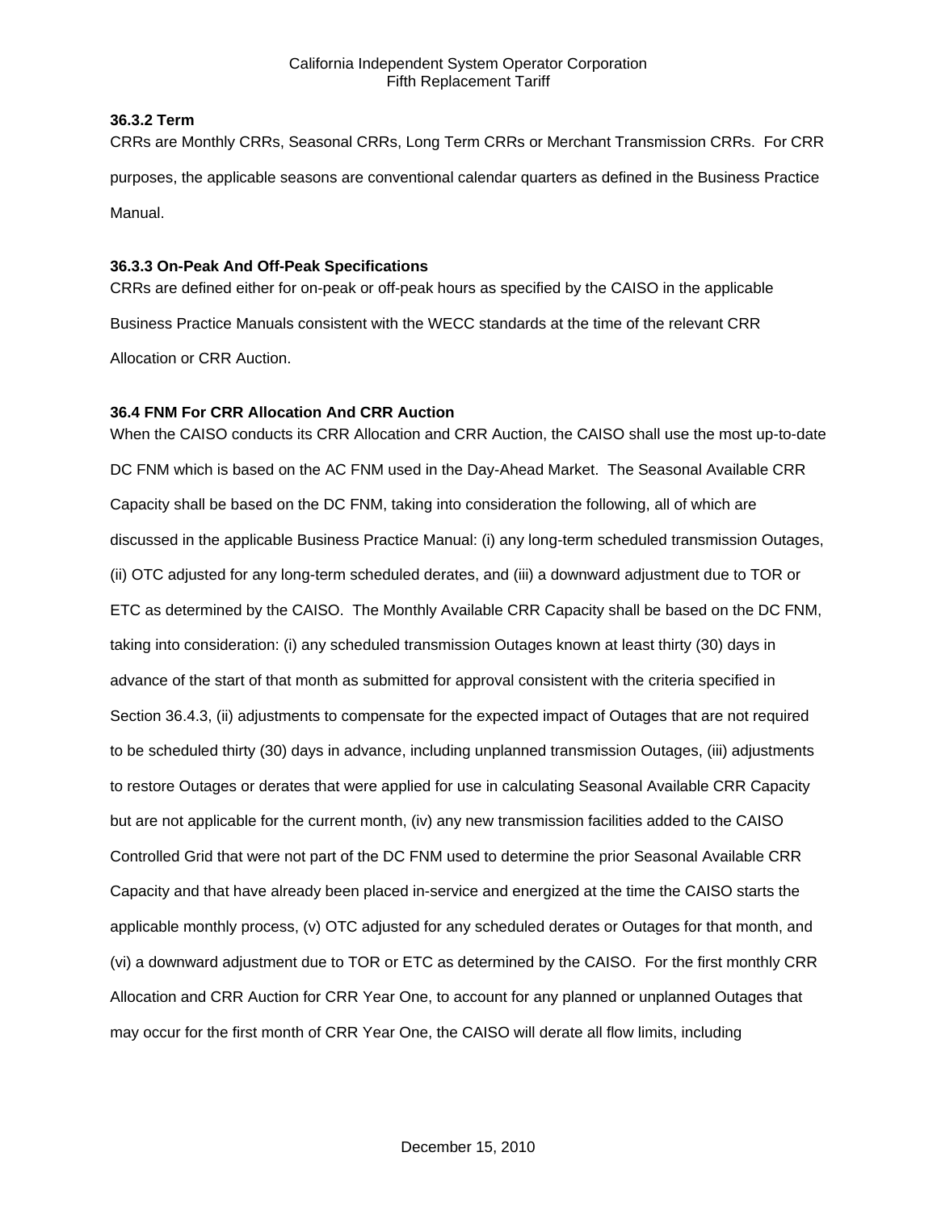### 36.3.2 Term

CRRs are Monthly CRRs, Seasonal CRRs, Long Term CRRs or Merchant Transmission CRRs. For CRR purposes, the applicable seasons are conventional calendar quarters as defined in the Business Practice Manual.

### 36.3.3 On-Peak And Off-Peak Specifications

CRRs are defined either for on-peak or off-peak hours as specified by the CAISO in the applicable Business Practice Manuals consistent with the WECC standards at the time of the relevant CRR Allocation or CRR Auction.

## 36.4 FNM For CRR Allocation And CRR Auction

When the CAISO conducts its CRR Allocation and CRR Auction, the CAISO shall use the most up-to-date DC FNM which is based on the AC FNM used in the Day-Ahead Market. The Seasonal Available CRR Capacity shall be based on the DC FNM, taking into consideration the following, all of which are discussed in the applicable Business Practice Manual: (i) any long-term scheduled transmission Outages, (ii) OTC adjusted for any long-term scheduled derates, and (iii) a downward adjustment due to TOR or ETC as determined by the CAISO. The Monthly Available CRR Capacity shall be based on the DC FNM, taking into consideration: (i) any scheduled transmission Outages known at least thirty (30) days in advance of the start of that month as submitted for approval consistent with the criteria specified in Section 36.4.3, (ii) adjustments to compensate for the expected impact of Outages that are not required to be scheduled thirty (30) days in advance, including unplanned transmission Outages, (iii) adjustments to restore Outages or derates that were applied for use in calculating Seasonal Available CRR Capacity but are not applicable for the current month, (iv) any new transmission facilities added to the CAISO Controlled Grid that were not part of the DC FNM used to determine the prior Seasonal Available CRR Capacity and that have already been placed in-service and energized at the time the CAISO starts the applicable monthly process, (v) OTC adjusted for any scheduled derates or Outages for that month, and (vi) a downward adjustment due to TOR or ETC as determined by the CAISO. For the first monthly CRR Allocation and CRR Auction for CRR Year One, to account for any planned or unplanned Outages that may occur for the first month of CRR Year One, the CAISO will derate all flow limits, including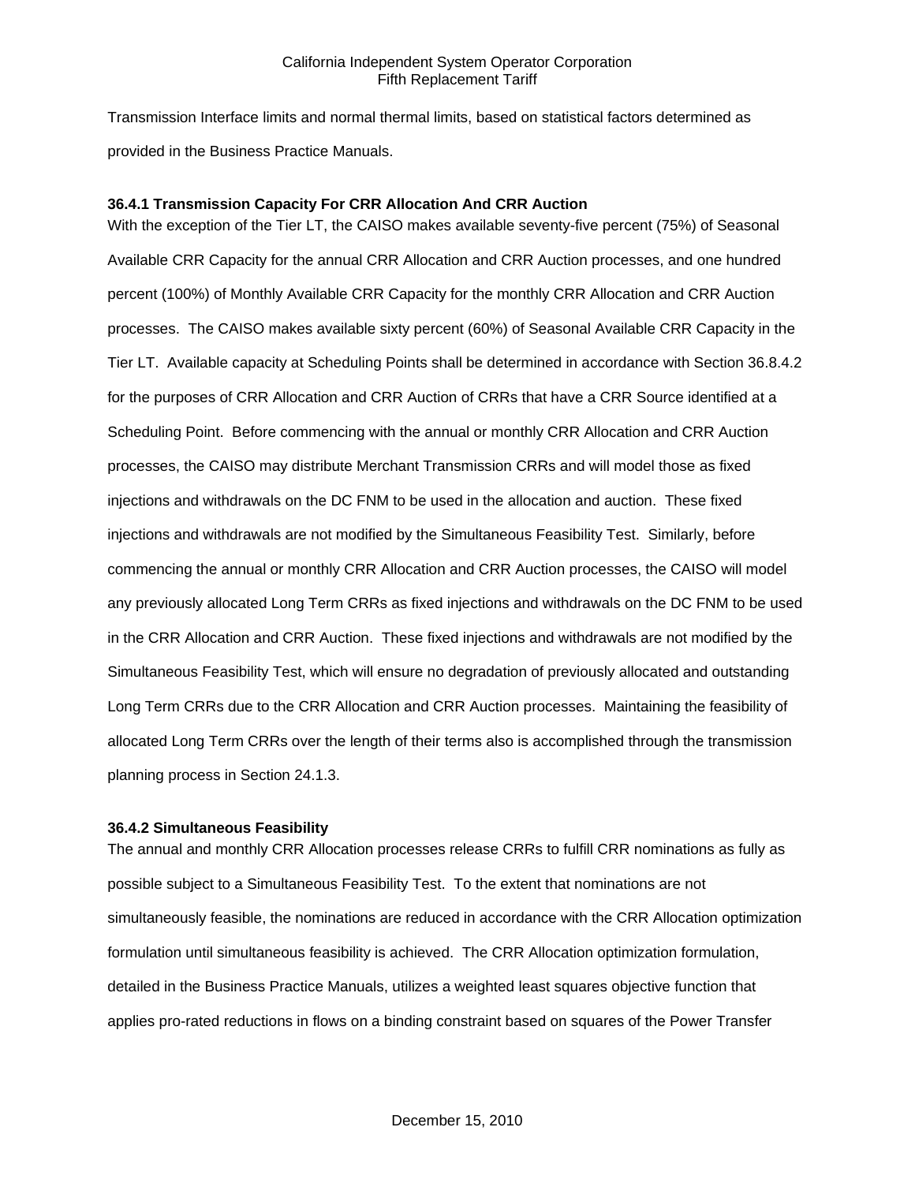Transmission Interface limits and normal thermal limits, based on statistical factors determined as provided in the Business Practice Manuals.

### 36.4.1 Transmission Capacity For CRR Allocation And CRR Auction

With the exception of the Tier LT, the CAISO makes available seventy-five percent (75%) of Seasonal Available CRR Capacity for the annual CRR Allocation and CRR Auction processes, and one hundred percent (100%) of Monthly Available CRR Capacity for the monthly CRR Allocation and CRR Auction processes. The CAISO makes available sixty percent (60%) of Seasonal Available CRR Capacity in the Tier LT. Available capacity at Scheduling Points shall be determined in accordance with Section 36.8.4.2 for the purposes of CRR Allocation and CRR Auction of CRRs that have a CRR Source identified at a Scheduling Point. Before commencing with the annual or monthly CRR Allocation and CRR Auction processes, the CAISO may distribute Merchant Transmission CRRs and will model those as fixed injections and withdrawals on the DC FNM to be used in the allocation and auction. These fixed injections and withdrawals are not modified by the Simultaneous Feasibility Test. Similarly, before commencing the annual or monthly CRR Allocation and CRR Auction processes, the CAISO will model any previously allocated Long Term CRRs as fixed injections and withdrawals on the DC FNM to be used in the CRR Allocation and CRR Auction. These fixed injections and withdrawals are not modified by the Simultaneous Feasibility Test, which will ensure no degradation of previously allocated and outstanding Long Term CRRs due to the CRR Allocation and CRR Auction processes. Maintaining the feasibility of allocated Long Term CRRs over the length of their terms also is accomplished through the transmission planning process in Section 24.1.3.

### 36.4.2 Simultaneous Feasibility

The annual and monthly CRR Allocation processes release CRRs to fulfill CRR nominations as fully as possible subject to a Simultaneous Feasibility Test. To the extent that nominations are not simultaneously feasible, the nominations are reduced in accordance with the CRR Allocation optimization formulation until simultaneous feasibility is achieved. The CRR Allocation optimization formulation, detailed in the Business Practice Manuals, utilizes a weighted least squares objective function that applies pro-rated reductions in flows on a binding constraint based on squares of the Power Transfer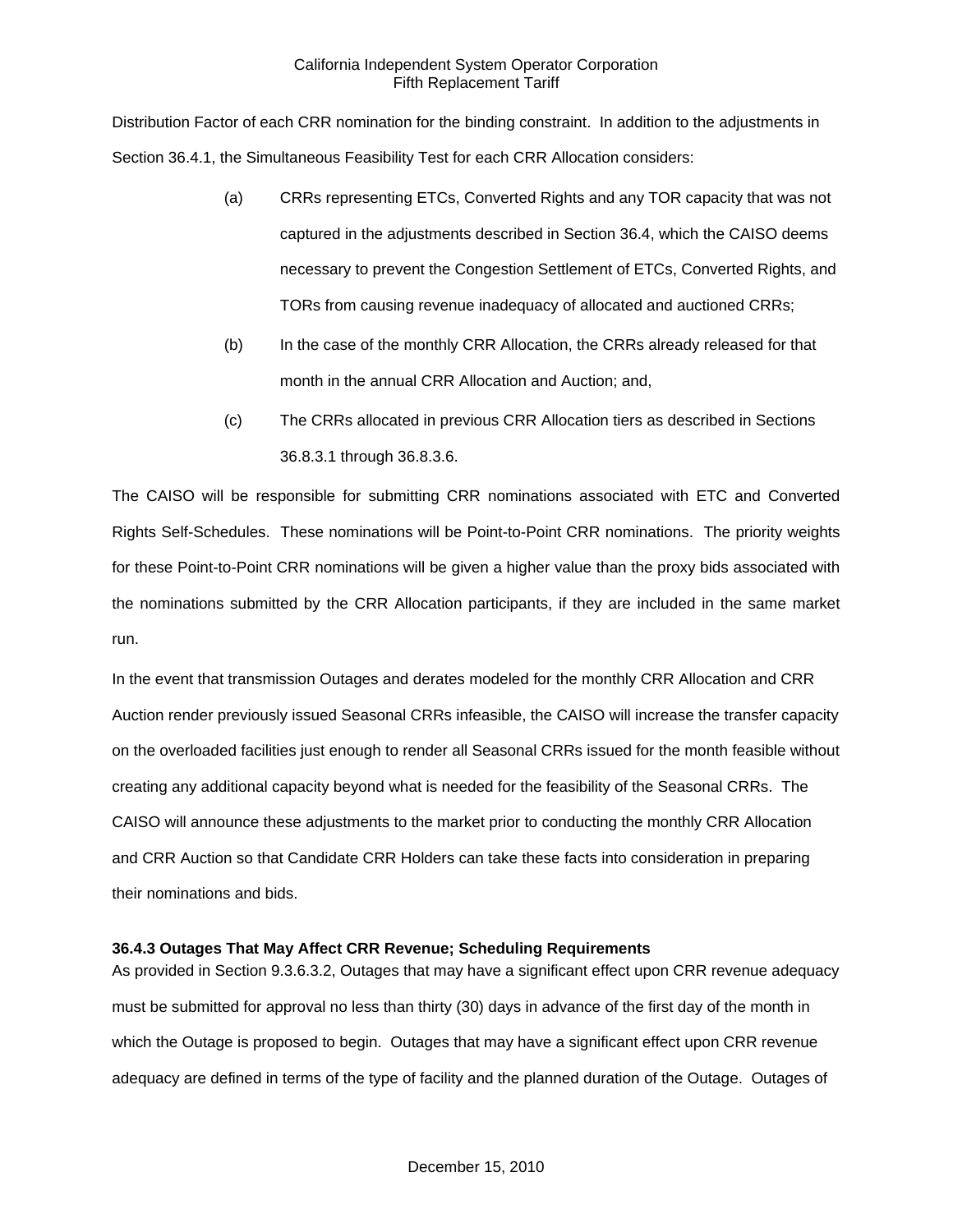Distribution Factor of each CRR nomination for the binding constraint. In addition to the adjustments in Section 36.4.1, the Simultaneous Feasibility Test for each CRR Allocation considers:

(a) CRRs representing ETCs, Converted Rights and any TOR capacity that was not captured in the adjustments described in Section 36.4, which the CAISO deems necessary to prevent the Congestion Settlement of ETCs, Converted Rights, and TORs from causing revenue inadequacy of allocated and auctioned CRRs;

(b) In the case of the monthly CRR Allocation, the CRRs already released for that month in the annual CRR Allocation and Auction; and,

(c) The CRRs allocated in previous CRR Allocation tiers as described in Sections 36.8.3.1 through 36.8.3.6.

The CAISO will be responsible for submitting CRR nominations associated with ETC and Converted Rights Self-Schedules. These nominations will be Point-to-Point CRR nominations. The priority weights for these Point-to-Point CRR nominations will be given a higher value than the proxy bids associated with the nominations submitted by the CRR Allocation participants, if they are included in the same market run.

In the event that transmission Outages and derates modeled for the monthly CRR Allocation and CRR Auction render previously issued Seasonal CRRs infeasible, the CAISO will increase the transfer capacity on the overloaded facilities just enough to render all Seasonal CRRs issued for the month feasible without creating any additional capacity beyond what is needed for the feasibility of the Seasonal CRRs. The CAISO will announce these adjustments to the market prior to conducting the monthly CRR Allocation and CRR Auction so that Candidate CRR Holders can take these facts into consideration in preparing their nominations and bids.

**36.4.3 Outages That May Affect CRR Revenue; Scheduling Requirements**

As provided in Section 9.3.6.3.2, Outages that may have a significant effect upon CRR revenue adequacy must be submitted for approval no less than thirty (30) days in advance of the first day of the month in which the Outage is proposed to begin. Outages that may have a significant effect upon CRR revenue adequacy are defined in terms of the type of facility and the planned duration of the Outage. Outages of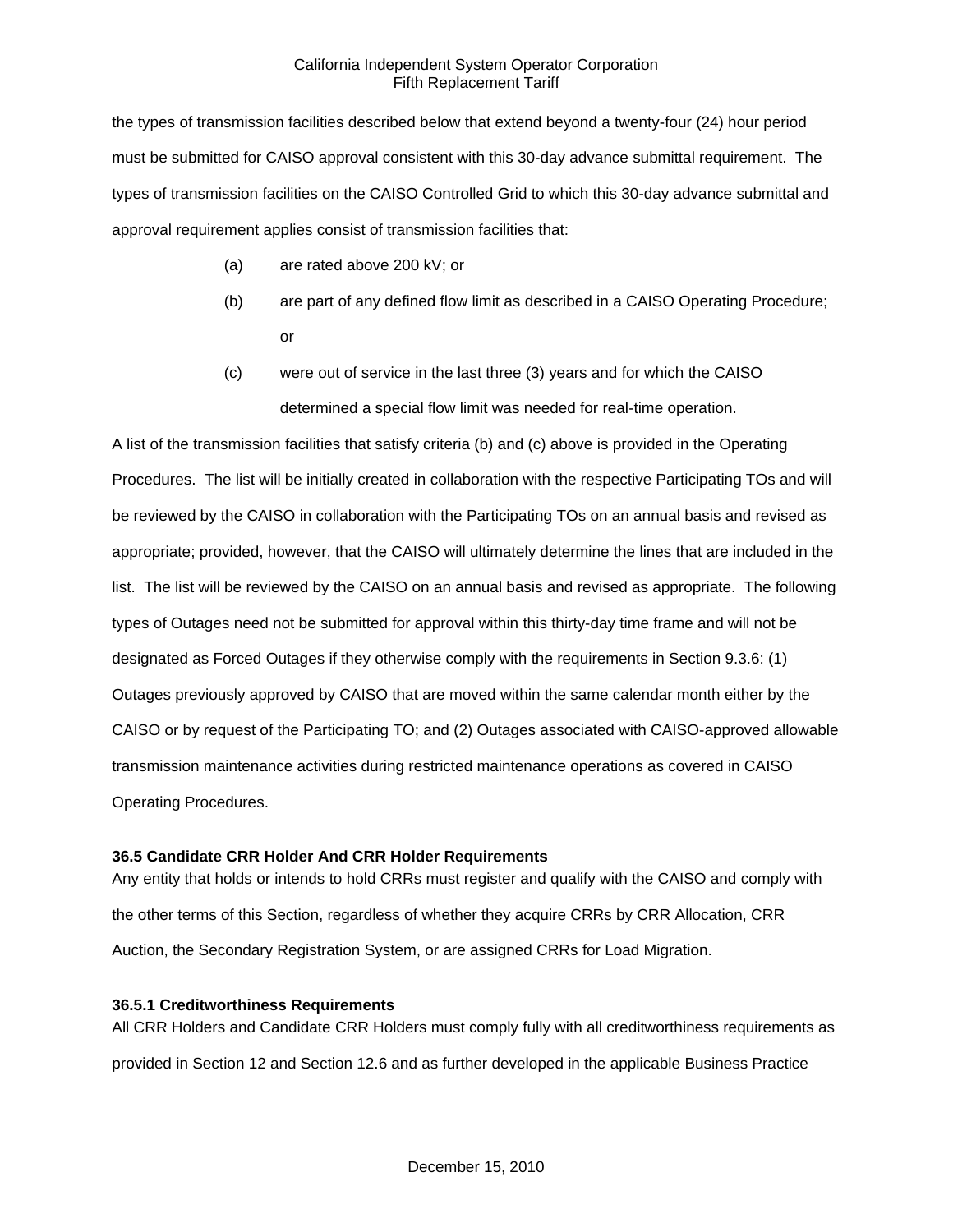the types of transmission facilities described below that extend beyond a twenty-four (24) hour period must be submitted for CAISO approval consistent with this 30-day advance submittal requirement. The types of transmission facilities on the CAISO Controlled Grid to which this 30-day advance submittal and approval requirement applies consist of transmission facilities that:

(a) are rated above 200 kV; or

(b) are part of any defined flow limit as described in a CAISO Operating Procedure; or

(c) were out of service in the last three (3) years and for which the CAISO determined a special flow limit was needed for real-time operation.

A list of the transmission facilities that satisfy criteria (b) and (c) above is provided in the Operating Procedures. The list will be initially created in collaboration with the respective Participating TOs and will be reviewed by the CAISO in collaboration with the Participating TOs on an annual basis and revised as appropriate; provided, however, that the CAISO will ultimately determine the lines that are included in the list. The list will be reviewed by the CAISO on an annual basis and revised as appropriate. The following types of Outages need not be submitted for approval within this thirty-day time frame and will not be designated as Forced Outages if they otherwise comply with the requirements in Section 9.3.6: (1) Outages previously approved by CAISO that are moved within the same calendar month either by the CAISO or by request of the Participating TO; and (2) Outages associated with CAISO-approved allowable transmission maintenance activities during restricted maintenance operations as covered in CAISO Operating Procedures.

### 36.5 Candidate CRR Holder And CRR Holder Requirements

Any entity that holds or intends to hold CRRs must register and qualify with the CAISO and comply with the other terms of this Section, regardless of whether they acquire CRRs by CRR Allocation, CRR Auction, the Secondary Registration System, or are assigned CRRs for Load Migration.

#### 36.5.1 Creditworthiness Requirements

All CRR Holders and Candidate CRR Holders must comply fully with all creditworthiness requirements as provided in Section 12 and Section 12.6 and as further developed in the applicable Business Practice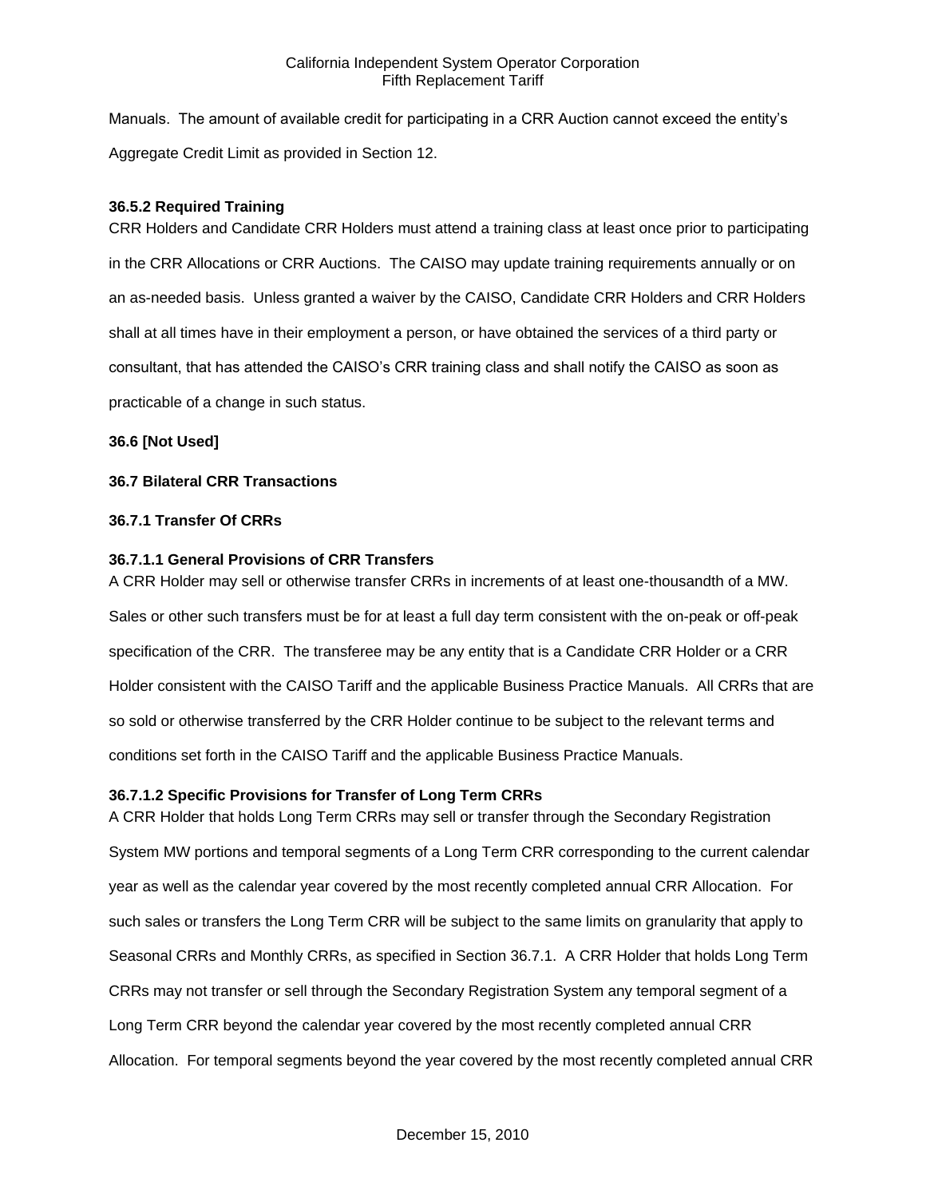Manuals. The amount of available credit for participating in a CRR Auction cannot exceed the entity's Aggregate Credit Limit as provided in Section 12.

**36.5.2 Required Training**

CRR Holders and Candidate CRR Holders must attend a training class at least once prior to participating in the CRR Allocations or CRR Auctions. The CAISO may update training requirements annually or on an as-needed basis. Unless granted a waiver by the CAISO, Candidate CRR Holders and CRR Holders shall at all times have in their employment a person, or have obtained the services of a third party or consultant, that has attended the CAISO's CRR training class and shall notify the CAISO as soon as practicable of a change in such status.

**36.6 [Not Used]**

**36.7 Bilateral CRR Transactions**

**36.7.1 Transfer Of CRRs**

**36.7.1.1 General Provisions of CRR Transfers**

A CRR Holder may sell or otherwise transfer CRRs in increments of at least one-thousandth of a MW. Sales or other such transfers must be for at least a full day term consistent with the on-peak or off-peak specification of the CRR. The transferee may be any entity that is a Candidate CRR Holder or a CRR Holder consistent with the CAISO Tariff and the applicable Business Practice Manuals. All CRRs that are so sold or otherwise transferred by the CRR Holder continue to be subject to the relevant terms and conditions set forth in the CAISO Tariff and the applicable Business Practice Manuals.

**36.7.1.2 Specific Provisions for Transfer of Long Term CRRs**

A CRR Holder that holds Long Term CRRs may sell or transfer through the Secondary Registration System MW portions and temporal segments of a Long Term CRR corresponding to the current calendar year as well as the calendar year covered by the most recently completed annual CRR Allocation. For such sales or transfers the Long Term CRR will be subject to the same limits on granularity that apply to Seasonal CRRs and Monthly CRRs, as specified in Section 36.7.1. A CRR Holder that holds Long Term CRRs may not transfer or sell through the Secondary Registration System any temporal segment of a Long Term CRR beyond the calendar year covered by the most recently completed annual CRR Allocation. For temporal segments beyond the year covered by the most recently completed annual CRR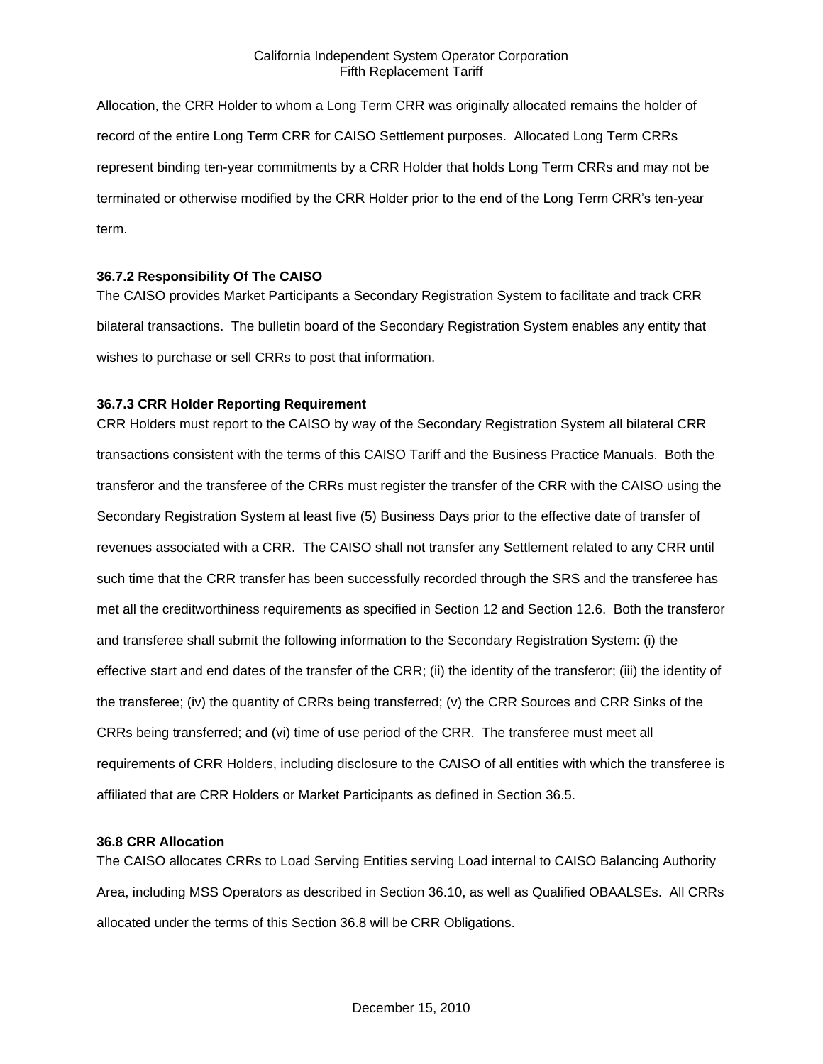Allocation, the CRR Holder to whom a Long Term CRR was originally allocated remains the holder of record of the entire Long Term CRR for CAISO Settlement purposes. Allocated Long Term CRRs represent binding ten-year commitments by a CRR Holder that holds Long Term CRRs and may not be terminated or otherwise modified by the CRR Holder prior to the end of the Long Term CRR's ten-year term.

### 36.7.2 Responsibility Of The CAISO

The CAISO provides Market Participants a Secondary Registration System to facilitate and track CRR bilateral transactions. The bulletin board of the Secondary Registration System enables any entity that wishes to purchase or sell CRRs to post that information.

### 36.7.3 CRR Holder Reporting Requirement

CRR Holders must report to the CAISO by way of the Secondary Registration System all bilateral CRR transactions consistent with the terms of this CAISO Tariff and the Business Practice Manuals. Both the transferor and the transferee of the CRRs must register the transfer of the CRR with the CAISO using the Secondary Registration System at least five (5) Business Days prior to the effective date of transfer of revenues associated with a CRR. The CAISO shall not transfer any Settlement related to any CRR until such time that the CRR transfer has been successfully recorded through the SRS and the transferee has met all the creditworthiness requirements as specified in Section 12 and Section 12.6. Both the transferor and transferee shall submit the following information to the Secondary Registration System: (i) the effective start and end dates of the transfer of the CRR; (ii) the identity of the transferor; (iii) the identity of the transferee; (iv) the quantity of CRRs being transferred; (v) the CRR Sources and CRR Sinks of the CRRs being transferred; and (vi) time of use period of the CRR. The transferee must meet all requirements of CRR Holders, including disclosure to the CAISO of all entities with which the transferee is affiliated that are CRR Holders or Market Participants as defined in Section 36.5.

## 36.8 CRR Allocation

The CAISO allocates CRRs to Load Serving Entities serving Load internal to CAISO Balancing Authority Area, including MSS Operators as described in Section 36.10, as well as Qualified OBAALSEs. All CRRs allocated under the terms of this Section 36.8 will be CRR Obligations.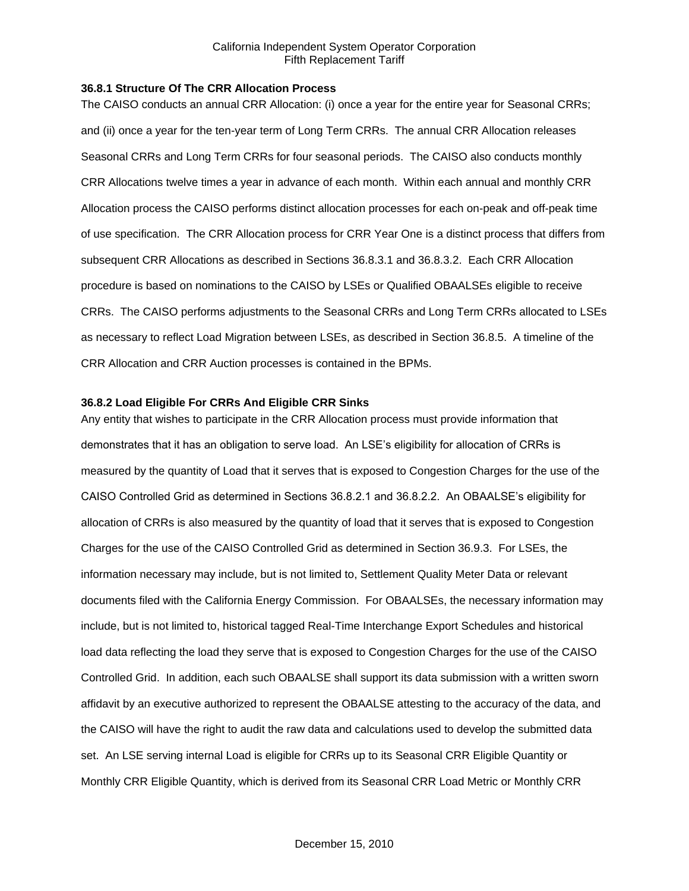### 36.8.1 Structure Of The CRR Allocation Process

The CAISO conducts an annual CRR Allocation: (i) once a year for the entire year for Seasonal CRRs; and (ii) once a year for the ten-year term of Long Term CRRs. The annual CRR Allocation releases Seasonal CRRs and Long Term CRRs for four seasonal periods. The CAISO also conducts monthly CRR Allocations twelve times a year in advance of each month. Within each annual and monthly CRR Allocation process the CAISO performs distinct allocation processes for each on-peak and off-peak time of use specification. The CRR Allocation process for CRR Year One is a distinct process that differs from subsequent CRR Allocations as described in Sections 36.8.3.1 and 36.8.3.2. Each CRR Allocation procedure is based on nominations to the CAISO by LSEs or Qualified OBAALSEs eligible to receive CRRs. The CAISO performs adjustments to the Seasonal CRRs and Long Term CRRs allocated to LSEs as necessary to reflect Load Migration between LSEs, as described in Section 36.8.5. A timeline of the CRR Allocation and CRR Auction processes is contained in the BPMs.

### 36.8.2 Load Eligible For CRRs And Eligible CRR Sinks

Any entity that wishes to participate in the CRR Allocation process must provide information that demonstrates that it has an obligation to serve load. An LSE's eligibility for allocation of CRRs is measured by the quantity of Load that it serves that is exposed to Congestion Charges for the use of the CAISO Controlled Grid as determined in Sections 36.8.2.1 and 36.8.2.2. An OBAALSE's eligibility for allocation of CRRs is also measured by the quantity of load that it serves that is exposed to Congestion Charges for the use of the CAISO Controlled Grid as determined in Section 36.9.3. For LSEs, the information necessary may include, but is not limited to, Settlement Quality Meter Data or relevant documents filed with the California Energy Commission. For OBAALSEs, the necessary information may include, but is not limited to, historical tagged Real-Time Interchange Export Schedules and historical load data reflecting the load they serve that is exposed to Congestion Charges for the use of the CAISO Controlled Grid. In addition, each such OBAALSE shall support its data submission with a written sworn affidavit by an executive authorized to represent the OBAALSE attesting to the accuracy of the data, and the CAISO will have the right to audit the raw data and calculations used to develop the submitted data set. An LSE serving internal Load is eligible for CRRs up to its Seasonal CRR Eligible Quantity or Monthly CRR Eligible Quantity, which is derived from its Seasonal CRR Load Metric or Monthly CRR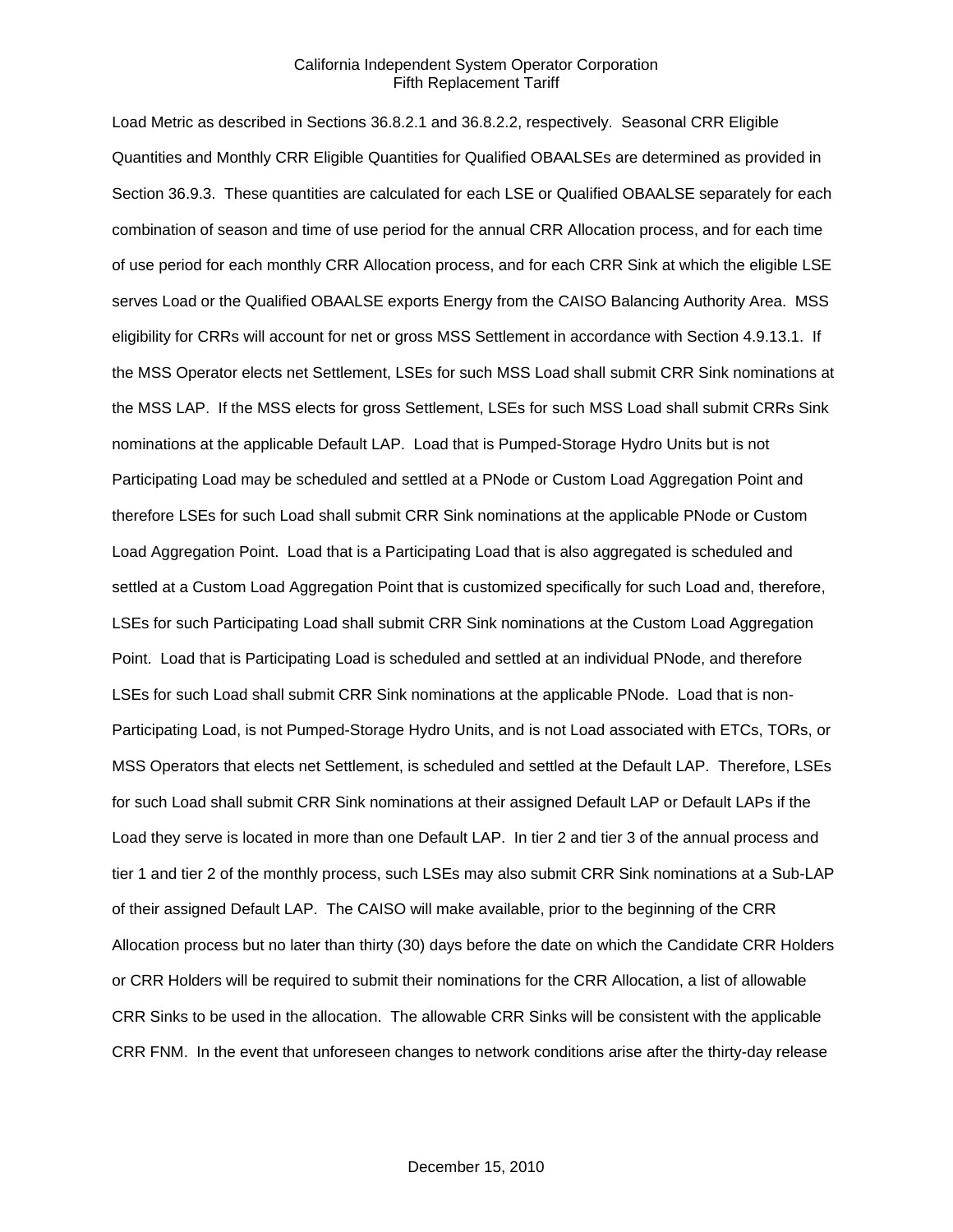Load Metric as described in Sections 36.8.2.1 and 36.8.2.2, respectively. Seasonal CRR Eligible Quantities and Monthly CRR Eligible Quantities for Qualified OBAALSEs are determined as provided in Section 36.9.3. These quantities are calculated for each LSE or Qualified OBAALSE separately for each combination of season and time of use period for the annual CRR Allocation process, and for each time of use period for each monthly CRR Allocation process, and for each CRR Sink at which the eligible LSE serves Load or the Qualified OBAALSE exports Energy from the CAISO Balancing Authority Area. MSS eligibility for CRRs will account for net or gross MSS Settlement in accordance with Section 4.9.13.1. If the MSS Operator elects net Settlement, LSEs for such MSS Load shall submit CRR Sink nominations at the MSS LAP. If the MSS elects for gross Settlement, LSEs for such MSS Load shall submit CRRs Sink nominations at the applicable Default LAP. Load that is Pumped-Storage Hydro Units but is not Participating Load may be scheduled and settled at a PNode or Custom Load Aggregation Point and therefore LSEs for such Load shall submit CRR Sink nominations at the applicable PNode or Custom Load Aggregation Point. Load that is a Participating Load that is also aggregated is scheduled and settled at a Custom Load Aggregation Point that is customized specifically for such Load and, therefore, LSEs for such Participating Load shall submit CRR Sink nominations at the Custom Load Aggregation Point. Load that is Participating Load is scheduled and settled at an individual PNode, and therefore LSEs for such Load shall submit CRR Sink nominations at the applicable PNode. Load that is non-Participating Load, is not Pumped-Storage Hydro Units, and is not Load associated with ETCs, TORs, or MSS Operators that elects net Settlement, is scheduled and settled at the Default LAP. Therefore, LSEs for such Load shall submit CRR Sink nominations at their assigned Default LAP or Default LAPs if the Load they serve is located in more than one Default LAP. In tier 2 and tier 3 of the annual process and tier 1 and tier 2 of the monthly process, such LSEs may also submit CRR Sink nominations at a Sub-LAP of their assigned Default LAP. The CAISO will make available, prior to the beginning of the CRR Allocation process but no later than thirty (30) days before the date on which the Candidate CRR Holders or CRR Holders will be required to submit their nominations for the CRR Allocation, a list of allowable CRR Sinks to be used in the allocation. The allowable CRR Sinks will be consistent with the applicable CRR FNM. In the event that unforeseen changes to network conditions arise after the thirty-day release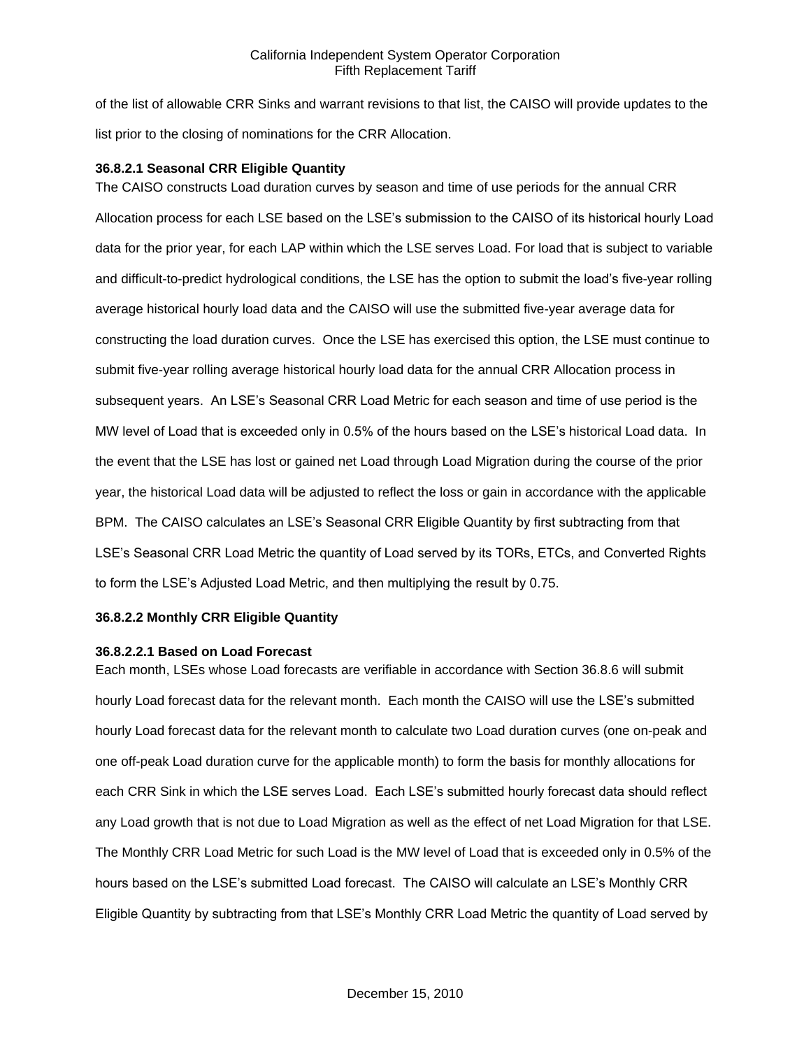of the list of allowable CRR Sinks and warrant revisions to that list, the CAISO will provide updates to the list prior to the closing of nominations for the CRR Allocation.

**36.8.2.1 Seasonal CRR Eligible Quantity**

The CAISO constructs Load duration curves by season and time of use periods for the annual CRR Allocation process for each LSE based on the LSE's submission to the CAISO of its historical hourly Load data for the prior year, for each LAP within which the LSE serves Load. For load that is subject to variable and difficult-to-predict hydrological conditions, the LSE has the option to submit the load's five-year rolling average historical hourly load data and the CAISO will use the submitted five-year average data for constructing the load duration curves. Once the LSE has exercised this option, the LSE must continue to submit five-year rolling average historical hourly load data for the annual CRR Allocation process in subsequent years. An LSE's Seasonal CRR Load Metric for each season and time of use period is the MW level of Load that is exceeded only in 0.5% of the hours based on the LSE's historical Load data. In the event that the LSE has lost or gained net Load through Load Migration during the course of the prior year, the historical Load data will be adjusted to reflect the loss or gain in accordance with the applicable BPM. The CAISO calculates an LSE's Seasonal CRR Eligible Quantity by first subtracting from that LSE's Seasonal CRR Load Metric the quantity of Load served by its TORs, ETCs, and Converted Rights to form the LSE's Adjusted Load Metric, and then multiplying the result by 0.75.

**36.8.2.2 Monthly CRR Eligible Quantity**

**36.8.2.2.1 Based on Load Forecast**

Each month, LSEs whose Load forecasts are verifiable in accordance with Section 36.8.6 will submit hourly Load forecast data for the relevant month. Each month the CAISO will use the LSE's submitted hourly Load forecast data for the relevant month to calculate two Load duration curves (one on-peak and one off-peak Load duration curve for the applicable month) to form the basis for monthly allocations for each CRR Sink in which the LSE serves Load. Each LSE's submitted hourly forecast data should reflect any Load growth that is not due to Load Migration as well as the effect of net Load Migration for that LSE. The Monthly CRR Load Metric for such Load is the MW level of Load that is exceeded only in 0.5% of the hours based on the LSE's submitted Load forecast. The CAISO will calculate an LSE's Monthly CRR Eligible Quantity by subtracting from that LSE's Monthly CRR Load Metric the quantity of Load served by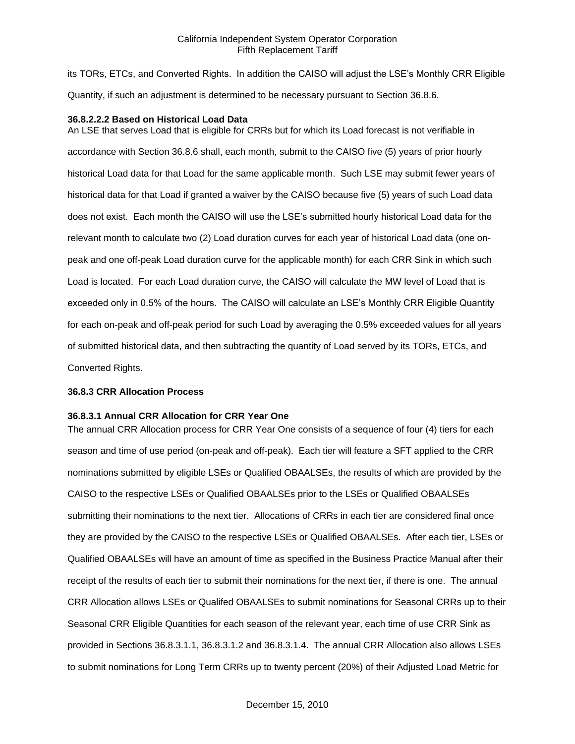its TORs, ETCs, and Converted Rights. In addition the CAISO will adjust the LSE's Monthly CRR Eligible Quantity, if such an adjustment is determined to be necessary pursuant to Section 36.8.6.

**36.8.2.2.2 Based on Historical Load Data**

An LSE that serves Load that is eligible for CRRs but for which its Load forecast is not verifiable in accordance with Section 36.8.6 shall, each month, submit to the CAISO five (5) years of prior hourly historical Load data for that Load for the same applicable month. Such LSE may submit fewer years of historical data for that Load if granted a waiver by the CAISO because five (5) years of such Load data does not exist. Each month the CAISO will use the LSE's submitted hourly historical Load data for the relevant month to calculate two (2) Load duration curves for each year of historical Load data (one on-peak and one off-peak Load duration curve for the applicable month) for each CRR Sink in which such Load is located. For each Load duration curve, the CAISO will calculate the MW level of Load that is exceeded only in 0.5% of the hours. The CAISO will calculate an LSE's Monthly CRR Eligible Quantity for each on-peak and off-peak period for such Load by averaging the 0.5% exceeded values for all years of submitted historical data, and then subtracting the quantity of Load served by its TORs, ETCs, and Converted Rights.

**36.8.3 CRR Allocation Process**

**36.8.3.1 Annual CRR Allocation for CRR Year One**

The annual CRR Allocation process for CRR Year One consists of a sequence of four (4) tiers for each season and time of use period (on-peak and off-peak). Each tier will feature a SFT applied to the CRR nominations submitted by eligible LSEs or Qualified OBAALSEs, the results of which are provided by the CAISO to the respective LSEs or Qualified OBAALSEs prior to the LSEs or Qualified OBAALSEs submitting their nominations to the next tier. Allocations of CRRs in each tier are considered final once they are provided by the CAISO to the respective LSEs or Qualified OBAALSEs. After each tier, LSEs or Qualified OBAALSEs will have an amount of time as specified in the Business Practice Manual after their receipt of the results of each tier to submit their nominations for the next tier, if there is one. The annual CRR Allocation allows LSEs or Qualifed OBAALSEs to submit nominations for Seasonal CRRs up to their Seasonal CRR Eligible Quantities for each season of the relevant year, each time of use CRR Sink as provided in Sections 36.8.3.1.1, 36.8.3.1.2 and 36.8.3.1.4. The annual CRR Allocation also allows LSEs to submit nominations for Long Term CRRs up to twenty percent (20%) of their Adjusted Load Metric for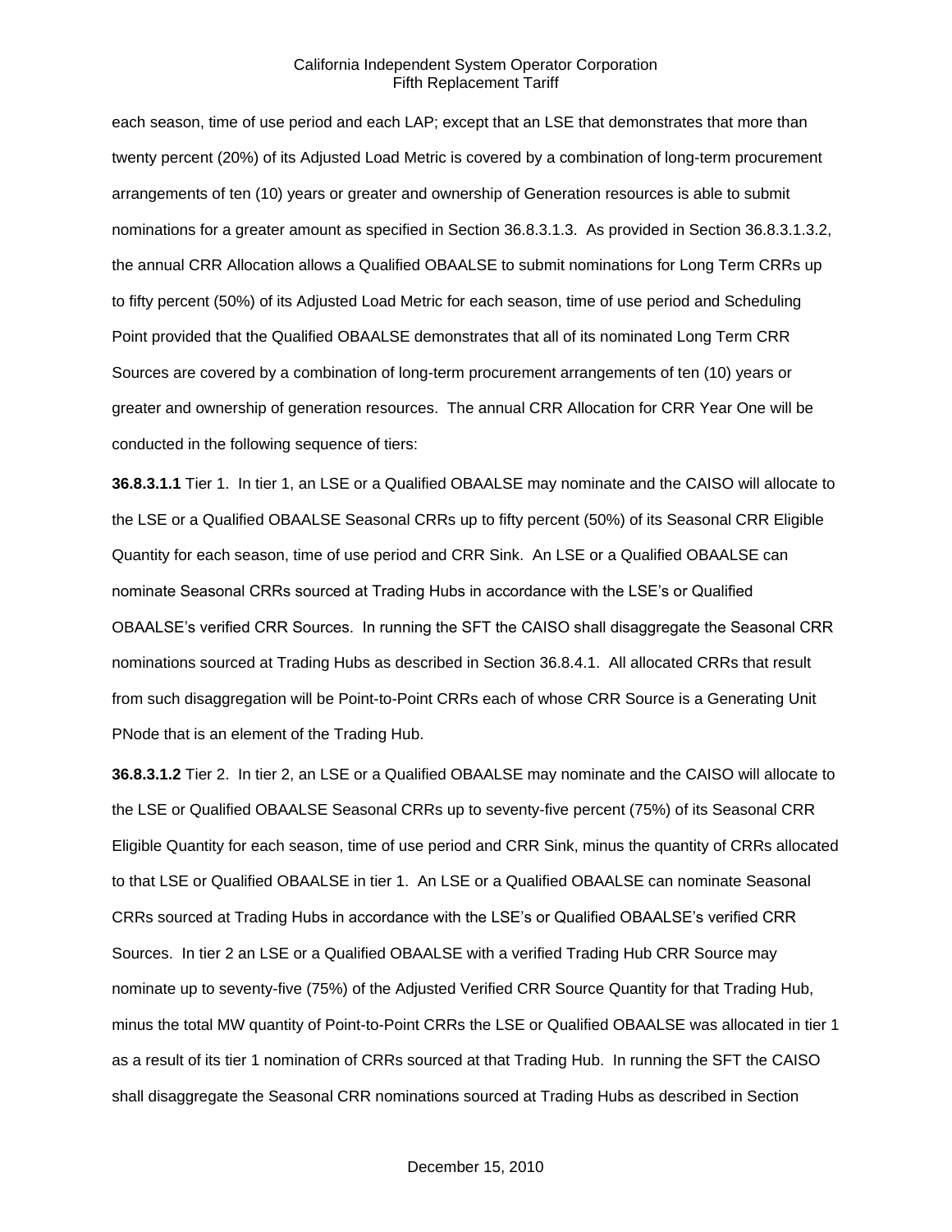each season, time of use period and each LAP; except that an LSE that demonstrates that more than twenty percent (20%) of its Adjusted Load Metric is covered by a combination of long-term procurement arrangements of ten (10) years or greater and ownership of Generation resources is able to submit nominations for a greater amount as specified in Section 36.8.3.1.3. As provided in Section 36.8.3.1.3.2, the annual CRR Allocation allows a Qualified OBAALSE to submit nominations for Long Term CRRs up to fifty percent (50%) of its Adjusted Load Metric for each season, time of use period and Scheduling Point provided that the Qualified OBAALSE demonstrates that all of its nominated Long Term CRR Sources are covered by a combination of long-term procurement arrangements of ten (10) years or greater and ownership of generation resources. The annual CRR Allocation for CRR Year One will be conducted in the following sequence of tiers:

**36.8.3.1.1** Tier 1. In tier 1, an LSE or a Qualified OBAALSE may nominate and the CAISO will allocate to the LSE or a Qualified OBAALSE Seasonal CRRs up to fifty percent (50%) of its Seasonal CRR Eligible Quantity for each season, time of use period and CRR Sink. An LSE or a Qualified OBAALSE can nominate Seasonal CRRs sourced at Trading Hubs in accordance with the LSE's or Qualified OBAALSE's verified CRR Sources. In running the SFT the CAISO shall disaggregate the Seasonal CRR nominations sourced at Trading Hubs as described in Section 36.8.4.1. All allocated CRRs that result from such disaggregation will be Point-to-Point CRRs each of whose CRR Source is a Generating Unit PNode that is an element of the Trading Hub.

**36.8.3.1.2** Tier 2. In tier 2, an LSE or a Qualified OBAALSE may nominate and the CAISO will allocate to the LSE or Qualified OBAALSE Seasonal CRRs up to seventy-five percent (75%) of its Seasonal CRR Eligible Quantity for each season, time of use period and CRR Sink, minus the quantity of CRRs allocated to that LSE or Qualified OBAALSE in tier 1. An LSE or a Qualified OBAALSE can nominate Seasonal CRRs sourced at Trading Hubs in accordance with the LSE's or Qualified OBAALSE's verified CRR Sources. In tier 2 an LSE or a Qualified OBAALSE with a verified Trading Hub CRR Source may nominate up to seventy-five (75%) of the Adjusted Verified CRR Source Quantity for that Trading Hub, minus the total MW quantity of Point-to-Point CRRs the LSE or Qualified OBAALSE was allocated in tier 1 as a result of its tier 1 nomination of CRRs sourced at that Trading Hub. In running the SFT the CAISO shall disaggregate the Seasonal CRR nominations sourced at Trading Hubs as described in Section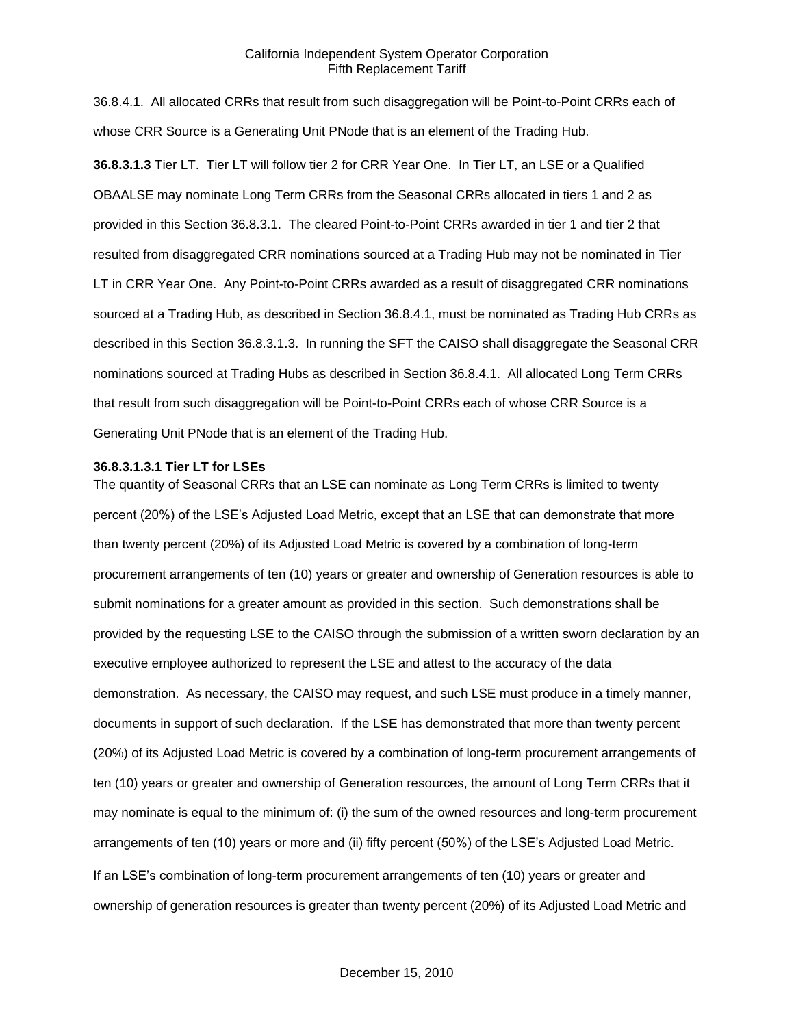36.8.4.1. All allocated CRRs that result from such disaggregation will be Point-to-Point CRRs each of whose CRR Source is a Generating Unit PNode that is an element of the Trading Hub.

**36.8.3.1.3** Tier LT. Tier LT will follow tier 2 for CRR Year One. In Tier LT, an LSE or a Qualified OBAALSE may nominate Long Term CRRs from the Seasonal CRRs allocated in tiers 1 and 2 as provided in this Section 36.8.3.1. The cleared Point-to-Point CRRs awarded in tier 1 and tier 2 that resulted from disaggregated CRR nominations sourced at a Trading Hub may not be nominated in Tier LT in CRR Year One. Any Point-to-Point CRRs awarded as a result of disaggregated CRR nominations sourced at a Trading Hub, as described in Section 36.8.4.1, must be nominated as Trading Hub CRRs as described in this Section 36.8.3.1.3. In running the SFT the CAISO shall disaggregate the Seasonal CRR nominations sourced at Trading Hubs as described in Section 36.8.4.1. All allocated Long Term CRRs that result from such disaggregation will be Point-to-Point CRRs each of whose CRR Source is a Generating Unit PNode that is an element of the Trading Hub.

**36.8.3.1.3.1 Tier LT for LSEs**

The quantity of Seasonal CRRs that an LSE can nominate as Long Term CRRs is limited to twenty percent (20%) of the LSE's Adjusted Load Metric, except that an LSE that can demonstrate that more than twenty percent (20%) of its Adjusted Load Metric is covered by a combination of long-term procurement arrangements of ten (10) years or greater and ownership of Generation resources is able to submit nominations for a greater amount as provided in this section. Such demonstrations shall be provided by the requesting LSE to the CAISO through the submission of a written sworn declaration by an executive employee authorized to represent the LSE and attest to the accuracy of the data demonstration. As necessary, the CAISO may request, and such LSE must produce in a timely manner, documents in support of such declaration. If the LSE has demonstrated that more than twenty percent (20%) of its Adjusted Load Metric is covered by a combination of long-term procurement arrangements of ten (10) years or greater and ownership of Generation resources, the amount of Long Term CRRs that it may nominate is equal to the minimum of: (i) the sum of the owned resources and long-term procurement arrangements of ten (10) years or more and (ii) fifty percent (50%) of the LSE's Adjusted Load Metric.

If an LSE's combination of long-term procurement arrangements of ten (10) years or greater and ownership of generation resources is greater than twenty percent (20%) of its Adjusted Load Metric and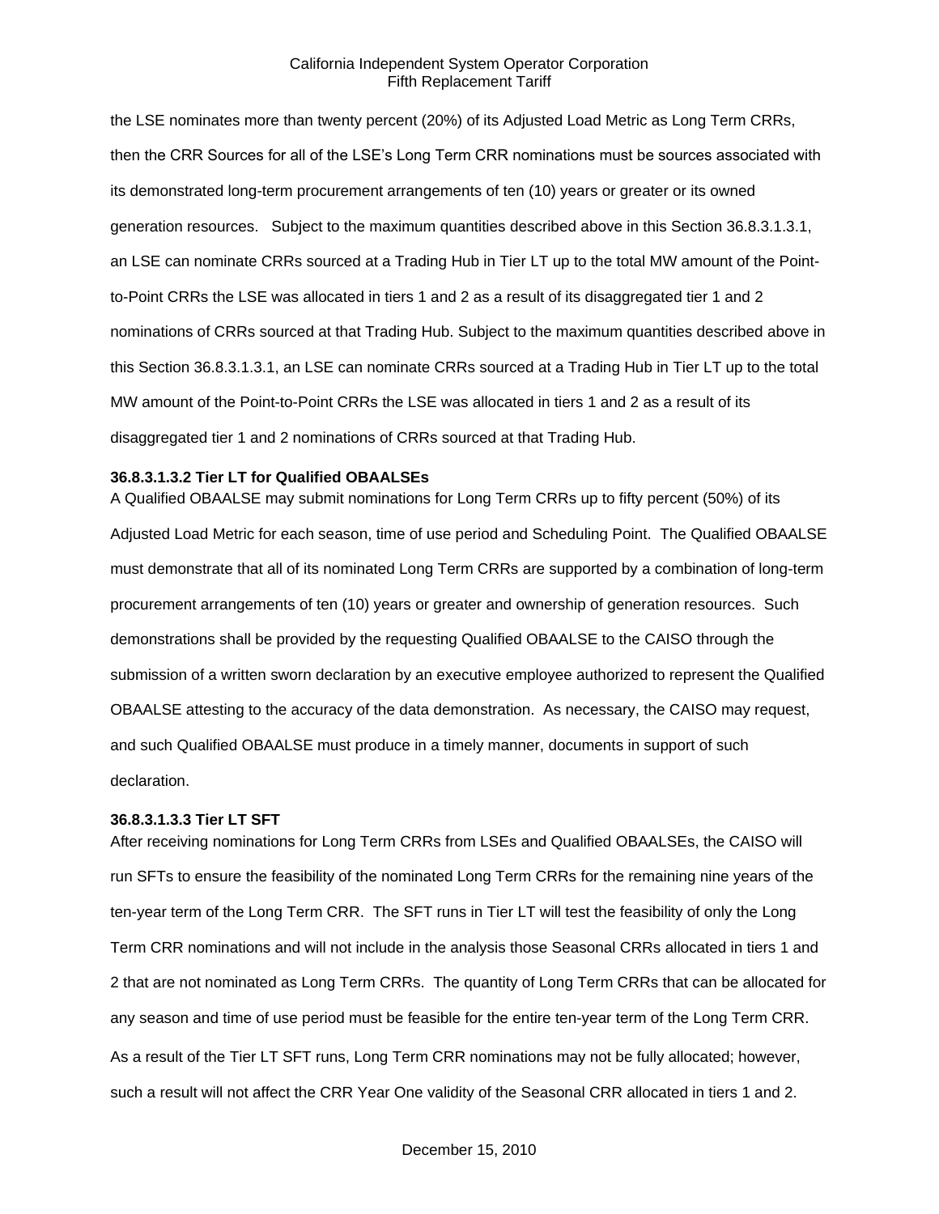the LSE nominates more than twenty percent (20%) of its Adjusted Load Metric as Long Term CRRs, then the CRR Sources for all of the LSE's Long Term CRR nominations must be sources associated with its demonstrated long-term procurement arrangements of ten (10) years or greater or its owned generation resources. Subject to the maximum quantities described above in this Section 36.8.3.1.3.1, an LSE can nominate CRRs sourced at a Trading Hub in Tier LT up to the total MW amount of the Point-to-Point CRRs the LSE was allocated in tiers 1 and 2 as a result of its disaggregated tier 1 and 2 nominations of CRRs sourced at that Trading Hub. Subject to the maximum quantities described above in this Section 36.8.3.1.3.1, an LSE can nominate CRRs sourced at a Trading Hub in Tier LT up to the total MW amount of the Point-to-Point CRRs the LSE was allocated in tiers 1 and 2 as a result of its disaggregated tier 1 and 2 nominations of CRRs sourced at that Trading Hub.

**36.8.3.1.3.2 Tier LT for Qualified OBAALSEs**

A Qualified OBAALSE may submit nominations for Long Term CRRs up to fifty percent (50%) of its Adjusted Load Metric for each season, time of use period and Scheduling Point. The Qualified OBAALSE must demonstrate that all of its nominated Long Term CRRs are supported by a combination of long-term procurement arrangements of ten (10) years or greater and ownership of generation resources. Such demonstrations shall be provided by the requesting Qualified OBAALSE to the CAISO through the submission of a written sworn declaration by an executive employee authorized to represent the Qualified OBAALSE attesting to the accuracy of the data demonstration. As necessary, the CAISO may request, and such Qualified OBAALSE must produce in a timely manner, documents in support of such declaration.

**36.8.3.1.3.3 Tier LT SFT**

After receiving nominations for Long Term CRRs from LSEs and Qualified OBAALSEs, the CAISO will run SFTs to ensure the feasibility of the nominated Long Term CRRs for the remaining nine years of the ten-year term of the Long Term CRR. The SFT runs in Tier LT will test the feasibility of only the Long Term CRR nominations and will not include in the analysis those Seasonal CRRs allocated in tiers 1 and 2 that are not nominated as Long Term CRRs. The quantity of Long Term CRRs that can be allocated for any season and time of use period must be feasible for the entire ten-year term of the Long Term CRR. As a result of the Tier LT SFT runs, Long Term CRR nominations may not be fully allocated; however, such a result will not affect the CRR Year One validity of the Seasonal CRR allocated in tiers 1 and 2.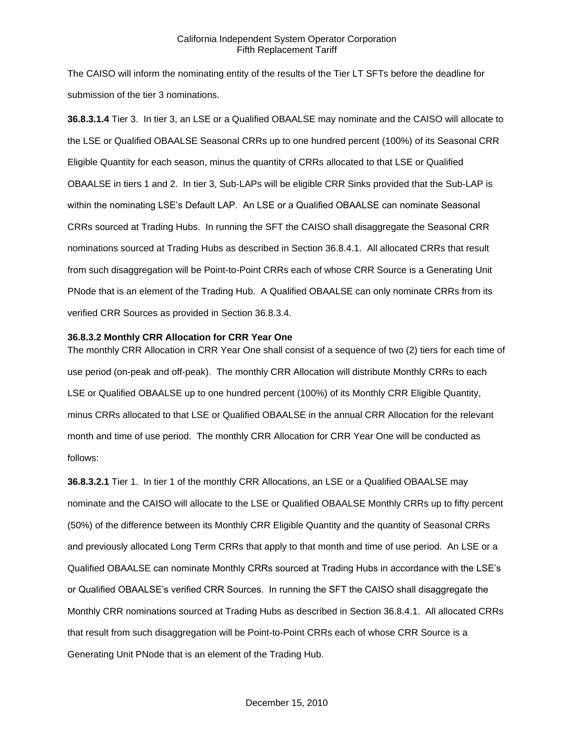The CAISO will inform the nominating entity of the results of the Tier LT SFTs before the deadline for submission of the tier 3 nominations.

**36.8.3.1.4** Tier 3. In tier 3, an LSE or a Qualified OBAALSE may nominate and the CAISO will allocate to the LSE or Qualified OBAALSE Seasonal CRRs up to one hundred percent (100%) of its Seasonal CRR Eligible Quantity for each season, minus the quantity of CRRs allocated to that LSE or Qualified OBAALSE in tiers 1 and 2. In tier 3, Sub-LAPs will be eligible CRR Sinks provided that the Sub-LAP is within the nominating LSE's Default LAP. An LSE or a Qualified OBAALSE can nominate Seasonal CRRs sourced at Trading Hubs. In running the SFT the CAISO shall disaggregate the Seasonal CRR nominations sourced at Trading Hubs as described in Section 36.8.4.1. All allocated CRRs that result from such disaggregation will be Point-to-Point CRRs each of whose CRR Source is a Generating Unit PNode that is an element of the Trading Hub. A Qualified OBAALSE can only nominate CRRs from its verified CRR Sources as provided in Section 36.8.3.4.

**36.8.3.2 Monthly CRR Allocation for CRR Year One**

The monthly CRR Allocation in CRR Year One shall consist of a sequence of two (2) tiers for each time of use period (on-peak and off-peak). The monthly CRR Allocation will distribute Monthly CRRs to each LSE or Qualified OBAALSE up to one hundred percent (100%) of its Monthly CRR Eligible Quantity, minus CRRs allocated to that LSE or Qualified OBAALSE in the annual CRR Allocation for the relevant month and time of use period. The monthly CRR Allocation for CRR Year One will be conducted as follows:

**36.8.3.2.1** Tier 1. In tier 1 of the monthly CRR Allocations, an LSE or a Qualified OBAALSE may nominate and the CAISO will allocate to the LSE or Qualified OBAALSE Monthly CRRs up to fifty percent (50%) of the difference between its Monthly CRR Eligible Quantity and the quantity of Seasonal CRRs and previously allocated Long Term CRRs that apply to that month and time of use period. An LSE or a Qualified OBAALSE can nominate Monthly CRRs sourced at Trading Hubs in accordance with the LSE's or Qualified OBAALSE's verified CRR Sources. In running the SFT the CAISO shall disaggregate the Monthly CRR nominations sourced at Trading Hubs as described in Section 36.8.4.1. All allocated CRRs that result from such disaggregation will be Point-to-Point CRRs each of whose CRR Source is a Generating Unit PNode that is an element of the Trading Hub.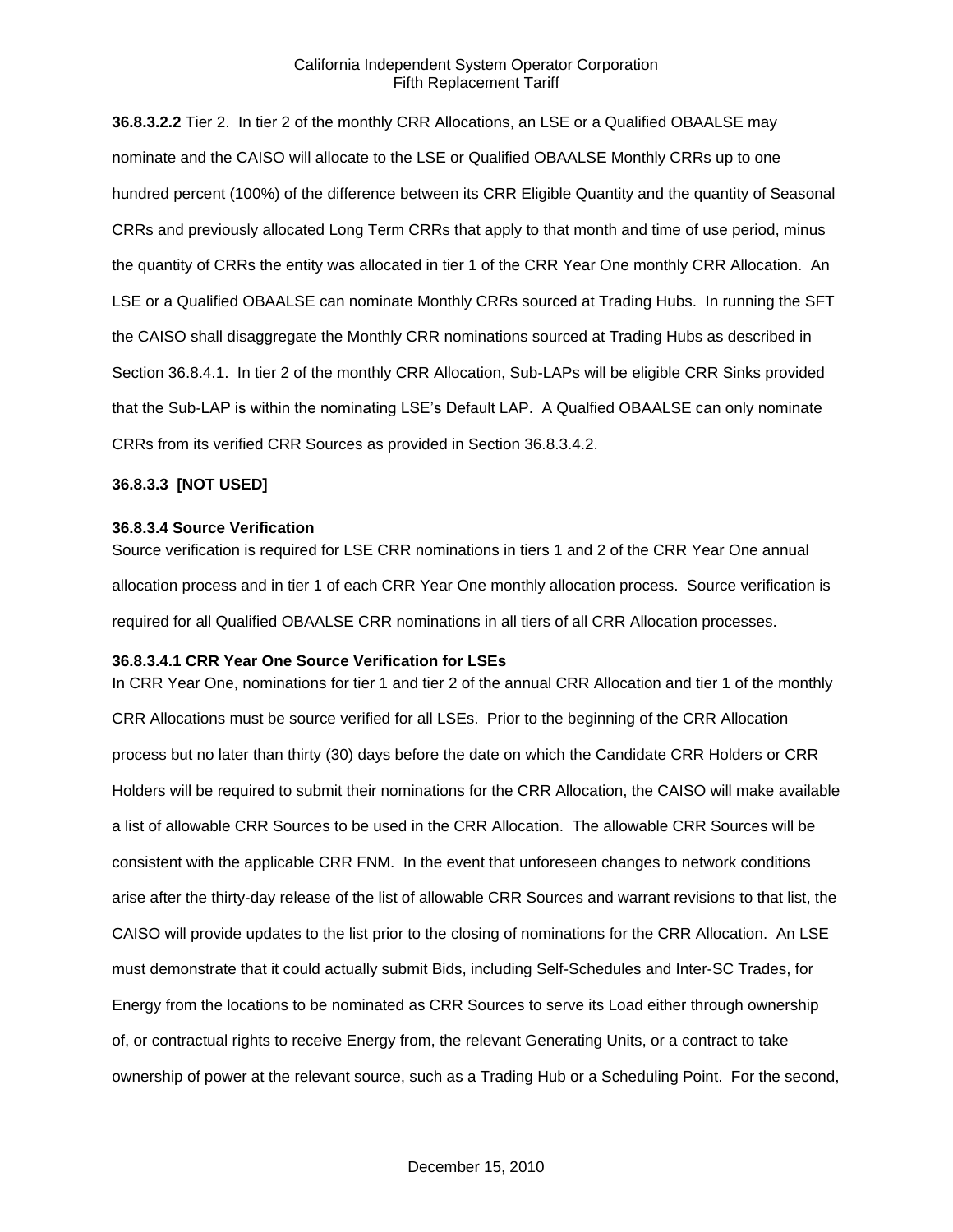**36.8.3.2.2** Tier 2. In tier 2 of the monthly CRR Allocations, an LSE or a Qualified OBAALSE may nominate and the CAISO will allocate to the LSE or Qualified OBAALSE Monthly CRRs up to one hundred percent (100%) of the difference between its CRR Eligible Quantity and the quantity of Seasonal CRRs and previously allocated Long Term CRRs that apply to that month and time of use period, minus the quantity of CRRs the entity was allocated in tier 1 of the CRR Year One monthly CRR Allocation. An LSE or a Qualified OBAALSE can nominate Monthly CRRs sourced at Trading Hubs. In running the SFT the CAISO shall disaggregate the Monthly CRR nominations sourced at Trading Hubs as described in Section 36.8.4.1. In tier 2 of the monthly CRR Allocation, Sub-LAPs will be eligible CRR Sinks provided that the Sub-LAP is within the nominating LSE's Default LAP. A Qualfied OBAALSE can only nominate CRRs from its verified CRR Sources as provided in Section 36.8.3.4.2.

**36.8.3.3 [NOT USED]**

**36.8.3.4 Source Verification**

Source verification is required for LSE CRR nominations in tiers 1 and 2 of the CRR Year One annual allocation process and in tier 1 of each CRR Year One monthly allocation process. Source verification is required for all Qualified OBAALSE CRR nominations in all tiers of all CRR Allocation processes.

**36.8.3.4.1 CRR Year One Source Verification for LSEs**

In CRR Year One, nominations for tier 1 and tier 2 of the annual CRR Allocation and tier 1 of the monthly CRR Allocations must be source verified for all LSEs. Prior to the beginning of the CRR Allocation process but no later than thirty (30) days before the date on which the Candidate CRR Holders or CRR Holders will be required to submit their nominations for the CRR Allocation, the CAISO will make available a list of allowable CRR Sources to be used in the CRR Allocation. The allowable CRR Sources will be consistent with the applicable CRR FNM. In the event that unforeseen changes to network conditions arise after the thirty-day release of the list of allowable CRR Sources and warrant revisions to that list, the CAISO will provide updates to the list prior to the closing of nominations for the CRR Allocation. An LSE must demonstrate that it could actually submit Bids, including Self-Schedules and Inter-SC Trades, for Energy from the locations to be nominated as CRR Sources to serve its Load either through ownership of, or contractual rights to receive Energy from, the relevant Generating Units, or a contract to take ownership of power at the relevant source, such as a Trading Hub or a Scheduling Point. For the second,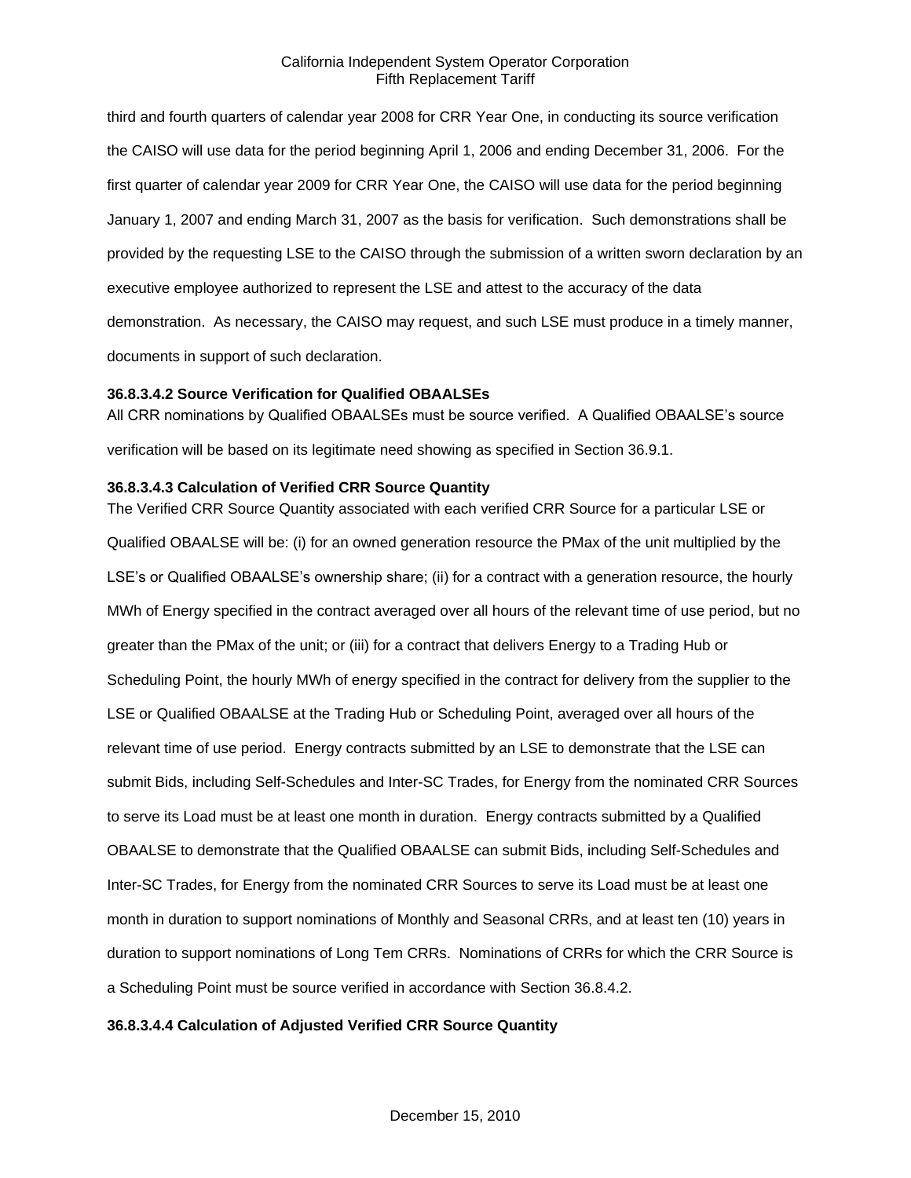third and fourth quarters of calendar year 2008 for CRR Year One, in conducting its source verification the CAISO will use data for the period beginning April 1, 2006 and ending December 31, 2006. For the first quarter of calendar year 2009 for CRR Year One, the CAISO will use data for the period beginning January 1, 2007 and ending March 31, 2007 as the basis for verification. Such demonstrations shall be provided by the requesting LSE to the CAISO through the submission of a written sworn declaration by an executive employee authorized to represent the LSE and attest to the accuracy of the data demonstration. As necessary, the CAISO may request, and such LSE must produce in a timely manner, documents in support of such declaration.

**36.8.3.4.2 Source Verification for Qualified OBAALSEs**

All CRR nominations by Qualified OBAALSEs must be source verified. A Qualified OBAALSE's source verification will be based on its legitimate need showing as specified in Section 36.9.1.

**36.8.3.4.3 Calculation of Verified CRR Source Quantity**

The Verified CRR Source Quantity associated with each verified CRR Source for a particular LSE or Qualified OBAALSE will be: (i) for an owned generation resource the PMax of the unit multiplied by the LSE's or Qualified OBAALSE's ownership share; (ii) for a contract with a generation resource, the hourly MWh of Energy specified in the contract averaged over all hours of the relevant time of use period, but no greater than the PMax of the unit; or (iii) for a contract that delivers Energy to a Trading Hub or Scheduling Point, the hourly MWh of energy specified in the contract for delivery from the supplier to the LSE or Qualified OBAALSE at the Trading Hub or Scheduling Point, averaged over all hours of the relevant time of use period. Energy contracts submitted by an LSE to demonstrate that the LSE can submit Bids, including Self-Schedules and Inter-SC Trades, for Energy from the nominated CRR Sources to serve its Load must be at least one month in duration. Energy contracts submitted by a Qualified OBAALSE to demonstrate that the Qualified OBAALSE can submit Bids, including Self-Schedules and Inter-SC Trades, for Energy from the nominated CRR Sources to serve its Load must be at least one month in duration to support nominations of Monthly and Seasonal CRRs, and at least ten (10) years in duration to support nominations of Long Tem CRRs. Nominations of CRRs for which the CRR Source is a Scheduling Point must be source verified in accordance with Section 36.8.4.2.

**36.8.3.4.4 Calculation of Adjusted Verified CRR Source Quantity**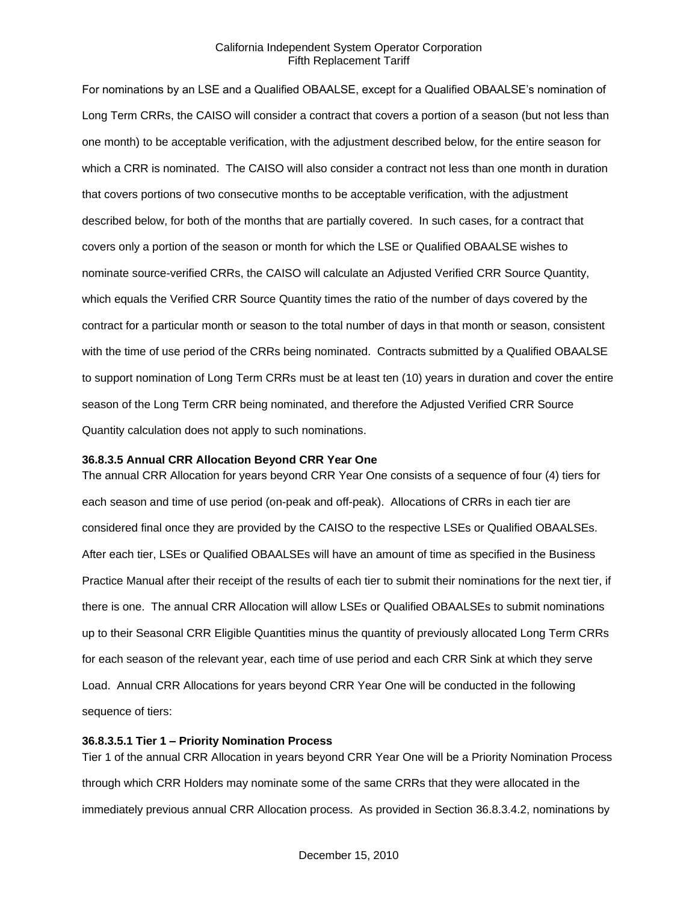For nominations by an LSE and a Qualified OBAALSE, except for a Qualified OBAALSE's nomination of Long Term CRRs, the CAISO will consider a contract that covers a portion of a season (but not less than one month) to be acceptable verification, with the adjustment described below, for the entire season for which a CRR is nominated. The CAISO will also consider a contract not less than one month in duration that covers portions of two consecutive months to be acceptable verification, with the adjustment described below, for both of the months that are partially covered. In such cases, for a contract that covers only a portion of the season or month for which the LSE or Qualified OBAALSE wishes to nominate source-verified CRRs, the CAISO will calculate an Adjusted Verified CRR Source Quantity, which equals the Verified CRR Source Quantity times the ratio of the number of days covered by the contract for a particular month or season to the total number of days in that month or season, consistent with the time of use period of the CRRs being nominated. Contracts submitted by a Qualified OBAALSE to support nomination of Long Term CRRs must be at least ten (10) years in duration and cover the entire season of the Long Term CRR being nominated, and therefore the Adjusted Verified CRR Source Quantity calculation does not apply to such nominations.

### 36.8.3.5 Annual CRR Allocation Beyond CRR Year One

The annual CRR Allocation for years beyond CRR Year One consists of a sequence of four (4) tiers for each season and time of use period (on-peak and off-peak). Allocations of CRRs in each tier are considered final once they are provided by the CAISO to the respective LSEs or Qualified OBAALSEs. After each tier, LSEs or Qualified OBAALSEs will have an amount of time as specified in the Business Practice Manual after their receipt of the results of each tier to submit their nominations for the next tier, if there is one. The annual CRR Allocation will allow LSEs or Qualified OBAALSEs to submit nominations up to their Seasonal CRR Eligible Quantities minus the quantity of previously allocated Long Term CRRs for each season of the relevant year, each time of use period and each CRR Sink at which they serve Load. Annual CRR Allocations for years beyond CRR Year One will be conducted in the following sequence of tiers:

#### 36.8.3.5.1 Tier 1 – Priority Nomination Process

Tier 1 of the annual CRR Allocation in years beyond CRR Year One will be a Priority Nomination Process through which CRR Holders may nominate some of the same CRRs that they were allocated in the immediately previous annual CRR Allocation process. As provided in Section 36.8.3.4.2, nominations by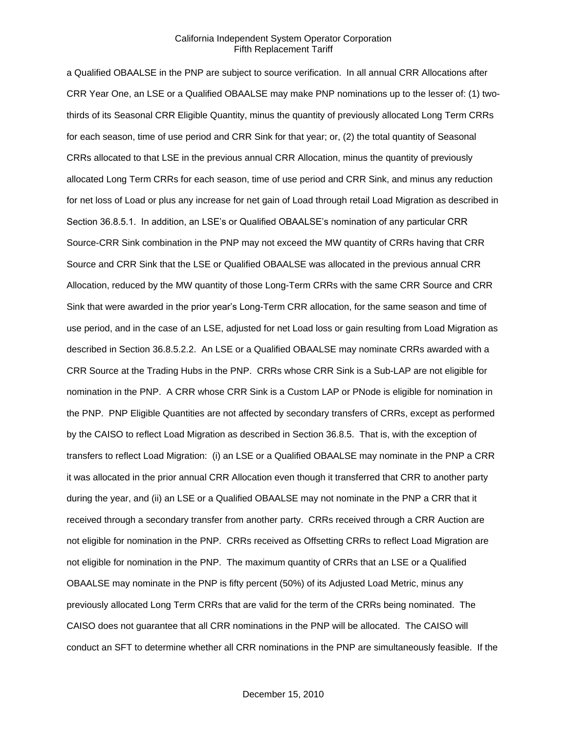a Qualified OBAALSE in the PNP are subject to source verification. In all annual CRR Allocations after CRR Year One, an LSE or a Qualified OBAALSE may make PNP nominations up to the lesser of: (1) two-thirds of its Seasonal CRR Eligible Quantity, minus the quantity of previously allocated Long Term CRRs for each season, time of use period and CRR Sink for that year; or, (2) the total quantity of Seasonal CRRs allocated to that LSE in the previous annual CRR Allocation, minus the quantity of previously allocated Long Term CRRs for each season, time of use period and CRR Sink, and minus any reduction for net loss of Load or plus any increase for net gain of Load through retail Load Migration as described in Section 36.8.5.1. In addition, an LSE's or Qualified OBAALSE's nomination of any particular CRR Source-CRR Sink combination in the PNP may not exceed the MW quantity of CRRs having that CRR Source and CRR Sink that the LSE or Qualified OBAALSE was allocated in the previous annual CRR Allocation, reduced by the MW quantity of those Long-Term CRRs with the same CRR Source and CRR Sink that were awarded in the prior year's Long-Term CRR allocation, for the same season and time of use period, and in the case of an LSE, adjusted for net Load loss or gain resulting from Load Migration as described in Section 36.8.5.2.2. An LSE or a Qualified OBAALSE may nominate CRRs awarded with a CRR Source at the Trading Hubs in the PNP. CRRs whose CRR Sink is a Sub-LAP are not eligible for nomination in the PNP. A CRR whose CRR Sink is a Custom LAP or PNode is eligible for nomination in the PNP. PNP Eligible Quantities are not affected by secondary transfers of CRRs, except as performed by the CAISO to reflect Load Migration as described in Section 36.8.5. That is, with the exception of transfers to reflect Load Migration: (i) an LSE or a Qualified OBAALSE may nominate in the PNP a CRR it was allocated in the prior annual CRR Allocation even though it transferred that CRR to another party during the year, and (ii) an LSE or a Qualified OBAALSE may not nominate in the PNP a CRR that it received through a secondary transfer from another party. CRRs received through a CRR Auction are not eligible for nomination in the PNP. CRRs received as Offsetting CRRs to reflect Load Migration are not eligible for nomination in the PNP. The maximum quantity of CRRs that an LSE or a Qualified OBAALSE may nominate in the PNP is fifty percent (50%) of its Adjusted Load Metric, minus any previously allocated Long Term CRRs that are valid for the term of the CRRs being nominated. The CAISO does not guarantee that all CRR nominations in the PNP will be allocated. The CAISO will conduct an SFT to determine whether all CRR nominations in the PNP are simultaneously feasible. If the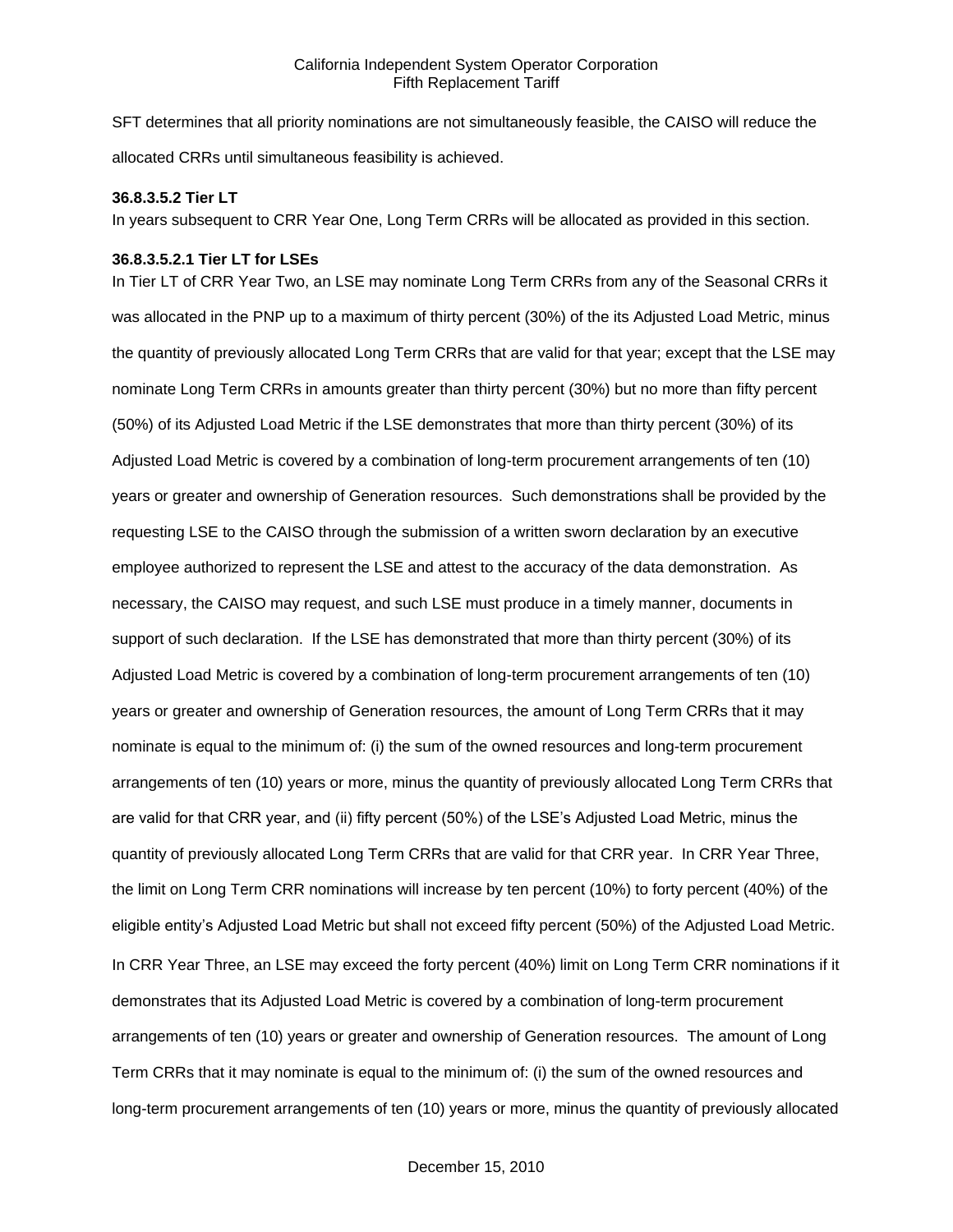SFT determines that all priority nominations are not simultaneously feasible, the CAISO will reduce the allocated CRRs until simultaneous feasibility is achieved.

**36.8.3.5.2 Tier LT**

In years subsequent to CRR Year One, Long Term CRRs will be allocated as provided in this section.

**36.8.3.5.2.1 Tier LT for LSEs**

In Tier LT of CRR Year Two, an LSE may nominate Long Term CRRs from any of the Seasonal CRRs it was allocated in the PNP up to a maximum of thirty percent (30%) of the its Adjusted Load Metric, minus the quantity of previously allocated Long Term CRRs that are valid for that year; except that the LSE may nominate Long Term CRRs in amounts greater than thirty percent (30%) but no more than fifty percent (50%) of its Adjusted Load Metric if the LSE demonstrates that more than thirty percent (30%) of its Adjusted Load Metric is covered by a combination of long-term procurement arrangements of ten (10) years or greater and ownership of Generation resources. Such demonstrations shall be provided by the requesting LSE to the CAISO through the submission of a written sworn declaration by an executive employee authorized to represent the LSE and attest to the accuracy of the data demonstration. As necessary, the CAISO may request, and such LSE must produce in a timely manner, documents in support of such declaration. If the LSE has demonstrated that more than thirty percent (30%) of its Adjusted Load Metric is covered by a combination of long-term procurement arrangements of ten (10) years or greater and ownership of Generation resources, the amount of Long Term CRRs that it may nominate is equal to the minimum of: (i) the sum of the owned resources and long-term procurement arrangements of ten (10) years or more, minus the quantity of previously allocated Long Term CRRs that are valid for that CRR year, and (ii) fifty percent (50%) of the LSE's Adjusted Load Metric, minus the quantity of previously allocated Long Term CRRs that are valid for that CRR year. In CRR Year Three, the limit on Long Term CRR nominations will increase by ten percent (10%) to forty percent (40%) of the eligible entity's Adjusted Load Metric but shall not exceed fifty percent (50%) of the Adjusted Load Metric. In CRR Year Three, an LSE may exceed the forty percent (40%) limit on Long Term CRR nominations if it demonstrates that its Adjusted Load Metric is covered by a combination of long-term procurement arrangements of ten (10) years or greater and ownership of Generation resources. The amount of Long Term CRRs that it may nominate is equal to the minimum of: (i) the sum of the owned resources and long-term procurement arrangements of ten (10) years or more, minus the quantity of previously allocated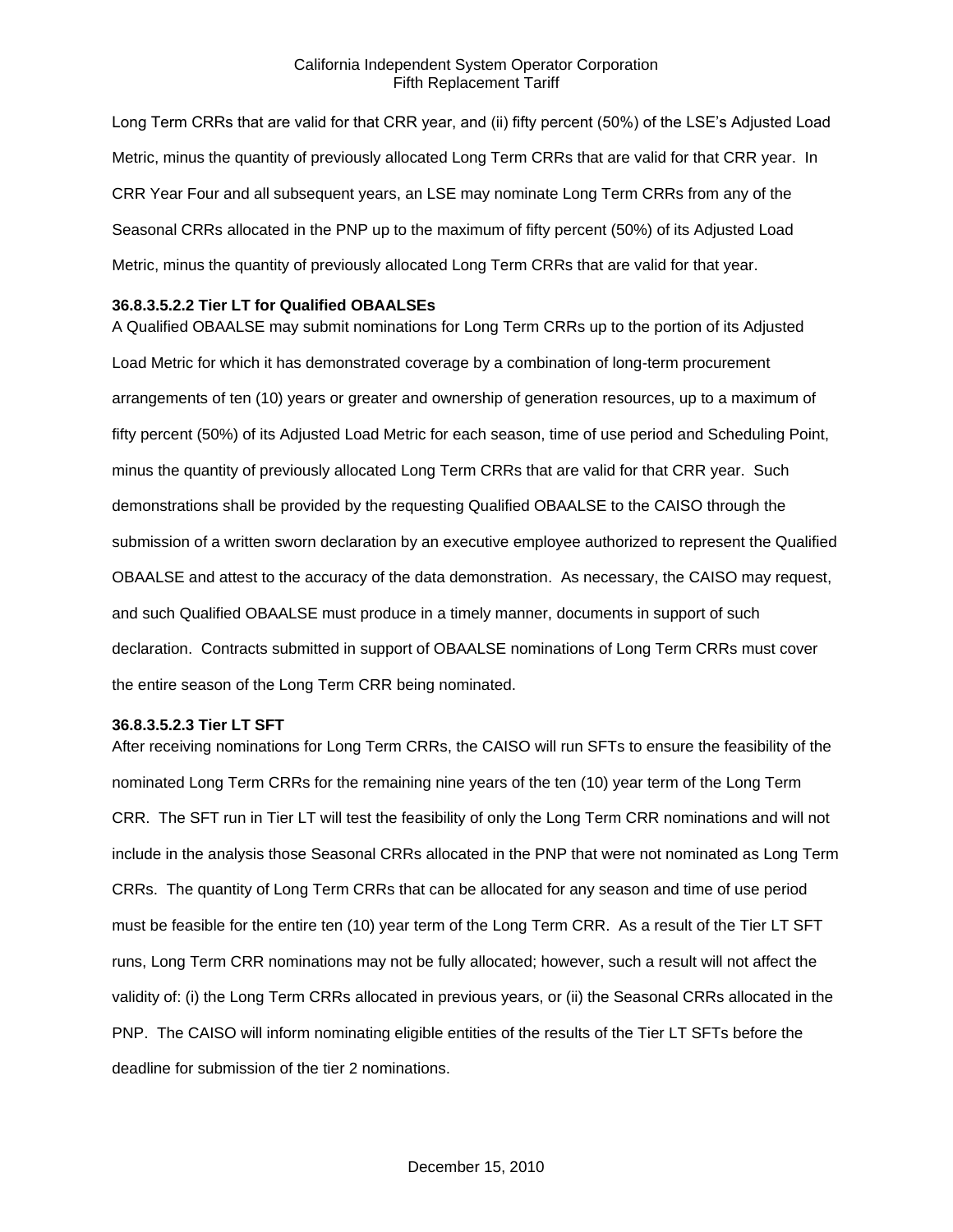Long Term CRRs that are valid for that CRR year, and (ii) fifty percent (50%) of the LSE's Adjusted Load Metric, minus the quantity of previously allocated Long Term CRRs that are valid for that CRR year. In CRR Year Four and all subsequent years, an LSE may nominate Long Term CRRs from any of the Seasonal CRRs allocated in the PNP up to the maximum of fifty percent (50%) of its Adjusted Load Metric, minus the quantity of previously allocated Long Term CRRs that are valid for that year.

**36.8.3.5.2.2 Tier LT for Qualified OBAALSEs**

A Qualified OBAALSE may submit nominations for Long Term CRRs up to the portion of its Adjusted Load Metric for which it has demonstrated coverage by a combination of long-term procurement arrangements of ten (10) years or greater and ownership of generation resources, up to a maximum of fifty percent (50%) of its Adjusted Load Metric for each season, time of use period and Scheduling Point, minus the quantity of previously allocated Long Term CRRs that are valid for that CRR year. Such demonstrations shall be provided by the requesting Qualified OBAALSE to the CAISO through the submission of a written sworn declaration by an executive employee authorized to represent the Qualified OBAALSE and attest to the accuracy of the data demonstration. As necessary, the CAISO may request, and such Qualified OBAALSE must produce in a timely manner, documents in support of such declaration. Contracts submitted in support of OBAALSE nominations of Long Term CRRs must cover the entire season of the Long Term CRR being nominated.

**36.8.3.5.2.3 Tier LT SFT**

After receiving nominations for Long Term CRRs, the CAISO will run SFTs to ensure the feasibility of the nominated Long Term CRRs for the remaining nine years of the ten (10) year term of the Long Term CRR. The SFT run in Tier LT will test the feasibility of only the Long Term CRR nominations and will not include in the analysis those Seasonal CRRs allocated in the PNP that were not nominated as Long Term CRRs. The quantity of Long Term CRRs that can be allocated for any season and time of use period must be feasible for the entire ten (10) year term of the Long Term CRR. As a result of the Tier LT SFT runs, Long Term CRR nominations may not be fully allocated; however, such a result will not affect the validity of: (i) the Long Term CRRs allocated in previous years, or (ii) the Seasonal CRRs allocated in the PNP. The CAISO will inform nominating eligible entities of the results of the Tier LT SFTs before the deadline for submission of the tier 2 nominations.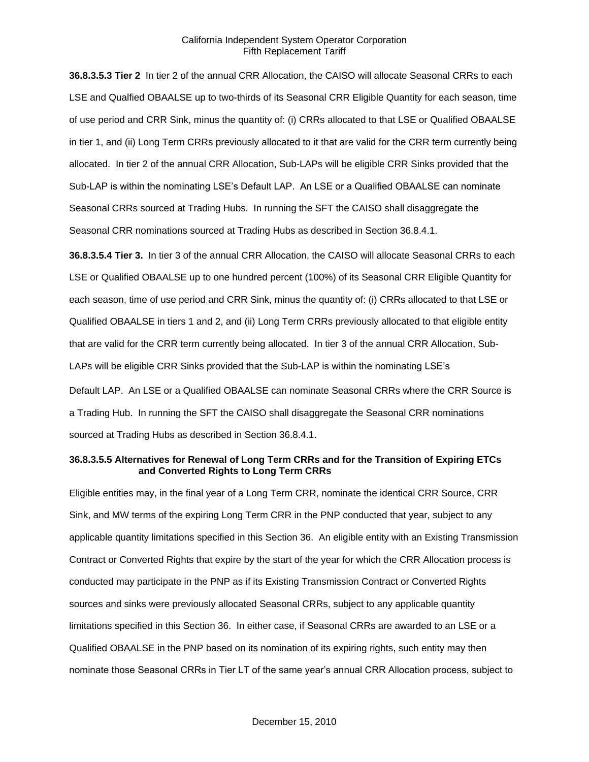**36.8.3.5.3 Tier 2** In tier 2 of the annual CRR Allocation, the CAISO will allocate Seasonal CRRs to each LSE and Qualfied OBAALSE up to two-thirds of its Seasonal CRR Eligible Quantity for each season, time of use period and CRR Sink, minus the quantity of: (i) CRRs allocated to that LSE or Qualified OBAALSE in tier 1, and (ii) Long Term CRRs previously allocated to it that are valid for the CRR term currently being allocated. In tier 2 of the annual CRR Allocation, Sub-LAPs will be eligible CRR Sinks provided that the Sub-LAP is within the nominating LSE's Default LAP. An LSE or a Qualified OBAALSE can nominate Seasonal CRRs sourced at Trading Hubs. In running the SFT the CAISO shall disaggregate the Seasonal CRR nominations sourced at Trading Hubs as described in Section 36.8.4.1.

**36.8.3.5.4 Tier 3.** In tier 3 of the annual CRR Allocation, the CAISO will allocate Seasonal CRRs to each LSE or Qualified OBAALSE up to one hundred percent (100%) of its Seasonal CRR Eligible Quantity for each season, time of use period and CRR Sink, minus the quantity of: (i) CRRs allocated to that LSE or Qualified OBAALSE in tiers 1 and 2, and (ii) Long Term CRRs previously allocated to that eligible entity that are valid for the CRR term currently being allocated. In tier 3 of the annual CRR Allocation, Sub-LAPs will be eligible CRR Sinks provided that the Sub-LAP is within the nominating LSE's Default LAP. An LSE or a Qualified OBAALSE can nominate Seasonal CRRs where the CRR Source is a Trading Hub. In running the SFT the CAISO shall disaggregate the Seasonal CRR nominations sourced at Trading Hubs as described in Section 36.8.4.1.

**36.8.3.5.5 Alternatives for Renewal of Long Term CRRs and for the Transition of Expiring ETCs and Converted Rights to Long Term CRRs**

Eligible entities may, in the final year of a Long Term CRR, nominate the identical CRR Source, CRR Sink, and MW terms of the expiring Long Term CRR in the PNP conducted that year, subject to any applicable quantity limitations specified in this Section 36. An eligible entity with an Existing Transmission Contract or Converted Rights that expire by the start of the year for which the CRR Allocation process is conducted may participate in the PNP as if its Existing Transmission Contract or Converted Rights sources and sinks were previously allocated Seasonal CRRs, subject to any applicable quantity limitations specified in this Section 36. In either case, if Seasonal CRRs are awarded to an LSE or a Qualified OBAALSE in the PNP based on its nomination of its expiring rights, such entity may then nominate those Seasonal CRRs in Tier LT of the same year's annual CRR Allocation process, subject to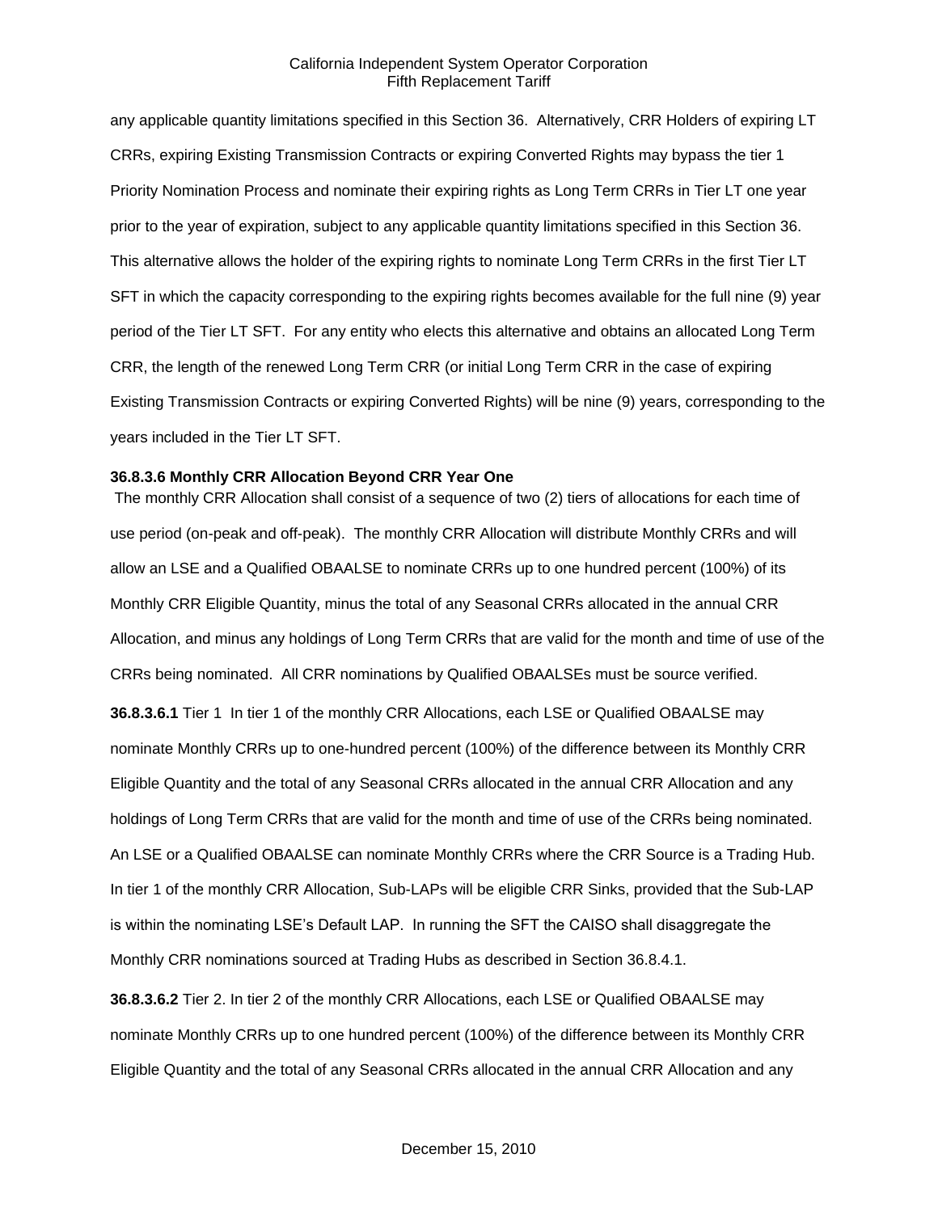any applicable quantity limitations specified in this Section 36. Alternatively, CRR Holders of expiring LT CRRs, expiring Existing Transmission Contracts or expiring Converted Rights may bypass the tier 1 Priority Nomination Process and nominate their expiring rights as Long Term CRRs in Tier LT one year prior to the year of expiration, subject to any applicable quantity limitations specified in this Section 36. This alternative allows the holder of the expiring rights to nominate Long Term CRRs in the first Tier LT SFT in which the capacity corresponding to the expiring rights becomes available for the full nine (9) year period of the Tier LT SFT. For any entity who elects this alternative and obtains an allocated Long Term CRR, the length of the renewed Long Term CRR (or initial Long Term CRR in the case of expiring Existing Transmission Contracts or expiring Converted Rights) will be nine (9) years, corresponding to the years included in the Tier LT SFT.

**36.8.3.6 Monthly CRR Allocation Beyond CRR Year One**

The monthly CRR Allocation shall consist of a sequence of two (2) tiers of allocations for each time of use period (on-peak and off-peak). The monthly CRR Allocation will distribute Monthly CRRs and will allow an LSE and a Qualified OBAALSE to nominate CRRs up to one hundred percent (100%) of its Monthly CRR Eligible Quantity, minus the total of any Seasonal CRRs allocated in the annual CRR Allocation, and minus any holdings of Long Term CRRs that are valid for the month and time of use of the CRRs being nominated. All CRR nominations by Qualified OBAALSEs must be source verified.

**36.8.3.6.1** Tier 1 In tier 1 of the monthly CRR Allocations, each LSE or Qualified OBAALSE may nominate Monthly CRRs up to one-hundred percent (100%) of the difference between its Monthly CRR Eligible Quantity and the total of any Seasonal CRRs allocated in the annual CRR Allocation and any holdings of Long Term CRRs that are valid for the month and time of use of the CRRs being nominated. An LSE or a Qualified OBAALSE can nominate Monthly CRRs where the CRR Source is a Trading Hub. In tier 1 of the monthly CRR Allocation, Sub-LAPs will be eligible CRR Sinks, provided that the Sub-LAP is within the nominating LSE's Default LAP. In running the SFT the CAISO shall disaggregate the Monthly CRR nominations sourced at Trading Hubs as described in Section 36.8.4.1.

**36.8.3.6.2** Tier 2. In tier 2 of the monthly CRR Allocations, each LSE or Qualified OBAALSE may nominate Monthly CRRs up to one hundred percent (100%) of the difference between its Monthly CRR Eligible Quantity and the total of any Seasonal CRRs allocated in the annual CRR Allocation and any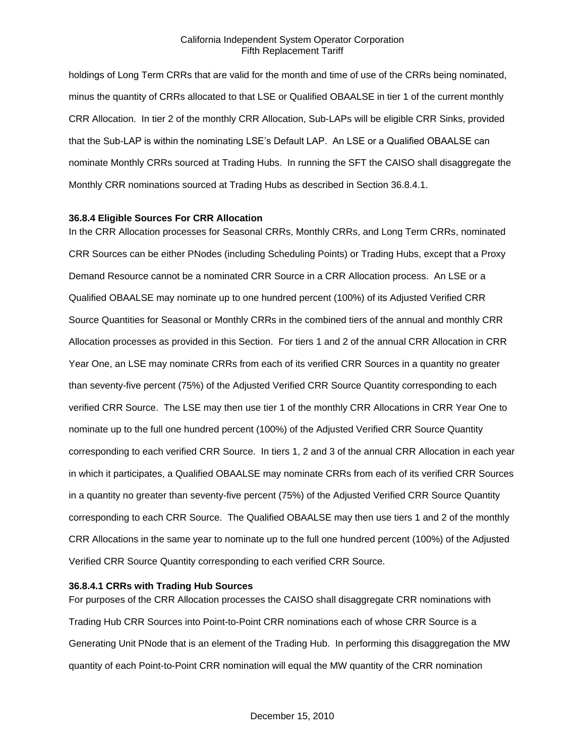holdings of Long Term CRRs that are valid for the month and time of use of the CRRs being nominated, minus the quantity of CRRs allocated to that LSE or Qualified OBAALSE in tier 1 of the current monthly CRR Allocation. In tier 2 of the monthly CRR Allocation, Sub-LAPs will be eligible CRR Sinks, provided that the Sub-LAP is within the nominating LSE's Default LAP. An LSE or a Qualified OBAALSE can nominate Monthly CRRs sourced at Trading Hubs. In running the SFT the CAISO shall disaggregate the Monthly CRR nominations sourced at Trading Hubs as described in Section 36.8.4.1.

**36.8.4 Eligible Sources For CRR Allocation**

In the CRR Allocation processes for Seasonal CRRs, Monthly CRRs, and Long Term CRRs, nominated CRR Sources can be either PNodes (including Scheduling Points) or Trading Hubs, except that a Proxy Demand Resource cannot be a nominated CRR Source in a CRR Allocation process. An LSE or a Qualified OBAALSE may nominate up to one hundred percent (100%) of its Adjusted Verified CRR Source Quantities for Seasonal or Monthly CRRs in the combined tiers of the annual and monthly CRR Allocation processes as provided in this Section. For tiers 1 and 2 of the annual CRR Allocation in CRR Year One, an LSE may nominate CRRs from each of its verified CRR Sources in a quantity no greater than seventy-five percent (75%) of the Adjusted Verified CRR Source Quantity corresponding to each verified CRR Source. The LSE may then use tier 1 of the monthly CRR Allocations in CRR Year One to nominate up to the full one hundred percent (100%) of the Adjusted Verified CRR Source Quantity corresponding to each verified CRR Source. In tiers 1, 2 and 3 of the annual CRR Allocation in each year in which it participates, a Qualified OBAALSE may nominate CRRs from each of its verified CRR Sources in a quantity no greater than seventy-five percent (75%) of the Adjusted Verified CRR Source Quantity corresponding to each CRR Source. The Qualified OBAALSE may then use tiers 1 and 2 of the monthly CRR Allocations in the same year to nominate up to the full one hundred percent (100%) of the Adjusted Verified CRR Source Quantity corresponding to each verified CRR Source.

**36.8.4.1 CRRs with Trading Hub Sources**

For purposes of the CRR Allocation processes the CAISO shall disaggregate CRR nominations with Trading Hub CRR Sources into Point-to-Point CRR nominations each of whose CRR Source is a Generating Unit PNode that is an element of the Trading Hub. In performing this disaggregation the MW quantity of each Point-to-Point CRR nomination will equal the MW quantity of the CRR nomination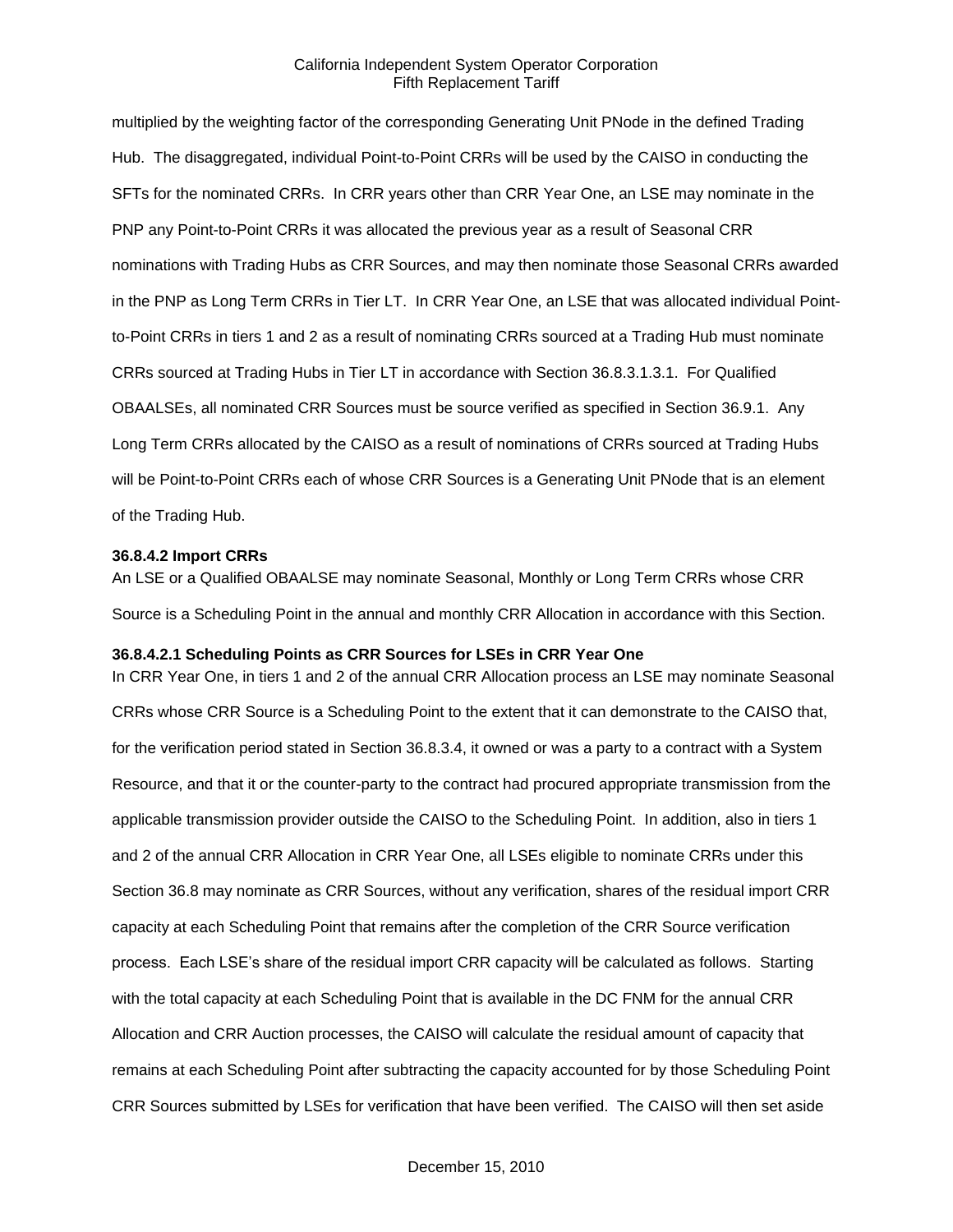multiplied by the weighting factor of the corresponding Generating Unit PNode in the defined Trading Hub. The disaggregated, individual Point-to-Point CRRs will be used by the CAISO in conducting the SFTs for the nominated CRRs. In CRR years other than CRR Year One, an LSE may nominate in the PNP any Point-to-Point CRRs it was allocated the previous year as a result of Seasonal CRR nominations with Trading Hubs as CRR Sources, and may then nominate those Seasonal CRRs awarded in the PNP as Long Term CRRs in Tier LT. In CRR Year One, an LSE that was allocated individual Point-to-Point CRRs in tiers 1 and 2 as a result of nominating CRRs sourced at a Trading Hub must nominate CRRs sourced at Trading Hubs in Tier LT in accordance with Section 36.8.3.1.3.1. For Qualified OBAALSEs, all nominated CRR Sources must be source verified as specified in Section 36.9.1. Any Long Term CRRs allocated by the CAISO as a result of nominations of CRRs sourced at Trading Hubs will be Point-to-Point CRRs each of whose CRR Sources is a Generating Unit PNode that is an element of the Trading Hub.

**36.8.4.2 Import CRRs**

An LSE or a Qualified OBAALSE may nominate Seasonal, Monthly or Long Term CRRs whose CRR Source is a Scheduling Point in the annual and monthly CRR Allocation in accordance with this Section.

**36.8.4.2.1 Scheduling Points as CRR Sources for LSEs in CRR Year One**

In CRR Year One, in tiers 1 and 2 of the annual CRR Allocation process an LSE may nominate Seasonal CRRs whose CRR Source is a Scheduling Point to the extent that it can demonstrate to the CAISO that, for the verification period stated in Section 36.8.3.4, it owned or was a party to a contract with a System Resource, and that it or the counter-party to the contract had procured appropriate transmission from the applicable transmission provider outside the CAISO to the Scheduling Point. In addition, also in tiers 1 and 2 of the annual CRR Allocation in CRR Year One, all LSEs eligible to nominate CRRs under this Section 36.8 may nominate as CRR Sources, without any verification, shares of the residual import CRR capacity at each Scheduling Point that remains after the completion of the CRR Source verification process. Each LSE's share of the residual import CRR capacity will be calculated as follows. Starting with the total capacity at each Scheduling Point that is available in the DC FNM for the annual CRR Allocation and CRR Auction processes, the CAISO will calculate the residual amount of capacity that remains at each Scheduling Point after subtracting the capacity accounted for by those Scheduling Point CRR Sources submitted by LSEs for verification that have been verified. The CAISO will then set aside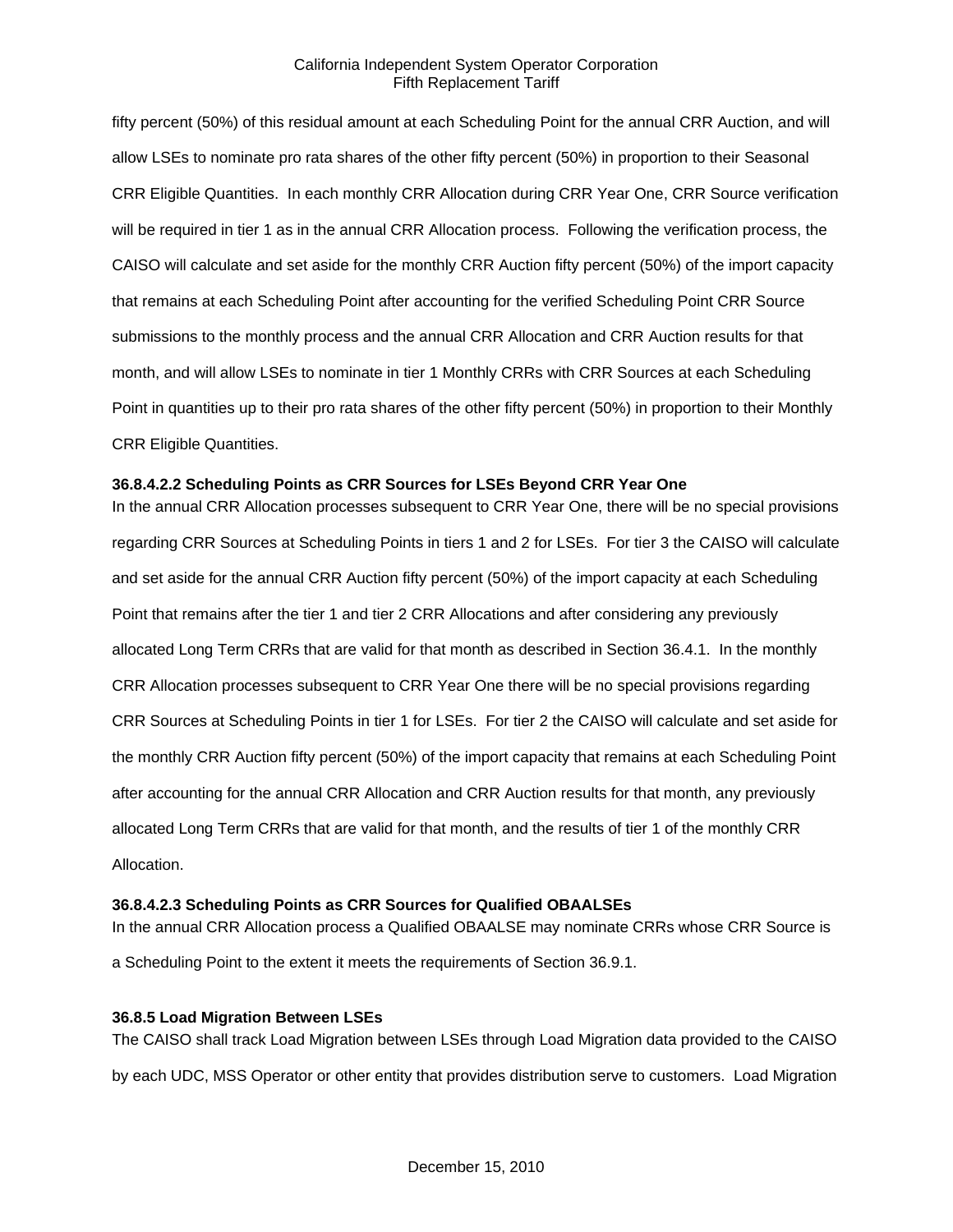fifty percent (50%) of this residual amount at each Scheduling Point for the annual CRR Auction, and will allow LSEs to nominate pro rata shares of the other fifty percent (50%) in proportion to their Seasonal CRR Eligible Quantities. In each monthly CRR Allocation during CRR Year One, CRR Source verification will be required in tier 1 as in the annual CRR Allocation process. Following the verification process, the CAISO will calculate and set aside for the monthly CRR Auction fifty percent (50%) of the import capacity that remains at each Scheduling Point after accounting for the verified Scheduling Point CRR Source submissions to the monthly process and the annual CRR Allocation and CRR Auction results for that month, and will allow LSEs to nominate in tier 1 Monthly CRRs with CRR Sources at each Scheduling Point in quantities up to their pro rata shares of the other fifty percent (50%) in proportion to their Monthly CRR Eligible Quantities.

**36.8.4.2.2 Scheduling Points as CRR Sources for LSEs Beyond CRR Year One**

In the annual CRR Allocation processes subsequent to CRR Year One, there will be no special provisions regarding CRR Sources at Scheduling Points in tiers 1 and 2 for LSEs. For tier 3 the CAISO will calculate and set aside for the annual CRR Auction fifty percent (50%) of the import capacity at each Scheduling Point that remains after the tier 1 and tier 2 CRR Allocations and after considering any previously allocated Long Term CRRs that are valid for that month as described in Section 36.4.1. In the monthly CRR Allocation processes subsequent to CRR Year One there will be no special provisions regarding CRR Sources at Scheduling Points in tier 1 for LSEs. For tier 2 the CAISO will calculate and set aside for the monthly CRR Auction fifty percent (50%) of the import capacity that remains at each Scheduling Point after accounting for the annual CRR Allocation and CRR Auction results for that month, any previously allocated Long Term CRRs that are valid for that month, and the results of tier 1 of the monthly CRR Allocation.

**36.8.4.2.3 Scheduling Points as CRR Sources for Qualified OBAALSEs**

In the annual CRR Allocation process a Qualified OBAALSE may nominate CRRs whose CRR Source is a Scheduling Point to the extent it meets the requirements of Section 36.9.1.

**36.8.5 Load Migration Between LSEs**

The CAISO shall track Load Migration between LSEs through Load Migration data provided to the CAISO by each UDC, MSS Operator or other entity that provides distribution serve to customers. Load Migration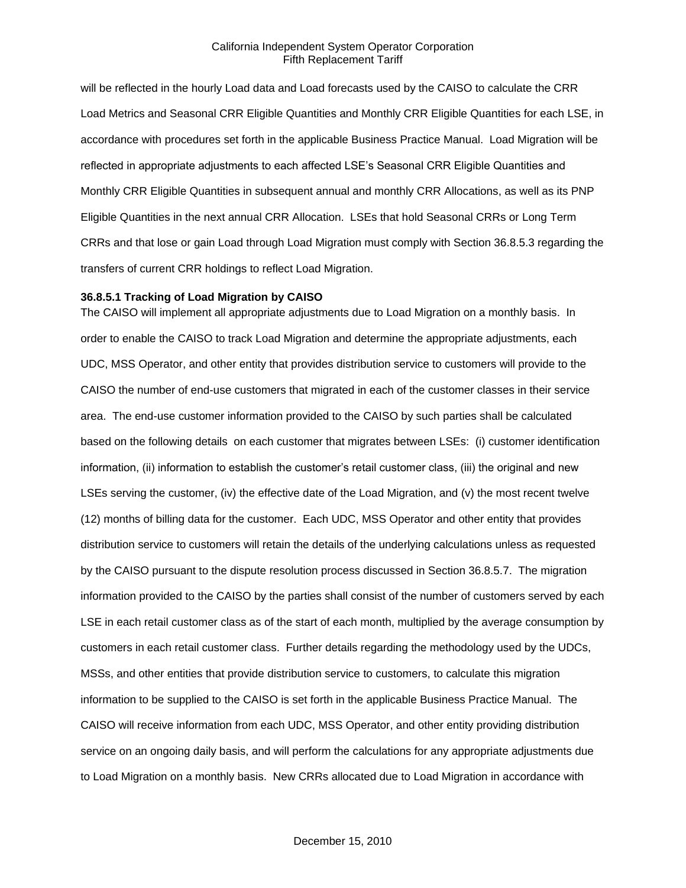will be reflected in the hourly Load data and Load forecasts used by the CAISO to calculate the CRR Load Metrics and Seasonal CRR Eligible Quantities and Monthly CRR Eligible Quantities for each LSE, in accordance with procedures set forth in the applicable Business Practice Manual. Load Migration will be reflected in appropriate adjustments to each affected LSE's Seasonal CRR Eligible Quantities and Monthly CRR Eligible Quantities in subsequent annual and monthly CRR Allocations, as well as its PNP Eligible Quantities in the next annual CRR Allocation. LSEs that hold Seasonal CRRs or Long Term CRRs and that lose or gain Load through Load Migration must comply with Section 36.8.5.3 regarding the transfers of current CRR holdings to reflect Load Migration.

**36.8.5.1 Tracking of Load Migration by CAISO**

The CAISO will implement all appropriate adjustments due to Load Migration on a monthly basis. In order to enable the CAISO to track Load Migration and determine the appropriate adjustments, each UDC, MSS Operator, and other entity that provides distribution service to customers will provide to the CAISO the number of end-use customers that migrated in each of the customer classes in their service area. The end-use customer information provided to the CAISO by such parties shall be calculated based on the following details on each customer that migrates between LSEs: (i) customer identification information, (ii) information to establish the customer's retail customer class, (iii) the original and new LSEs serving the customer, (iv) the effective date of the Load Migration, and (v) the most recent twelve (12) months of billing data for the customer. Each UDC, MSS Operator and other entity that provides distribution service to customers will retain the details of the underlying calculations unless as requested by the CAISO pursuant to the dispute resolution process discussed in Section 36.8.5.7. The migration information provided to the CAISO by the parties shall consist of the number of customers served by each LSE in each retail customer class as of the start of each month, multiplied by the average consumption by customers in each retail customer class. Further details regarding the methodology used by the UDCs, MSSs, and other entities that provide distribution service to customers, to calculate this migration information to be supplied to the CAISO is set forth in the applicable Business Practice Manual. The CAISO will receive information from each UDC, MSS Operator, and other entity providing distribution service on an ongoing daily basis, and will perform the calculations for any appropriate adjustments due to Load Migration on a monthly basis. New CRRs allocated due to Load Migration in accordance with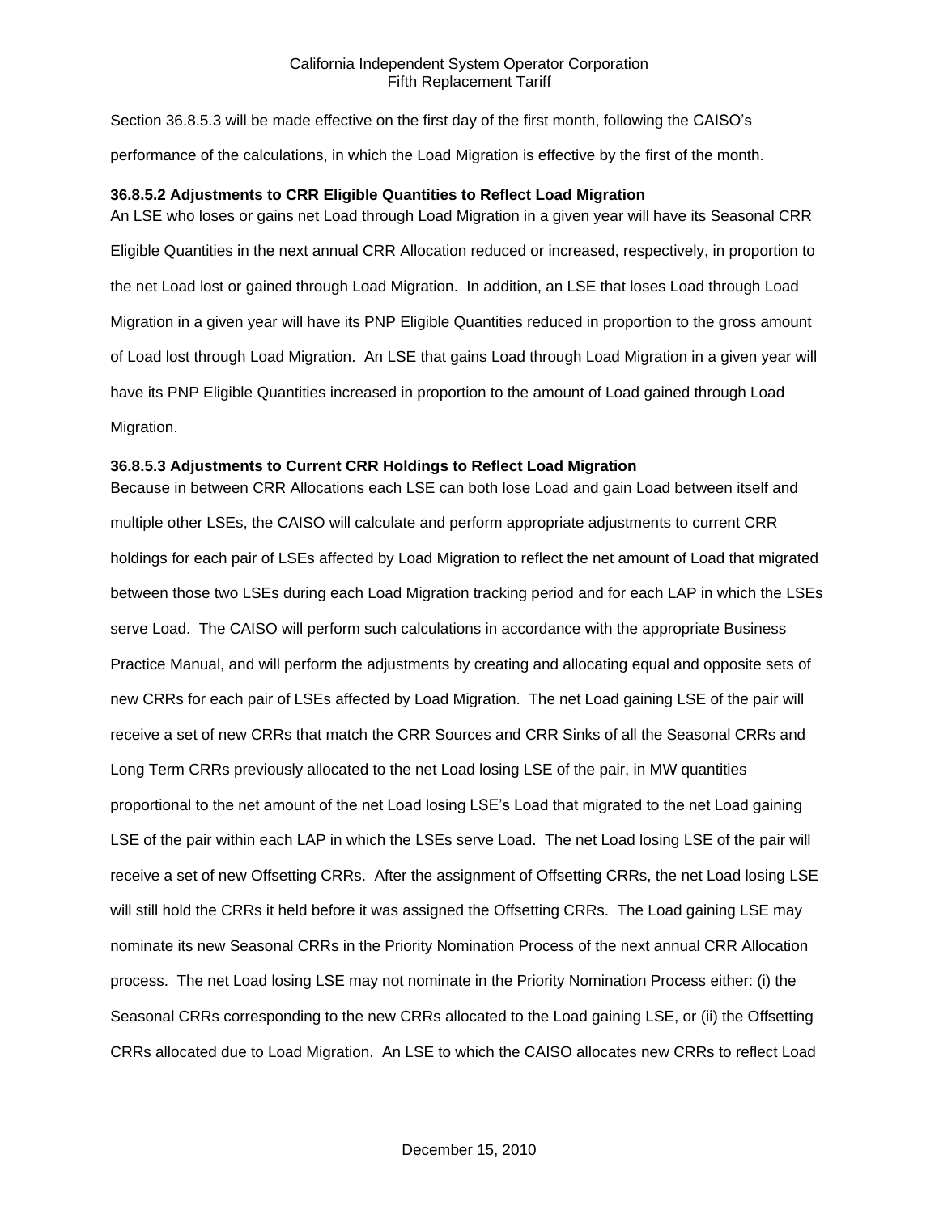Section 36.8.5.3 will be made effective on the first day of the first month, following the CAISO's performance of the calculations, in which the Load Migration is effective by the first of the month.

**36.8.5.2 Adjustments to CRR Eligible Quantities to Reflect Load Migration**

An LSE who loses or gains net Load through Load Migration in a given year will have its Seasonal CRR Eligible Quantities in the next annual CRR Allocation reduced or increased, respectively, in proportion to the net Load lost or gained through Load Migration. In addition, an LSE that loses Load through Load Migration in a given year will have its PNP Eligible Quantities reduced in proportion to the gross amount of Load lost through Load Migration. An LSE that gains Load through Load Migration in a given year will have its PNP Eligible Quantities increased in proportion to the amount of Load gained through Load Migration.

**36.8.5.3 Adjustments to Current CRR Holdings to Reflect Load Migration**

Because in between CRR Allocations each LSE can both lose Load and gain Load between itself and multiple other LSEs, the CAISO will calculate and perform appropriate adjustments to current CRR holdings for each pair of LSEs affected by Load Migration to reflect the net amount of Load that migrated between those two LSEs during each Load Migration tracking period and for each LAP in which the LSEs serve Load. The CAISO will perform such calculations in accordance with the appropriate Business Practice Manual, and will perform the adjustments by creating and allocating equal and opposite sets of new CRRs for each pair of LSEs affected by Load Migration. The net Load gaining LSE of the pair will receive a set of new CRRs that match the CRR Sources and CRR Sinks of all the Seasonal CRRs and Long Term CRRs previously allocated to the net Load losing LSE of the pair, in MW quantities proportional to the net amount of the net Load losing LSE's Load that migrated to the net Load gaining LSE of the pair within each LAP in which the LSEs serve Load. The net Load losing LSE of the pair will receive a set of new Offsetting CRRs. After the assignment of Offsetting CRRs, the net Load losing LSE will still hold the CRRs it held before it was assigned the Offsetting CRRs. The Load gaining LSE may nominate its new Seasonal CRRs in the Priority Nomination Process of the next annual CRR Allocation process. The net Load losing LSE may not nominate in the Priority Nomination Process either: (i) the Seasonal CRRs corresponding to the new CRRs allocated to the Load gaining LSE, or (ii) the Offsetting CRRs allocated due to Load Migration. An LSE to which the CAISO allocates new CRRs to reflect Load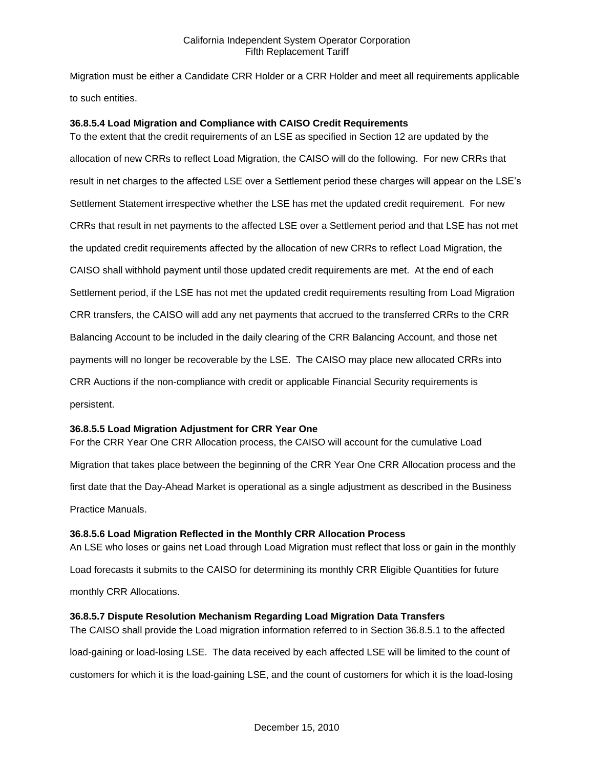Migration must be either a Candidate CRR Holder or a CRR Holder and meet all requirements applicable to such entities.

**36.8.5.4 Load Migration and Compliance with CAISO Credit Requirements**

To the extent that the credit requirements of an LSE as specified in Section 12 are updated by the allocation of new CRRs to reflect Load Migration, the CAISO will do the following. For new CRRs that result in net charges to the affected LSE over a Settlement period these charges will appear on the LSE's Settlement Statement irrespective whether the LSE has met the updated credit requirement. For new CRRs that result in net payments to the affected LSE over a Settlement period and that LSE has not met the updated credit requirements affected by the allocation of new CRRs to reflect Load Migration, the CAISO shall withhold payment until those updated credit requirements are met. At the end of each Settlement period, if the LSE has not met the updated credit requirements resulting from Load Migration CRR transfers, the CAISO will add any net payments that accrued to the transferred CRRs to the CRR Balancing Account to be included in the daily clearing of the CRR Balancing Account, and those net payments will no longer be recoverable by the LSE. The CAISO may place new allocated CRRs into CRR Auctions if the non-compliance with credit or applicable Financial Security requirements is persistent.

**36.8.5.5 Load Migration Adjustment for CRR Year One**

For the CRR Year One CRR Allocation process, the CAISO will account for the cumulative Load Migration that takes place between the beginning of the CRR Year One CRR Allocation process and the first date that the Day-Ahead Market is operational as a single adjustment as described in the Business Practice Manuals.

**36.8.5.6 Load Migration Reflected in the Monthly CRR Allocation Process**

An LSE who loses or gains net Load through Load Migration must reflect that loss or gain in the monthly Load forecasts it submits to the CAISO for determining its monthly CRR Eligible Quantities for future monthly CRR Allocations.

**36.8.5.7 Dispute Resolution Mechanism Regarding Load Migration Data Transfers**

The CAISO shall provide the Load migration information referred to in Section 36.8.5.1 to the affected load-gaining or load-losing LSE. The data received by each affected LSE will be limited to the count of customers for which it is the load-gaining LSE, and the count of customers for which it is the load-losing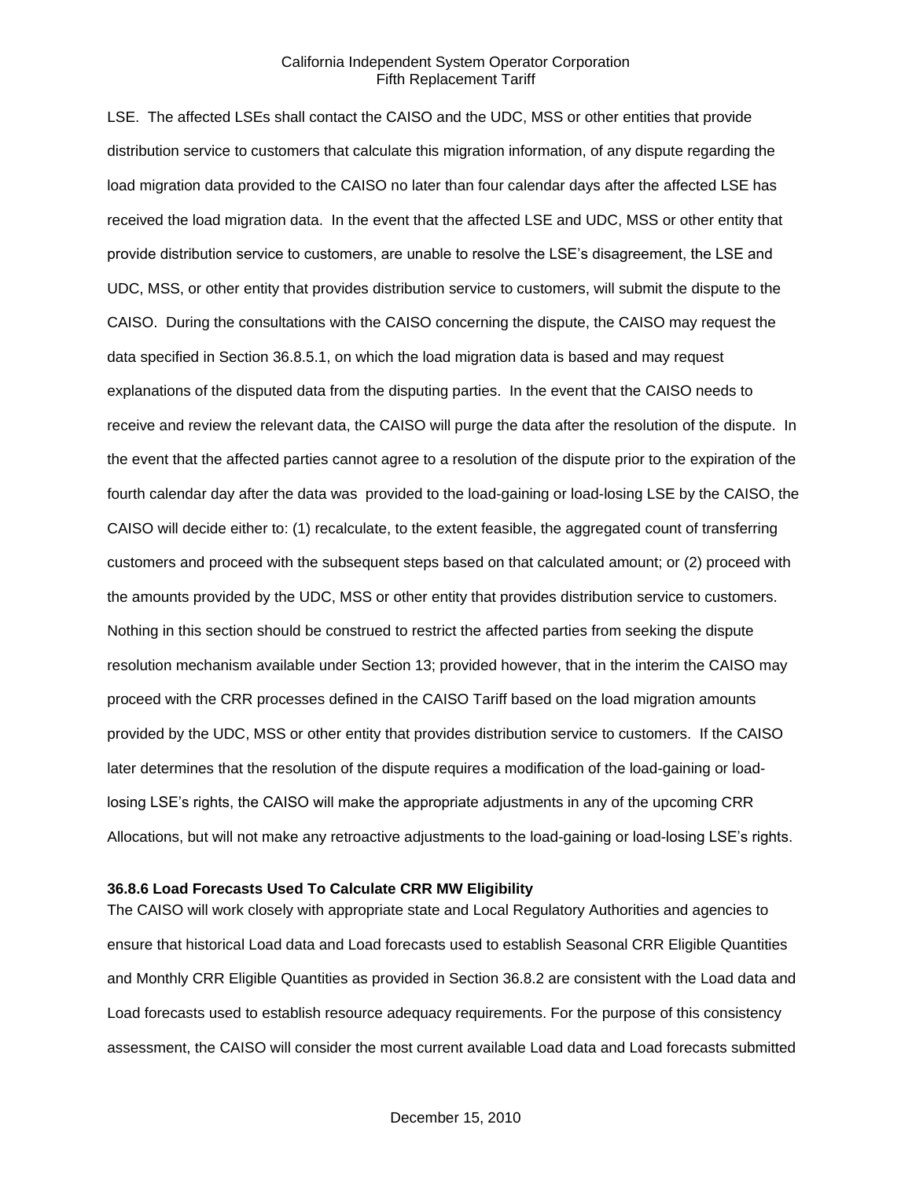LSE. The affected LSEs shall contact the CAISO and the UDC, MSS or other entities that provide distribution service to customers that calculate this migration information, of any dispute regarding the load migration data provided to the CAISO no later than four calendar days after the affected LSE has received the load migration data. In the event that the affected LSE and UDC, MSS or other entity that provide distribution service to customers, are unable to resolve the LSE's disagreement, the LSE and UDC, MSS, or other entity that provides distribution service to customers, will submit the dispute to the CAISO. During the consultations with the CAISO concerning the dispute, the CAISO may request the data specified in Section 36.8.5.1, on which the load migration data is based and may request explanations of the disputed data from the disputing parties. In the event that the CAISO needs to receive and review the relevant data, the CAISO will purge the data after the resolution of the dispute. In the event that the affected parties cannot agree to a resolution of the dispute prior to the expiration of the fourth calendar day after the data was provided to the load-gaining or load-losing LSE by the CAISO, the CAISO will decide either to: (1) recalculate, to the extent feasible, the aggregated count of transferring customers and proceed with the subsequent steps based on that calculated amount; or (2) proceed with the amounts provided by the UDC, MSS or other entity that provides distribution service to customers. Nothing in this section should be construed to restrict the affected parties from seeking the dispute resolution mechanism available under Section 13; provided however, that in the interim the CAISO may proceed with the CRR processes defined in the CAISO Tariff based on the load migration amounts provided by the UDC, MSS or other entity that provides distribution service to customers. If the CAISO later determines that the resolution of the dispute requires a modification of the load-gaining or load-losing LSE's rights, the CAISO will make the appropriate adjustments in any of the upcoming CRR Allocations, but will not make any retroactive adjustments to the load-gaining or load-losing LSE's rights.

### 36.8.6 Load Forecasts Used To Calculate CRR MW Eligibility

The CAISO will work closely with appropriate state and Local Regulatory Authorities and agencies to ensure that historical Load data and Load forecasts used to establish Seasonal CRR Eligible Quantities and Monthly CRR Eligible Quantities as provided in Section 36.8.2 are consistent with the Load data and Load forecasts used to establish resource adequacy requirements. For the purpose of this consistency assessment, the CAISO will consider the most current available Load data and Load forecasts submitted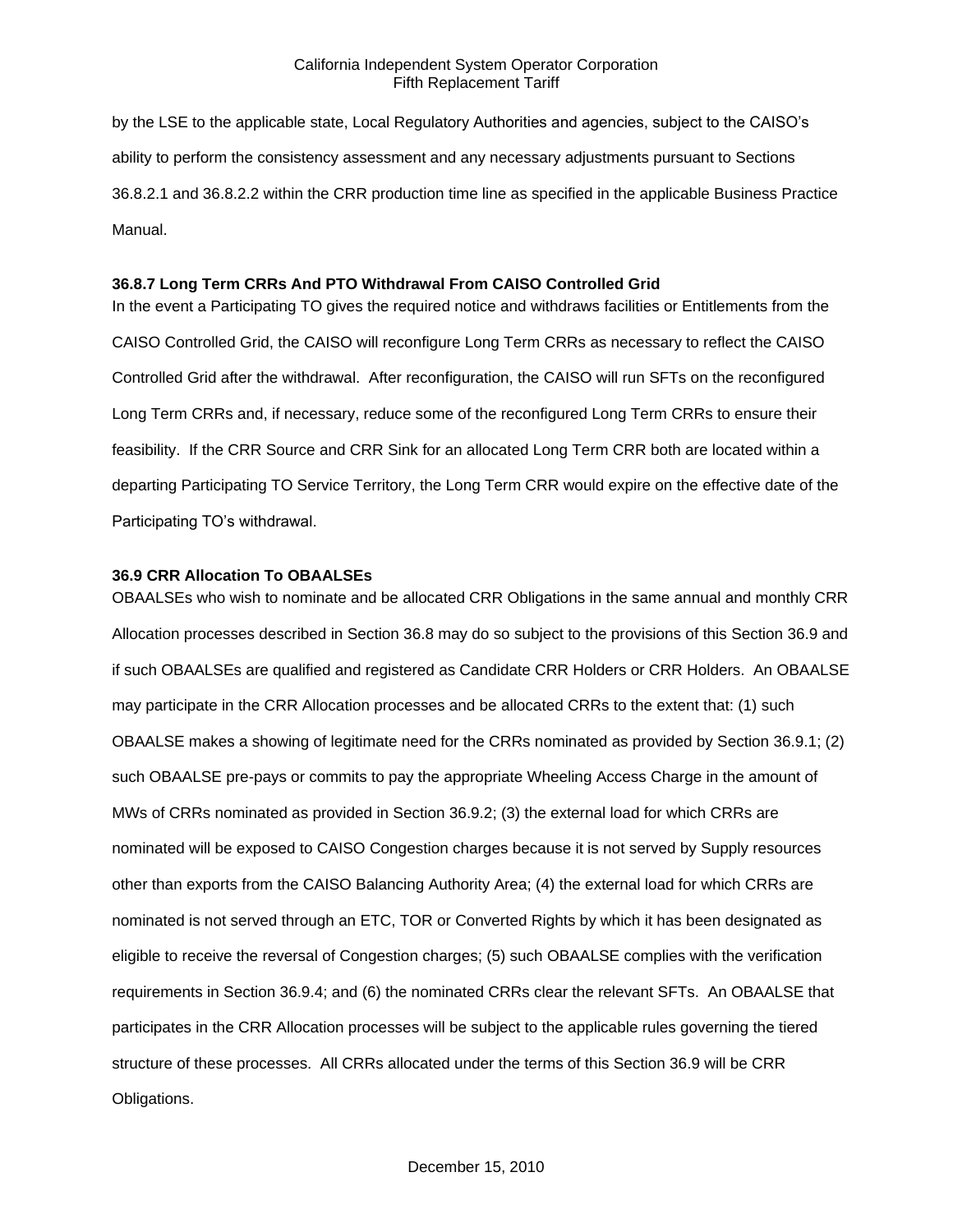by the LSE to the applicable state, Local Regulatory Authorities and agencies, subject to the CAISO's ability to perform the consistency assessment and any necessary adjustments pursuant to Sections 36.8.2.1 and 36.8.2.2 within the CRR production time line as specified in the applicable Business Practice Manual.

### 36.8.7 Long Term CRRs And PTO Withdrawal From CAISO Controlled Grid

In the event a Participating TO gives the required notice and withdraws facilities or Entitlements from the CAISO Controlled Grid, the CAISO will reconfigure Long Term CRRs as necessary to reflect the CAISO Controlled Grid after the withdrawal. After reconfiguration, the CAISO will run SFTs on the reconfigured Long Term CRRs and, if necessary, reduce some of the reconfigured Long Term CRRs to ensure their feasibility. If the CRR Source and CRR Sink for an allocated Long Term CRR both are located within a departing Participating TO Service Territory, the Long Term CRR would expire on the effective date of the Participating TO's withdrawal.

### 36.9 CRR Allocation To OBAALSEs

OBAALSEs who wish to nominate and be allocated CRR Obligations in the same annual and monthly CRR Allocation processes described in Section 36.8 may do so subject to the provisions of this Section 36.9 and if such OBAALSEs are qualified and registered as Candidate CRR Holders or CRR Holders. An OBAALSE may participate in the CRR Allocation processes and be allocated CRRs to the extent that: (1) such OBAALSE makes a showing of legitimate need for the CRRs nominated as provided by Section 36.9.1; (2) such OBAALSE pre-pays or commits to pay the appropriate Wheeling Access Charge in the amount of MWs of CRRs nominated as provided in Section 36.9.2; (3) the external load for which CRRs are nominated will be exposed to CAISO Congestion charges because it is not served by Supply resources other than exports from the CAISO Balancing Authority Area; (4) the external load for which CRRs are nominated is not served through an ETC, TOR or Converted Rights by which it has been designated as eligible to receive the reversal of Congestion charges; (5) such OBAALSE complies with the verification requirements in Section 36.9.4; and (6) the nominated CRRs clear the relevant SFTs. An OBAALSE that participates in the CRR Allocation processes will be subject to the applicable rules governing the tiered structure of these processes. All CRRs allocated under the terms of this Section 36.9 will be CRR Obligations.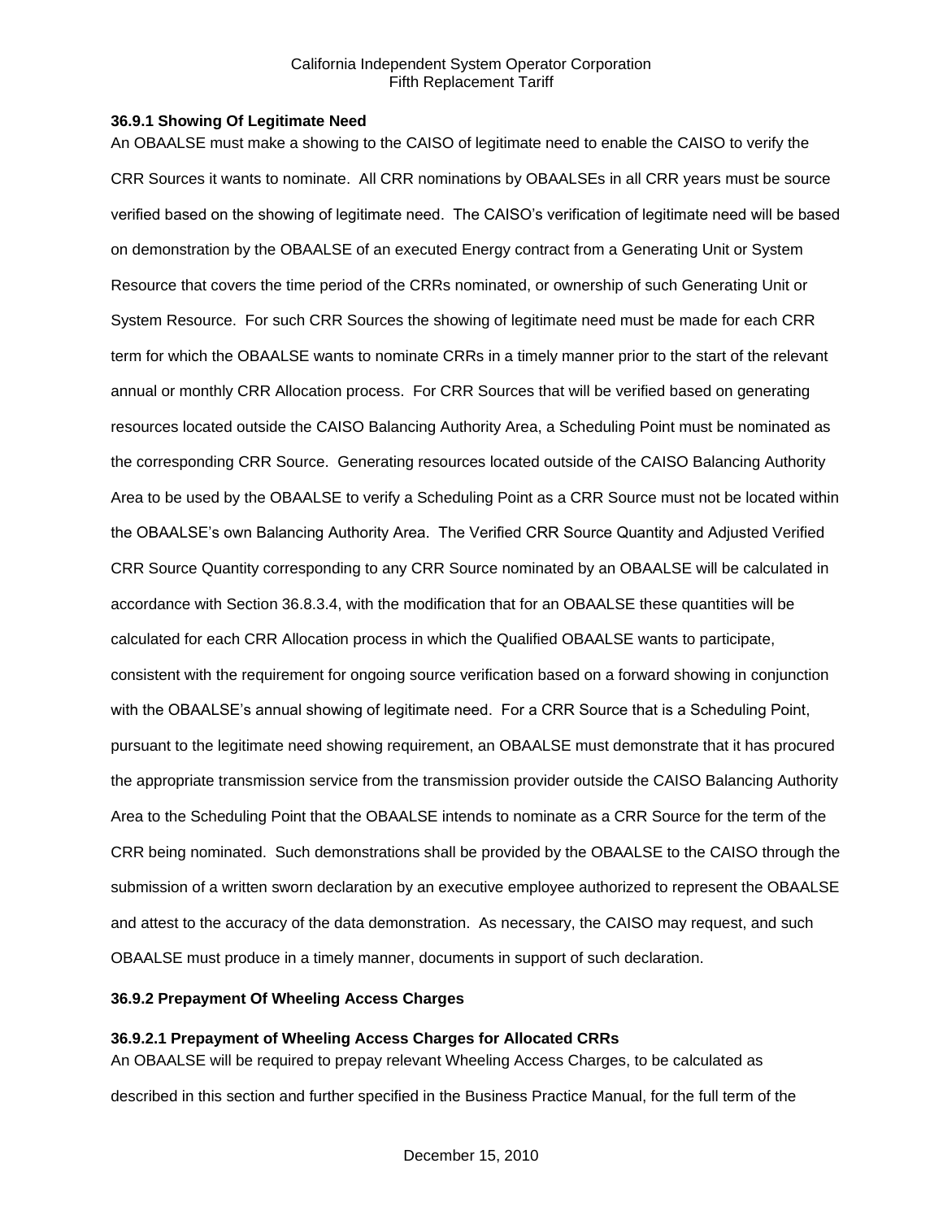### 36.9.1 Showing Of Legitimate Need

An OBAALSE must make a showing to the CAISO of legitimate need to enable the CAISO to verify the CRR Sources it wants to nominate. All CRR nominations by OBAALSEs in all CRR years must be source verified based on the showing of legitimate need. The CAISO's verification of legitimate need will be based on demonstration by the OBAALSE of an executed Energy contract from a Generating Unit or System Resource that covers the time period of the CRRs nominated, or ownership of such Generating Unit or System Resource. For such CRR Sources the showing of legitimate need must be made for each CRR term for which the OBAALSE wants to nominate CRRs in a timely manner prior to the start of the relevant annual or monthly CRR Allocation process. For CRR Sources that will be verified based on generating resources located outside the CAISO Balancing Authority Area, a Scheduling Point must be nominated as the corresponding CRR Source. Generating resources located outside of the CAISO Balancing Authority Area to be used by the OBAALSE to verify a Scheduling Point as a CRR Source must not be located within the OBAALSE's own Balancing Authority Area. The Verified CRR Source Quantity and Adjusted Verified CRR Source Quantity corresponding to any CRR Source nominated by an OBAALSE will be calculated in accordance with Section 36.8.3.4, with the modification that for an OBAALSE these quantities will be calculated for each CRR Allocation process in which the Qualified OBAALSE wants to participate, consistent with the requirement for ongoing source verification based on a forward showing in conjunction with the OBAALSE's annual showing of legitimate need. For a CRR Source that is a Scheduling Point, pursuant to the legitimate need showing requirement, an OBAALSE must demonstrate that it has procured the appropriate transmission service from the transmission provider outside the CAISO Balancing Authority Area to the Scheduling Point that the OBAALSE intends to nominate as a CRR Source for the term of the CRR being nominated. Such demonstrations shall be provided by the OBAALSE to the CAISO through the submission of a written sworn declaration by an executive employee authorized to represent the OBAALSE and attest to the accuracy of the data demonstration. As necessary, the CAISO may request, and such OBAALSE must produce in a timely manner, documents in support of such declaration.

### 36.9.2 Prepayment Of Wheeling Access Charges

#### 36.9.2.1 Prepayment of Wheeling Access Charges for Allocated CRRs

An OBAALSE will be required to prepay relevant Wheeling Access Charges, to be calculated as described in this section and further specified in the Business Practice Manual, for the full term of the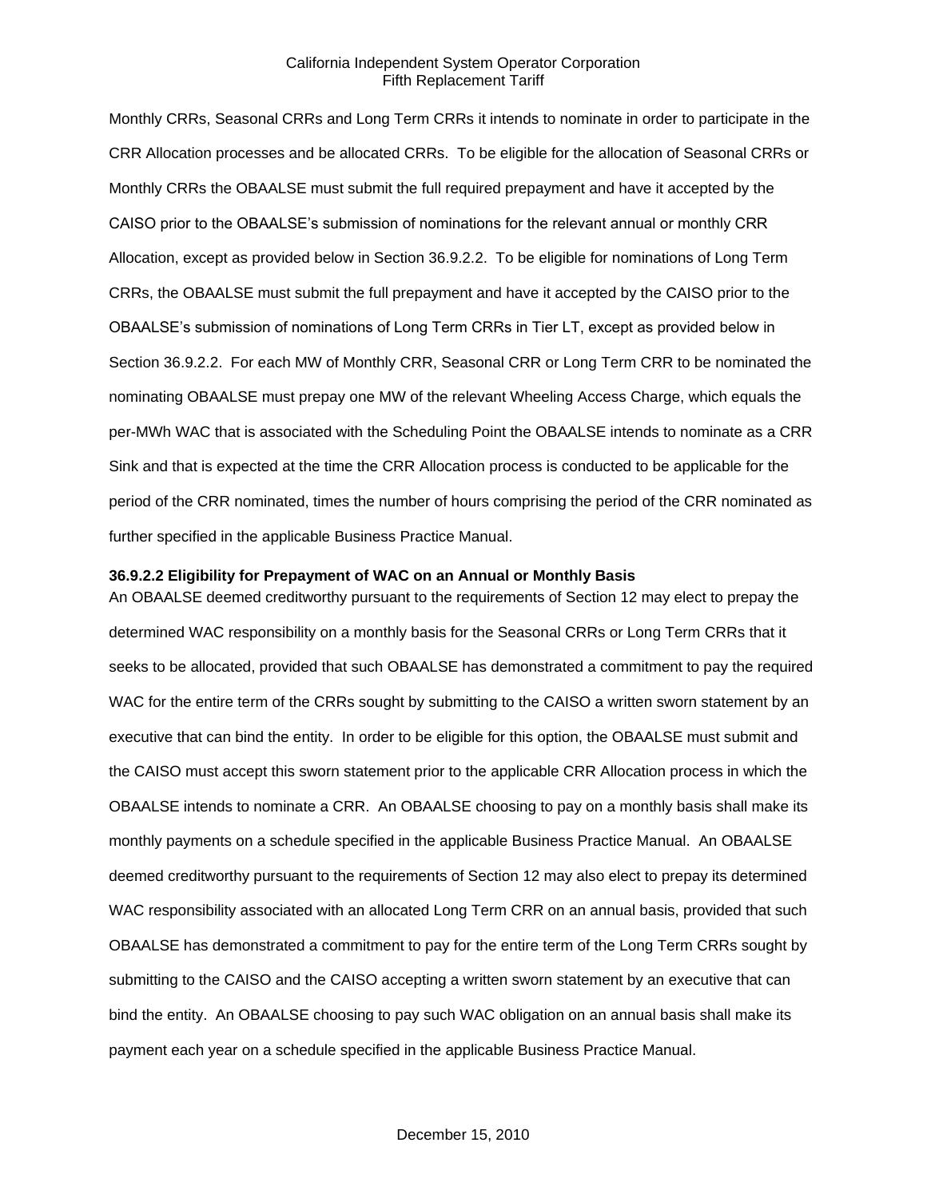Monthly CRRs, Seasonal CRRs and Long Term CRRs it intends to nominate in order to participate in the CRR Allocation processes and be allocated CRRs. To be eligible for the allocation of Seasonal CRRs or Monthly CRRs the OBAALSE must submit the full required prepayment and have it accepted by the CAISO prior to the OBAALSE's submission of nominations for the relevant annual or monthly CRR Allocation, except as provided below in Section 36.9.2.2. To be eligible for nominations of Long Term CRRs, the OBAALSE must submit the full prepayment and have it accepted by the CAISO prior to the OBAALSE's submission of nominations of Long Term CRRs in Tier LT, except as provided below in Section 36.9.2.2. For each MW of Monthly CRR, Seasonal CRR or Long Term CRR to be nominated the nominating OBAALSE must prepay one MW of the relevant Wheeling Access Charge, which equals the per-MWh WAC that is associated with the Scheduling Point the OBAALSE intends to nominate as a CRR Sink and that is expected at the time the CRR Allocation process is conducted to be applicable for the period of the CRR nominated, times the number of hours comprising the period of the CRR nominated as further specified in the applicable Business Practice Manual.

**36.9.2.2 Eligibility for Prepayment of WAC on an Annual or Monthly Basis**

An OBAALSE deemed creditworthy pursuant to the requirements of Section 12 may elect to prepay the determined WAC responsibility on a monthly basis for the Seasonal CRRs or Long Term CRRs that it seeks to be allocated, provided that such OBAALSE has demonstrated a commitment to pay the required WAC for the entire term of the CRRs sought by submitting to the CAISO a written sworn statement by an executive that can bind the entity. In order to be eligible for this option, the OBAALSE must submit and the CAISO must accept this sworn statement prior to the applicable CRR Allocation process in which the OBAALSE intends to nominate a CRR. An OBAALSE choosing to pay on a monthly basis shall make its monthly payments on a schedule specified in the applicable Business Practice Manual. An OBAALSE deemed creditworthy pursuant to the requirements of Section 12 may also elect to prepay its determined WAC responsibility associated with an allocated Long Term CRR on an annual basis, provided that such OBAALSE has demonstrated a commitment to pay for the entire term of the Long Term CRRs sought by submitting to the CAISO and the CAISO accepting a written sworn statement by an executive that can bind the entity. An OBAALSE choosing to pay such WAC obligation on an annual basis shall make its payment each year on a schedule specified in the applicable Business Practice Manual.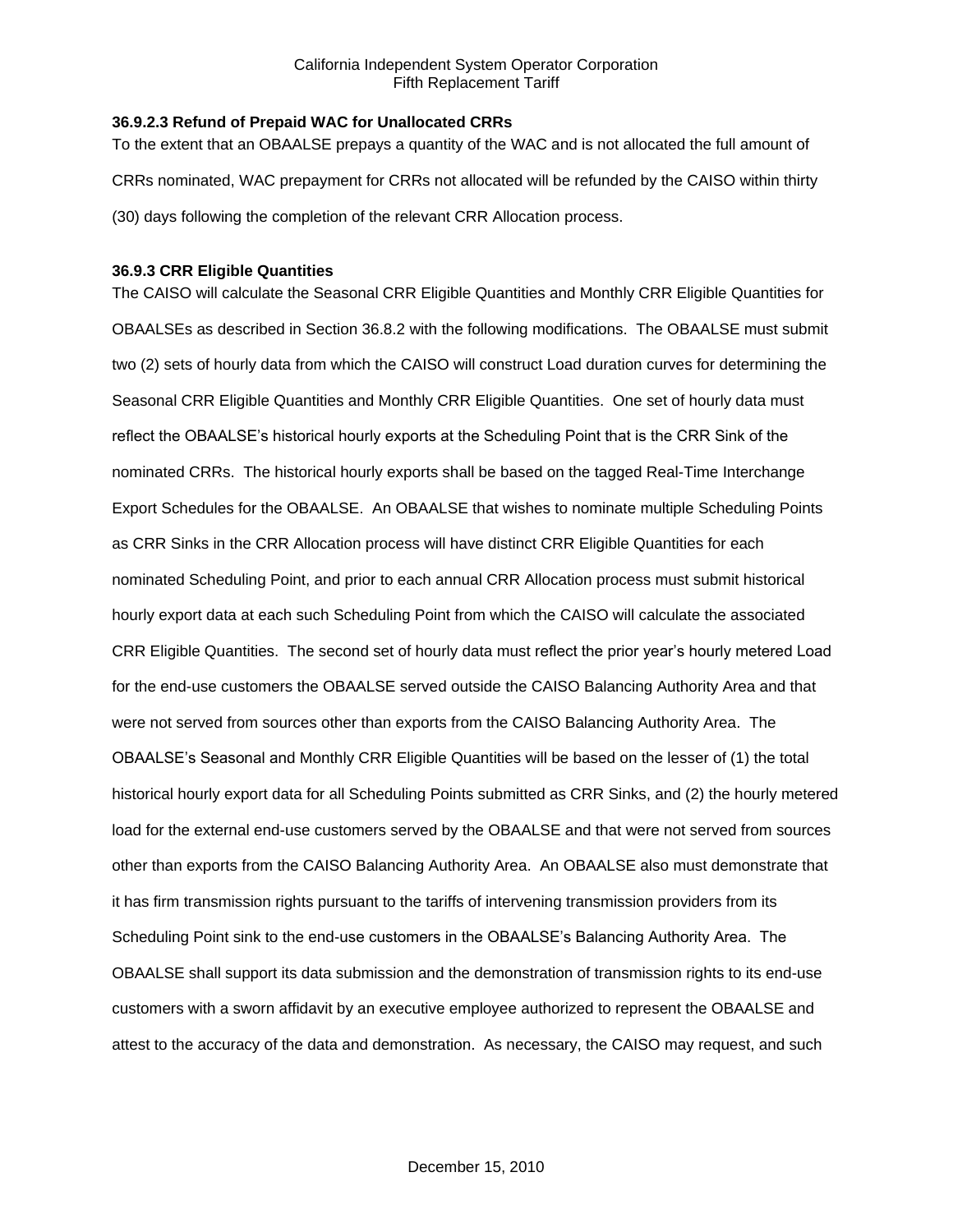### 36.9.2.3 Refund of Prepaid WAC for Unallocated CRRs

To the extent that an OBAALSE prepays a quantity of the WAC and is not allocated the full amount of CRRs nominated, WAC prepayment for CRRs not allocated will be refunded by the CAISO within thirty (30) days following the completion of the relevant CRR Allocation process.

### 36.9.3 CRR Eligible Quantities

The CAISO will calculate the Seasonal CRR Eligible Quantities and Monthly CRR Eligible Quantities for OBAALSEs as described in Section 36.8.2 with the following modifications. The OBAALSE must submit two (2) sets of hourly data from which the CAISO will construct Load duration curves for determining the Seasonal CRR Eligible Quantities and Monthly CRR Eligible Quantities. One set of hourly data must reflect the OBAALSE's historical hourly exports at the Scheduling Point that is the CRR Sink of the nominated CRRs. The historical hourly exports shall be based on the tagged Real-Time Interchange Export Schedules for the OBAALSE. An OBAALSE that wishes to nominate multiple Scheduling Points as CRR Sinks in the CRR Allocation process will have distinct CRR Eligible Quantities for each nominated Scheduling Point, and prior to each annual CRR Allocation process must submit historical hourly export data at each such Scheduling Point from which the CAISO will calculate the associated CRR Eligible Quantities. The second set of hourly data must reflect the prior year's hourly metered Load for the end-use customers the OBAALSE served outside the CAISO Balancing Authority Area and that were not served from sources other than exports from the CAISO Balancing Authority Area. The OBAALSE's Seasonal and Monthly CRR Eligible Quantities will be based on the lesser of (1) the total historical hourly export data for all Scheduling Points submitted as CRR Sinks, and (2) the hourly metered load for the external end-use customers served by the OBAALSE and that were not served from sources other than exports from the CAISO Balancing Authority Area. An OBAALSE also must demonstrate that it has firm transmission rights pursuant to the tariffs of intervening transmission providers from its Scheduling Point sink to the end-use customers in the OBAALSE's Balancing Authority Area. The OBAALSE shall support its data submission and the demonstration of transmission rights to its end-use customers with a sworn affidavit by an executive employee authorized to represent the OBAALSE and attest to the accuracy of the data and demonstration. As necessary, the CAISO may request, and such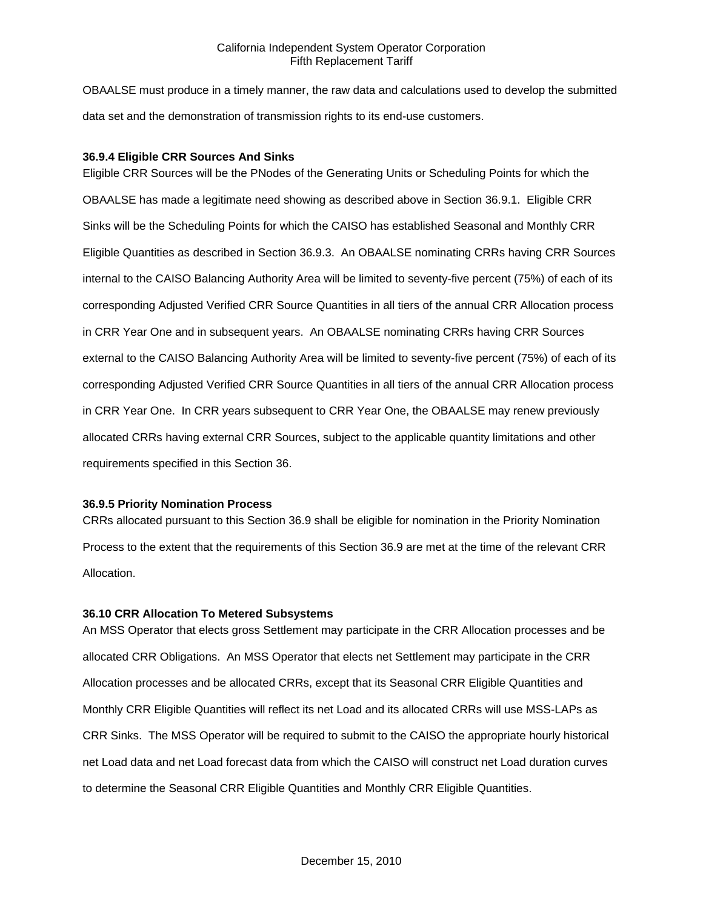OBAALSE must produce in a timely manner, the raw data and calculations used to develop the submitted data set and the demonstration of transmission rights to its end-use customers.

**36.9.4 Eligible CRR Sources And Sinks**

Eligible CRR Sources will be the PNodes of the Generating Units or Scheduling Points for which the OBAALSE has made a legitimate need showing as described above in Section 36.9.1. Eligible CRR Sinks will be the Scheduling Points for which the CAISO has established Seasonal and Monthly CRR Eligible Quantities as described in Section 36.9.3. An OBAALSE nominating CRRs having CRR Sources internal to the CAISO Balancing Authority Area will be limited to seventy-five percent (75%) of each of its corresponding Adjusted Verified CRR Source Quantities in all tiers of the annual CRR Allocation process in CRR Year One and in subsequent years. An OBAALSE nominating CRRs having CRR Sources external to the CAISO Balancing Authority Area will be limited to seventy-five percent (75%) of each of its corresponding Adjusted Verified CRR Source Quantities in all tiers of the annual CRR Allocation process in CRR Year One. In CRR years subsequent to CRR Year One, the OBAALSE may renew previously allocated CRRs having external CRR Sources, subject to the applicable quantity limitations and other requirements specified in this Section 36.

**36.9.5 Priority Nomination Process**

CRRs allocated pursuant to this Section 36.9 shall be eligible for nomination in the Priority Nomination Process to the extent that the requirements of this Section 36.9 are met at the time of the relevant CRR Allocation.

**36.10 CRR Allocation To Metered Subsystems**

An MSS Operator that elects gross Settlement may participate in the CRR Allocation processes and be allocated CRR Obligations. An MSS Operator that elects net Settlement may participate in the CRR Allocation processes and be allocated CRRs, except that its Seasonal CRR Eligible Quantities and Monthly CRR Eligible Quantities will reflect its net Load and its allocated CRRs will use MSS-LAPs as CRR Sinks. The MSS Operator will be required to submit to the CAISO the appropriate hourly historical net Load data and net Load forecast data from which the CAISO will construct net Load duration curves to determine the Seasonal CRR Eligible Quantities and Monthly CRR Eligible Quantities.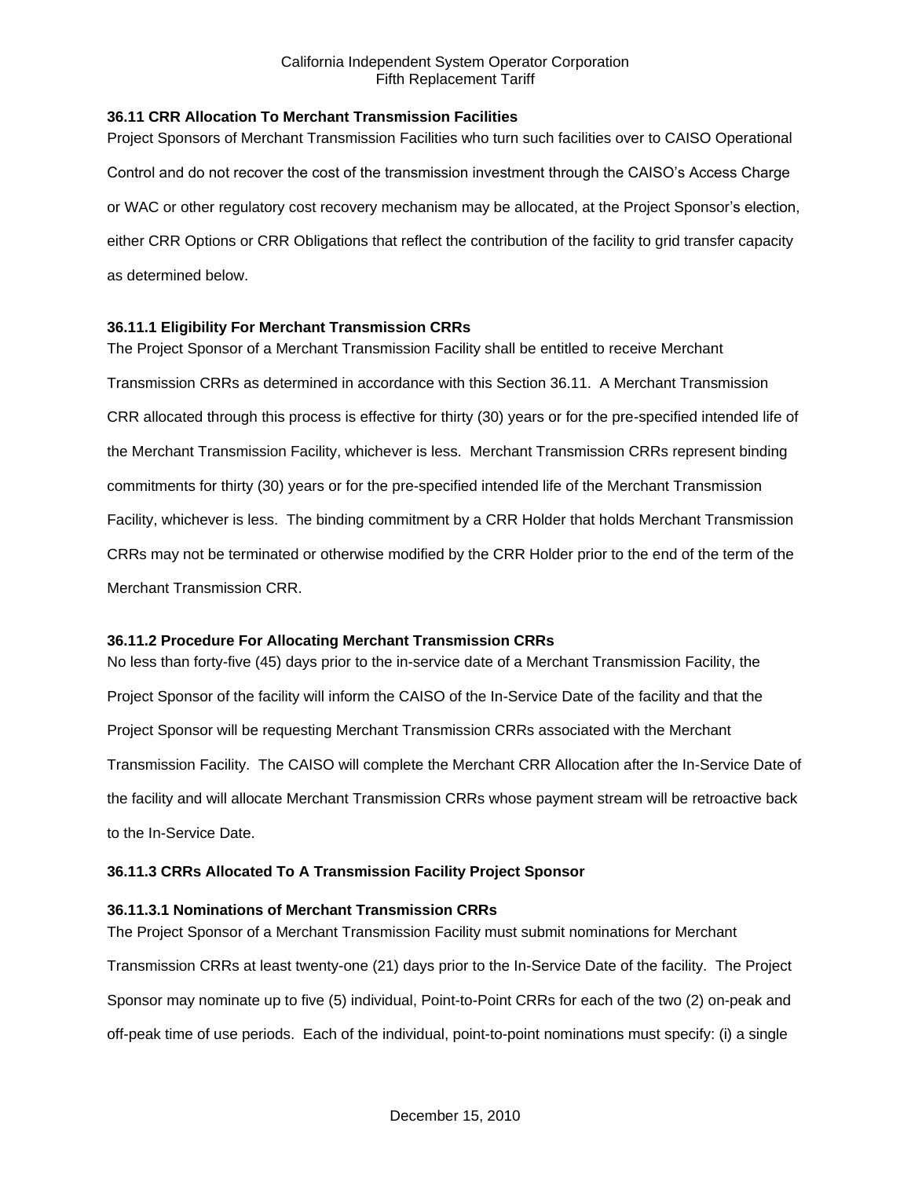### 36.11 CRR Allocation To Merchant Transmission Facilities

Project Sponsors of Merchant Transmission Facilities who turn such facilities over to CAISO Operational Control and do not recover the cost of the transmission investment through the CAISO's Access Charge or WAC or other regulatory cost recovery mechanism may be allocated, at the Project Sponsor's election, either CRR Options or CRR Obligations that reflect the contribution of the facility to grid transfer capacity as determined below.

#### 36.11.1 Eligibility For Merchant Transmission CRRs

The Project Sponsor of a Merchant Transmission Facility shall be entitled to receive Merchant Transmission CRRs as determined in accordance with this Section 36.11. A Merchant Transmission CRR allocated through this process is effective for thirty (30) years or for the pre-specified intended life of the Merchant Transmission Facility, whichever is less. Merchant Transmission CRRs represent binding commitments for thirty (30) years or for the pre-specified intended life of the Merchant Transmission Facility, whichever is less. The binding commitment by a CRR Holder that holds Merchant Transmission CRRs may not be terminated or otherwise modified by the CRR Holder prior to the end of the term of the Merchant Transmission CRR.

#### 36.11.2 Procedure For Allocating Merchant Transmission CRRs

No less than forty-five (45) days prior to the in-service date of a Merchant Transmission Facility, the Project Sponsor of the facility will inform the CAISO of the In-Service Date of the facility and that the Project Sponsor will be requesting Merchant Transmission CRRs associated with the Merchant Transmission Facility. The CAISO will complete the Merchant CRR Allocation after the In-Service Date of the facility and will allocate Merchant Transmission CRRs whose payment stream will be retroactive back to the In-Service Date.

#### 36.11.3 CRRs Allocated To A Transmission Facility Project Sponsor

##### 36.11.3.1 Nominations of Merchant Transmission CRRs

The Project Sponsor of a Merchant Transmission Facility must submit nominations for Merchant Transmission CRRs at least twenty-one (21) days prior to the In-Service Date of the facility. The Project Sponsor may nominate up to five (5) individual, Point-to-Point CRRs for each of the two (2) on-peak and off-peak time of use periods. Each of the individual, point-to-point nominations must specify: (i) a single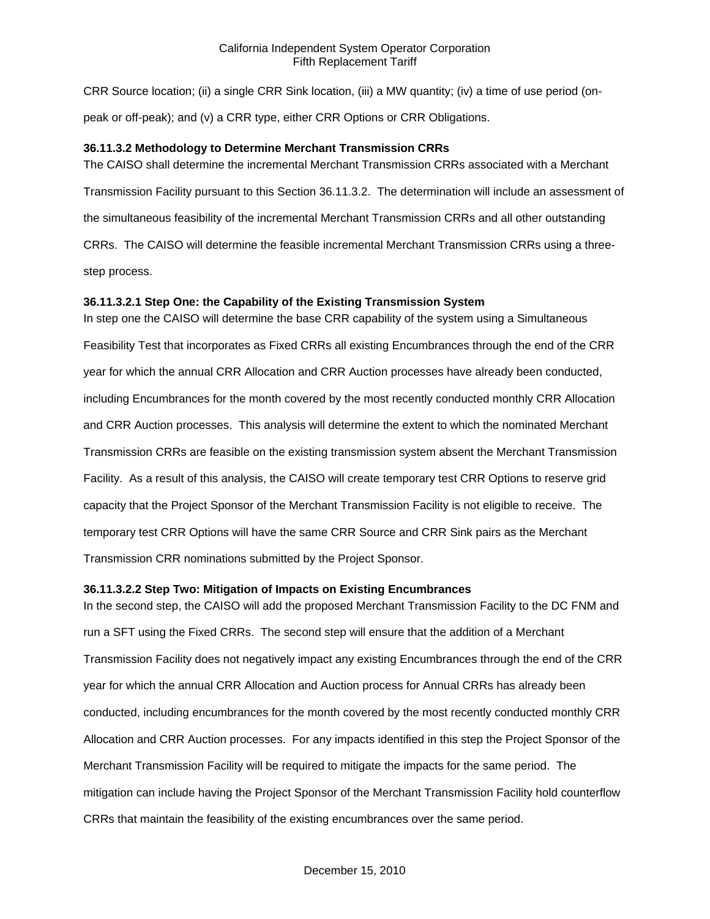CRR Source location; (ii) a single CRR Sink location, (iii) a MW quantity; (iv) a time of use period (on-peak or off-peak); and (v) a CRR type, either CRR Options or CRR Obligations.

**36.11.3.2 Methodology to Determine Merchant Transmission CRRs**

The CAISO shall determine the incremental Merchant Transmission CRRs associated with a Merchant Transmission Facility pursuant to this Section 36.11.3.2. The determination will include an assessment of the simultaneous feasibility of the incremental Merchant Transmission CRRs and all other outstanding CRRs. The CAISO will determine the feasible incremental Merchant Transmission CRRs using a three-step process.

**36.11.3.2.1 Step One: the Capability of the Existing Transmission System**

In step one the CAISO will determine the base CRR capability of the system using a Simultaneous Feasibility Test that incorporates as Fixed CRRs all existing Encumbrances through the end of the CRR year for which the annual CRR Allocation and CRR Auction processes have already been conducted, including Encumbrances for the month covered by the most recently conducted monthly CRR Allocation and CRR Auction processes. This analysis will determine the extent to which the nominated Merchant Transmission CRRs are feasible on the existing transmission system absent the Merchant Transmission Facility. As a result of this analysis, the CAISO will create temporary test CRR Options to reserve grid capacity that the Project Sponsor of the Merchant Transmission Facility is not eligible to receive. The temporary test CRR Options will have the same CRR Source and CRR Sink pairs as the Merchant Transmission CRR nominations submitted by the Project Sponsor.

**36.11.3.2.2 Step Two: Mitigation of Impacts on Existing Encumbrances**

In the second step, the CAISO will add the proposed Merchant Transmission Facility to the DC FNM and run a SFT using the Fixed CRRs. The second step will ensure that the addition of a Merchant Transmission Facility does not negatively impact any existing Encumbrances through the end of the CRR year for which the annual CRR Allocation and Auction process for Annual CRRs has already been conducted, including encumbrances for the month covered by the most recently conducted monthly CRR Allocation and CRR Auction processes. For any impacts identified in this step the Project Sponsor of the Merchant Transmission Facility will be required to mitigate the impacts for the same period. The mitigation can include having the Project Sponsor of the Merchant Transmission Facility hold counterflow CRRs that maintain the feasibility of the existing encumbrances over the same period.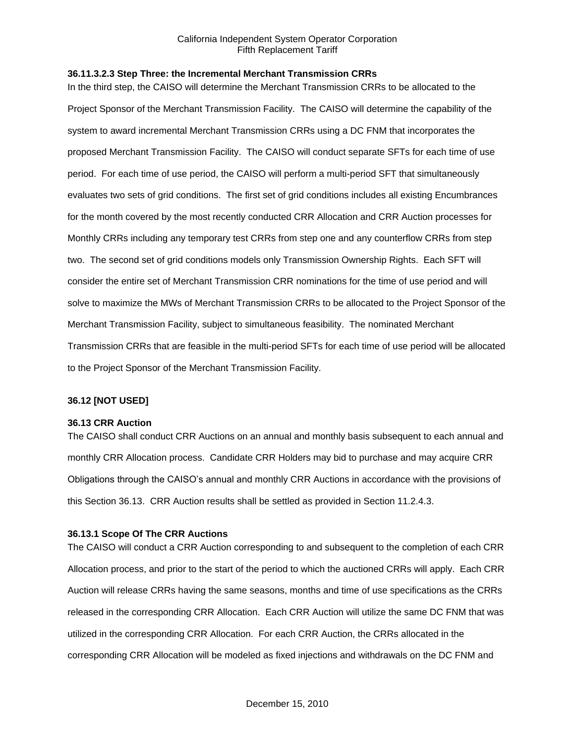#### 36.11.3.2.3 Step Three: the Incremental Merchant Transmission CRRs

In the third step, the CAISO will determine the Merchant Transmission CRRs to be allocated to the Project Sponsor of the Merchant Transmission Facility. The CAISO will determine the capability of the system to award incremental Merchant Transmission CRRs using a DC FNM that incorporates the proposed Merchant Transmission Facility. The CAISO will conduct separate SFTs for each time of use period. For each time of use period, the CAISO will perform a multi-period SFT that simultaneously evaluates two sets of grid conditions. The first set of grid conditions includes all existing Encumbrances for the month covered by the most recently conducted CRR Allocation and CRR Auction processes for Monthly CRRs including any temporary test CRRs from step one and any counterflow CRRs from step two. The second set of grid conditions models only Transmission Ownership Rights. Each SFT will consider the entire set of Merchant Transmission CRR nominations for the time of use period and will solve to maximize the MWs of Merchant Transmission CRRs to be allocated to the Project Sponsor of the Merchant Transmission Facility, subject to simultaneous feasibility. The nominated Merchant Transmission CRRs that are feasible in the multi-period SFTs for each time of use period will be allocated to the Project Sponsor of the Merchant Transmission Facility.

## 36.12 [NOT USED]

## 36.13 CRR Auction

The CAISO shall conduct CRR Auctions on an annual and monthly basis subsequent to each annual and monthly CRR Allocation process. Candidate CRR Holders may bid to purchase and may acquire CRR Obligations through the CAISO's annual and monthly CRR Auctions in accordance with the provisions of this Section 36.13. CRR Auction results shall be settled as provided in Section 11.2.4.3.

### 36.13.1 Scope Of The CRR Auctions

The CAISO will conduct a CRR Auction corresponding to and subsequent to the completion of each CRR Allocation process, and prior to the start of the period to which the auctioned CRRs will apply. Each CRR Auction will release CRRs having the same seasons, months and time of use specifications as the CRRs released in the corresponding CRR Allocation. Each CRR Auction will utilize the same DC FNM that was utilized in the corresponding CRR Allocation. For each CRR Auction, the CRRs allocated in the corresponding CRR Allocation will be modeled as fixed injections and withdrawals on the DC FNM and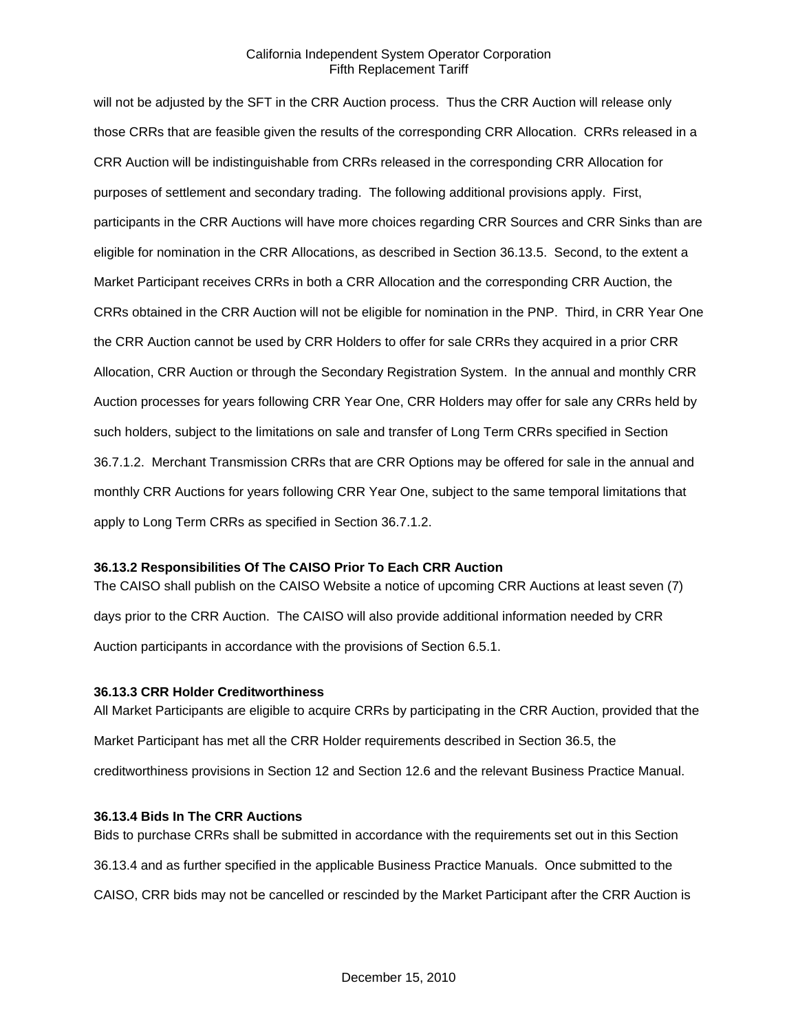will not be adjusted by the SFT in the CRR Auction process. Thus the CRR Auction will release only those CRRs that are feasible given the results of the corresponding CRR Allocation. CRRs released in a CRR Auction will be indistinguishable from CRRs released in the corresponding CRR Allocation for purposes of settlement and secondary trading. The following additional provisions apply. First, participants in the CRR Auctions will have more choices regarding CRR Sources and CRR Sinks than are eligible for nomination in the CRR Allocations, as described in Section 36.13.5. Second, to the extent a Market Participant receives CRRs in both a CRR Allocation and the corresponding CRR Auction, the CRRs obtained in the CRR Auction will not be eligible for nomination in the PNP. Third, in CRR Year One the CRR Auction cannot be used by CRR Holders to offer for sale CRRs they acquired in a prior CRR Allocation, CRR Auction or through the Secondary Registration System. In the annual and monthly CRR Auction processes for years following CRR Year One, CRR Holders may offer for sale any CRRs held by such holders, subject to the limitations on sale and transfer of Long Term CRRs specified in Section 36.7.1.2. Merchant Transmission CRRs that are CRR Options may be offered for sale in the annual and monthly CRR Auctions for years following CRR Year One, subject to the same temporal limitations that apply to Long Term CRRs as specified in Section 36.7.1.2.

**36.13.2 Responsibilities Of The CAISO Prior To Each CRR Auction**

The CAISO shall publish on the CAISO Website a notice of upcoming CRR Auctions at least seven (7) days prior to the CRR Auction. The CAISO will also provide additional information needed by CRR Auction participants in accordance with the provisions of Section 6.5.1.

**36.13.3 CRR Holder Creditworthiness**

All Market Participants are eligible to acquire CRRs by participating in the CRR Auction, provided that the Market Participant has met all the CRR Holder requirements described in Section 36.5, the creditworthiness provisions in Section 12 and Section 12.6 and the relevant Business Practice Manual.

**36.13.4 Bids In The CRR Auctions**

Bids to purchase CRRs shall be submitted in accordance with the requirements set out in this Section 36.13.4 and as further specified in the applicable Business Practice Manuals. Once submitted to the CAISO, CRR bids may not be cancelled or rescinded by the Market Participant after the CRR Auction is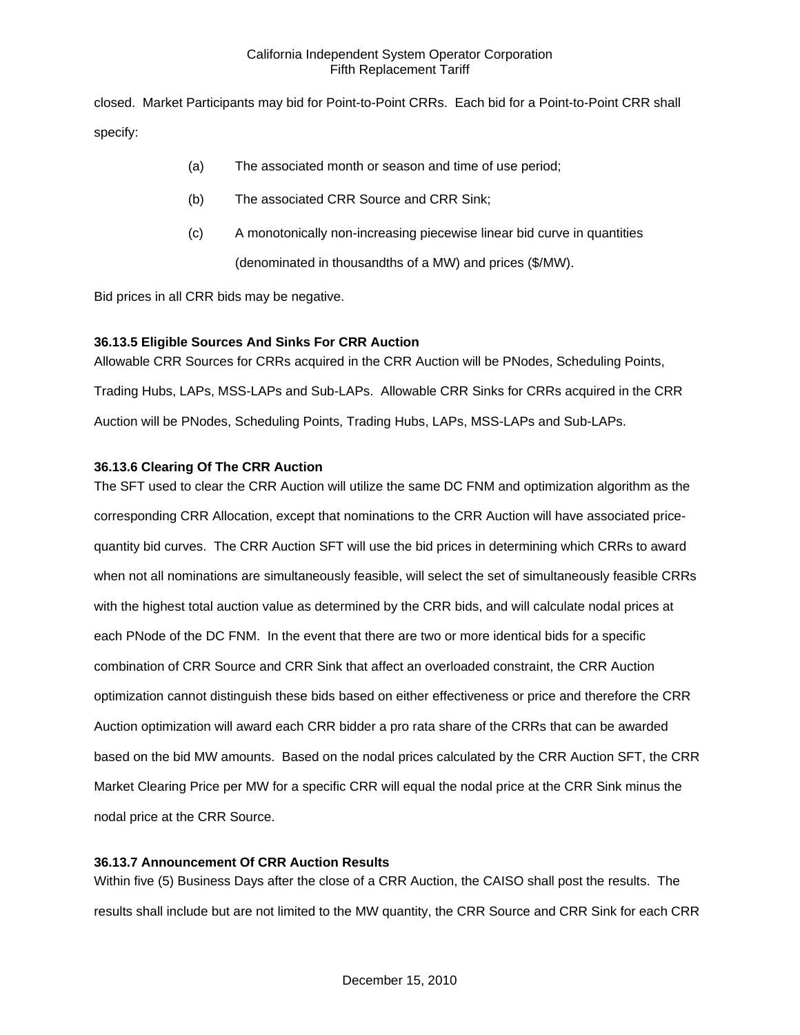closed. Market Participants may bid for Point-to-Point CRRs. Each bid for a Point-to-Point CRR shall specify:

(a) The associated month or season and time of use period;

(b) The associated CRR Source and CRR Sink;

(c) A monotonically non-increasing piecewise linear bid curve in quantities (denominated in thousandths of a MW) and prices ($/MW).

Bid prices in all CRR bids may be negative.

### 36.13.5 Eligible Sources And Sinks For CRR Auction

Allowable CRR Sources for CRRs acquired in the CRR Auction will be PNodes, Scheduling Points, Trading Hubs, LAPs, MSS-LAPs and Sub-LAPs. Allowable CRR Sinks for CRRs acquired in the CRR Auction will be PNodes, Scheduling Points, Trading Hubs, LAPs, MSS-LAPs and Sub-LAPs.

### 36.13.6 Clearing Of The CRR Auction

The SFT used to clear the CRR Auction will utilize the same DC FNM and optimization algorithm as the corresponding CRR Allocation, except that nominations to the CRR Auction will have associated price-quantity bid curves. The CRR Auction SFT will use the bid prices in determining which CRRs to award when not all nominations are simultaneously feasible, will select the set of simultaneously feasible CRRs with the highest total auction value as determined by the CRR bids, and will calculate nodal prices at each PNode of the DC FNM. In the event that there are two or more identical bids for a specific combination of CRR Source and CRR Sink that affect an overloaded constraint, the CRR Auction optimization cannot distinguish these bids based on either effectiveness or price and therefore the CRR Auction optimization will award each CRR bidder a pro rata share of the CRRs that can be awarded based on the bid MW amounts. Based on the nodal prices calculated by the CRR Auction SFT, the CRR Market Clearing Price per MW for a specific CRR will equal the nodal price at the CRR Sink minus the nodal price at the CRR Source.

### 36.13.7 Announcement Of CRR Auction Results

Within five (5) Business Days after the close of a CRR Auction, the CAISO shall post the results. The results shall include but are not limited to the MW quantity, the CRR Source and CRR Sink for each CRR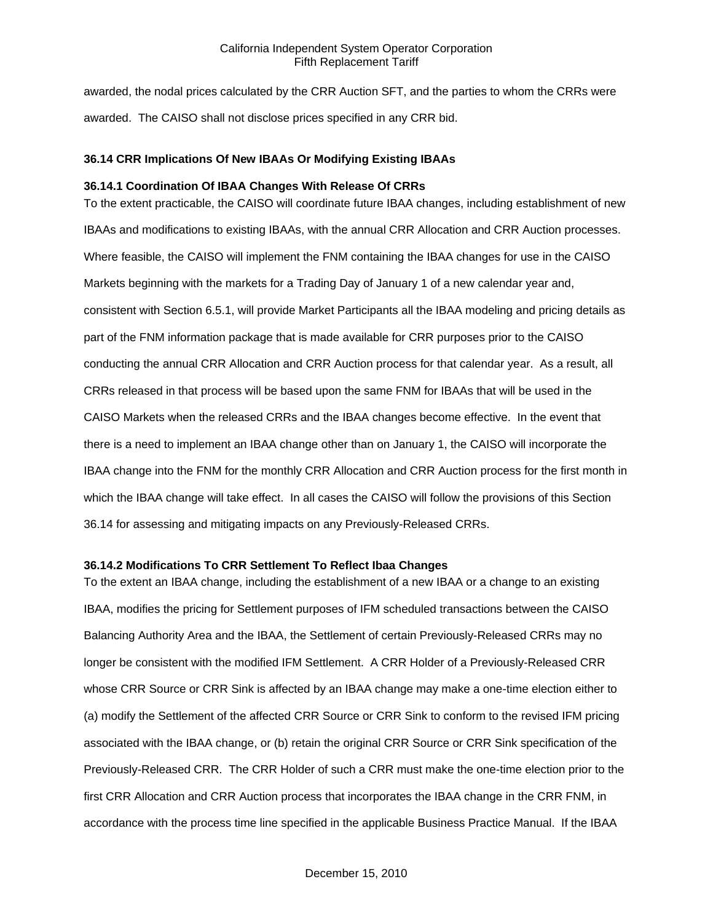awarded, the nodal prices calculated by the CRR Auction SFT, and the parties to whom the CRRs were awarded. The CAISO shall not disclose prices specified in any CRR bid.

### 36.14 CRR Implications Of New IBAAs Or Modifying Existing IBAAs

#### 36.14.1 Coordination Of IBAA Changes With Release Of CRRs

To the extent practicable, the CAISO will coordinate future IBAA changes, including establishment of new IBAAs and modifications to existing IBAAs, with the annual CRR Allocation and CRR Auction processes. Where feasible, the CAISO will implement the FNM containing the IBAA changes for use in the CAISO Markets beginning with the markets for a Trading Day of January 1 of a new calendar year and, consistent with Section 6.5.1, will provide Market Participants all the IBAA modeling and pricing details as part of the FNM information package that is made available for CRR purposes prior to the CAISO conducting the annual CRR Allocation and CRR Auction process for that calendar year. As a result, all CRRs released in that process will be based upon the same FNM for IBAAs that will be used in the CAISO Markets when the released CRRs and the IBAA changes become effective. In the event that there is a need to implement an IBAA change other than on January 1, the CAISO will incorporate the IBAA change into the FNM for the monthly CRR Allocation and CRR Auction process for the first month in which the IBAA change will take effect. In all cases the CAISO will follow the provisions of this Section 36.14 for assessing and mitigating impacts on any Previously-Released CRRs.

#### 36.14.2 Modifications To CRR Settlement To Reflect Ibaa Changes

To the extent an IBAA change, including the establishment of a new IBAA or a change to an existing IBAA, modifies the pricing for Settlement purposes of IFM scheduled transactions between the CAISO Balancing Authority Area and the IBAA, the Settlement of certain Previously-Released CRRs may no longer be consistent with the modified IFM Settlement. A CRR Holder of a Previously-Released CRR whose CRR Source or CRR Sink is affected by an IBAA change may make a one-time election either to (a) modify the Settlement of the affected CRR Source or CRR Sink to conform to the revised IFM pricing associated with the IBAA change, or (b) retain the original CRR Source or CRR Sink specification of the Previously-Released CRR. The CRR Holder of such a CRR must make the one-time election prior to the first CRR Allocation and CRR Auction process that incorporates the IBAA change in the CRR FNM, in accordance with the process time line specified in the applicable Business Practice Manual. If the IBAA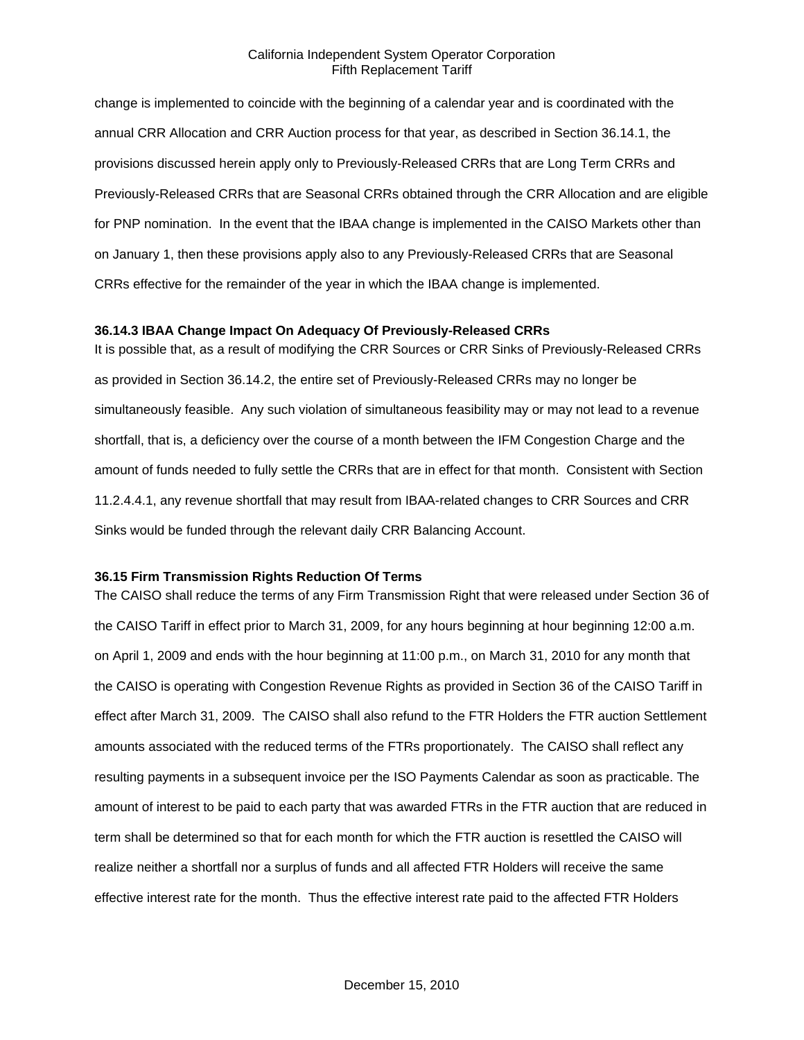change is implemented to coincide with the beginning of a calendar year and is coordinated with the annual CRR Allocation and CRR Auction process for that year, as described in Section 36.14.1, the provisions discussed herein apply only to Previously-Released CRRs that are Long Term CRRs and Previously-Released CRRs that are Seasonal CRRs obtained through the CRR Allocation and are eligible for PNP nomination. In the event that the IBAA change is implemented in the CAISO Markets other than on January 1, then these provisions apply also to any Previously-Released CRRs that are Seasonal CRRs effective for the remainder of the year in which the IBAA change is implemented.

**36.14.3 IBAA Change Impact On Adequacy Of Previously-Released CRRs**

It is possible that, as a result of modifying the CRR Sources or CRR Sinks of Previously-Released CRRs as provided in Section 36.14.2, the entire set of Previously-Released CRRs may no longer be simultaneously feasible. Any such violation of simultaneous feasibility may or may not lead to a revenue shortfall, that is, a deficiency over the course of a month between the IFM Congestion Charge and the amount of funds needed to fully settle the CRRs that are in effect for that month. Consistent with Section 11.2.4.4.1, any revenue shortfall that may result from IBAA-related changes to CRR Sources and CRR Sinks would be funded through the relevant daily CRR Balancing Account.

**36.15 Firm Transmission Rights Reduction Of Terms**

The CAISO shall reduce the terms of any Firm Transmission Right that were released under Section 36 of the CAISO Tariff in effect prior to March 31, 2009, for any hours beginning at hour beginning 12:00 a.m. on April 1, 2009 and ends with the hour beginning at 11:00 p.m., on March 31, 2010 for any month that the CAISO is operating with Congestion Revenue Rights as provided in Section 36 of the CAISO Tariff in effect after March 31, 2009. The CAISO shall also refund to the FTR Holders the FTR auction Settlement amounts associated with the reduced terms of the FTRs proportionately. The CAISO shall reflect any resulting payments in a subsequent invoice per the ISO Payments Calendar as soon as practicable. The amount of interest to be paid to each party that was awarded FTRs in the FTR auction that are reduced in term shall be determined so that for each month for which the FTR auction is resettled the CAISO will realize neither a shortfall nor a surplus of funds and all affected FTR Holders will receive the same effective interest rate for the month. Thus the effective interest rate paid to the affected FTR Holders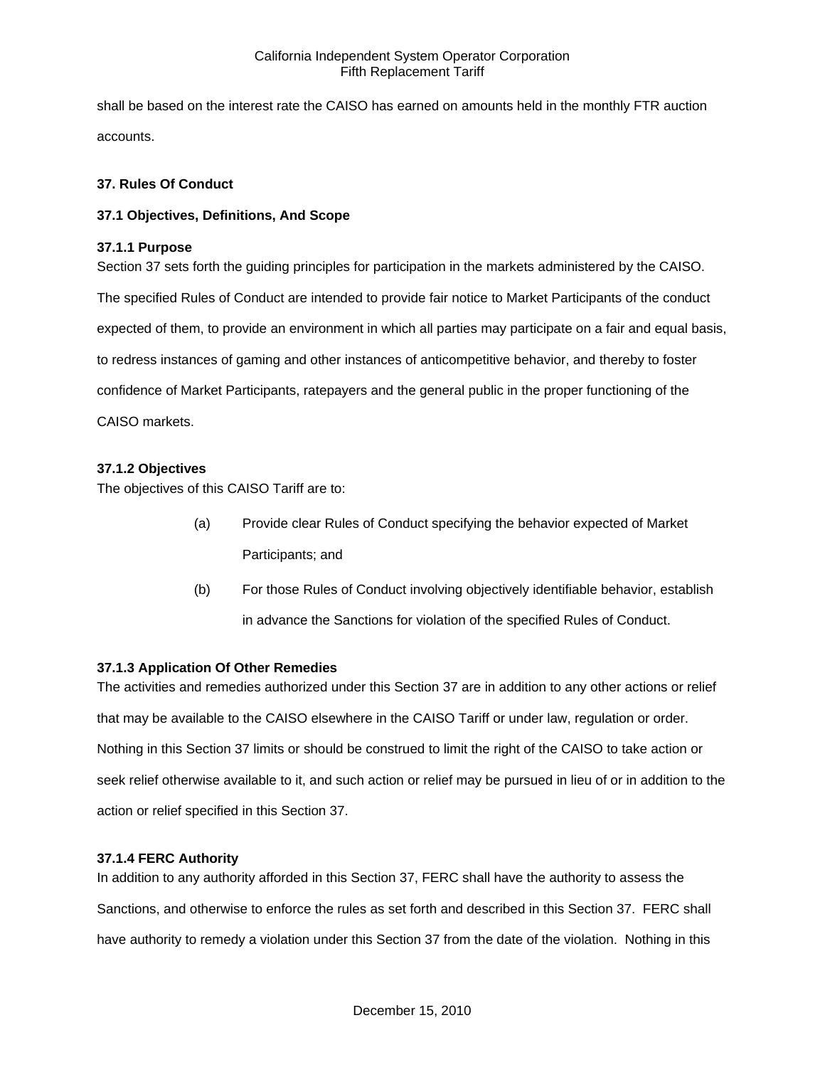shall be based on the interest rate the CAISO has earned on amounts held in the monthly FTR auction accounts.

## 37. Rules Of Conduct

### 37.1 Objectives, Definitions, And Scope

#### 37.1.1 Purpose

Section 37 sets forth the guiding principles for participation in the markets administered by the CAISO. The specified Rules of Conduct are intended to provide fair notice to Market Participants of the conduct expected of them, to provide an environment in which all parties may participate on a fair and equal basis, to redress instances of gaming and other instances of anticompetitive behavior, and thereby to foster confidence of Market Participants, ratepayers and the general public in the proper functioning of the CAISO markets.

#### 37.1.2 Objectives

The objectives of this CAISO Tariff are to:

(a) Provide clear Rules of Conduct specifying the behavior expected of Market Participants; and

(b) For those Rules of Conduct involving objectively identifiable behavior, establish in advance the Sanctions for violation of the specified Rules of Conduct.

#### 37.1.3 Application Of Other Remedies

The activities and remedies authorized under this Section 37 are in addition to any other actions or relief that may be available to the CAISO elsewhere in the CAISO Tariff or under law, regulation or order. Nothing in this Section 37 limits or should be construed to limit the right of the CAISO to take action or seek relief otherwise available to it, and such action or relief may be pursued in lieu of or in addition to the action or relief specified in this Section 37.

#### 37.1.4 FERC Authority

In addition to any authority afforded in this Section 37, FERC shall have the authority to assess the Sanctions, and otherwise to enforce the rules as set forth and described in this Section 37. FERC shall have authority to remedy a violation under this Section 37 from the date of the violation. Nothing in this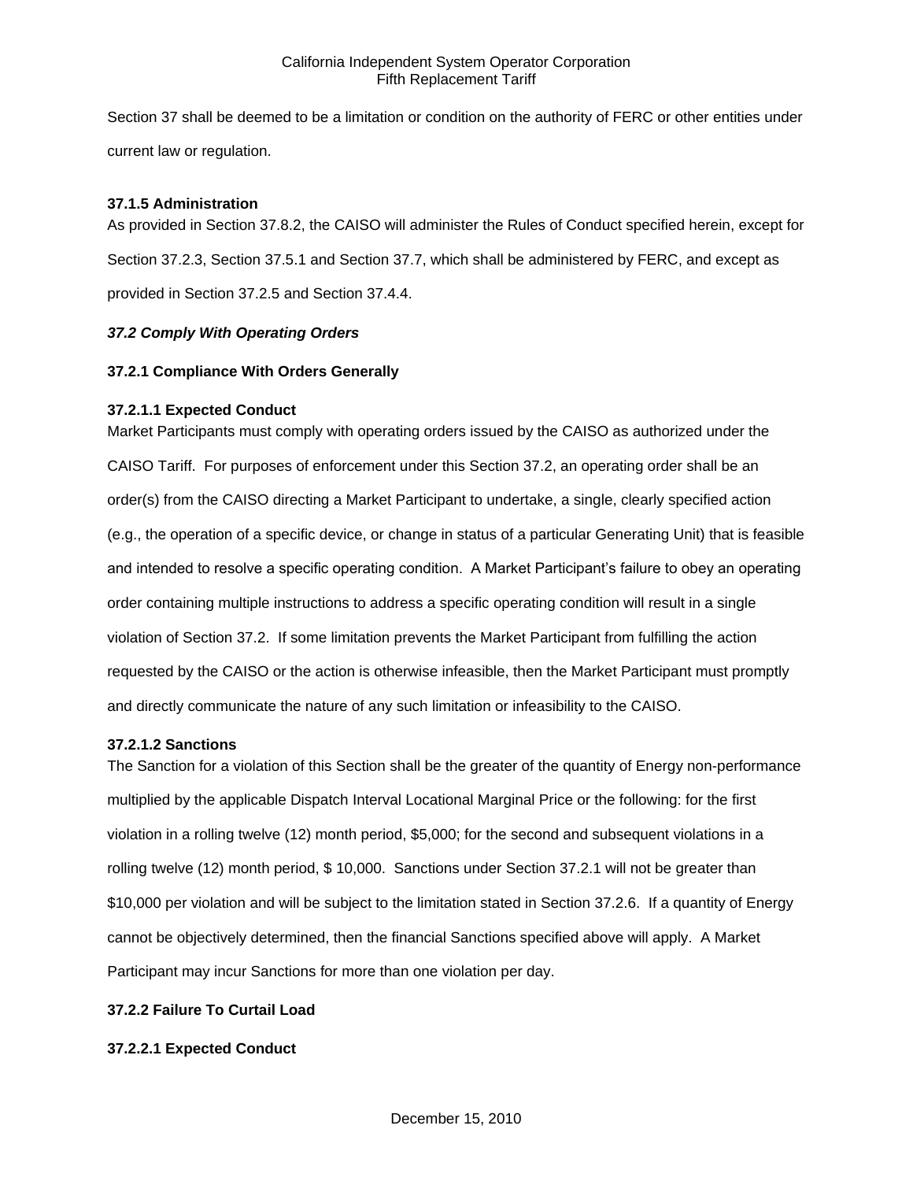Section 37 shall be deemed to be a limitation or condition on the authority of FERC or other entities under current law or regulation.

**37.1.5 Administration**

As provided in Section 37.8.2, the CAISO will administer the Rules of Conduct specified herein, except for Section 37.2.3, Section 37.5.1 and Section 37.7, which shall be administered by FERC, and except as provided in Section 37.2.5 and Section 37.4.4.

***37.2 Comply With Operating Orders***

**37.2.1 Compliance With Orders Generally**

**37.2.1.1 Expected Conduct**

Market Participants must comply with operating orders issued by the CAISO as authorized under the CAISO Tariff. For purposes of enforcement under this Section 37.2, an operating order shall be an order(s) from the CAISO directing a Market Participant to undertake, a single, clearly specified action (e.g., the operation of a specific device, or change in status of a particular Generating Unit) that is feasible and intended to resolve a specific operating condition. A Market Participant's failure to obey an operating order containing multiple instructions to address a specific operating condition will result in a single violation of Section 37.2. If some limitation prevents the Market Participant from fulfilling the action requested by the CAISO or the action is otherwise infeasible, then the Market Participant must promptly and directly communicate the nature of any such limitation or infeasibility to the CAISO.

**37.2.1.2 Sanctions**

The Sanction for a violation of this Section shall be the greater of the quantity of Energy non-performance multiplied by the applicable Dispatch Interval Locational Marginal Price or the following: for the first violation in a rolling twelve (12) month period, $5,000; for the second and subsequent violations in a rolling twelve (12) month period, $ 10,000. Sanctions under Section 37.2.1 will not be greater than $10,000 per violation and will be subject to the limitation stated in Section 37.2.6. If a quantity of Energy cannot be objectively determined, then the financial Sanctions specified above will apply. A Market Participant may incur Sanctions for more than one violation per day.

**37.2.2 Failure To Curtail Load**

**37.2.2.1 Expected Conduct**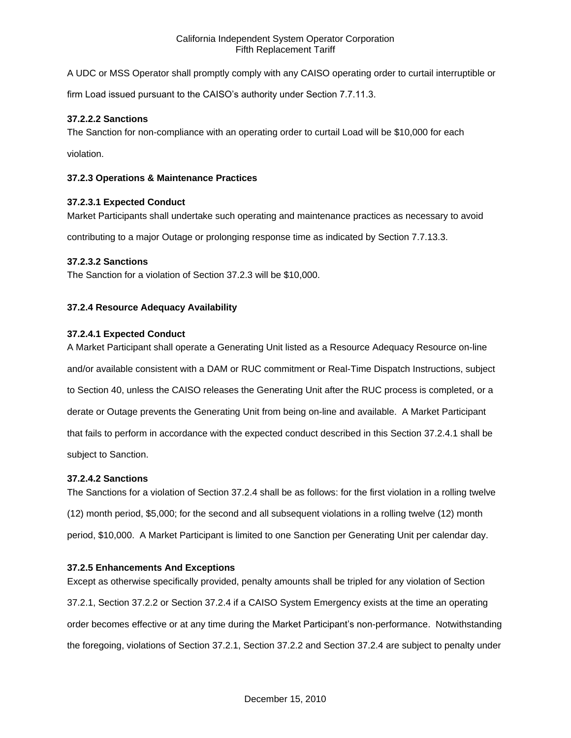A UDC or MSS Operator shall promptly comply with any CAISO operating order to curtail interruptible or firm Load issued pursuant to the CAISO's authority under Section 7.7.11.3.

**37.2.2.2 Sanctions**

The Sanction for non-compliance with an operating order to curtail Load will be $10,000 for each violation.

**37.2.3 Operations & Maintenance Practices**

**37.2.3.1 Expected Conduct**

Market Participants shall undertake such operating and maintenance practices as necessary to avoid contributing to a major Outage or prolonging response time as indicated by Section 7.7.13.3.

**37.2.3.2 Sanctions**

The Sanction for a violation of Section 37.2.3 will be $10,000.

**37.2.4 Resource Adequacy Availability**

**37.2.4.1 Expected Conduct**

A Market Participant shall operate a Generating Unit listed as a Resource Adequacy Resource on-line and/or available consistent with a DAM or RUC commitment or Real-Time Dispatch Instructions, subject to Section 40, unless the CAISO releases the Generating Unit after the RUC process is completed, or a derate or Outage prevents the Generating Unit from being on-line and available. A Market Participant that fails to perform in accordance with the expected conduct described in this Section 37.2.4.1 shall be subject to Sanction.

**37.2.4.2 Sanctions**

The Sanctions for a violation of Section 37.2.4 shall be as follows: for the first violation in a rolling twelve (12) month period, $5,000; for the second and all subsequent violations in a rolling twelve (12) month period, $10,000. A Market Participant is limited to one Sanction per Generating Unit per calendar day.

**37.2.5 Enhancements And Exceptions**

Except as otherwise specifically provided, penalty amounts shall be tripled for any violation of Section 37.2.1, Section 37.2.2 or Section 37.2.4 if a CAISO System Emergency exists at the time an operating order becomes effective or at any time during the Market Participant's non-performance. Notwithstanding the foregoing, violations of Section 37.2.1, Section 37.2.2 and Section 37.2.4 are subject to penalty under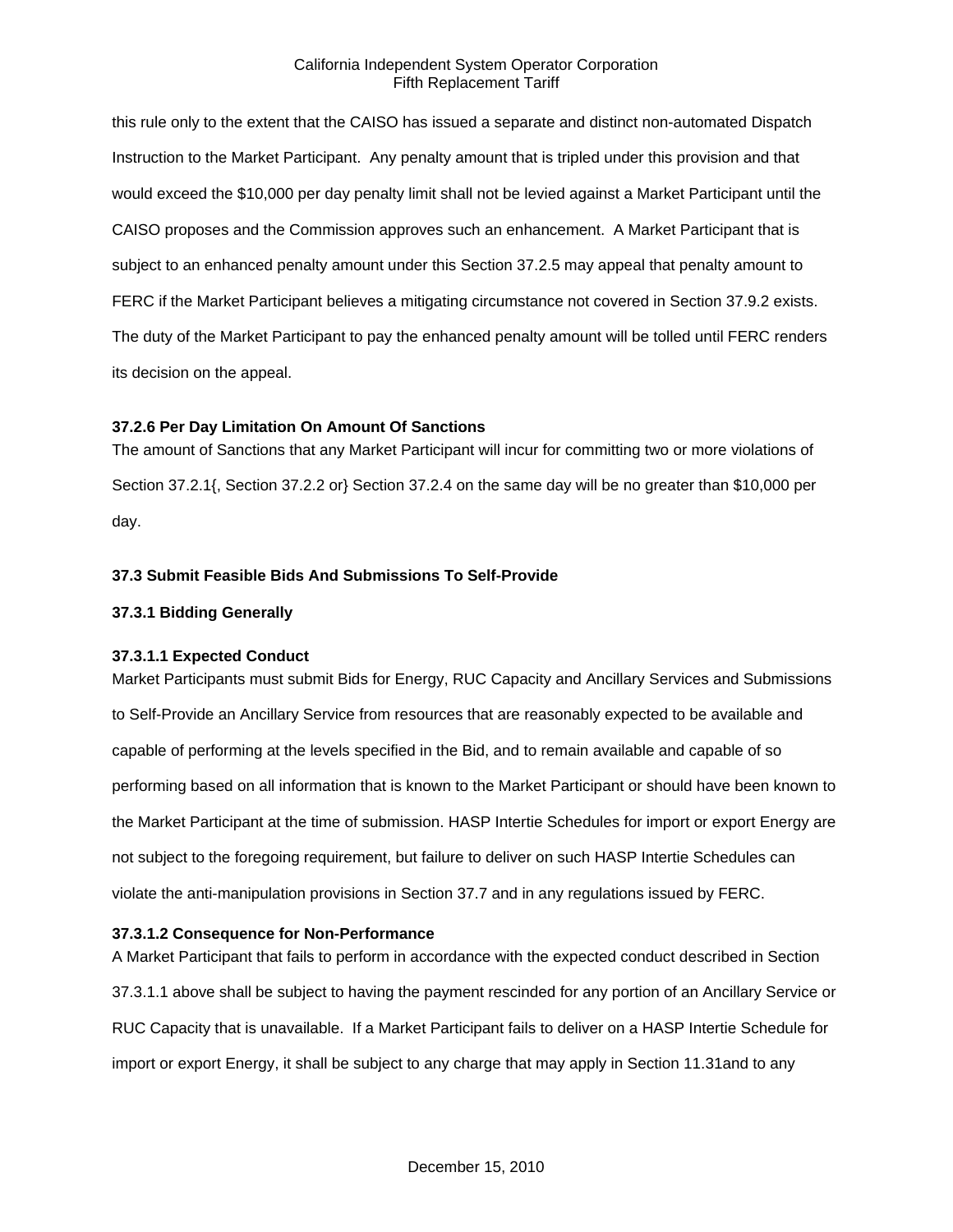this rule only to the extent that the CAISO has issued a separate and distinct non-automated Dispatch Instruction to the Market Participant. Any penalty amount that is tripled under this provision and that would exceed the $10,000 per day penalty limit shall not be levied against a Market Participant until the CAISO proposes and the Commission approves such an enhancement. A Market Participant that is subject to an enhanced penalty amount under this Section 37.2.5 may appeal that penalty amount to FERC if the Market Participant believes a mitigating circumstance not covered in Section 37.9.2 exists. The duty of the Market Participant to pay the enhanced penalty amount will be tolled until FERC renders its decision on the appeal.

### 37.2.6 Per Day Limitation On Amount Of Sanctions

The amount of Sanctions that any Market Participant will incur for committing two or more violations of Section 37.2.1{, Section 37.2.2 or} Section 37.2.4 on the same day will be no greater than $10,000 per day.

## 37.3 Submit Feasible Bids And Submissions To Self-Provide

### 37.3.1 Bidding Generally

#### 37.3.1.1 Expected Conduct

Market Participants must submit Bids for Energy, RUC Capacity and Ancillary Services and Submissions to Self-Provide an Ancillary Service from resources that are reasonably expected to be available and capable of performing at the levels specified in the Bid, and to remain available and capable of so performing based on all information that is known to the Market Participant or should have been known to the Market Participant at the time of submission. HASP Intertie Schedules for import or export Energy are not subject to the foregoing requirement, but failure to deliver on such HASP Intertie Schedules can violate the anti-manipulation provisions in Section 37.7 and in any regulations issued by FERC.

#### 37.3.1.2 Consequence for Non-Performance

A Market Participant that fails to perform in accordance with the expected conduct described in Section 37.3.1.1 above shall be subject to having the payment rescinded for any portion of an Ancillary Service or RUC Capacity that is unavailable. If a Market Participant fails to deliver on a HASP Intertie Schedule for import or export Energy, it shall be subject to any charge that may apply in Section 11.31and to any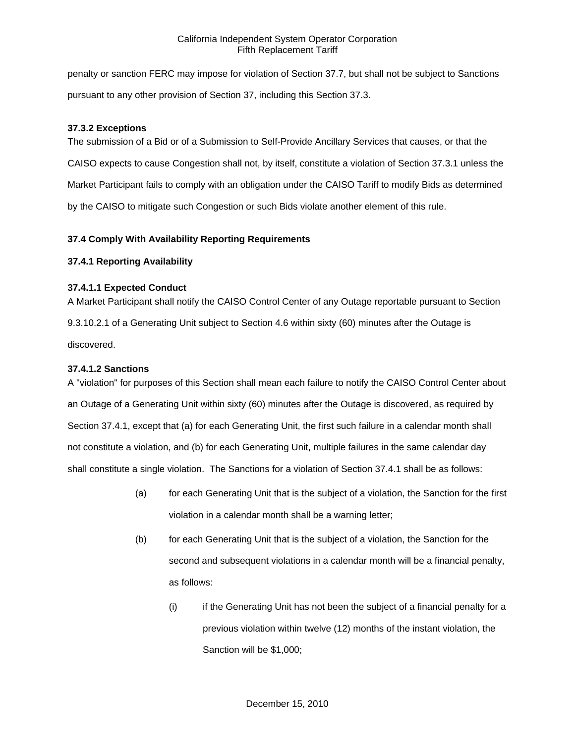penalty or sanction FERC may impose for violation of Section 37.7, but shall not be subject to Sanctions pursuant to any other provision of Section 37, including this Section 37.3.

**37.3.2 Exceptions**

The submission of a Bid or of a Submission to Self-Provide Ancillary Services that causes, or that the CAISO expects to cause Congestion shall not, by itself, constitute a violation of Section 37.3.1 unless the Market Participant fails to comply with an obligation under the CAISO Tariff to modify Bids as determined by the CAISO to mitigate such Congestion or such Bids violate another element of this rule.

**37.4 Comply With Availability Reporting Requirements**

**37.4.1 Reporting Availability**

**37.4.1.1 Expected Conduct**

A Market Participant shall notify the CAISO Control Center of any Outage reportable pursuant to Section 9.3.10.2.1 of a Generating Unit subject to Section 4.6 within sixty (60) minutes after the Outage is discovered.

**37.4.1.2 Sanctions**

A "violation" for purposes of this Section shall mean each failure to notify the CAISO Control Center about an Outage of a Generating Unit within sixty (60) minutes after the Outage is discovered, as required by Section 37.4.1, except that (a) for each Generating Unit, the first such failure in a calendar month shall not constitute a violation, and (b) for each Generating Unit, multiple failures in the same calendar day shall constitute a single violation. The Sanctions for a violation of Section 37.4.1 shall be as follows:

(a) for each Generating Unit that is the subject of a violation, the Sanction for the first violation in a calendar month shall be a warning letter;

(b) for each Generating Unit that is the subject of a violation, the Sanction for the second and subsequent violations in a calendar month will be a financial penalty, as follows:

(i) if the Generating Unit has not been the subject of a financial penalty for a previous violation within twelve (12) months of the instant violation, the Sanction will be $1,000;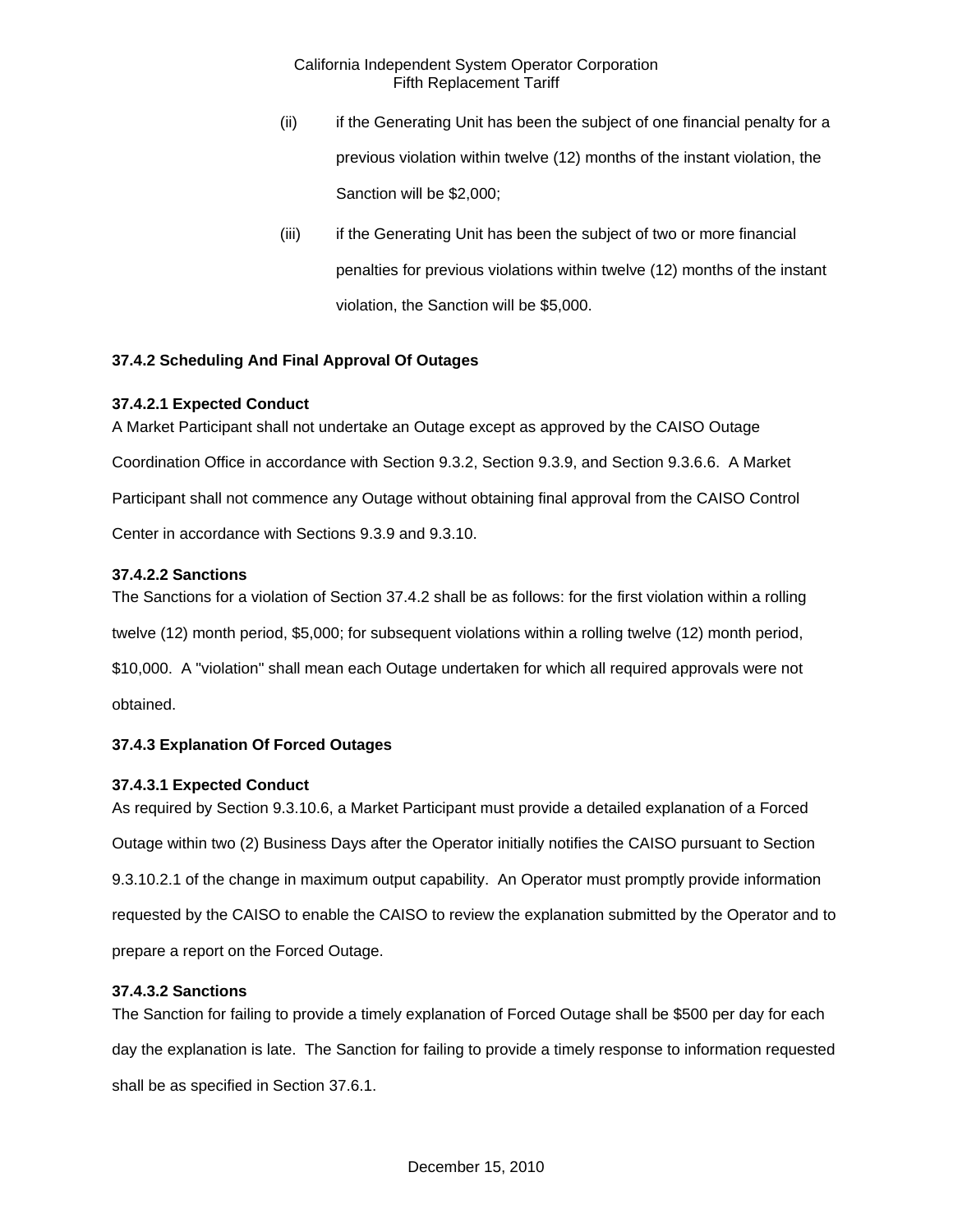(ii) if the Generating Unit has been the subject of one financial penalty for a previous violation within twelve (12) months of the instant violation, the Sanction will be $2,000;

(iii) if the Generating Unit has been the subject of two or more financial penalties for previous violations within twelve (12) months of the instant violation, the Sanction will be $5,000.

**37.4.2 Scheduling And Final Approval Of Outages**

**37.4.2.1 Expected Conduct**

A Market Participant shall not undertake an Outage except as approved by the CAISO Outage Coordination Office in accordance with Section 9.3.2, Section 9.3.9, and Section 9.3.6.6. A Market Participant shall not commence any Outage without obtaining final approval from the CAISO Control Center in accordance with Sections 9.3.9 and 9.3.10.

**37.4.2.2 Sanctions**

The Sanctions for a violation of Section 37.4.2 shall be as follows: for the first violation within a rolling twelve (12) month period, $5,000; for subsequent violations within a rolling twelve (12) month period, $10,000. A "violation" shall mean each Outage undertaken for which all required approvals were not obtained.

**37.4.3 Explanation Of Forced Outages**

**37.4.3.1 Expected Conduct**

As required by Section 9.3.10.6, a Market Participant must provide a detailed explanation of a Forced Outage within two (2) Business Days after the Operator initially notifies the CAISO pursuant to Section 9.3.10.2.1 of the change in maximum output capability. An Operator must promptly provide information requested by the CAISO to enable the CAISO to review the explanation submitted by the Operator and to prepare a report on the Forced Outage.

**37.4.3.2 Sanctions**

The Sanction for failing to provide a timely explanation of Forced Outage shall be $500 per day for each day the explanation is late. The Sanction for failing to provide a timely response to information requested shall be as specified in Section 37.6.1.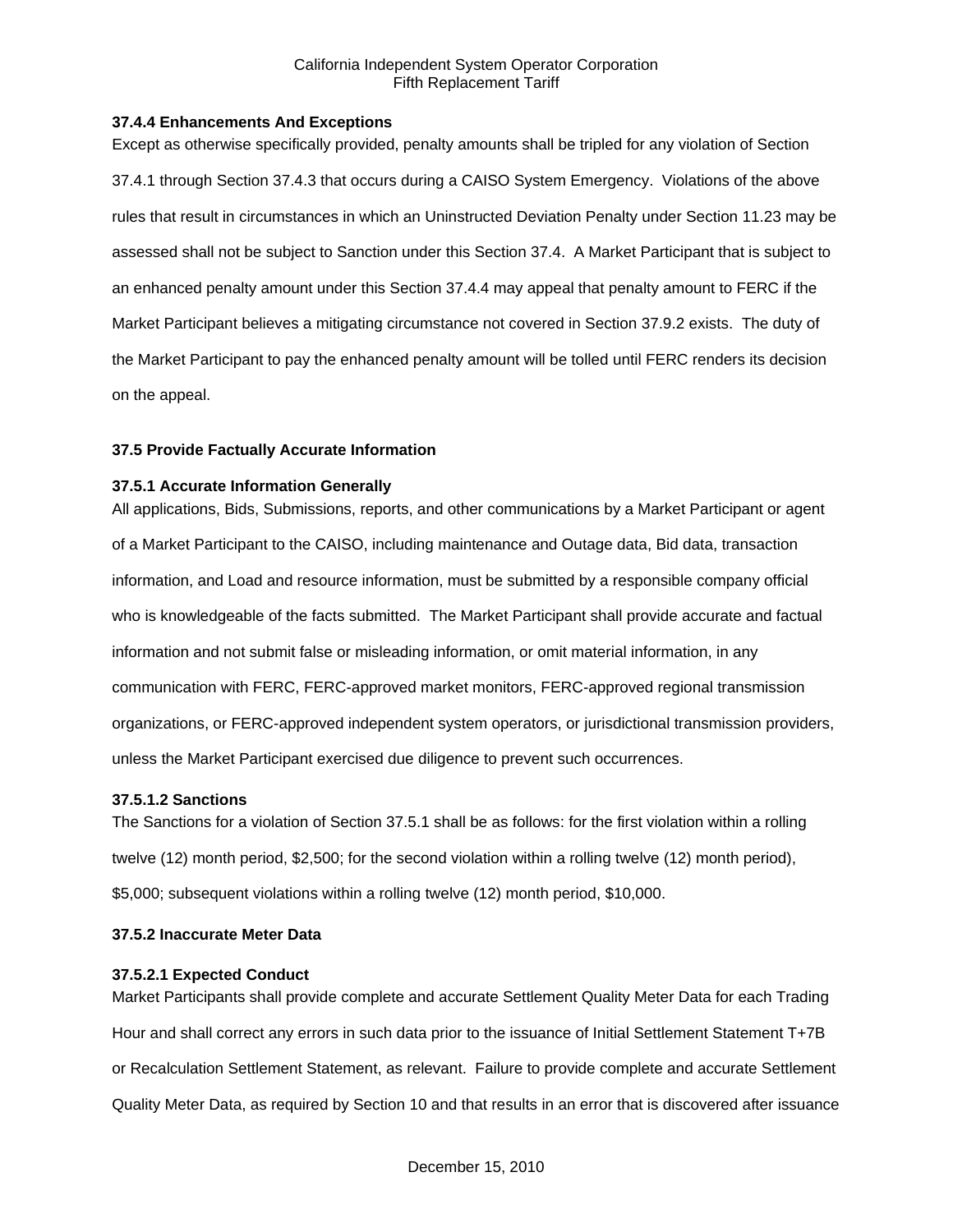### 37.4.4 Enhancements And Exceptions

Except as otherwise specifically provided, penalty amounts shall be tripled for any violation of Section 37.4.1 through Section 37.4.3 that occurs during a CAISO System Emergency. Violations of the above rules that result in circumstances in which an Uninstructed Deviation Penalty under Section 11.23 may be assessed shall not be subject to Sanction under this Section 37.4. A Market Participant that is subject to an enhanced penalty amount under this Section 37.4.4 may appeal that penalty amount to FERC if the Market Participant believes a mitigating circumstance not covered in Section 37.9.2 exists. The duty of the Market Participant to pay the enhanced penalty amount will be tolled until FERC renders its decision on the appeal.

## 37.5 Provide Factually Accurate Information

### 37.5.1 Accurate Information Generally

All applications, Bids, Submissions, reports, and other communications by a Market Participant or agent of a Market Participant to the CAISO, including maintenance and Outage data, Bid data, transaction information, and Load and resource information, must be submitted by a responsible company official who is knowledgeable of the facts submitted. The Market Participant shall provide accurate and factual information and not submit false or misleading information, or omit material information, in any communication with FERC, FERC-approved market monitors, FERC-approved regional transmission organizations, or FERC-approved independent system operators, or jurisdictional transmission providers, unless the Market Participant exercised due diligence to prevent such occurrences.

#### 37.5.1.2 Sanctions

The Sanctions for a violation of Section 37.5.1 shall be as follows: for the first violation within a rolling twelve (12) month period, $2,500; for the second violation within a rolling twelve (12) month period), $5,000; subsequent violations within a rolling twelve (12) month period, $10,000.

### 37.5.2 Inaccurate Meter Data

#### 37.5.2.1 Expected Conduct

Market Participants shall provide complete and accurate Settlement Quality Meter Data for each Trading Hour and shall correct any errors in such data prior to the issuance of Initial Settlement Statement T+7B or Recalculation Settlement Statement, as relevant. Failure to provide complete and accurate Settlement Quality Meter Data, as required by Section 10 and that results in an error that is discovered after issuance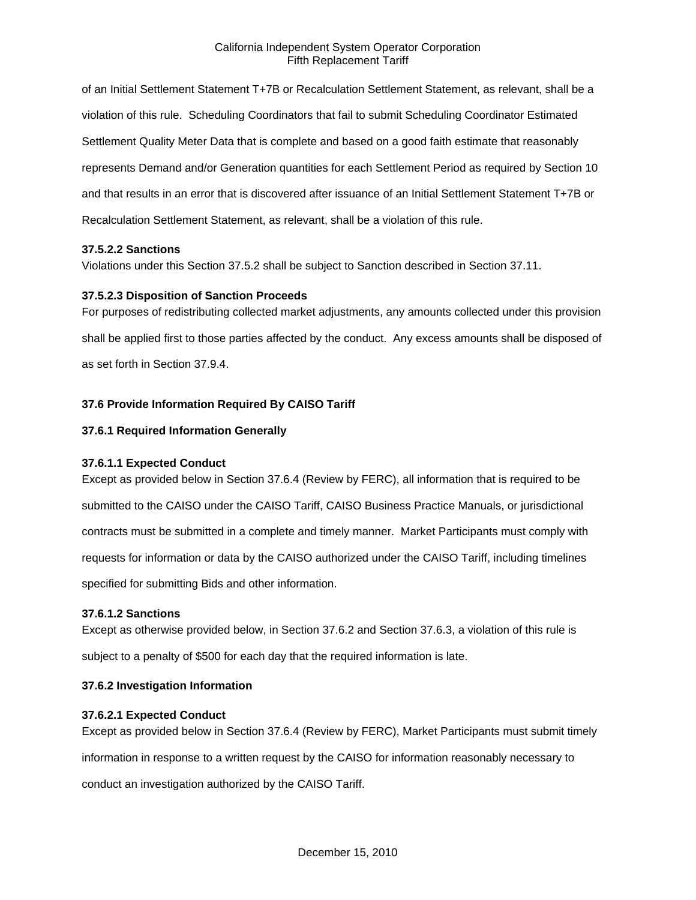of an Initial Settlement Statement T+7B or Recalculation Settlement Statement, as relevant, shall be a violation of this rule. Scheduling Coordinators that fail to submit Scheduling Coordinator Estimated Settlement Quality Meter Data that is complete and based on a good faith estimate that reasonably represents Demand and/or Generation quantities for each Settlement Period as required by Section 10 and that results in an error that is discovered after issuance of an Initial Settlement Statement T+7B or Recalculation Settlement Statement, as relevant, shall be a violation of this rule.

**37.5.2.2 Sanctions**

Violations under this Section 37.5.2 shall be subject to Sanction described in Section 37.11.

**37.5.2.3 Disposition of Sanction Proceeds**

For purposes of redistributing collected market adjustments, any amounts collected under this provision shall be applied first to those parties affected by the conduct. Any excess amounts shall be disposed of as set forth in Section 37.9.4.

**37.6 Provide Information Required By CAISO Tariff**

**37.6.1 Required Information Generally**

**37.6.1.1 Expected Conduct**

Except as provided below in Section 37.6.4 (Review by FERC), all information that is required to be submitted to the CAISO under the CAISO Tariff, CAISO Business Practice Manuals, or jurisdictional contracts must be submitted in a complete and timely manner. Market Participants must comply with requests for information or data by the CAISO authorized under the CAISO Tariff, including timelines specified for submitting Bids and other information.

**37.6.1.2 Sanctions**

Except as otherwise provided below, in Section 37.6.2 and Section 37.6.3, a violation of this rule is subject to a penalty of $500 for each day that the required information is late.

**37.6.2 Investigation Information**

**37.6.2.1 Expected Conduct**

Except as provided below in Section 37.6.4 (Review by FERC), Market Participants must submit timely information in response to a written request by the CAISO for information reasonably necessary to conduct an investigation authorized by the CAISO Tariff.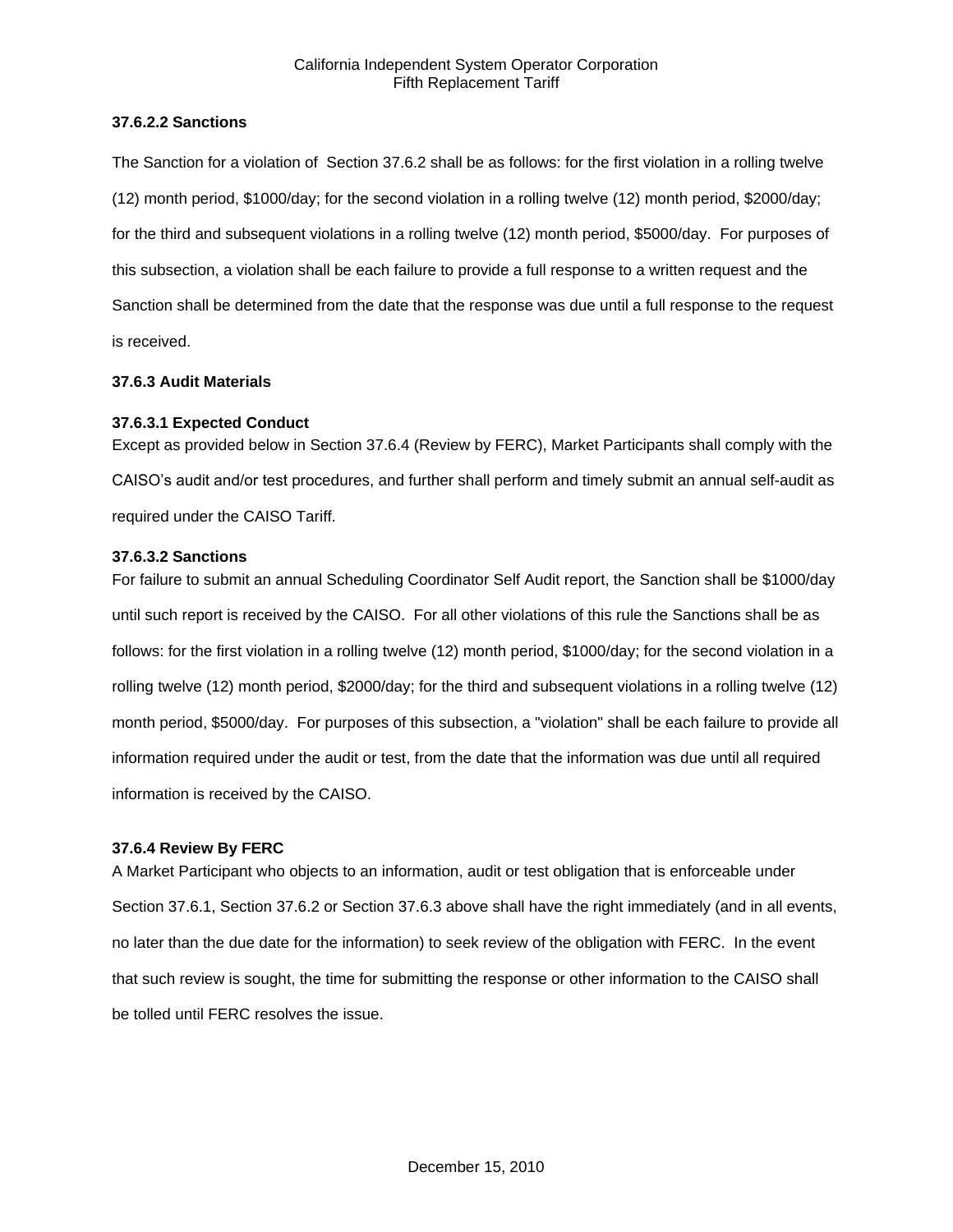### 37.6.2.2 Sanctions

The Sanction for a violation of Section 37.6.2 shall be as follows: for the first violation in a rolling twelve (12) month period, $1000/day; for the second violation in a rolling twelve (12) month period, $2000/day; for the third and subsequent violations in a rolling twelve (12) month period, $5000/day. For purposes of this subsection, a violation shall be each failure to provide a full response to a written request and the Sanction shall be determined from the date that the response was due until a full response to the request is received.

### 37.6.3 Audit Materials

### 37.6.3.1 Expected Conduct

Except as provided below in Section 37.6.4 (Review by FERC), Market Participants shall comply with the CAISO's audit and/or test procedures, and further shall perform and timely submit an annual self-audit as required under the CAISO Tariff.

### 37.6.3.2 Sanctions

For failure to submit an annual Scheduling Coordinator Self Audit report, the Sanction shall be $1000/day until such report is received by the CAISO. For all other violations of this rule the Sanctions shall be as follows: for the first violation in a rolling twelve (12) month period, $1000/day; for the second violation in a rolling twelve (12) month period, $2000/day; for the third and subsequent violations in a rolling twelve (12) month period, $5000/day. For purposes of this subsection, a "violation" shall be each failure to provide all information required under the audit or test, from the date that the information was due until all required information is received by the CAISO.

### 37.6.4 Review By FERC

A Market Participant who objects to an information, audit or test obligation that is enforceable under Section 37.6.1, Section 37.6.2 or Section 37.6.3 above shall have the right immediately (and in all events, no later than the due date for the information) to seek review of the obligation with FERC. In the event that such review is sought, the time for submitting the response or other information to the CAISO shall be tolled until FERC resolves the issue.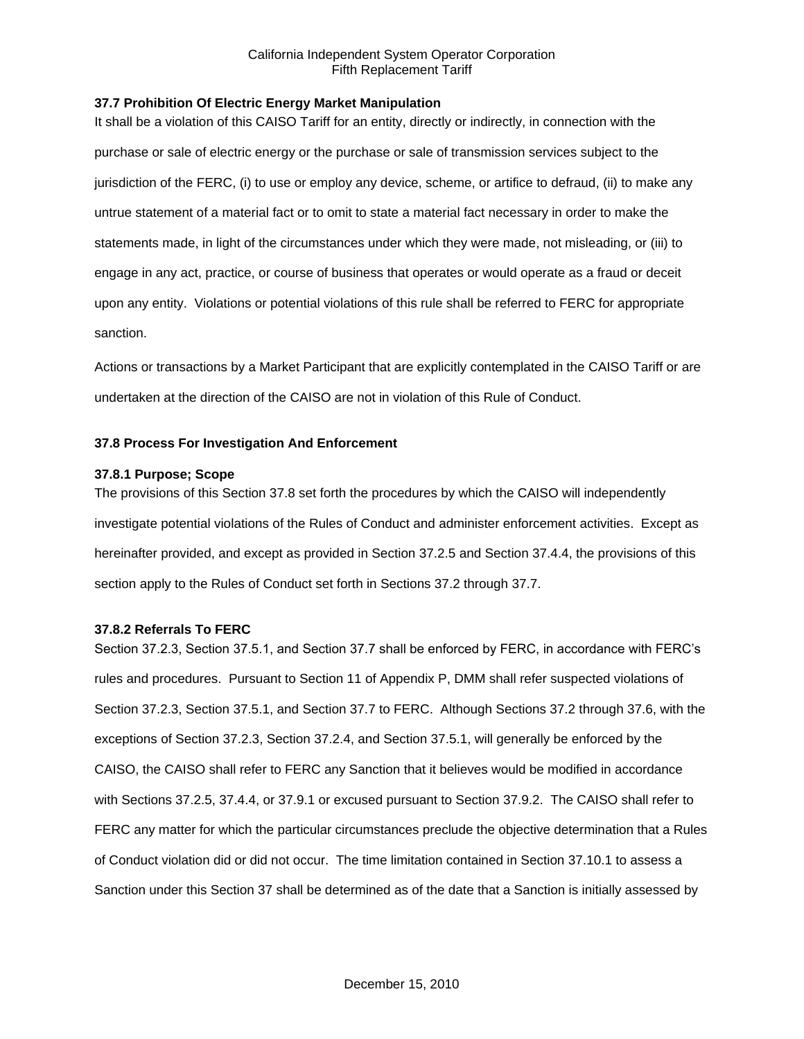### 37.7 Prohibition Of Electric Energy Market Manipulation

It shall be a violation of this CAISO Tariff for an entity, directly or indirectly, in connection with the purchase or sale of electric energy or the purchase or sale of transmission services subject to the jurisdiction of the FERC, (i) to use or employ any device, scheme, or artifice to defraud, (ii) to make any untrue statement of a material fact or to omit to state a material fact necessary in order to make the statements made, in light of the circumstances under which they were made, not misleading, or (iii) to engage in any act, practice, or course of business that operates or would operate as a fraud or deceit upon any entity. Violations or potential violations of this rule shall be referred to FERC for appropriate sanction.

Actions or transactions by a Market Participant that are explicitly contemplated in the CAISO Tariff or are undertaken at the direction of the CAISO are not in violation of this Rule of Conduct.

### 37.8 Process For Investigation And Enforcement

#### 37.8.1 Purpose; Scope

The provisions of this Section 37.8 set forth the procedures by which the CAISO will independently investigate potential violations of the Rules of Conduct and administer enforcement activities. Except as hereinafter provided, and except as provided in Section 37.2.5 and Section 37.4.4, the provisions of this section apply to the Rules of Conduct set forth in Sections 37.2 through 37.7.

#### 37.8.2 Referrals To FERC

Section 37.2.3, Section 37.5.1, and Section 37.7 shall be enforced by FERC, in accordance with FERC's rules and procedures. Pursuant to Section 11 of Appendix P, DMM shall refer suspected violations of Section 37.2.3, Section 37.5.1, and Section 37.7 to FERC. Although Sections 37.2 through 37.6, with the exceptions of Section 37.2.3, Section 37.2.4, and Section 37.5.1, will generally be enforced by the CAISO, the CAISO shall refer to FERC any Sanction that it believes would be modified in accordance with Sections 37.2.5, 37.4.4, or 37.9.1 or excused pursuant to Section 37.9.2. The CAISO shall refer to FERC any matter for which the particular circumstances preclude the objective determination that a Rules of Conduct violation did or did not occur. The time limitation contained in Section 37.10.1 to assess a Sanction under this Section 37 shall be determined as of the date that a Sanction is initially assessed by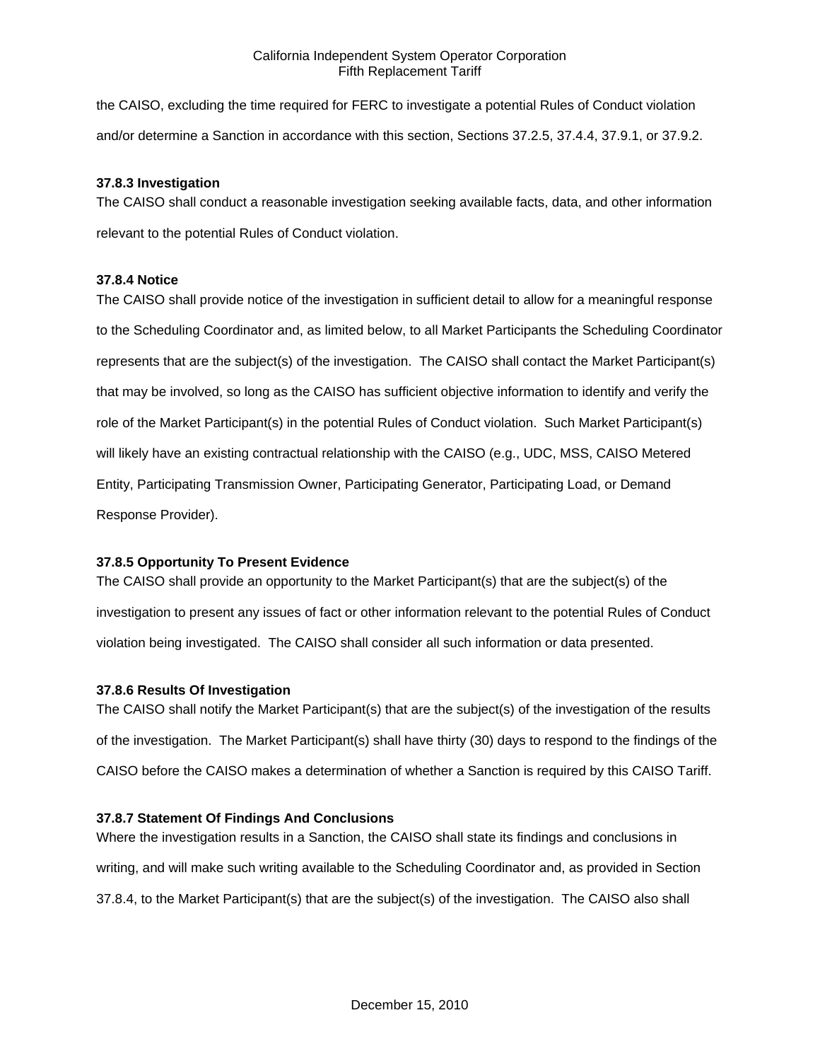the CAISO, excluding the time required for FERC to investigate a potential Rules of Conduct violation and/or determine a Sanction in accordance with this section, Sections 37.2.5, 37.4.4, 37.9.1, or 37.9.2.

**37.8.3 Investigation**

The CAISO shall conduct a reasonable investigation seeking available facts, data, and other information relevant to the potential Rules of Conduct violation.

**37.8.4 Notice**

The CAISO shall provide notice of the investigation in sufficient detail to allow for a meaningful response to the Scheduling Coordinator and, as limited below, to all Market Participants the Scheduling Coordinator represents that are the subject(s) of the investigation. The CAISO shall contact the Market Participant(s) that may be involved, so long as the CAISO has sufficient objective information to identify and verify the role of the Market Participant(s) in the potential Rules of Conduct violation. Such Market Participant(s) will likely have an existing contractual relationship with the CAISO (e.g., UDC, MSS, CAISO Metered Entity, Participating Transmission Owner, Participating Generator, Participating Load, or Demand Response Provider).

**37.8.5 Opportunity To Present Evidence**

The CAISO shall provide an opportunity to the Market Participant(s) that are the subject(s) of the investigation to present any issues of fact or other information relevant to the potential Rules of Conduct violation being investigated. The CAISO shall consider all such information or data presented.

**37.8.6 Results Of Investigation**

The CAISO shall notify the Market Participant(s) that are the subject(s) of the investigation of the results of the investigation. The Market Participant(s) shall have thirty (30) days to respond to the findings of the CAISO before the CAISO makes a determination of whether a Sanction is required by this CAISO Tariff.

**37.8.7 Statement Of Findings And Conclusions**

Where the investigation results in a Sanction, the CAISO shall state its findings and conclusions in writing, and will make such writing available to the Scheduling Coordinator and, as provided in Section 37.8.4, to the Market Participant(s) that are the subject(s) of the investigation. The CAISO also shall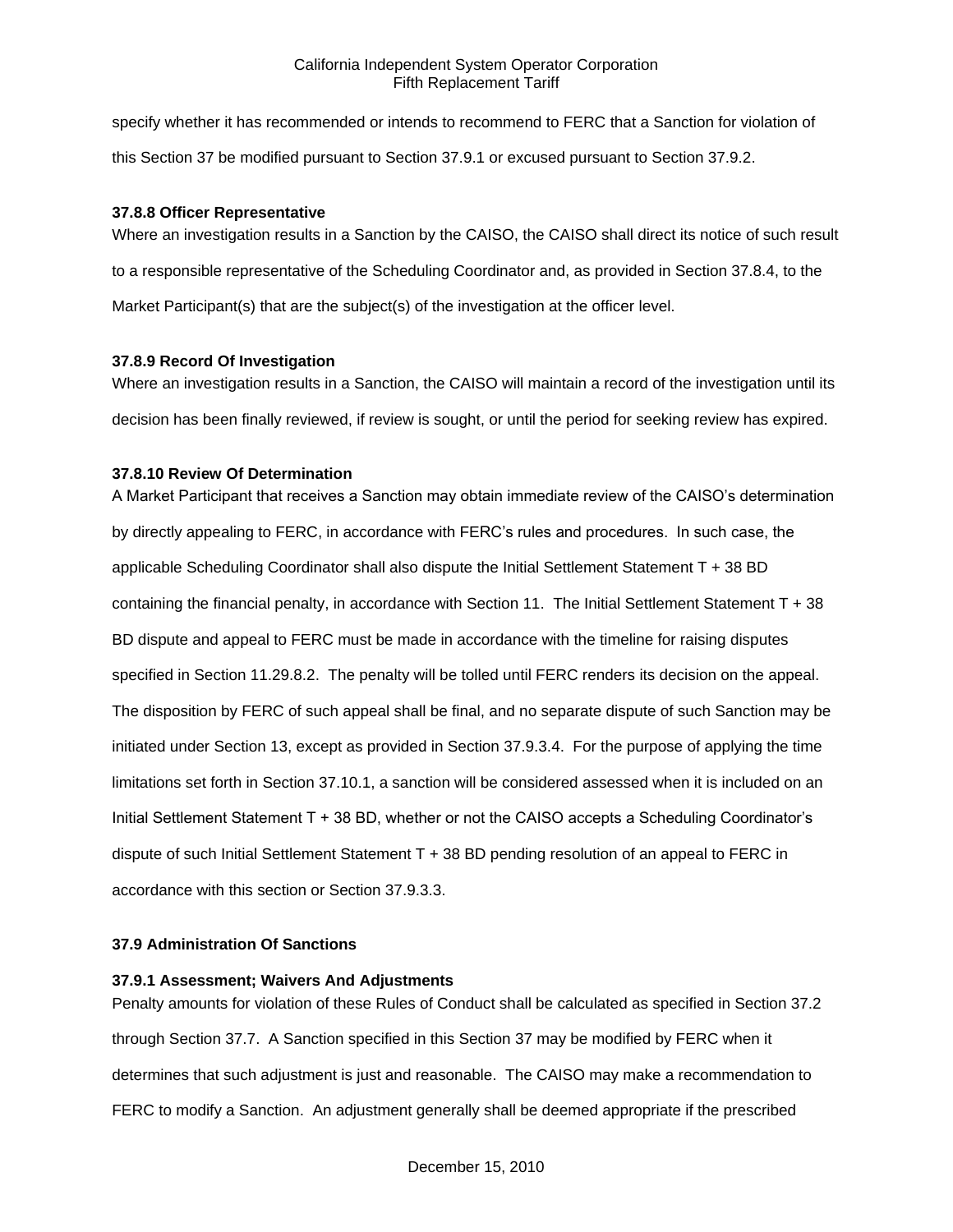specify whether it has recommended or intends to recommend to FERC that a Sanction for violation of this Section 37 be modified pursuant to Section 37.9.1 or excused pursuant to Section 37.9.2.

### 37.8.8 Officer Representative

Where an investigation results in a Sanction by the CAISO, the CAISO shall direct its notice of such result to a responsible representative of the Scheduling Coordinator and, as provided in Section 37.8.4, to the Market Participant(s) that are the subject(s) of the investigation at the officer level.

### 37.8.9 Record Of Investigation

Where an investigation results in a Sanction, the CAISO will maintain a record of the investigation until its decision has been finally reviewed, if review is sought, or until the period for seeking review has expired.

### 37.8.10 Review Of Determination

A Market Participant that receives a Sanction may obtain immediate review of the CAISO's determination by directly appealing to FERC, in accordance with FERC's rules and procedures. In such case, the applicable Scheduling Coordinator shall also dispute the Initial Settlement Statement T + 38 BD containing the financial penalty, in accordance with Section 11. The Initial Settlement Statement T + 38 BD dispute and appeal to FERC must be made in accordance with the timeline for raising disputes specified in Section 11.29.8.2. The penalty will be tolled until FERC renders its decision on the appeal. The disposition by FERC of such appeal shall be final, and no separate dispute of such Sanction may be initiated under Section 13, except as provided in Section 37.9.3.4. For the purpose of applying the time limitations set forth in Section 37.10.1, a sanction will be considered assessed when it is included on an Initial Settlement Statement T + 38 BD, whether or not the CAISO accepts a Scheduling Coordinator's dispute of such Initial Settlement Statement T + 38 BD pending resolution of an appeal to FERC in accordance with this section or Section 37.9.3.3.

## 37.9 Administration Of Sanctions

### 37.9.1 Assessment; Waivers And Adjustments

Penalty amounts for violation of these Rules of Conduct shall be calculated as specified in Section 37.2 through Section 37.7. A Sanction specified in this Section 37 may be modified by FERC when it determines that such adjustment is just and reasonable. The CAISO may make a recommendation to FERC to modify a Sanction. An adjustment generally shall be deemed appropriate if the prescribed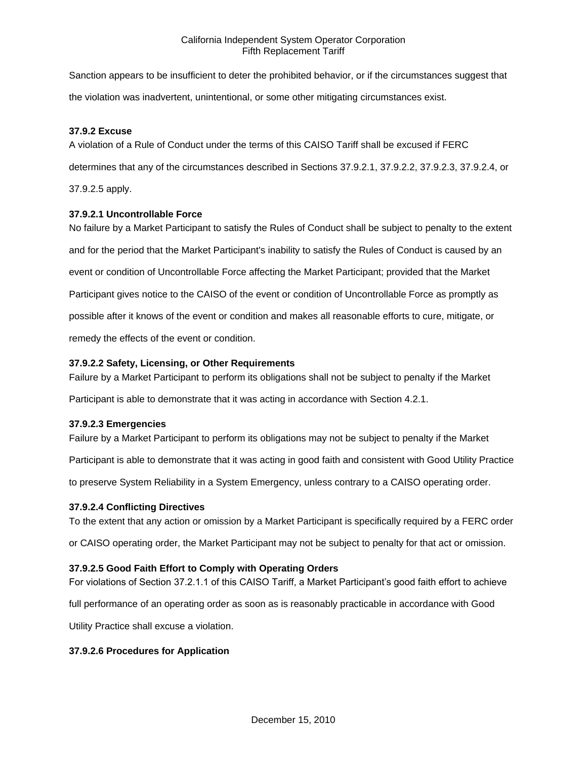Sanction appears to be insufficient to deter the prohibited behavior, or if the circumstances suggest that the violation was inadvertent, unintentional, or some other mitigating circumstances exist.

**37.9.2 Excuse**

A violation of a Rule of Conduct under the terms of this CAISO Tariff shall be excused if FERC determines that any of the circumstances described in Sections 37.9.2.1, 37.9.2.2, 37.9.2.3, 37.9.2.4, or 37.9.2.5 apply.

**37.9.2.1 Uncontrollable Force**

No failure by a Market Participant to satisfy the Rules of Conduct shall be subject to penalty to the extent and for the period that the Market Participant's inability to satisfy the Rules of Conduct is caused by an event or condition of Uncontrollable Force affecting the Market Participant; provided that the Market Participant gives notice to the CAISO of the event or condition of Uncontrollable Force as promptly as possible after it knows of the event or condition and makes all reasonable efforts to cure, mitigate, or remedy the effects of the event or condition.

**37.9.2.2 Safety, Licensing, or Other Requirements**

Failure by a Market Participant to perform its obligations shall not be subject to penalty if the Market Participant is able to demonstrate that it was acting in accordance with Section 4.2.1.

**37.9.2.3 Emergencies**

Failure by a Market Participant to perform its obligations may not be subject to penalty if the Market Participant is able to demonstrate that it was acting in good faith and consistent with Good Utility Practice to preserve System Reliability in a System Emergency, unless contrary to a CAISO operating order.

**37.9.2.4 Conflicting Directives**

To the extent that any action or omission by a Market Participant is specifically required by a FERC order or CAISO operating order, the Market Participant may not be subject to penalty for that act or omission.

**37.9.2.5 Good Faith Effort to Comply with Operating Orders**

For violations of Section 37.2.1.1 of this CAISO Tariff, a Market Participant's good faith effort to achieve full performance of an operating order as soon as is reasonably practicable in accordance with Good Utility Practice shall excuse a violation.

**37.9.2.6 Procedures for Application**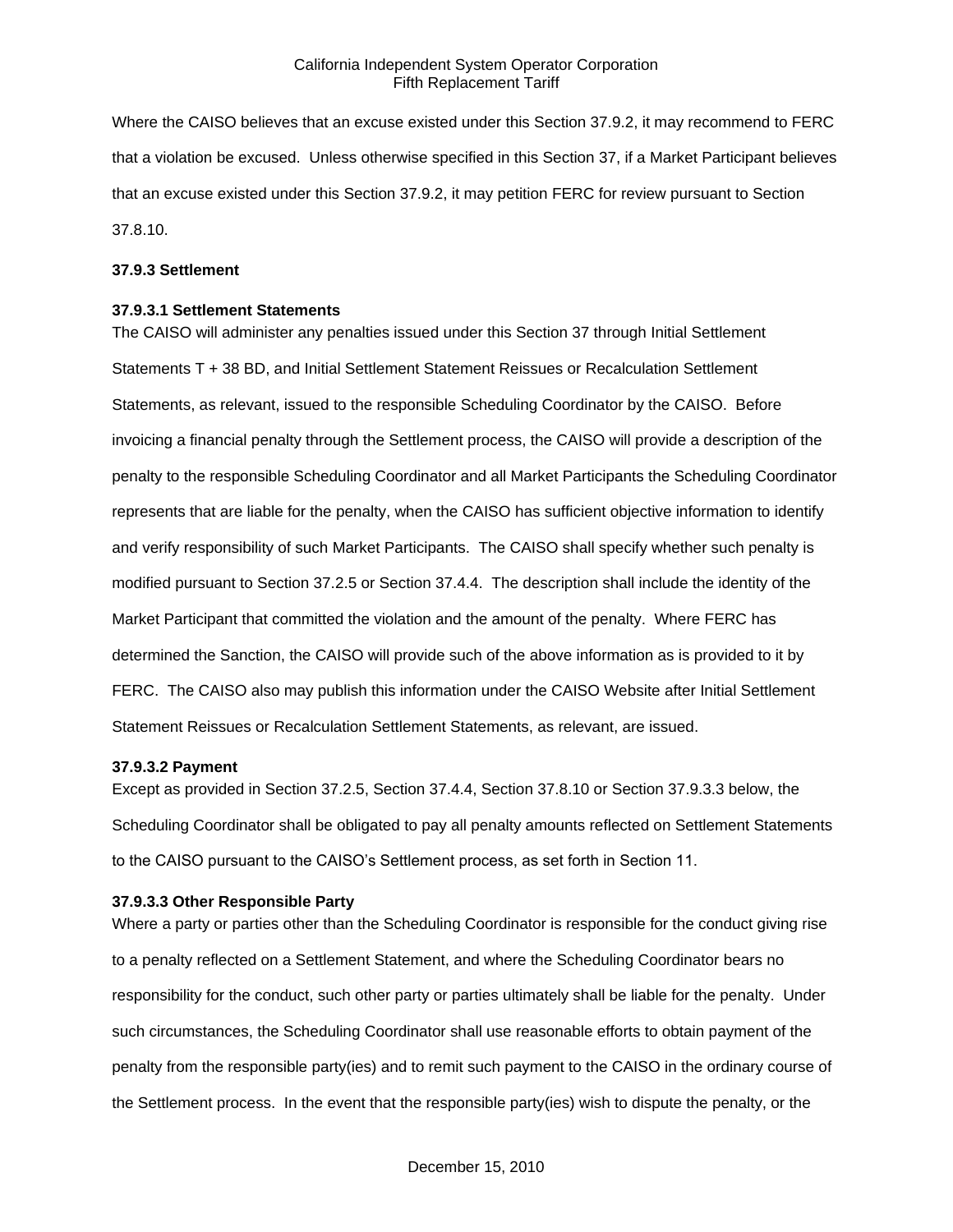Where the CAISO believes that an excuse existed under this Section 37.9.2, it may recommend to FERC that a violation be excused. Unless otherwise specified in this Section 37, if a Market Participant believes that an excuse existed under this Section 37.9.2, it may petition FERC for review pursuant to Section 37.8.10.

**37.9.3 Settlement**

**37.9.3.1 Settlement Statements**

The CAISO will administer any penalties issued under this Section 37 through Initial Settlement Statements T + 38 BD, and Initial Settlement Statement Reissues or Recalculation Settlement Statements, as relevant, issued to the responsible Scheduling Coordinator by the CAISO. Before invoicing a financial penalty through the Settlement process, the CAISO will provide a description of the penalty to the responsible Scheduling Coordinator and all Market Participants the Scheduling Coordinator represents that are liable for the penalty, when the CAISO has sufficient objective information to identify and verify responsibility of such Market Participants. The CAISO shall specify whether such penalty is modified pursuant to Section 37.2.5 or Section 37.4.4. The description shall include the identity of the Market Participant that committed the violation and the amount of the penalty. Where FERC has determined the Sanction, the CAISO will provide such of the above information as is provided to it by FERC. The CAISO also may publish this information under the CAISO Website after Initial Settlement Statement Reissues or Recalculation Settlement Statements, as relevant, are issued.

**37.9.3.2 Payment**

Except as provided in Section 37.2.5, Section 37.4.4, Section 37.8.10 or Section 37.9.3.3 below, the Scheduling Coordinator shall be obligated to pay all penalty amounts reflected on Settlement Statements to the CAISO pursuant to the CAISO's Settlement process, as set forth in Section 11.

**37.9.3.3 Other Responsible Party**

Where a party or parties other than the Scheduling Coordinator is responsible for the conduct giving rise to a penalty reflected on a Settlement Statement, and where the Scheduling Coordinator bears no responsibility for the conduct, such other party or parties ultimately shall be liable for the penalty. Under such circumstances, the Scheduling Coordinator shall use reasonable efforts to obtain payment of the penalty from the responsible party(ies) and to remit such payment to the CAISO in the ordinary course of the Settlement process. In the event that the responsible party(ies) wish to dispute the penalty, or the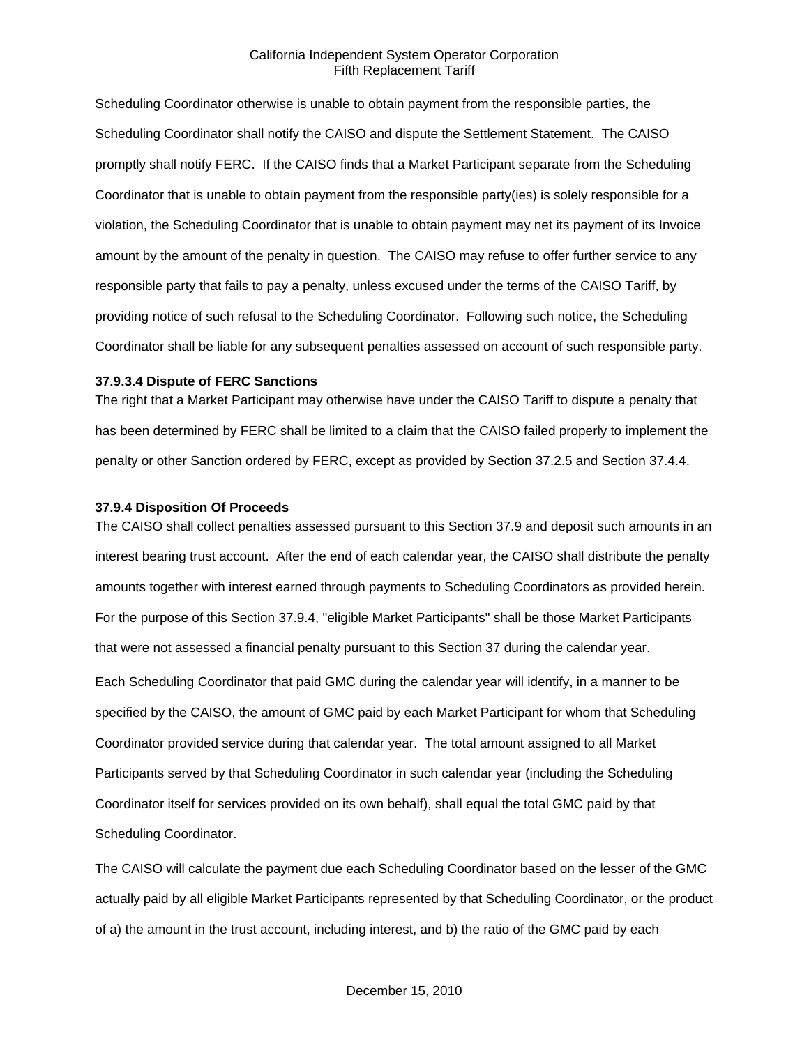Scheduling Coordinator otherwise is unable to obtain payment from the responsible parties, the Scheduling Coordinator shall notify the CAISO and dispute the Settlement Statement. The CAISO promptly shall notify FERC. If the CAISO finds that a Market Participant separate from the Scheduling Coordinator that is unable to obtain payment from the responsible party(ies) is solely responsible for a violation, the Scheduling Coordinator that is unable to obtain payment may net its payment of its Invoice amount by the amount of the penalty in question. The CAISO may refuse to offer further service to any responsible party that fails to pay a penalty, unless excused under the terms of the CAISO Tariff, by providing notice of such refusal to the Scheduling Coordinator. Following such notice, the Scheduling Coordinator shall be liable for any subsequent penalties assessed on account of such responsible party.

**37.9.3.4 Dispute of FERC Sanctions**

The right that a Market Participant may otherwise have under the CAISO Tariff to dispute a penalty that has been determined by FERC shall be limited to a claim that the CAISO failed properly to implement the penalty or other Sanction ordered by FERC, except as provided by Section 37.2.5 and Section 37.4.4.

**37.9.4 Disposition Of Proceeds**

The CAISO shall collect penalties assessed pursuant to this Section 37.9 and deposit such amounts in an interest bearing trust account. After the end of each calendar year, the CAISO shall distribute the penalty amounts together with interest earned through payments to Scheduling Coordinators as provided herein. For the purpose of this Section 37.9.4, "eligible Market Participants" shall be those Market Participants that were not assessed a financial penalty pursuant to this Section 37 during the calendar year.

Each Scheduling Coordinator that paid GMC during the calendar year will identify, in a manner to be specified by the CAISO, the amount of GMC paid by each Market Participant for whom that Scheduling Coordinator provided service during that calendar year. The total amount assigned to all Market Participants served by that Scheduling Coordinator in such calendar year (including the Scheduling Coordinator itself for services provided on its own behalf), shall equal the total GMC paid by that Scheduling Coordinator.

The CAISO will calculate the payment due each Scheduling Coordinator based on the lesser of the GMC actually paid by all eligible Market Participants represented by that Scheduling Coordinator, or the product of a) the amount in the trust account, including interest, and b) the ratio of the GMC paid by each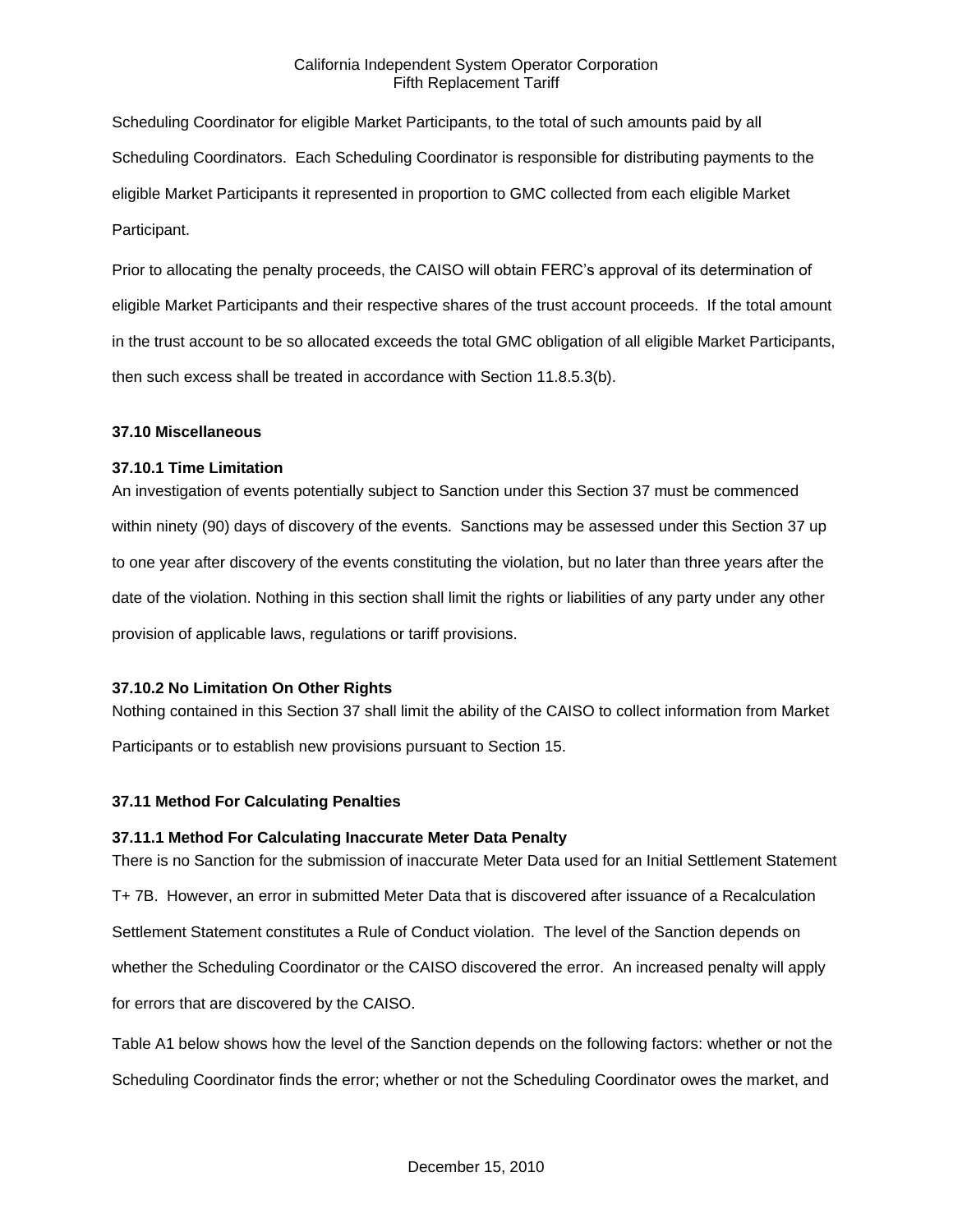Scheduling Coordinator for eligible Market Participants, to the total of such amounts paid by all Scheduling Coordinators. Each Scheduling Coordinator is responsible for distributing payments to the eligible Market Participants it represented in proportion to GMC collected from each eligible Market Participant.

Prior to allocating the penalty proceeds, the CAISO will obtain FERC's approval of its determination of eligible Market Participants and their respective shares of the trust account proceeds. If the total amount in the trust account to be so allocated exceeds the total GMC obligation of all eligible Market Participants, then such excess shall be treated in accordance with Section 11.8.5.3(b).

### 37.10 Miscellaneous

#### 37.10.1 Time Limitation

An investigation of events potentially subject to Sanction under this Section 37 must be commenced within ninety (90) days of discovery of the events. Sanctions may be assessed under this Section 37 up to one year after discovery of the events constituting the violation, but no later than three years after the date of the violation. Nothing in this section shall limit the rights or liabilities of any party under any other provision of applicable laws, regulations or tariff provisions.

#### 37.10.2 No Limitation On Other Rights

Nothing contained in this Section 37 shall limit the ability of the CAISO to collect information from Market Participants or to establish new provisions pursuant to Section 15.

### 37.11 Method For Calculating Penalties

#### 37.11.1 Method For Calculating Inaccurate Meter Data Penalty

There is no Sanction for the submission of inaccurate Meter Data used for an Initial Settlement Statement T+ 7B. However, an error in submitted Meter Data that is discovered after issuance of a Recalculation Settlement Statement constitutes a Rule of Conduct violation. The level of the Sanction depends on whether the Scheduling Coordinator or the CAISO discovered the error. An increased penalty will apply for errors that are discovered by the CAISO.

Table A1 below shows how the level of the Sanction depends on the following factors: whether or not the Scheduling Coordinator finds the error; whether or not the Scheduling Coordinator owes the market, and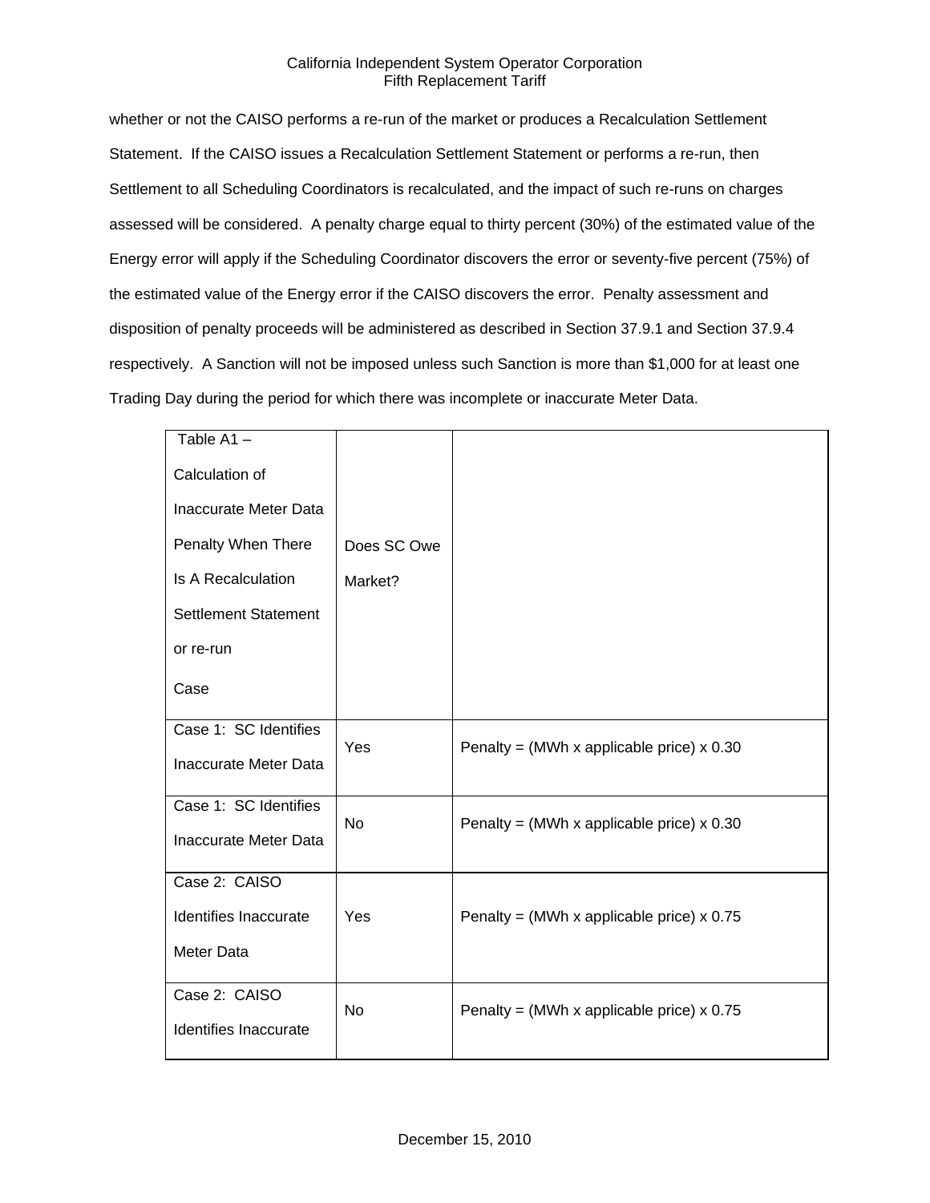whether or not the CAISO performs a re-run of the market or produces a Recalculation Settlement Statement. If the CAISO issues a Recalculation Settlement Statement or performs a re-run, then Settlement to all Scheduling Coordinators is recalculated, and the impact of such re-runs on charges assessed will be considered. A penalty charge equal to thirty percent (30%) of the estimated value of the Energy error will apply if the Scheduling Coordinator discovers the error or seventy-five percent (75%) of the estimated value of the Energy error if the CAISO discovers the error. Penalty assessment and disposition of penalty proceeds will be administered as described in Section 37.9.1 and Section 37.9.4 respectively. A Sanction will not be imposed unless such Sanction is more than $1,000 for at least one Trading Day during the period for which there was incomplete or inaccurate Meter Data.

| Table A1 – Calculation of Inaccurate Meter Data Penalty When There Is A Recalculation Settlement Statement or re-run<br>Case | Does SC Owe Market? | |
|---|---|---|
| Case 1: SC Identifies Inaccurate Meter Data | Yes | Penalty = (MWh x applicable price) x 0.30 |
| Case 1: SC Identifies Inaccurate Meter Data | No | Penalty = (MWh x applicable price) x 0.30 |
| Case 2: CAISO Identifies Inaccurate Meter Data | Yes | Penalty = (MWh x applicable price) x 0.75 |
| Case 2: CAISO Identifies Inaccurate | No | Penalty = (MWh x applicable price) x 0.75 |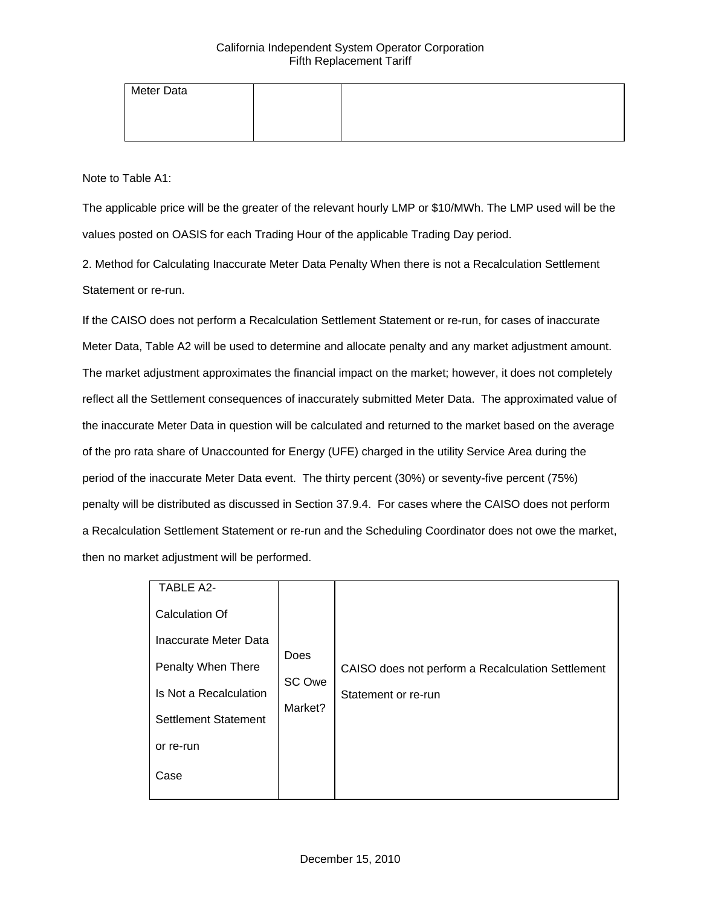| Meter Data | | |
|---|---|---|

Note to Table A1:

The applicable price will be the greater of the relevant hourly LMP or $10/MWh. The LMP used will be the values posted on OASIS for each Trading Hour of the applicable Trading Day period.

2. Method for Calculating Inaccurate Meter Data Penalty When there is not a Recalculation Settlement Statement or re-run.

If the CAISO does not perform a Recalculation Settlement Statement or re-run, for cases of inaccurate Meter Data, Table A2 will be used to determine and allocate penalty and any market adjustment amount. The market adjustment approximates the financial impact on the market; however, it does not completely reflect all the Settlement consequences of inaccurately submitted Meter Data. The approximated value of the inaccurate Meter Data in question will be calculated and returned to the market based on the average of the pro rata share of Unaccounted for Energy (UFE) charged in the utility Service Area during the period of the inaccurate Meter Data event. The thirty percent (30%) or seventy-five percent (75%) penalty will be distributed as discussed in Section 37.9.4. For cases where the CAISO does not perform a Recalculation Settlement Statement or re-run and the Scheduling Coordinator does not owe the market, then no market adjustment will be performed.

| TABLE A2- Calculation Of Inaccurate Meter Data Penalty When There Is Not a Recalculation Settlement Statement or re-run Case | Does SC Owe Market? | CAISO does not perform a Recalculation Settlement Statement or re-run |
|---|---|---|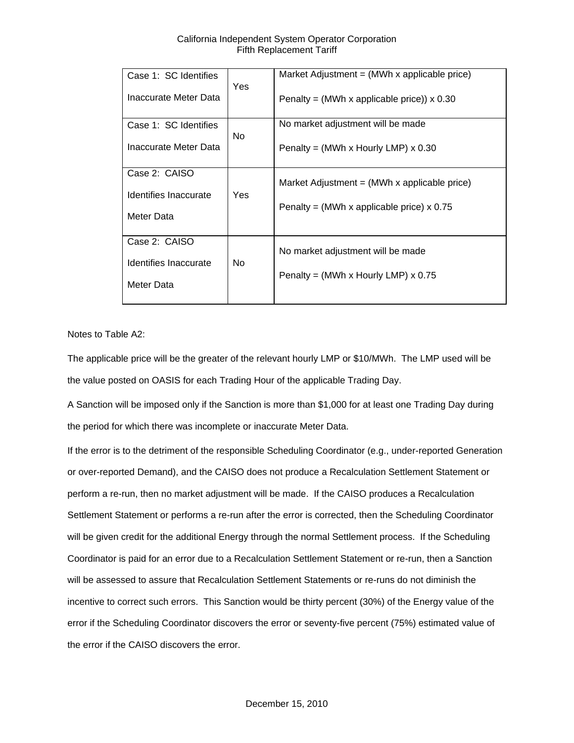| | | |
|---|---|---|
| Case 1: SC Identifies Inaccurate Meter Data | Yes | Market Adjustment = (MWh x applicable price)<br><br>Penalty = (MWh x applicable price)) x 0.30 |
| Case 1: SC Identifies Inaccurate Meter Data | No | No market adjustment will be made<br><br>Penalty = (MWh x Hourly LMP) x 0.30 |
| Case 2: CAISO Identifies Inaccurate Meter Data | Yes | Market Adjustment = (MWh x applicable price)<br><br>Penalty = (MWh x applicable price) x 0.75 |
| Case 2: CAISO Identifies Inaccurate Meter Data | No | No market adjustment will be made<br><br>Penalty = (MWh x Hourly LMP) x 0.75 |

Notes to Table A2:

The applicable price will be the greater of the relevant hourly LMP or $10/MWh. The LMP used will be the value posted on OASIS for each Trading Hour of the applicable Trading Day.

A Sanction will be imposed only if the Sanction is more than $1,000 for at least one Trading Day during the period for which there was incomplete or inaccurate Meter Data.

If the error is to the detriment of the responsible Scheduling Coordinator (e.g., under-reported Generation or over-reported Demand), and the CAISO does not produce a Recalculation Settlement Statement or perform a re-run, then no market adjustment will be made. If the CAISO produces a Recalculation Settlement Statement or performs a re-run after the error is corrected, then the Scheduling Coordinator will be given credit for the additional Energy through the normal Settlement process. If the Scheduling Coordinator is paid for an error due to a Recalculation Settlement Statement or re-run, then a Sanction will be assessed to assure that Recalculation Settlement Statements or re-runs do not diminish the incentive to correct such errors. This Sanction would be thirty percent (30%) of the Energy value of the error if the Scheduling Coordinator discovers the error or seventy-five percent (75%) estimated value of the error if the CAISO discovers the error.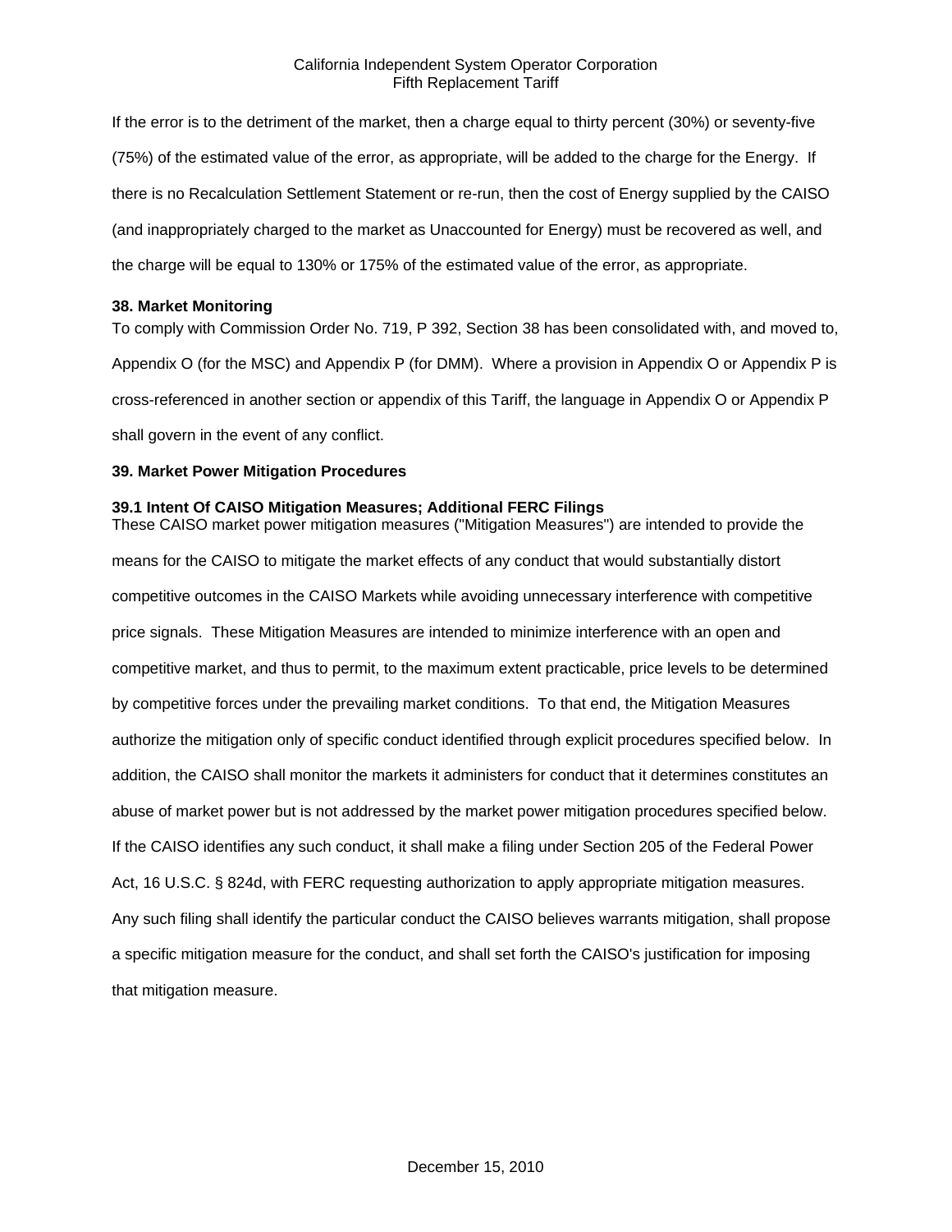If the error is to the detriment of the market, then a charge equal to thirty percent (30%) or seventy-five (75%) of the estimated value of the error, as appropriate, will be added to the charge for the Energy. If there is no Recalculation Settlement Statement or re-run, then the cost of Energy supplied by the CAISO (and inappropriately charged to the market as Unaccounted for Energy) must be recovered as well, and the charge will be equal to 130% or 175% of the estimated value of the error, as appropriate.

## 38. Market Monitoring

To comply with Commission Order No. 719, P 392, Section 38 has been consolidated with, and moved to, Appendix O (for the MSC) and Appendix P (for DMM). Where a provision in Appendix O or Appendix P is cross-referenced in another section or appendix of this Tariff, the language in Appendix O or Appendix P shall govern in the event of any conflict.

## 39. Market Power Mitigation Procedures

### 39.1 Intent Of CAISO Mitigation Measures; Additional FERC Filings

These CAISO market power mitigation measures ("Mitigation Measures") are intended to provide the means for the CAISO to mitigate the market effects of any conduct that would substantially distort competitive outcomes in the CAISO Markets while avoiding unnecessary interference with competitive price signals. These Mitigation Measures are intended to minimize interference with an open and competitive market, and thus to permit, to the maximum extent practicable, price levels to be determined by competitive forces under the prevailing market conditions. To that end, the Mitigation Measures authorize the mitigation only of specific conduct identified through explicit procedures specified below. In addition, the CAISO shall monitor the markets it administers for conduct that it determines constitutes an abuse of market power but is not addressed by the market power mitigation procedures specified below. If the CAISO identifies any such conduct, it shall make a filing under Section 205 of the Federal Power Act, 16 U.S.C. § 824d, with FERC requesting authorization to apply appropriate mitigation measures. Any such filing shall identify the particular conduct the CAISO believes warrants mitigation, shall propose a specific mitigation measure for the conduct, and shall set forth the CAISO's justification for imposing that mitigation measure.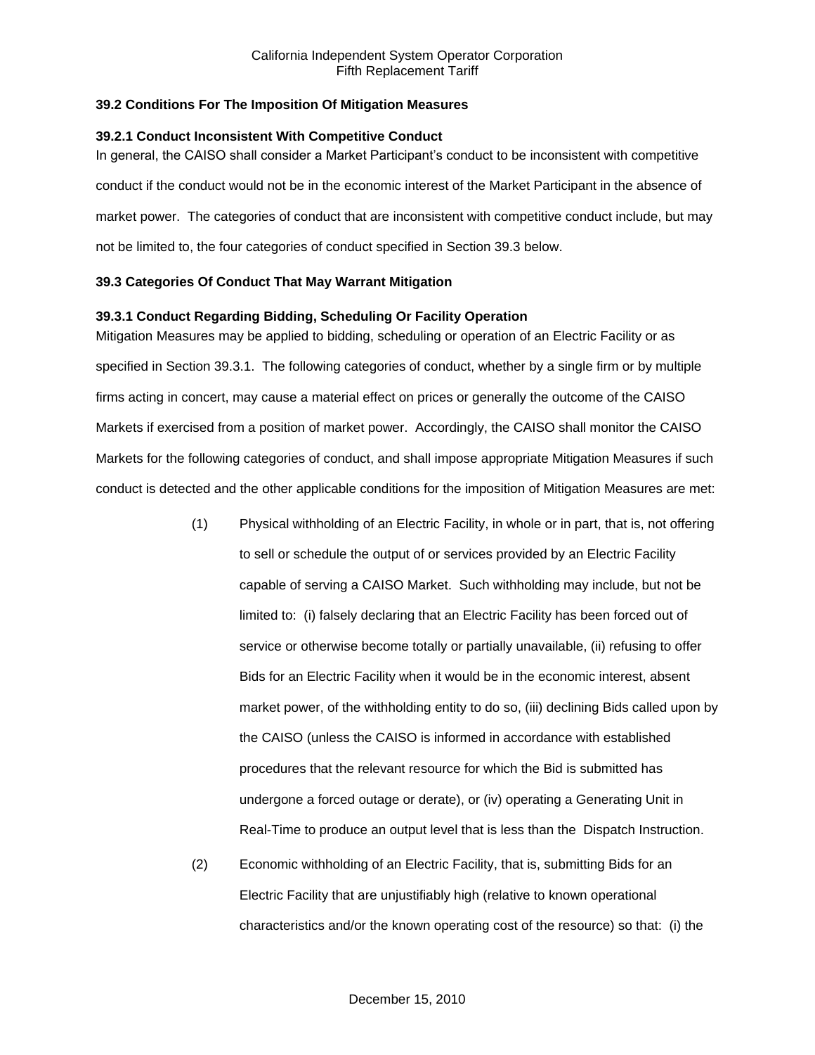### 39.2 Conditions For The Imposition Of Mitigation Measures

#### 39.2.1 Conduct Inconsistent With Competitive Conduct

In general, the CAISO shall consider a Market Participant's conduct to be inconsistent with competitive conduct if the conduct would not be in the economic interest of the Market Participant in the absence of market power. The categories of conduct that are inconsistent with competitive conduct include, but may not be limited to, the four categories of conduct specified in Section 39.3 below.

### 39.3 Categories Of Conduct That May Warrant Mitigation

#### 39.3.1 Conduct Regarding Bidding, Scheduling Or Facility Operation

Mitigation Measures may be applied to bidding, scheduling or operation of an Electric Facility or as specified in Section 39.3.1. The following categories of conduct, whether by a single firm or by multiple firms acting in concert, may cause a material effect on prices or generally the outcome of the CAISO Markets if exercised from a position of market power. Accordingly, the CAISO shall monitor the CAISO Markets for the following categories of conduct, and shall impose appropriate Mitigation Measures if such conduct is detected and the other applicable conditions for the imposition of Mitigation Measures are met:

(1) Physical withholding of an Electric Facility, in whole or in part, that is, not offering to sell or schedule the output of or services provided by an Electric Facility capable of serving a CAISO Market. Such withholding may include, but not be limited to: (i) falsely declaring that an Electric Facility has been forced out of service or otherwise become totally or partially unavailable, (ii) refusing to offer Bids for an Electric Facility when it would be in the economic interest, absent market power, of the withholding entity to do so, (iii) declining Bids called upon by the CAISO (unless the CAISO is informed in accordance with established procedures that the relevant resource for which the Bid is submitted has undergone a forced outage or derate), or (iv) operating a Generating Unit in Real-Time to produce an output level that is less than the Dispatch Instruction.

(2) Economic withholding of an Electric Facility, that is, submitting Bids for an Electric Facility that are unjustifiably high (relative to known operational characteristics and/or the known operating cost of the resource) so that: (i) the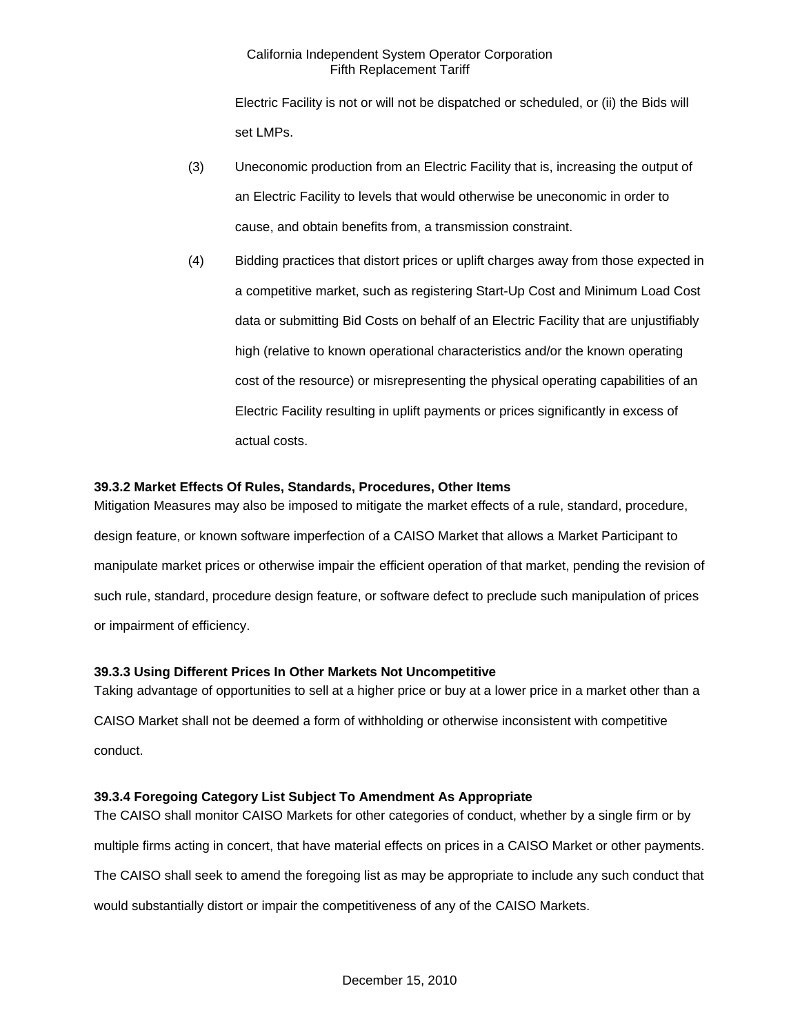Electric Facility is not or will not be dispatched or scheduled, or (ii) the Bids will set LMPs.

(3) Uneconomic production from an Electric Facility that is, increasing the output of an Electric Facility to levels that would otherwise be uneconomic in order to cause, and obtain benefits from, a transmission constraint.

(4) Bidding practices that distort prices or uplift charges away from those expected in a competitive market, such as registering Start-Up Cost and Minimum Load Cost data or submitting Bid Costs on behalf of an Electric Facility that are unjustifiably high (relative to known operational characteristics and/or the known operating cost of the resource) or misrepresenting the physical operating capabilities of an Electric Facility resulting in uplift payments or prices significantly in excess of actual costs.

**39.3.2 Market Effects Of Rules, Standards, Procedures, Other Items**

Mitigation Measures may also be imposed to mitigate the market effects of a rule, standard, procedure, design feature, or known software imperfection of a CAISO Market that allows a Market Participant to manipulate market prices or otherwise impair the efficient operation of that market, pending the revision of such rule, standard, procedure design feature, or software defect to preclude such manipulation of prices or impairment of efficiency.

**39.3.3 Using Different Prices In Other Markets Not Uncompetitive**

Taking advantage of opportunities to sell at a higher price or buy at a lower price in a market other than a CAISO Market shall not be deemed a form of withholding or otherwise inconsistent with competitive conduct.

**39.3.4 Foregoing Category List Subject To Amendment As Appropriate**

The CAISO shall monitor CAISO Markets for other categories of conduct, whether by a single firm or by multiple firms acting in concert, that have material effects on prices in a CAISO Market or other payments. The CAISO shall seek to amend the foregoing list as may be appropriate to include any such conduct that would substantially distort or impair the competitiveness of any of the CAISO Markets.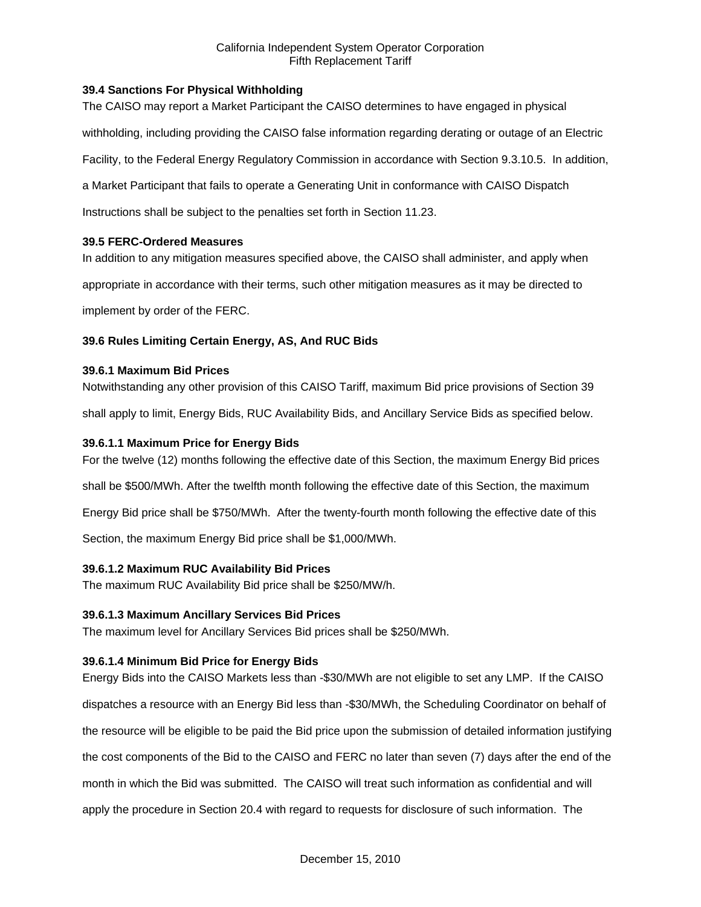### 39.4 Sanctions For Physical Withholding

The CAISO may report a Market Participant the CAISO determines to have engaged in physical withholding, including providing the CAISO false information regarding derating or outage of an Electric Facility, to the Federal Energy Regulatory Commission in accordance with Section 9.3.10.5. In addition, a Market Participant that fails to operate a Generating Unit in conformance with CAISO Dispatch Instructions shall be subject to the penalties set forth in Section 11.23.

### 39.5 FERC-Ordered Measures

In addition to any mitigation measures specified above, the CAISO shall administer, and apply when appropriate in accordance with their terms, such other mitigation measures as it may be directed to implement by order of the FERC.

### 39.6 Rules Limiting Certain Energy, AS, And RUC Bids

#### 39.6.1 Maximum Bid Prices

Notwithstanding any other provision of this CAISO Tariff, maximum Bid price provisions of Section 39 shall apply to limit, Energy Bids, RUC Availability Bids, and Ancillary Service Bids as specified below.

##### 39.6.1.1 Maximum Price for Energy Bids

For the twelve (12) months following the effective date of this Section, the maximum Energy Bid prices shall be $500/MWh. After the twelfth month following the effective date of this Section, the maximum Energy Bid price shall be $750/MWh. After the twenty-fourth month following the effective date of this Section, the maximum Energy Bid price shall be $1,000/MWh.

##### 39.6.1.2 Maximum RUC Availability Bid Prices

The maximum RUC Availability Bid price shall be $250/MW/h.

##### 39.6.1.3 Maximum Ancillary Services Bid Prices

The maximum level for Ancillary Services Bid prices shall be $250/MWh.

##### 39.6.1.4 Minimum Bid Price for Energy Bids

Energy Bids into the CAISO Markets less than -$30/MWh are not eligible to set any LMP. If the CAISO dispatches a resource with an Energy Bid less than -$30/MWh, the Scheduling Coordinator on behalf of the resource will be eligible to be paid the Bid price upon the submission of detailed information justifying the cost components of the Bid to the CAISO and FERC no later than seven (7) days after the end of the month in which the Bid was submitted. The CAISO will treat such information as confidential and will apply the procedure in Section 20.4 with regard to requests for disclosure of such information. The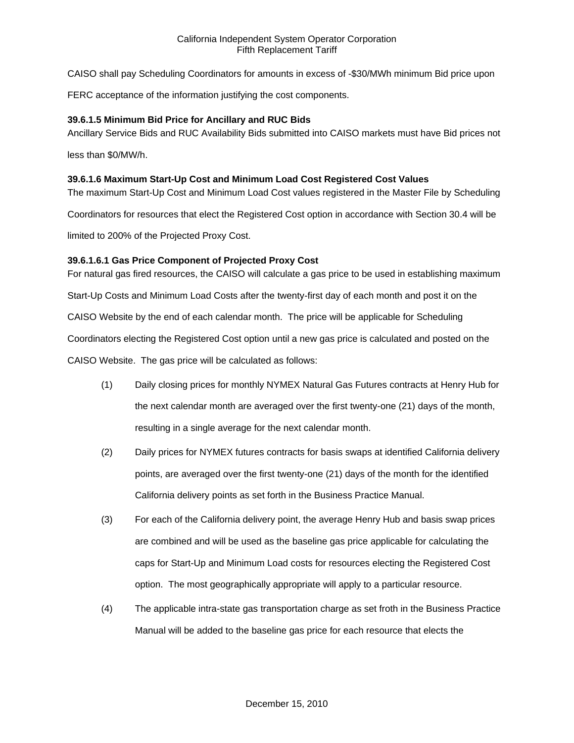CAISO shall pay Scheduling Coordinators for amounts in excess of -$30/MWh minimum Bid price upon FERC acceptance of the information justifying the cost components.

**39.6.1.5 Minimum Bid Price for Ancillary and RUC Bids**

Ancillary Service Bids and RUC Availability Bids submitted into CAISO markets must have Bid prices not less than $0/MW/h.

**39.6.1.6 Maximum Start-Up Cost and Minimum Load Cost Registered Cost Values**

The maximum Start-Up Cost and Minimum Load Cost values registered in the Master File by Scheduling Coordinators for resources that elect the Registered Cost option in accordance with Section 30.4 will be limited to 200% of the Projected Proxy Cost.

**39.6.1.6.1 Gas Price Component of Projected Proxy Cost**

For natural gas fired resources, the CAISO will calculate a gas price to be used in establishing maximum Start-Up Costs and Minimum Load Costs after the twenty-first day of each month and post it on the CAISO Website by the end of each calendar month. The price will be applicable for Scheduling Coordinators electing the Registered Cost option until a new gas price is calculated and posted on the CAISO Website. The gas price will be calculated as follows:

(1) Daily closing prices for monthly NYMEX Natural Gas Futures contracts at Henry Hub for the next calendar month are averaged over the first twenty-one (21) days of the month, resulting in a single average for the next calendar month.

(2) Daily prices for NYMEX futures contracts for basis swaps at identified California delivery points, are averaged over the first twenty-one (21) days of the month for the identified California delivery points as set forth in the Business Practice Manual.

(3) For each of the California delivery point, the average Henry Hub and basis swap prices are combined and will be used as the baseline gas price applicable for calculating the caps for Start-Up and Minimum Load costs for resources electing the Registered Cost option. The most geographically appropriate will apply to a particular resource.

(4) The applicable intra-state gas transportation charge as set froth in the Business Practice Manual will be added to the baseline gas price for each resource that elects the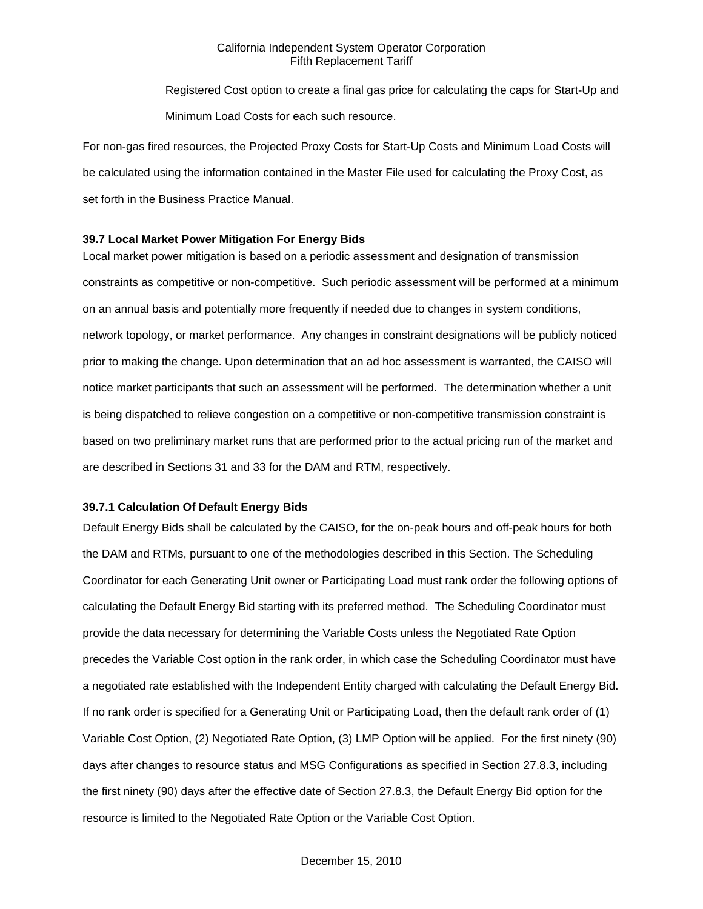Registered Cost option to create a final gas price for calculating the caps for Start-Up and Minimum Load Costs for each such resource.

For non-gas fired resources, the Projected Proxy Costs for Start-Up Costs and Minimum Load Costs will be calculated using the information contained in the Master File used for calculating the Proxy Cost, as set forth in the Business Practice Manual.

### 39.7 Local Market Power Mitigation For Energy Bids

Local market power mitigation is based on a periodic assessment and designation of transmission constraints as competitive or non-competitive. Such periodic assessment will be performed at a minimum on an annual basis and potentially more frequently if needed due to changes in system conditions, network topology, or market performance. Any changes in constraint designations will be publicly noticed prior to making the change. Upon determination that an ad hoc assessment is warranted, the CAISO will notice market participants that such an assessment will be performed. The determination whether a unit is being dispatched to relieve congestion on a competitive or non-competitive transmission constraint is based on two preliminary market runs that are performed prior to the actual pricing run of the market and are described in Sections 31 and 33 for the DAM and RTM, respectively.

#### 39.7.1 Calculation Of Default Energy Bids

Default Energy Bids shall be calculated by the CAISO, for the on-peak hours and off-peak hours for both the DAM and RTMs, pursuant to one of the methodologies described in this Section. The Scheduling Coordinator for each Generating Unit owner or Participating Load must rank order the following options of calculating the Default Energy Bid starting with its preferred method. The Scheduling Coordinator must provide the data necessary for determining the Variable Costs unless the Negotiated Rate Option precedes the Variable Cost option in the rank order, in which case the Scheduling Coordinator must have a negotiated rate established with the Independent Entity charged with calculating the Default Energy Bid. If no rank order is specified for a Generating Unit or Participating Load, then the default rank order of (1) Variable Cost Option, (2) Negotiated Rate Option, (3) LMP Option will be applied. For the first ninety (90) days after changes to resource status and MSG Configurations as specified in Section 27.8.3, including the first ninety (90) days after the effective date of Section 27.8.3, the Default Energy Bid option for the resource is limited to the Negotiated Rate Option or the Variable Cost Option.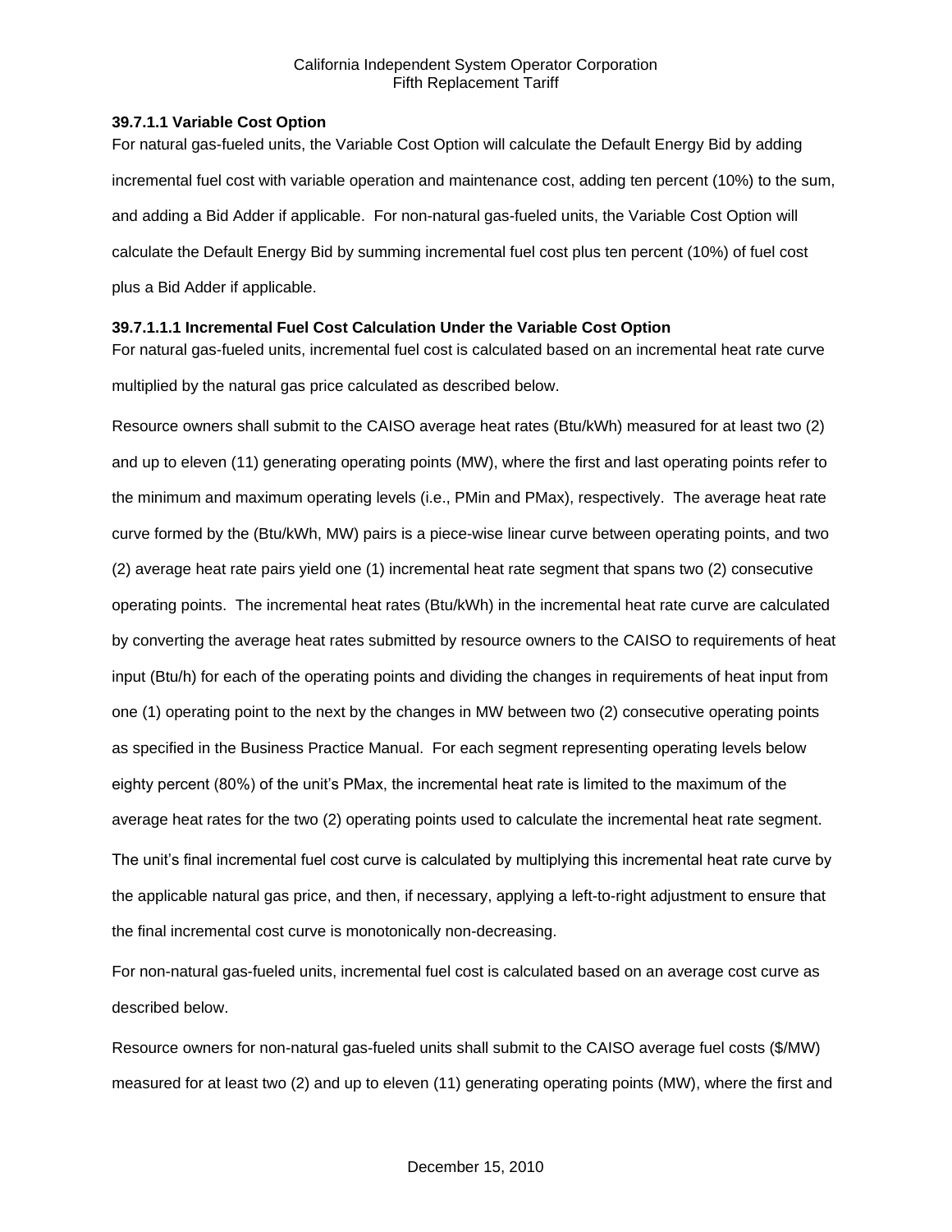**39.7.1.1 Variable Cost Option**

For natural gas-fueled units, the Variable Cost Option will calculate the Default Energy Bid by adding incremental fuel cost with variable operation and maintenance cost, adding ten percent (10%) to the sum, and adding a Bid Adder if applicable. For non-natural gas-fueled units, the Variable Cost Option will calculate the Default Energy Bid by summing incremental fuel cost plus ten percent (10%) of fuel cost plus a Bid Adder if applicable.

**39.7.1.1.1 Incremental Fuel Cost Calculation Under the Variable Cost Option**

For natural gas-fueled units, incremental fuel cost is calculated based on an incremental heat rate curve multiplied by the natural gas price calculated as described below.

Resource owners shall submit to the CAISO average heat rates (Btu/kWh) measured for at least two (2) and up to eleven (11) generating operating points (MW), where the first and last operating points refer to the minimum and maximum operating levels (i.e., PMin and PMax), respectively. The average heat rate curve formed by the (Btu/kWh, MW) pairs is a piece-wise linear curve between operating points, and two (2) average heat rate pairs yield one (1) incremental heat rate segment that spans two (2) consecutive operating points. The incremental heat rates (Btu/kWh) in the incremental heat rate curve are calculated by converting the average heat rates submitted by resource owners to the CAISO to requirements of heat input (Btu/h) for each of the operating points and dividing the changes in requirements of heat input from one (1) operating point to the next by the changes in MW between two (2) consecutive operating points as specified in the Business Practice Manual. For each segment representing operating levels below eighty percent (80%) of the unit's PMax, the incremental heat rate is limited to the maximum of the average heat rates for the two (2) operating points used to calculate the incremental heat rate segment. The unit's final incremental fuel cost curve is calculated by multiplying this incremental heat rate curve by the applicable natural gas price, and then, if necessary, applying a left-to-right adjustment to ensure that the final incremental cost curve is monotonically non-decreasing.

For non-natural gas-fueled units, incremental fuel cost is calculated based on an average cost curve as described below.

Resource owners for non-natural gas-fueled units shall submit to the CAISO average fuel costs ($/MW) measured for at least two (2) and up to eleven (11) generating operating points (MW), where the first and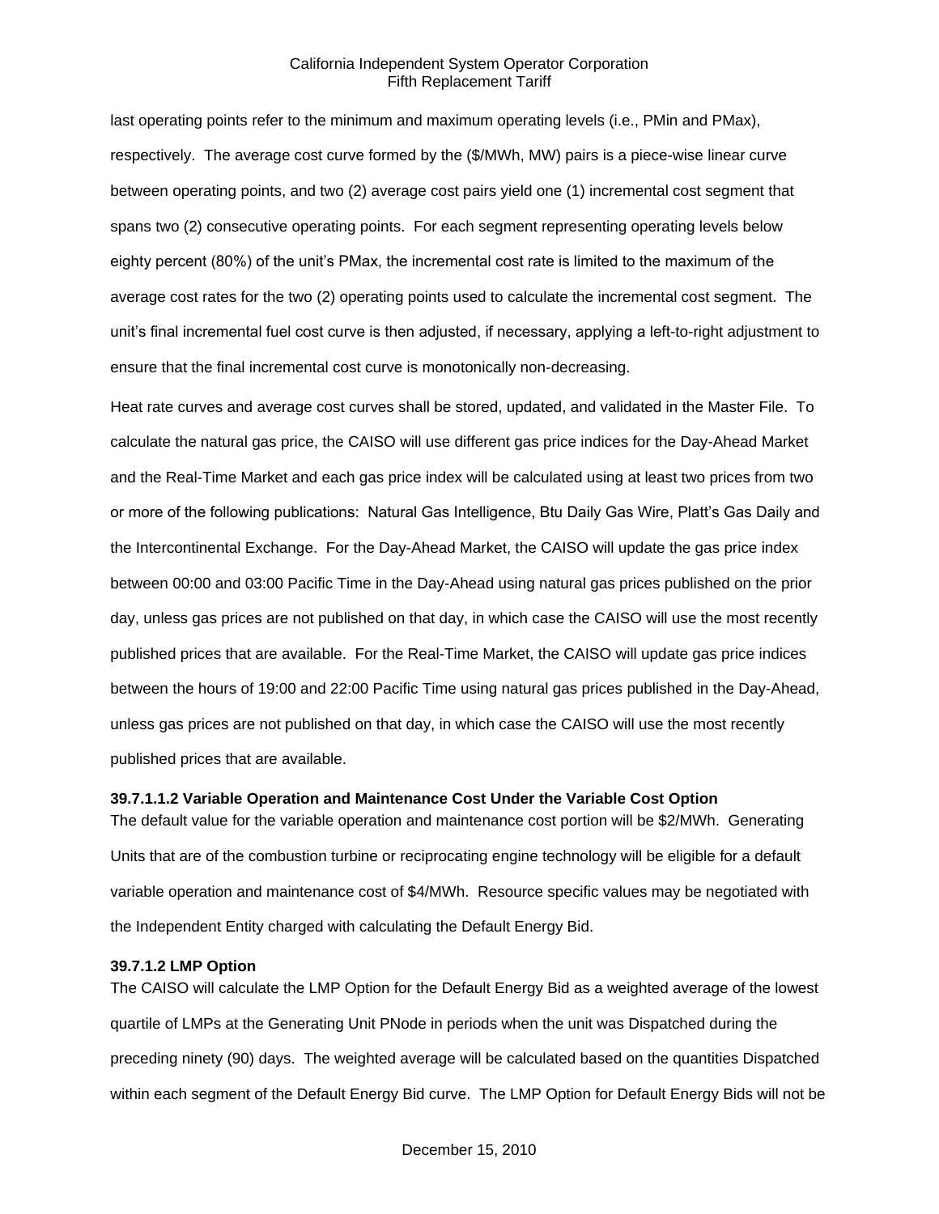last operating points refer to the minimum and maximum operating levels (i.e., PMin and PMax), respectively. The average cost curve formed by the ($/MWh, MW) pairs is a piece-wise linear curve between operating points, and two (2) average cost pairs yield one (1) incremental cost segment that spans two (2) consecutive operating points. For each segment representing operating levels below eighty percent (80%) of the unit's PMax, the incremental cost rate is limited to the maximum of the average cost rates for the two (2) operating points used to calculate the incremental cost segment. The unit's final incremental fuel cost curve is then adjusted, if necessary, applying a left-to-right adjustment to ensure that the final incremental cost curve is monotonically non-decreasing.

Heat rate curves and average cost curves shall be stored, updated, and validated in the Master File. To calculate the natural gas price, the CAISO will use different gas price indices for the Day-Ahead Market and the Real-Time Market and each gas price index will be calculated using at least two prices from two or more of the following publications: Natural Gas Intelligence, Btu Daily Gas Wire, Platt's Gas Daily and the Intercontinental Exchange. For the Day-Ahead Market, the CAISO will update the gas price index between 00:00 and 03:00 Pacific Time in the Day-Ahead using natural gas prices published on the prior day, unless gas prices are not published on that day, in which case the CAISO will use the most recently published prices that are available. For the Real-Time Market, the CAISO will update gas price indices between the hours of 19:00 and 22:00 Pacific Time using natural gas prices published in the Day-Ahead, unless gas prices are not published on that day, in which case the CAISO will use the most recently published prices that are available.

**39.7.1.1.2 Variable Operation and Maintenance Cost Under the Variable Cost Option**

The default value for the variable operation and maintenance cost portion will be $2/MWh. Generating Units that are of the combustion turbine or reciprocating engine technology will be eligible for a default variable operation and maintenance cost of $4/MWh. Resource specific values may be negotiated with the Independent Entity charged with calculating the Default Energy Bid.

**39.7.1.2 LMP Option**

The CAISO will calculate the LMP Option for the Default Energy Bid as a weighted average of the lowest quartile of LMPs at the Generating Unit PNode in periods when the unit was Dispatched during the preceding ninety (90) days. The weighted average will be calculated based on the quantities Dispatched within each segment of the Default Energy Bid curve. The LMP Option for Default Energy Bids will not be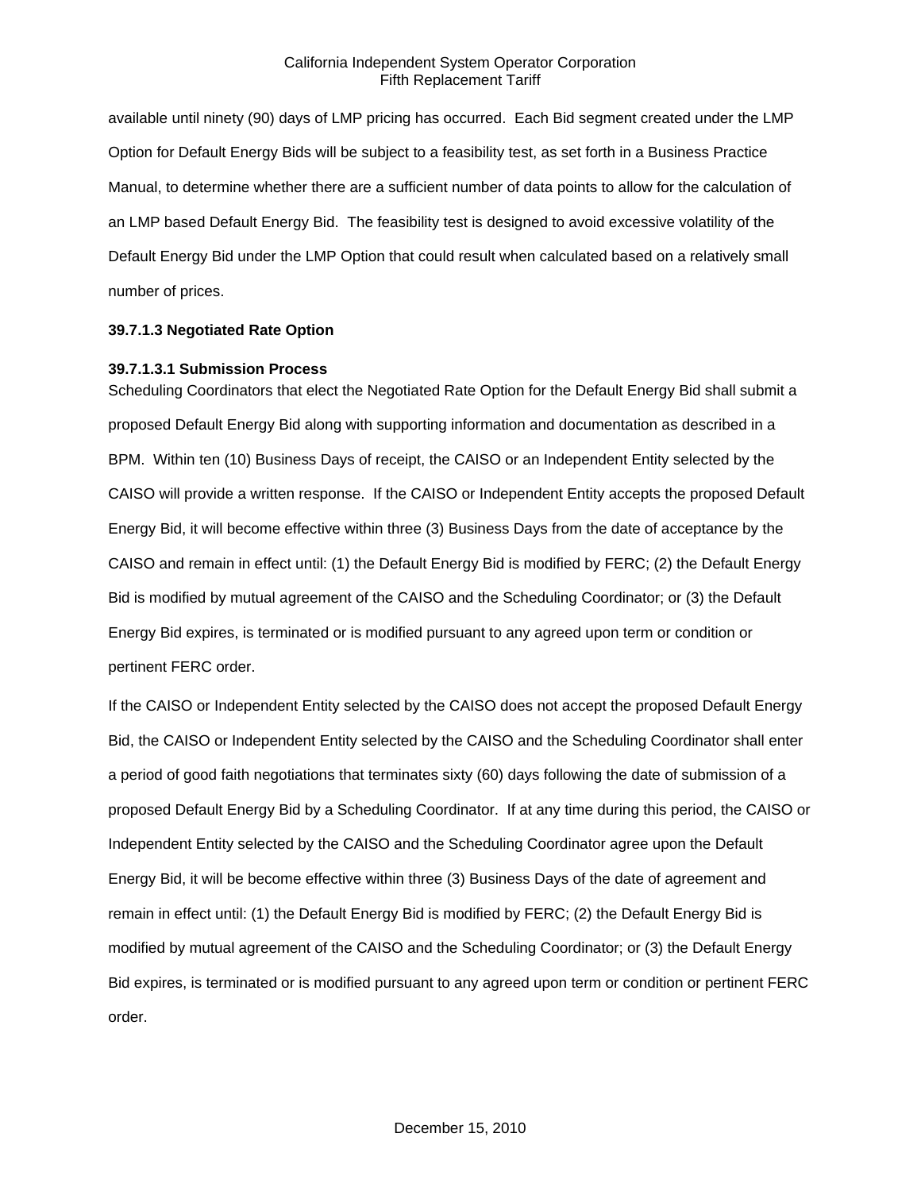available until ninety (90) days of LMP pricing has occurred. Each Bid segment created under the LMP Option for Default Energy Bids will be subject to a feasibility test, as set forth in a Business Practice Manual, to determine whether there are a sufficient number of data points to allow for the calculation of an LMP based Default Energy Bid. The feasibility test is designed to avoid excessive volatility of the Default Energy Bid under the LMP Option that could result when calculated based on a relatively small number of prices.

**39.7.1.3 Negotiated Rate Option**

**39.7.1.3.1 Submission Process**

Scheduling Coordinators that elect the Negotiated Rate Option for the Default Energy Bid shall submit a proposed Default Energy Bid along with supporting information and documentation as described in a BPM. Within ten (10) Business Days of receipt, the CAISO or an Independent Entity selected by the CAISO will provide a written response. If the CAISO or Independent Entity accepts the proposed Default Energy Bid, it will become effective within three (3) Business Days from the date of acceptance by the CAISO and remain in effect until: (1) the Default Energy Bid is modified by FERC; (2) the Default Energy Bid is modified by mutual agreement of the CAISO and the Scheduling Coordinator; or (3) the Default Energy Bid expires, is terminated or is modified pursuant to any agreed upon term or condition or pertinent FERC order.

If the CAISO or Independent Entity selected by the CAISO does not accept the proposed Default Energy Bid, the CAISO or Independent Entity selected by the CAISO and the Scheduling Coordinator shall enter a period of good faith negotiations that terminates sixty (60) days following the date of submission of a proposed Default Energy Bid by a Scheduling Coordinator. If at any time during this period, the CAISO or Independent Entity selected by the CAISO and the Scheduling Coordinator agree upon the Default Energy Bid, it will be become effective within three (3) Business Days of the date of agreement and remain in effect until: (1) the Default Energy Bid is modified by FERC; (2) the Default Energy Bid is modified by mutual agreement of the CAISO and the Scheduling Coordinator; or (3) the Default Energy Bid expires, is terminated or is modified pursuant to any agreed upon term or condition or pertinent FERC order.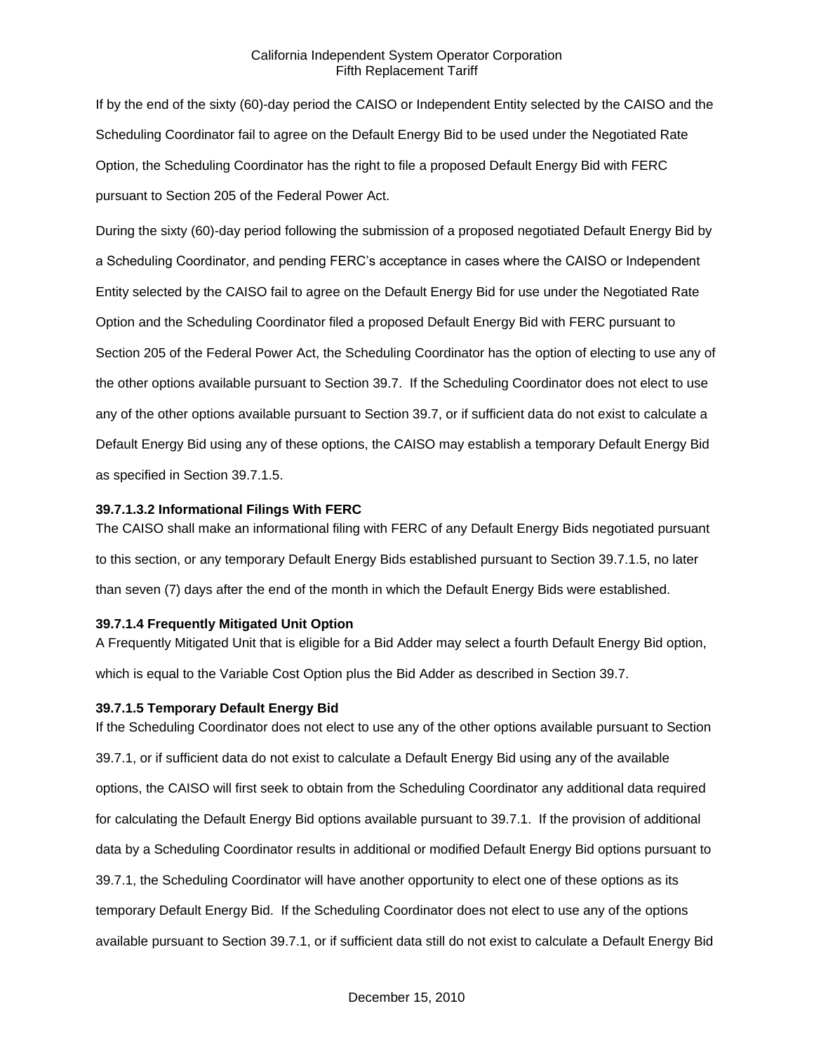If by the end of the sixty (60)-day period the CAISO or Independent Entity selected by the CAISO and the Scheduling Coordinator fail to agree on the Default Energy Bid to be used under the Negotiated Rate Option, the Scheduling Coordinator has the right to file a proposed Default Energy Bid with FERC pursuant to Section 205 of the Federal Power Act.

During the sixty (60)-day period following the submission of a proposed negotiated Default Energy Bid by a Scheduling Coordinator, and pending FERC's acceptance in cases where the CAISO or Independent Entity selected by the CAISO fail to agree on the Default Energy Bid for use under the Negotiated Rate Option and the Scheduling Coordinator filed a proposed Default Energy Bid with FERC pursuant to Section 205 of the Federal Power Act, the Scheduling Coordinator has the option of electing to use any of the other options available pursuant to Section 39.7. If the Scheduling Coordinator does not elect to use any of the other options available pursuant to Section 39.7, or if sufficient data do not exist to calculate a Default Energy Bid using any of these options, the CAISO may establish a temporary Default Energy Bid as specified in Section 39.7.1.5.

**39.7.1.3.2 Informational Filings With FERC**

The CAISO shall make an informational filing with FERC of any Default Energy Bids negotiated pursuant to this section, or any temporary Default Energy Bids established pursuant to Section 39.7.1.5, no later than seven (7) days after the end of the month in which the Default Energy Bids were established.

**39.7.1.4 Frequently Mitigated Unit Option**

A Frequently Mitigated Unit that is eligible for a Bid Adder may select a fourth Default Energy Bid option, which is equal to the Variable Cost Option plus the Bid Adder as described in Section 39.7.

**39.7.1.5 Temporary Default Energy Bid**

If the Scheduling Coordinator does not elect to use any of the other options available pursuant to Section 39.7.1, or if sufficient data do not exist to calculate a Default Energy Bid using any of the available options, the CAISO will first seek to obtain from the Scheduling Coordinator any additional data required for calculating the Default Energy Bid options available pursuant to 39.7.1. If the provision of additional data by a Scheduling Coordinator results in additional or modified Default Energy Bid options pursuant to 39.7.1, the Scheduling Coordinator will have another opportunity to elect one of these options as its temporary Default Energy Bid. If the Scheduling Coordinator does not elect to use any of the options available pursuant to Section 39.7.1, or if sufficient data still do not exist to calculate a Default Energy Bid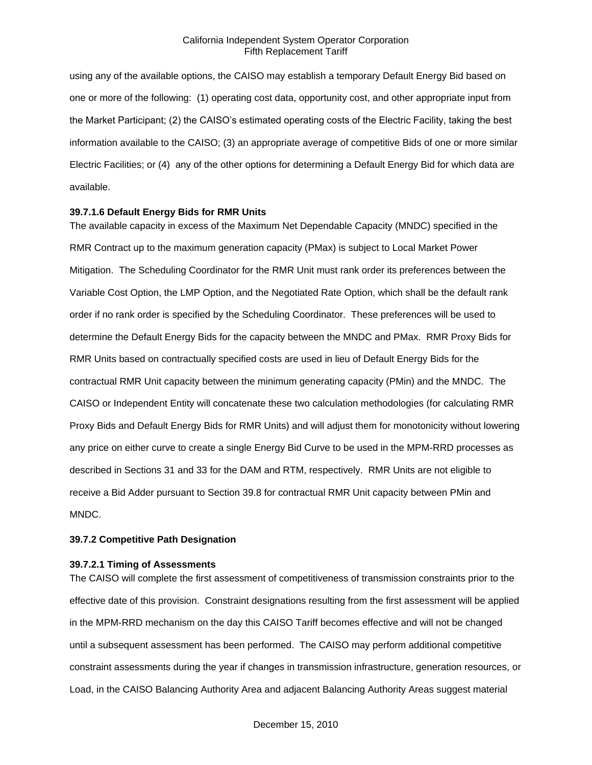using any of the available options, the CAISO may establish a temporary Default Energy Bid based on one or more of the following: (1) operating cost data, opportunity cost, and other appropriate input from the Market Participant; (2) the CAISO's estimated operating costs of the Electric Facility, taking the best information available to the CAISO; (3) an appropriate average of competitive Bids of one or more similar Electric Facilities; or (4) any of the other options for determining a Default Energy Bid for which data are available.

**39.7.1.6 Default Energy Bids for RMR Units**

The available capacity in excess of the Maximum Net Dependable Capacity (MNDC) specified in the RMR Contract up to the maximum generation capacity (PMax) is subject to Local Market Power Mitigation. The Scheduling Coordinator for the RMR Unit must rank order its preferences between the Variable Cost Option, the LMP Option, and the Negotiated Rate Option, which shall be the default rank order if no rank order is specified by the Scheduling Coordinator. These preferences will be used to determine the Default Energy Bids for the capacity between the MNDC and PMax. RMR Proxy Bids for RMR Units based on contractually specified costs are used in lieu of Default Energy Bids for the contractual RMR Unit capacity between the minimum generating capacity (PMin) and the MNDC. The CAISO or Independent Entity will concatenate these two calculation methodologies (for calculating RMR Proxy Bids and Default Energy Bids for RMR Units) and will adjust them for monotonicity without lowering any price on either curve to create a single Energy Bid Curve to be used in the MPM-RRD processes as described in Sections 31 and 33 for the DAM and RTM, respectively. RMR Units are not eligible to receive a Bid Adder pursuant to Section 39.8 for contractual RMR Unit capacity between PMin and MNDC.

**39.7.2 Competitive Path Designation**

**39.7.2.1 Timing of Assessments**

The CAISO will complete the first assessment of competitiveness of transmission constraints prior to the effective date of this provision. Constraint designations resulting from the first assessment will be applied in the MPM-RRD mechanism on the day this CAISO Tariff becomes effective and will not be changed until a subsequent assessment has been performed. The CAISO may perform additional competitive constraint assessments during the year if changes in transmission infrastructure, generation resources, or Load, in the CAISO Balancing Authority Area and adjacent Balancing Authority Areas suggest material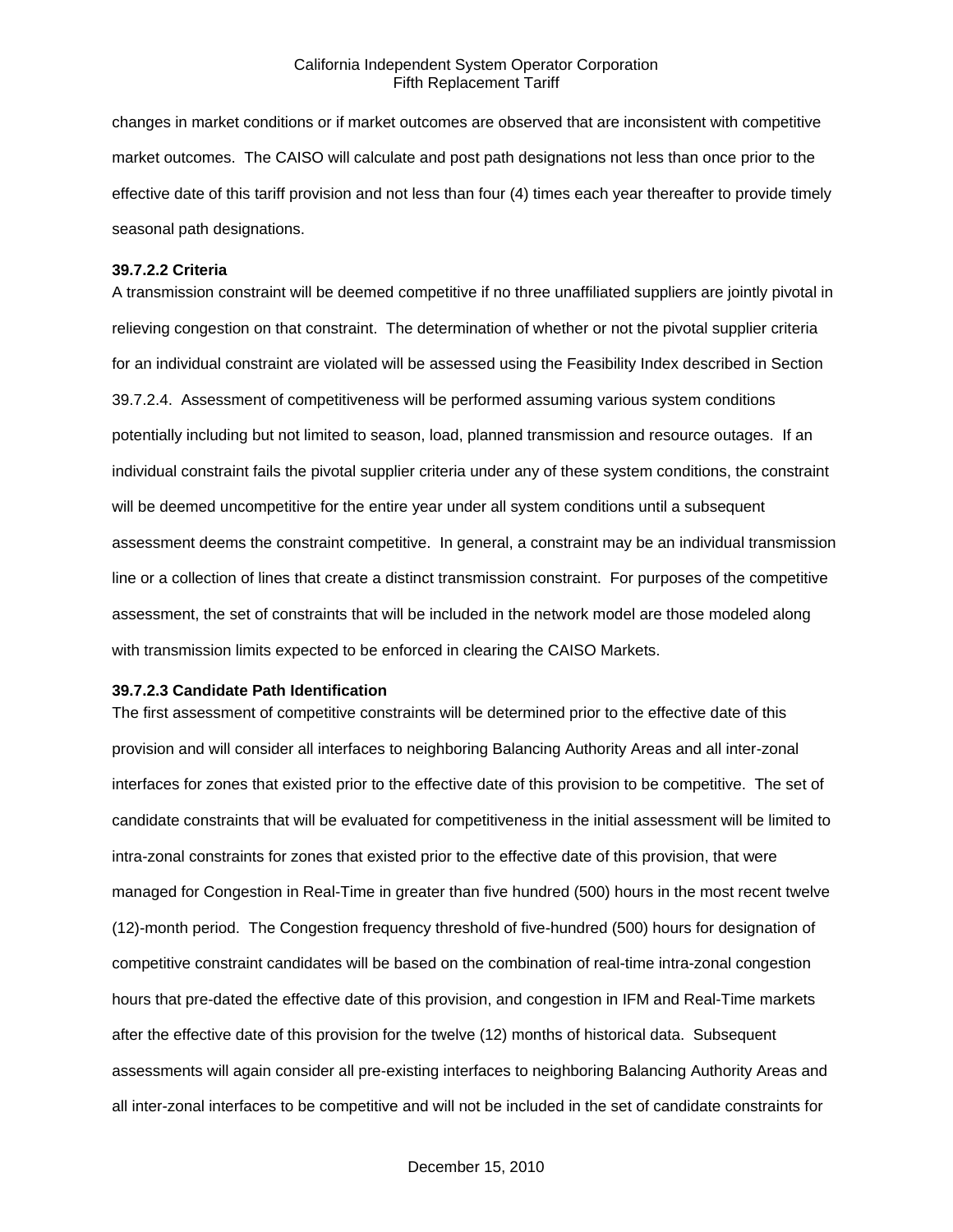changes in market conditions or if market outcomes are observed that are inconsistent with competitive market outcomes. The CAISO will calculate and post path designations not less than once prior to the effective date of this tariff provision and not less than four (4) times each year thereafter to provide timely seasonal path designations.

**39.7.2.2 Criteria**

A transmission constraint will be deemed competitive if no three unaffiliated suppliers are jointly pivotal in relieving congestion on that constraint. The determination of whether or not the pivotal supplier criteria for an individual constraint are violated will be assessed using the Feasibility Index described in Section 39.7.2.4. Assessment of competitiveness will be performed assuming various system conditions potentially including but not limited to season, load, planned transmission and resource outages. If an individual constraint fails the pivotal supplier criteria under any of these system conditions, the constraint will be deemed uncompetitive for the entire year under all system conditions until a subsequent assessment deems the constraint competitive. In general, a constraint may be an individual transmission line or a collection of lines that create a distinct transmission constraint. For purposes of the competitive assessment, the set of constraints that will be included in the network model are those modeled along with transmission limits expected to be enforced in clearing the CAISO Markets.

**39.7.2.3 Candidate Path Identification**

The first assessment of competitive constraints will be determined prior to the effective date of this provision and will consider all interfaces to neighboring Balancing Authority Areas and all inter-zonal interfaces for zones that existed prior to the effective date of this provision to be competitive. The set of candidate constraints that will be evaluated for competitiveness in the initial assessment will be limited to intra-zonal constraints for zones that existed prior to the effective date of this provision, that were managed for Congestion in Real-Time in greater than five hundred (500) hours in the most recent twelve (12)-month period. The Congestion frequency threshold of five-hundred (500) hours for designation of competitive constraint candidates will be based on the combination of real-time intra-zonal congestion hours that pre-dated the effective date of this provision, and congestion in IFM and Real-Time markets after the effective date of this provision for the twelve (12) months of historical data. Subsequent assessments will again consider all pre-existing interfaces to neighboring Balancing Authority Areas and all inter-zonal interfaces to be competitive and will not be included in the set of candidate constraints for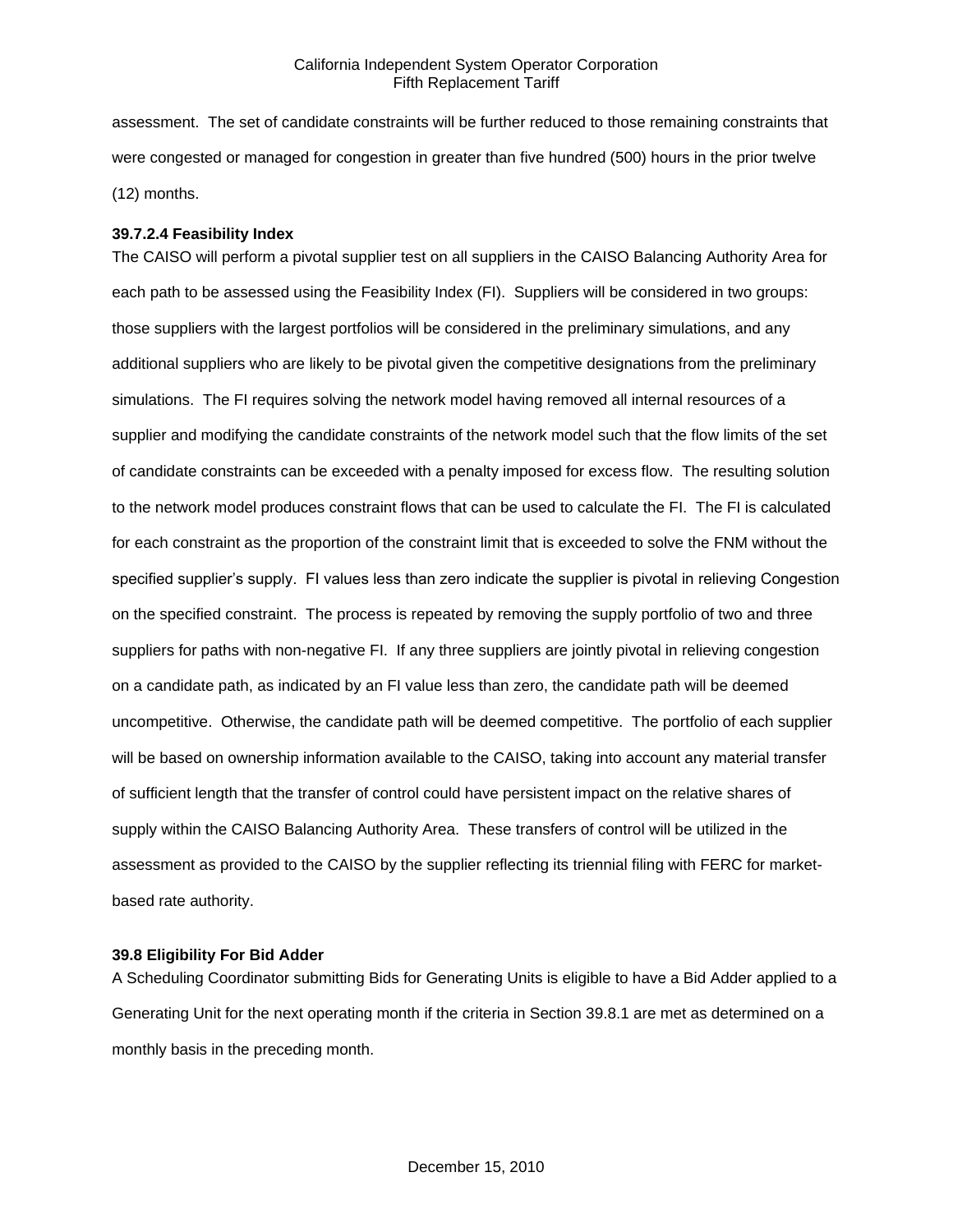assessment. The set of candidate constraints will be further reduced to those remaining constraints that were congested or managed for congestion in greater than five hundred (500) hours in the prior twelve (12) months.

**39.7.2.4 Feasibility Index**

The CAISO will perform a pivotal supplier test on all suppliers in the CAISO Balancing Authority Area for each path to be assessed using the Feasibility Index (FI). Suppliers will be considered in two groups: those suppliers with the largest portfolios will be considered in the preliminary simulations, and any additional suppliers who are likely to be pivotal given the competitive designations from the preliminary simulations. The FI requires solving the network model having removed all internal resources of a supplier and modifying the candidate constraints of the network model such that the flow limits of the set of candidate constraints can be exceeded with a penalty imposed for excess flow. The resulting solution to the network model produces constraint flows that can be used to calculate the FI. The FI is calculated for each constraint as the proportion of the constraint limit that is exceeded to solve the FNM without the specified supplier's supply. FI values less than zero indicate the supplier is pivotal in relieving Congestion on the specified constraint. The process is repeated by removing the supply portfolio of two and three suppliers for paths with non-negative FI. If any three suppliers are jointly pivotal in relieving congestion on a candidate path, as indicated by an FI value less than zero, the candidate path will be deemed uncompetitive. Otherwise, the candidate path will be deemed competitive. The portfolio of each supplier will be based on ownership information available to the CAISO, taking into account any material transfer of sufficient length that the transfer of control could have persistent impact on the relative shares of supply within the CAISO Balancing Authority Area. These transfers of control will be utilized in the assessment as provided to the CAISO by the supplier reflecting its triennial filing with FERC for market-based rate authority.

**39.8 Eligibility For Bid Adder**

A Scheduling Coordinator submitting Bids for Generating Units is eligible to have a Bid Adder applied to a Generating Unit for the next operating month if the criteria in Section 39.8.1 are met as determined on a monthly basis in the preceding month.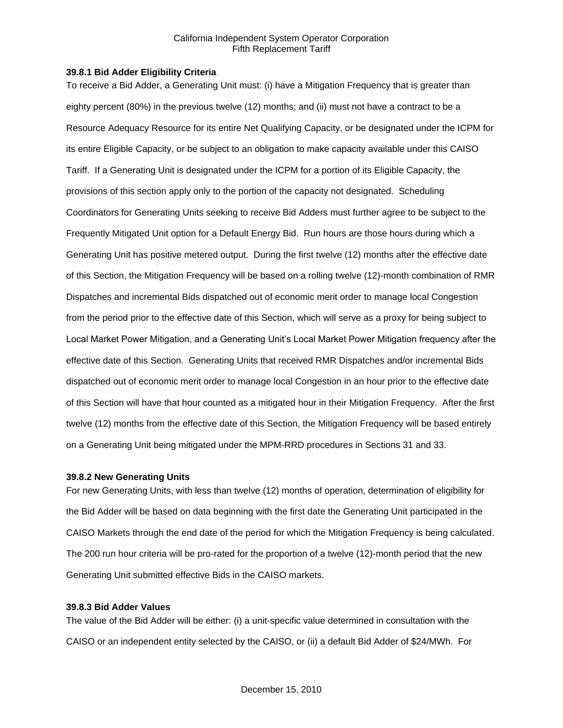### 39.8.1 Bid Adder Eligibility Criteria

To receive a Bid Adder, a Generating Unit must: (i) have a Mitigation Frequency that is greater than eighty percent (80%) in the previous twelve (12) months; and (ii) must not have a contract to be a Resource Adequacy Resource for its entire Net Qualifying Capacity, or be designated under the ICPM for its entire Eligible Capacity, or be subject to an obligation to make capacity available under this CAISO Tariff. If a Generating Unit is designated under the ICPM for a portion of its Eligible Capacity, the provisions of this section apply only to the portion of the capacity not designated. Scheduling Coordinators for Generating Units seeking to receive Bid Adders must further agree to be subject to the Frequently Mitigated Unit option for a Default Energy Bid. Run hours are those hours during which a Generating Unit has positive metered output. During the first twelve (12) months after the effective date of this Section, the Mitigation Frequency will be based on a rolling twelve (12)-month combination of RMR Dispatches and incremental Bids dispatched out of economic merit order to manage local Congestion from the period prior to the effective date of this Section, which will serve as a proxy for being subject to Local Market Power Mitigation, and a Generating Unit's Local Market Power Mitigation frequency after the effective date of this Section. Generating Units that received RMR Dispatches and/or incremental Bids dispatched out of economic merit order to manage local Congestion in an hour prior to the effective date of this Section will have that hour counted as a mitigated hour in their Mitigation Frequency. After the first twelve (12) months from the effective date of this Section, the Mitigation Frequency will be based entirely on a Generating Unit being mitigated under the MPM-RRD procedures in Sections 31 and 33.

### 39.8.2 New Generating Units

For new Generating Units, with less than twelve (12) months of operation, determination of eligibility for the Bid Adder will be based on data beginning with the first date the Generating Unit participated in the CAISO Markets through the end date of the period for which the Mitigation Frequency is being calculated. The 200 run hour criteria will be pro-rated for the proportion of a twelve (12)-month period that the new Generating Unit submitted effective Bids in the CAISO markets.

### 39.8.3 Bid Adder Values

The value of the Bid Adder will be either: (i) a unit-specific value determined in consultation with the CAISO or an independent entity selected by the CAISO, or (ii) a default Bid Adder of $24/MWh. For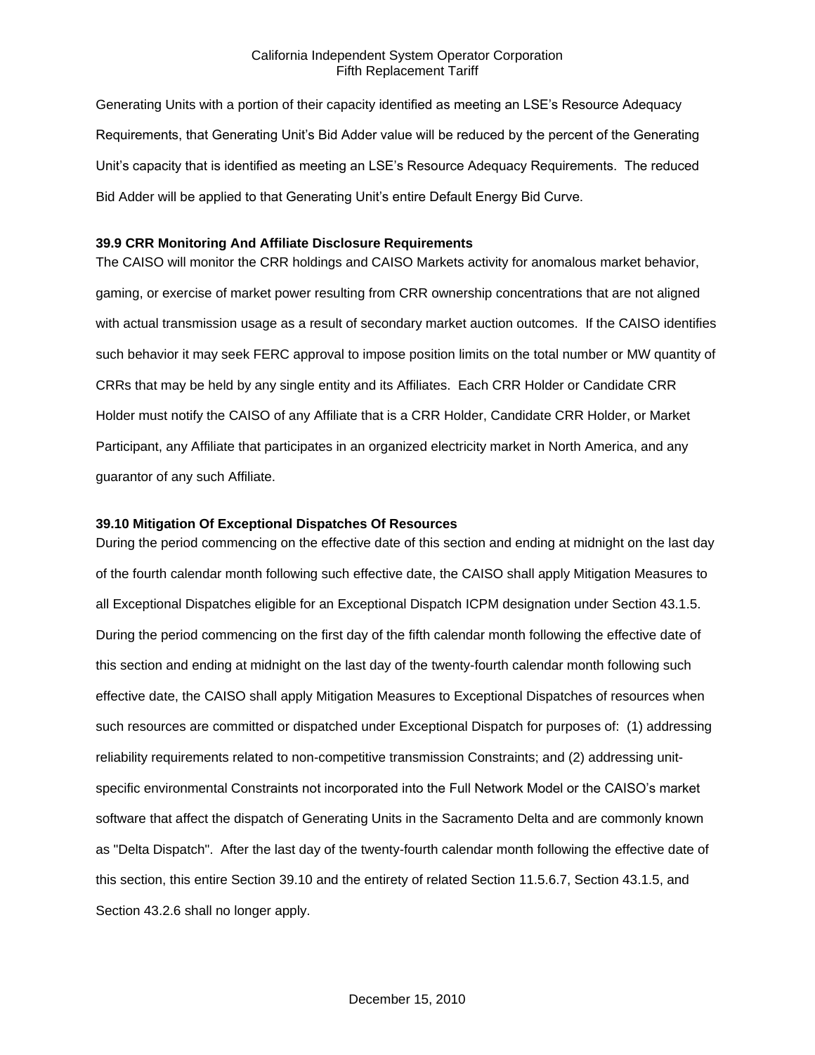Generating Units with a portion of their capacity identified as meeting an LSE's Resource Adequacy Requirements, that Generating Unit's Bid Adder value will be reduced by the percent of the Generating Unit's capacity that is identified as meeting an LSE's Resource Adequacy Requirements. The reduced Bid Adder will be applied to that Generating Unit's entire Default Energy Bid Curve.

### 39.9 CRR Monitoring And Affiliate Disclosure Requirements

The CAISO will monitor the CRR holdings and CAISO Markets activity for anomalous market behavior, gaming, or exercise of market power resulting from CRR ownership concentrations that are not aligned with actual transmission usage as a result of secondary market auction outcomes. If the CAISO identifies such behavior it may seek FERC approval to impose position limits on the total number or MW quantity of CRRs that may be held by any single entity and its Affiliates. Each CRR Holder or Candidate CRR Holder must notify the CAISO of any Affiliate that is a CRR Holder, Candidate CRR Holder, or Market Participant, any Affiliate that participates in an organized electricity market in North America, and any guarantor of any such Affiliate.

### 39.10 Mitigation Of Exceptional Dispatches Of Resources

During the period commencing on the effective date of this section and ending at midnight on the last day of the fourth calendar month following such effective date, the CAISO shall apply Mitigation Measures to all Exceptional Dispatches eligible for an Exceptional Dispatch ICPM designation under Section 43.1.5. During the period commencing on the first day of the fifth calendar month following the effective date of this section and ending at midnight on the last day of the twenty-fourth calendar month following such effective date, the CAISO shall apply Mitigation Measures to Exceptional Dispatches of resources when such resources are committed or dispatched under Exceptional Dispatch for purposes of: (1) addressing reliability requirements related to non-competitive transmission Constraints; and (2) addressing unit-specific environmental Constraints not incorporated into the Full Network Model or the CAISO's market software that affect the dispatch of Generating Units in the Sacramento Delta and are commonly known as "Delta Dispatch". After the last day of the twenty-fourth calendar month following the effective date of this section, this entire Section 39.10 and the entirety of related Section 11.5.6.7, Section 43.1.5, and Section 43.2.6 shall no longer apply.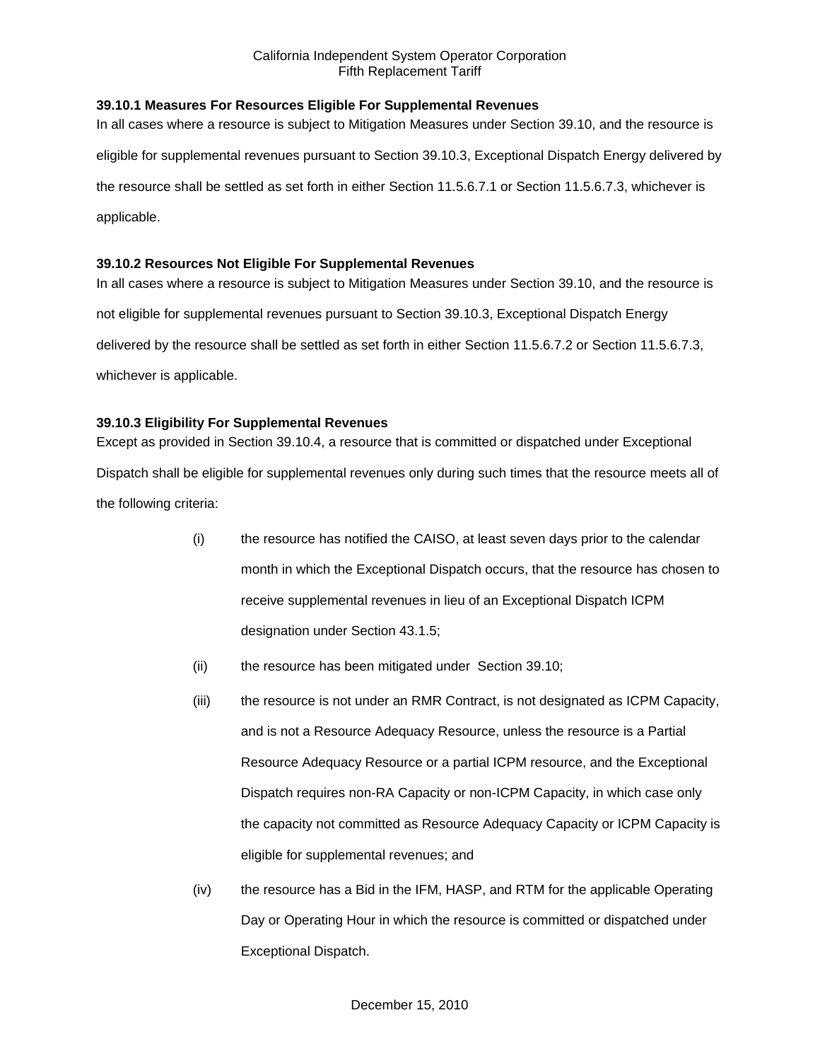### 39.10.1 Measures For Resources Eligible For Supplemental Revenues

In all cases where a resource is subject to Mitigation Measures under Section 39.10, and the resource is eligible for supplemental revenues pursuant to Section 39.10.3, Exceptional Dispatch Energy delivered by the resource shall be settled as set forth in either Section 11.5.6.7.1 or Section 11.5.6.7.3, whichever is applicable.

### 39.10.2 Resources Not Eligible For Supplemental Revenues

In all cases where a resource is subject to Mitigation Measures under Section 39.10, and the resource is not eligible for supplemental revenues pursuant to Section 39.10.3, Exceptional Dispatch Energy delivered by the resource shall be settled as set forth in either Section 11.5.6.7.2 or Section 11.5.6.7.3, whichever is applicable.

### 39.10.3 Eligibility For Supplemental Revenues

Except as provided in Section 39.10.4, a resource that is committed or dispatched under Exceptional Dispatch shall be eligible for supplemental revenues only during such times that the resource meets all of the following criteria:

(i) the resource has notified the CAISO, at least seven days prior to the calendar month in which the Exceptional Dispatch occurs, that the resource has chosen to receive supplemental revenues in lieu of an Exceptional Dispatch ICPM designation under Section 43.1.5;

(ii) the resource has been mitigated under Section 39.10;

(iii) the resource is not under an RMR Contract, is not designated as ICPM Capacity, and is not a Resource Adequacy Resource, unless the resource is a Partial Resource Adequacy Resource or a partial ICPM resource, and the Exceptional Dispatch requires non-RA Capacity or non-ICPM Capacity, in which case only the capacity not committed as Resource Adequacy Capacity or ICPM Capacity is eligible for supplemental revenues; and

(iv) the resource has a Bid in the IFM, HASP, and RTM for the applicable Operating Day or Operating Hour in which the resource is committed or dispatched under Exceptional Dispatch.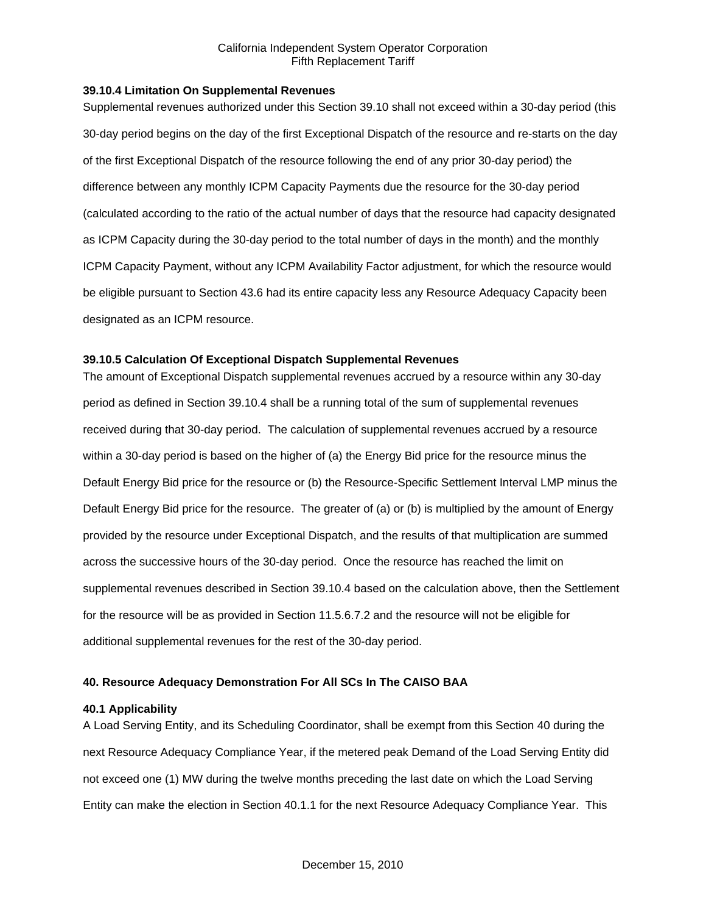### 39.10.4 Limitation On Supplemental Revenues

Supplemental revenues authorized under this Section 39.10 shall not exceed within a 30-day period (this 30-day period begins on the day of the first Exceptional Dispatch of the resource and re-starts on the day of the first Exceptional Dispatch of the resource following the end of any prior 30-day period) the difference between any monthly ICPM Capacity Payments due the resource for the 30-day period (calculated according to the ratio of the actual number of days that the resource had capacity designated as ICPM Capacity during the 30-day period to the total number of days in the month) and the monthly ICPM Capacity Payment, without any ICPM Availability Factor adjustment, for which the resource would be eligible pursuant to Section 43.6 had its entire capacity less any Resource Adequacy Capacity been designated as an ICPM resource.

### 39.10.5 Calculation Of Exceptional Dispatch Supplemental Revenues

The amount of Exceptional Dispatch supplemental revenues accrued by a resource within any 30-day period as defined in Section 39.10.4 shall be a running total of the sum of supplemental revenues received during that 30-day period. The calculation of supplemental revenues accrued by a resource within a 30-day period is based on the higher of (a) the Energy Bid price for the resource minus the Default Energy Bid price for the resource or (b) the Resource-Specific Settlement Interval LMP minus the Default Energy Bid price for the resource. The greater of (a) or (b) is multiplied by the amount of Energy provided by the resource under Exceptional Dispatch, and the results of that multiplication are summed across the successive hours of the 30-day period. Once the resource has reached the limit on supplemental revenues described in Section 39.10.4 based on the calculation above, then the Settlement for the resource will be as provided in Section 11.5.6.7.2 and the resource will not be eligible for additional supplemental revenues for the rest of the 30-day period.

## 40. Resource Adequacy Demonstration For All SCs In The CAISO BAA

### 40.1 Applicability

A Load Serving Entity, and its Scheduling Coordinator, shall be exempt from this Section 40 during the next Resource Adequacy Compliance Year, if the metered peak Demand of the Load Serving Entity did not exceed one (1) MW during the twelve months preceding the last date on which the Load Serving Entity can make the election in Section 40.1.1 for the next Resource Adequacy Compliance Year. This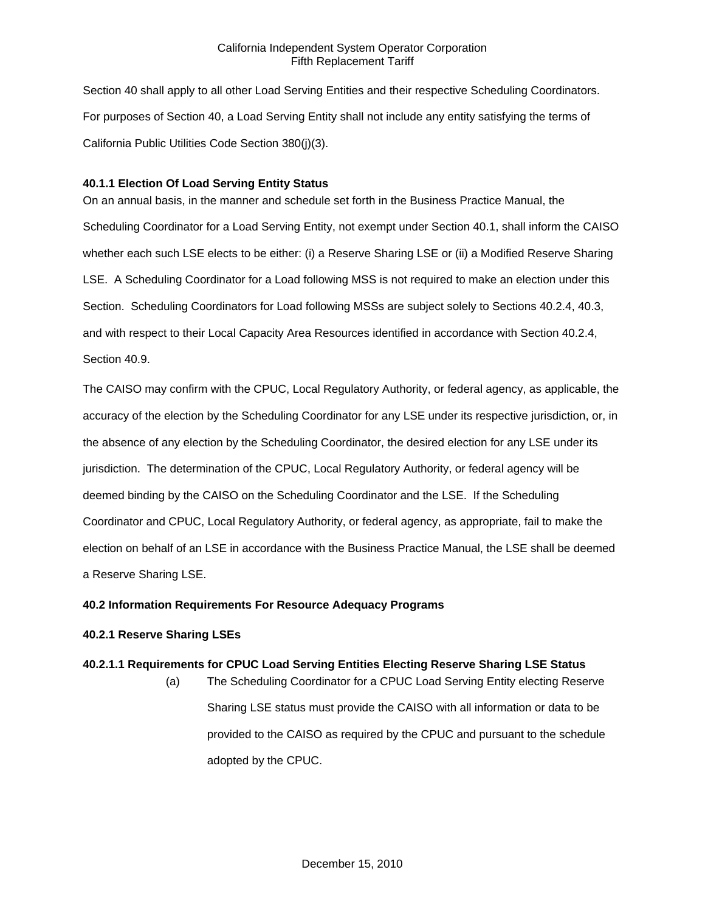Section 40 shall apply to all other Load Serving Entities and their respective Scheduling Coordinators. For purposes of Section 40, a Load Serving Entity shall not include any entity satisfying the terms of California Public Utilities Code Section 380(j)(3).

**40.1.1 Election Of Load Serving Entity Status**

On an annual basis, in the manner and schedule set forth in the Business Practice Manual, the Scheduling Coordinator for a Load Serving Entity, not exempt under Section 40.1, shall inform the CAISO whether each such LSE elects to be either: (i) a Reserve Sharing LSE or (ii) a Modified Reserve Sharing LSE. A Scheduling Coordinator for a Load following MSS is not required to make an election under this Section. Scheduling Coordinators for Load following MSSs are subject solely to Sections 40.2.4, 40.3, and with respect to their Local Capacity Area Resources identified in accordance with Section 40.2.4, Section 40.9.

The CAISO may confirm with the CPUC, Local Regulatory Authority, or federal agency, as applicable, the accuracy of the election by the Scheduling Coordinator for any LSE under its respective jurisdiction, or, in the absence of any election by the Scheduling Coordinator, the desired election for any LSE under its jurisdiction. The determination of the CPUC, Local Regulatory Authority, or federal agency will be deemed binding by the CAISO on the Scheduling Coordinator and the LSE. If the Scheduling Coordinator and CPUC, Local Regulatory Authority, or federal agency, as appropriate, fail to make the election on behalf of an LSE in accordance with the Business Practice Manual, the LSE shall be deemed a Reserve Sharing LSE.

**40.2 Information Requirements For Resource Adequacy Programs**

**40.2.1 Reserve Sharing LSEs**

**40.2.1.1 Requirements for CPUC Load Serving Entities Electing Reserve Sharing LSE Status**

(a) The Scheduling Coordinator for a CPUC Load Serving Entity electing Reserve Sharing LSE status must provide the CAISO with all information or data to be provided to the CAISO as required by the CPUC and pursuant to the schedule adopted by the CPUC.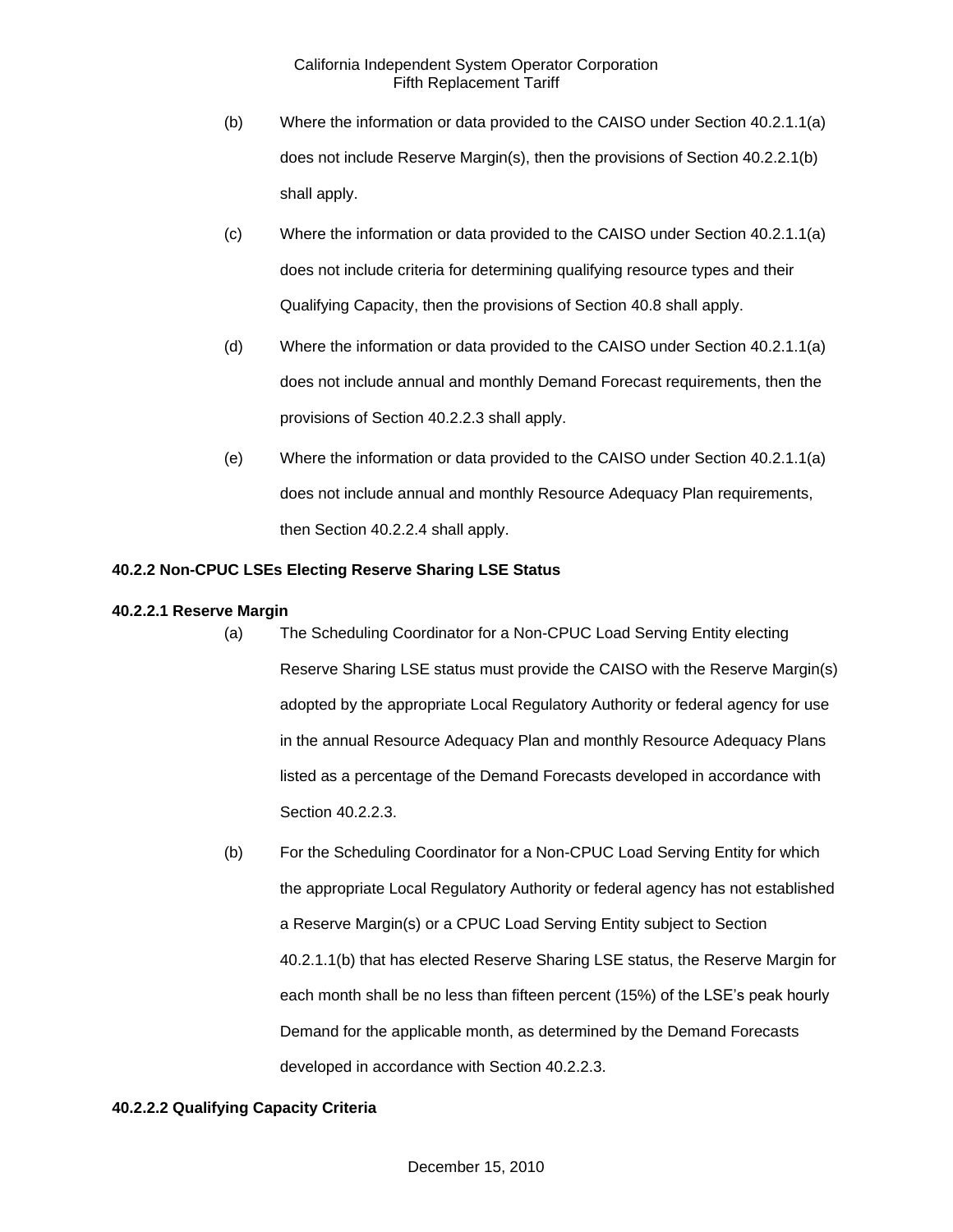(b) Where the information or data provided to the CAISO under Section 40.2.1.1(a) does not include Reserve Margin(s), then the provisions of Section 40.2.2.1(b) shall apply.

(c) Where the information or data provided to the CAISO under Section 40.2.1.1(a) does not include criteria for determining qualifying resource types and their Qualifying Capacity, then the provisions of Section 40.8 shall apply.

(d) Where the information or data provided to the CAISO under Section 40.2.1.1(a) does not include annual and monthly Demand Forecast requirements, then the provisions of Section 40.2.2.3 shall apply.

(e) Where the information or data provided to the CAISO under Section 40.2.1.1(a) does not include annual and monthly Resource Adequacy Plan requirements, then Section 40.2.2.4 shall apply.

**40.2.2 Non-CPUC LSEs Electing Reserve Sharing LSE Status**

**40.2.2.1 Reserve Margin**

(a) The Scheduling Coordinator for a Non-CPUC Load Serving Entity electing Reserve Sharing LSE status must provide the CAISO with the Reserve Margin(s) adopted by the appropriate Local Regulatory Authority or federal agency for use in the annual Resource Adequacy Plan and monthly Resource Adequacy Plans listed as a percentage of the Demand Forecasts developed in accordance with Section 40.2.2.3.

(b) For the Scheduling Coordinator for a Non-CPUC Load Serving Entity for which the appropriate Local Regulatory Authority or federal agency has not established a Reserve Margin(s) or a CPUC Load Serving Entity subject to Section 40.2.1.1(b) that has elected Reserve Sharing LSE status, the Reserve Margin for each month shall be no less than fifteen percent (15%) of the LSE's peak hourly Demand for the applicable month, as determined by the Demand Forecasts developed in accordance with Section 40.2.2.3.

**40.2.2.2 Qualifying Capacity Criteria**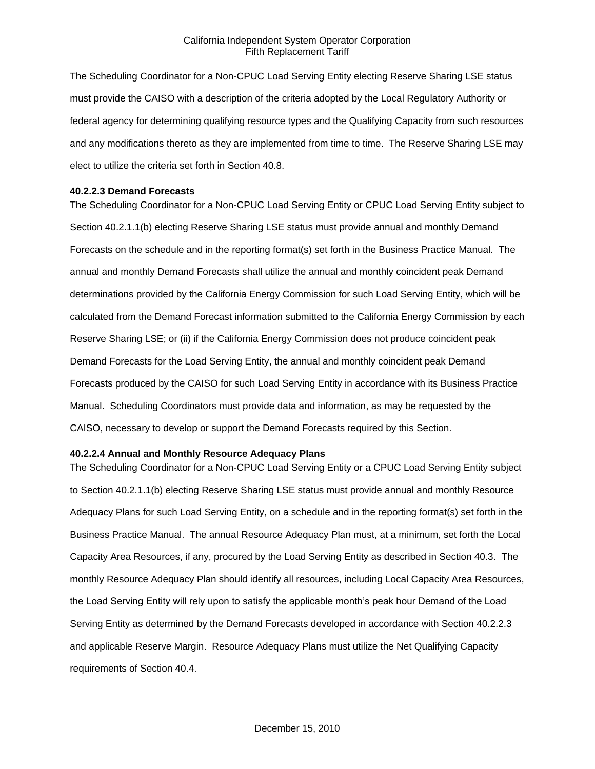The Scheduling Coordinator for a Non-CPUC Load Serving Entity electing Reserve Sharing LSE status must provide the CAISO with a description of the criteria adopted by the Local Regulatory Authority or federal agency for determining qualifying resource types and the Qualifying Capacity from such resources and any modifications thereto as they are implemented from time to time. The Reserve Sharing LSE may elect to utilize the criteria set forth in Section 40.8.

**40.2.2.3 Demand Forecasts**

The Scheduling Coordinator for a Non-CPUC Load Serving Entity or CPUC Load Serving Entity subject to Section 40.2.1.1(b) electing Reserve Sharing LSE status must provide annual and monthly Demand Forecasts on the schedule and in the reporting format(s) set forth in the Business Practice Manual. The annual and monthly Demand Forecasts shall utilize the annual and monthly coincident peak Demand determinations provided by the California Energy Commission for such Load Serving Entity, which will be calculated from the Demand Forecast information submitted to the California Energy Commission by each Reserve Sharing LSE; or (ii) if the California Energy Commission does not produce coincident peak Demand Forecasts for the Load Serving Entity, the annual and monthly coincident peak Demand Forecasts produced by the CAISO for such Load Serving Entity in accordance with its Business Practice Manual. Scheduling Coordinators must provide data and information, as may be requested by the CAISO, necessary to develop or support the Demand Forecasts required by this Section.

**40.2.2.4 Annual and Monthly Resource Adequacy Plans**

The Scheduling Coordinator for a Non-CPUC Load Serving Entity or a CPUC Load Serving Entity subject to Section 40.2.1.1(b) electing Reserve Sharing LSE status must provide annual and monthly Resource Adequacy Plans for such Load Serving Entity, on a schedule and in the reporting format(s) set forth in the Business Practice Manual. The annual Resource Adequacy Plan must, at a minimum, set forth the Local Capacity Area Resources, if any, procured by the Load Serving Entity as described in Section 40.3. The monthly Resource Adequacy Plan should identify all resources, including Local Capacity Area Resources, the Load Serving Entity will rely upon to satisfy the applicable month's peak hour Demand of the Load Serving Entity as determined by the Demand Forecasts developed in accordance with Section 40.2.2.3 and applicable Reserve Margin. Resource Adequacy Plans must utilize the Net Qualifying Capacity requirements of Section 40.4.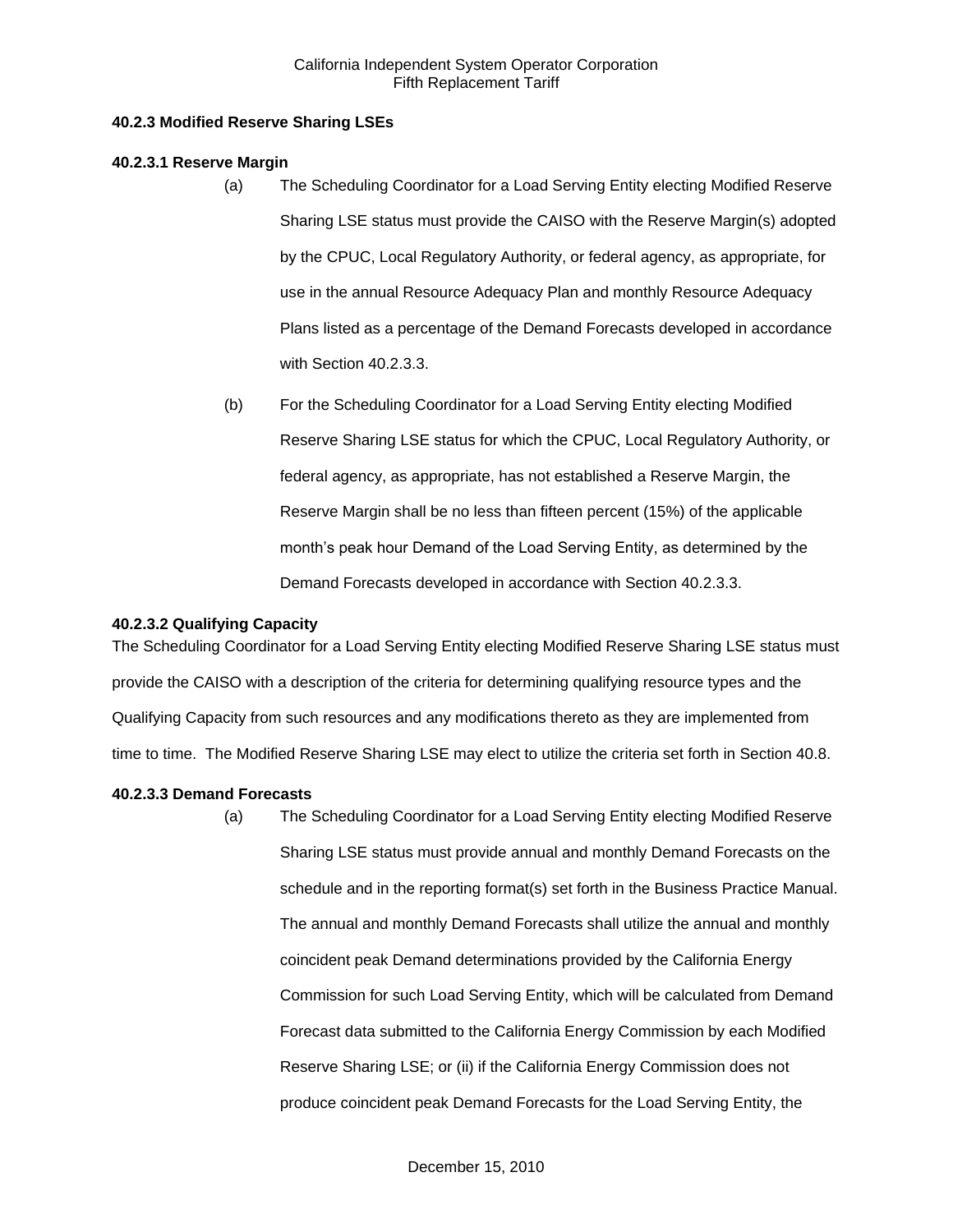### 40.2.3 Modified Reserve Sharing LSEs

#### 40.2.3.1 Reserve Margin

(a) The Scheduling Coordinator for a Load Serving Entity electing Modified Reserve Sharing LSE status must provide the CAISO with the Reserve Margin(s) adopted by the CPUC, Local Regulatory Authority, or federal agency, as appropriate, for use in the annual Resource Adequacy Plan and monthly Resource Adequacy Plans listed as a percentage of the Demand Forecasts developed in accordance with Section 40.2.3.3.

(b) For the Scheduling Coordinator for a Load Serving Entity electing Modified Reserve Sharing LSE status for which the CPUC, Local Regulatory Authority, or federal agency, as appropriate, has not established a Reserve Margin, the Reserve Margin shall be no less than fifteen percent (15%) of the applicable month's peak hour Demand of the Load Serving Entity, as determined by the Demand Forecasts developed in accordance with Section 40.2.3.3.

#### 40.2.3.2 Qualifying Capacity

The Scheduling Coordinator for a Load Serving Entity electing Modified Reserve Sharing LSE status must provide the CAISO with a description of the criteria for determining qualifying resource types and the Qualifying Capacity from such resources and any modifications thereto as they are implemented from time to time. The Modified Reserve Sharing LSE may elect to utilize the criteria set forth in Section 40.8.

#### 40.2.3.3 Demand Forecasts

(a) The Scheduling Coordinator for a Load Serving Entity electing Modified Reserve Sharing LSE status must provide annual and monthly Demand Forecasts on the schedule and in the reporting format(s) set forth in the Business Practice Manual. The annual and monthly Demand Forecasts shall utilize the annual and monthly coincident peak Demand determinations provided by the California Energy Commission for such Load Serving Entity, which will be calculated from Demand Forecast data submitted to the California Energy Commission by each Modified Reserve Sharing LSE; or (ii) if the California Energy Commission does not produce coincident peak Demand Forecasts for the Load Serving Entity, the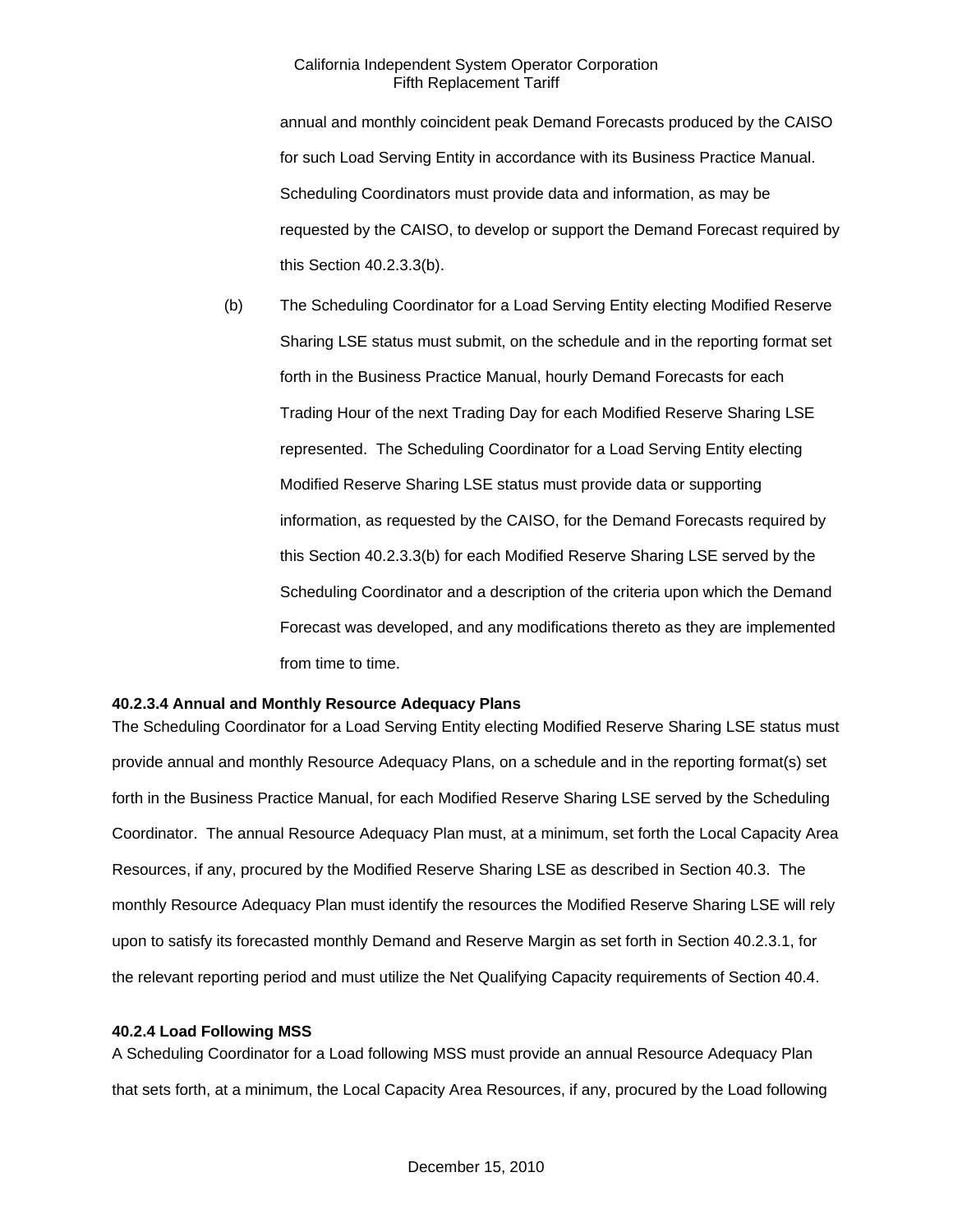annual and monthly coincident peak Demand Forecasts produced by the CAISO for such Load Serving Entity in accordance with its Business Practice Manual. Scheduling Coordinators must provide data and information, as may be requested by the CAISO, to develop or support the Demand Forecast required by this Section 40.2.3.3(b).

(b) The Scheduling Coordinator for a Load Serving Entity electing Modified Reserve Sharing LSE status must submit, on the schedule and in the reporting format set forth in the Business Practice Manual, hourly Demand Forecasts for each Trading Hour of the next Trading Day for each Modified Reserve Sharing LSE represented. The Scheduling Coordinator for a Load Serving Entity electing Modified Reserve Sharing LSE status must provide data or supporting information, as requested by the CAISO, for the Demand Forecasts required by this Section 40.2.3.3(b) for each Modified Reserve Sharing LSE served by the Scheduling Coordinator and a description of the criteria upon which the Demand Forecast was developed, and any modifications thereto as they are implemented from time to time.

**40.2.3.4 Annual and Monthly Resource Adequacy Plans**

The Scheduling Coordinator for a Load Serving Entity electing Modified Reserve Sharing LSE status must provide annual and monthly Resource Adequacy Plans, on a schedule and in the reporting format(s) set forth in the Business Practice Manual, for each Modified Reserve Sharing LSE served by the Scheduling Coordinator. The annual Resource Adequacy Plan must, at a minimum, set forth the Local Capacity Area Resources, if any, procured by the Modified Reserve Sharing LSE as described in Section 40.3. The monthly Resource Adequacy Plan must identify the resources the Modified Reserve Sharing LSE will rely upon to satisfy its forecasted monthly Demand and Reserve Margin as set forth in Section 40.2.3.1, for the relevant reporting period and must utilize the Net Qualifying Capacity requirements of Section 40.4.

**40.2.4 Load Following MSS**

A Scheduling Coordinator for a Load following MSS must provide an annual Resource Adequacy Plan that sets forth, at a minimum, the Local Capacity Area Resources, if any, procured by the Load following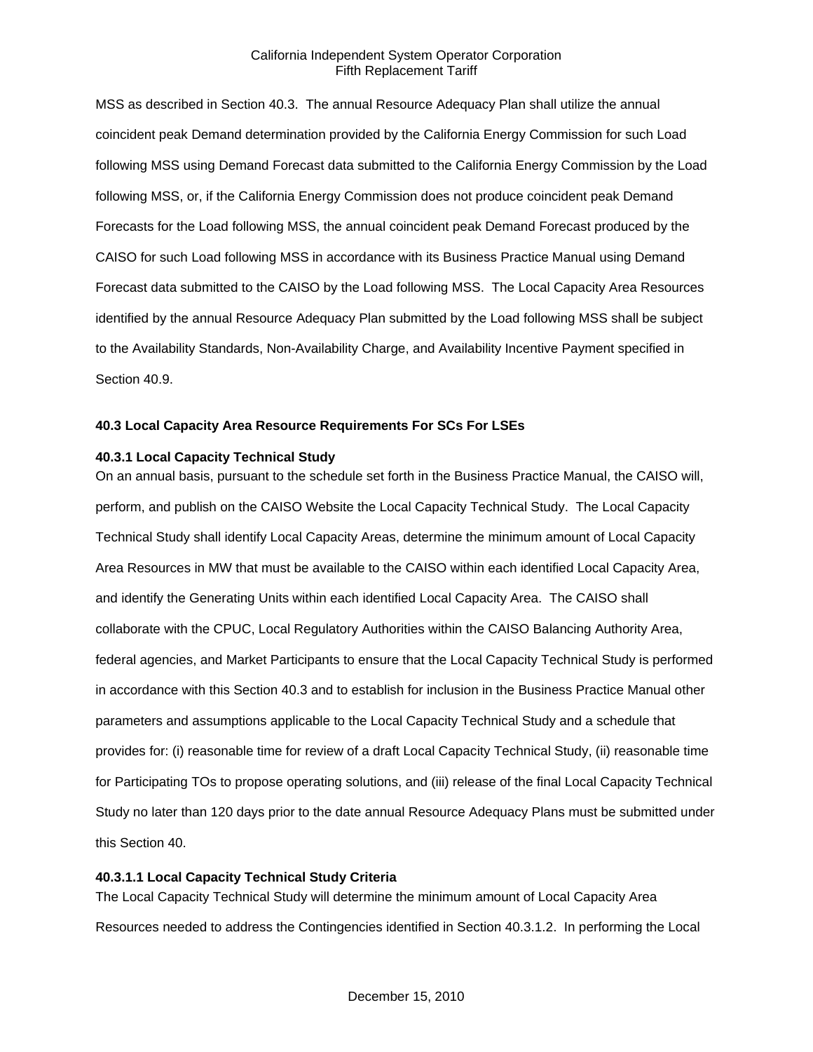MSS as described in Section 40.3. The annual Resource Adequacy Plan shall utilize the annual coincident peak Demand determination provided by the California Energy Commission for such Load following MSS using Demand Forecast data submitted to the California Energy Commission by the Load following MSS, or, if the California Energy Commission does not produce coincident peak Demand Forecasts for the Load following MSS, the annual coincident peak Demand Forecast produced by the CAISO for such Load following MSS in accordance with its Business Practice Manual using Demand Forecast data submitted to the CAISO by the Load following MSS. The Local Capacity Area Resources identified by the annual Resource Adequacy Plan submitted by the Load following MSS shall be subject to the Availability Standards, Non-Availability Charge, and Availability Incentive Payment specified in Section 40.9.

### 40.3 Local Capacity Area Resource Requirements For SCs For LSEs

#### 40.3.1 Local Capacity Technical Study

On an annual basis, pursuant to the schedule set forth in the Business Practice Manual, the CAISO will, perform, and publish on the CAISO Website the Local Capacity Technical Study. The Local Capacity Technical Study shall identify Local Capacity Areas, determine the minimum amount of Local Capacity Area Resources in MW that must be available to the CAISO within each identified Local Capacity Area, and identify the Generating Units within each identified Local Capacity Area. The CAISO shall collaborate with the CPUC, Local Regulatory Authorities within the CAISO Balancing Authority Area, federal agencies, and Market Participants to ensure that the Local Capacity Technical Study is performed in accordance with this Section 40.3 and to establish for inclusion in the Business Practice Manual other parameters and assumptions applicable to the Local Capacity Technical Study and a schedule that provides for: (i) reasonable time for review of a draft Local Capacity Technical Study, (ii) reasonable time for Participating TOs to propose operating solutions, and (iii) release of the final Local Capacity Technical Study no later than 120 days prior to the date annual Resource Adequacy Plans must be submitted under this Section 40.

##### 40.3.1.1 Local Capacity Technical Study Criteria

The Local Capacity Technical Study will determine the minimum amount of Local Capacity Area Resources needed to address the Contingencies identified in Section 40.3.1.2. In performing the Local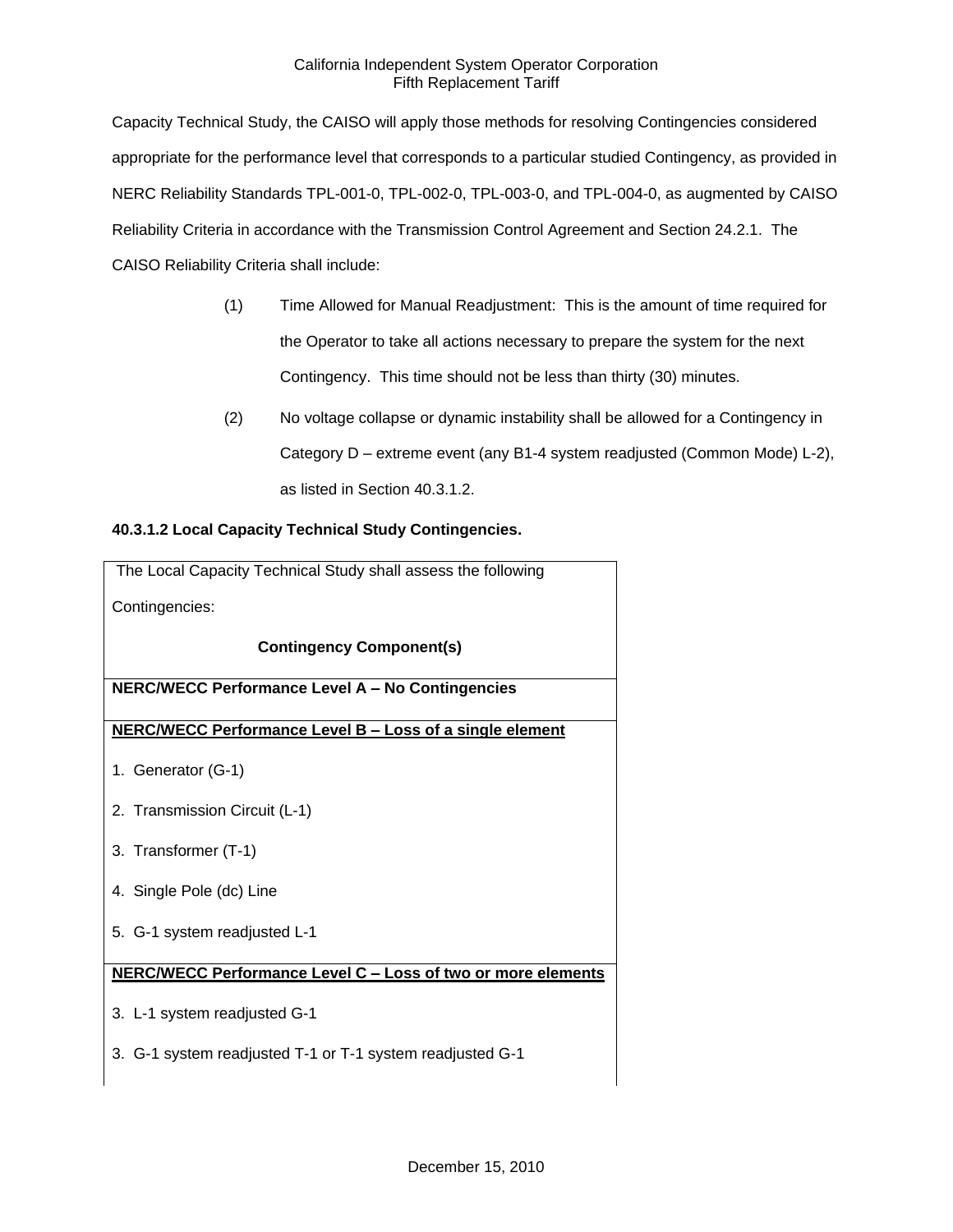Capacity Technical Study, the CAISO will apply those methods for resolving Contingencies considered appropriate for the performance level that corresponds to a particular studied Contingency, as provided in NERC Reliability Standards TPL-001-0, TPL-002-0, TPL-003-0, and TPL-004-0, as augmented by CAISO Reliability Criteria in accordance with the Transmission Control Agreement and Section 24.2.1. The CAISO Reliability Criteria shall include:

(1) Time Allowed for Manual Readjustment: This is the amount of time required for the Operator to take all actions necessary to prepare the system for the next Contingency. This time should not be less than thirty (30) minutes.

(2) No voltage collapse or dynamic instability shall be allowed for a Contingency in Category D – extreme event (any B1-4 system readjusted (Common Mode) L-2), as listed in Section 40.3.1.2.

**40.3.1.2 Local Capacity Technical Study Contingencies.**

| The Local Capacity Technical Study shall assess the following Contingencies: **Contingency Component(s)** |
|---|
| **NERC/WECC Performance Level A – No Contingencies** |
| **NERC/WECC Performance Level B – Loss of a single element**<br>1. Generator (G-1)<br>2. Transmission Circuit (L-1)<br>3. Transformer (T-1)<br>4. Single Pole (dc) Line<br>5. G-1 system readjusted L-1 |
| **NERC/WECC Performance Level C – Loss of two or more elements**<br>3. L-1 system readjusted G-1<br>3. G-1 system readjusted T-1 or T-1 system readjusted G-1 |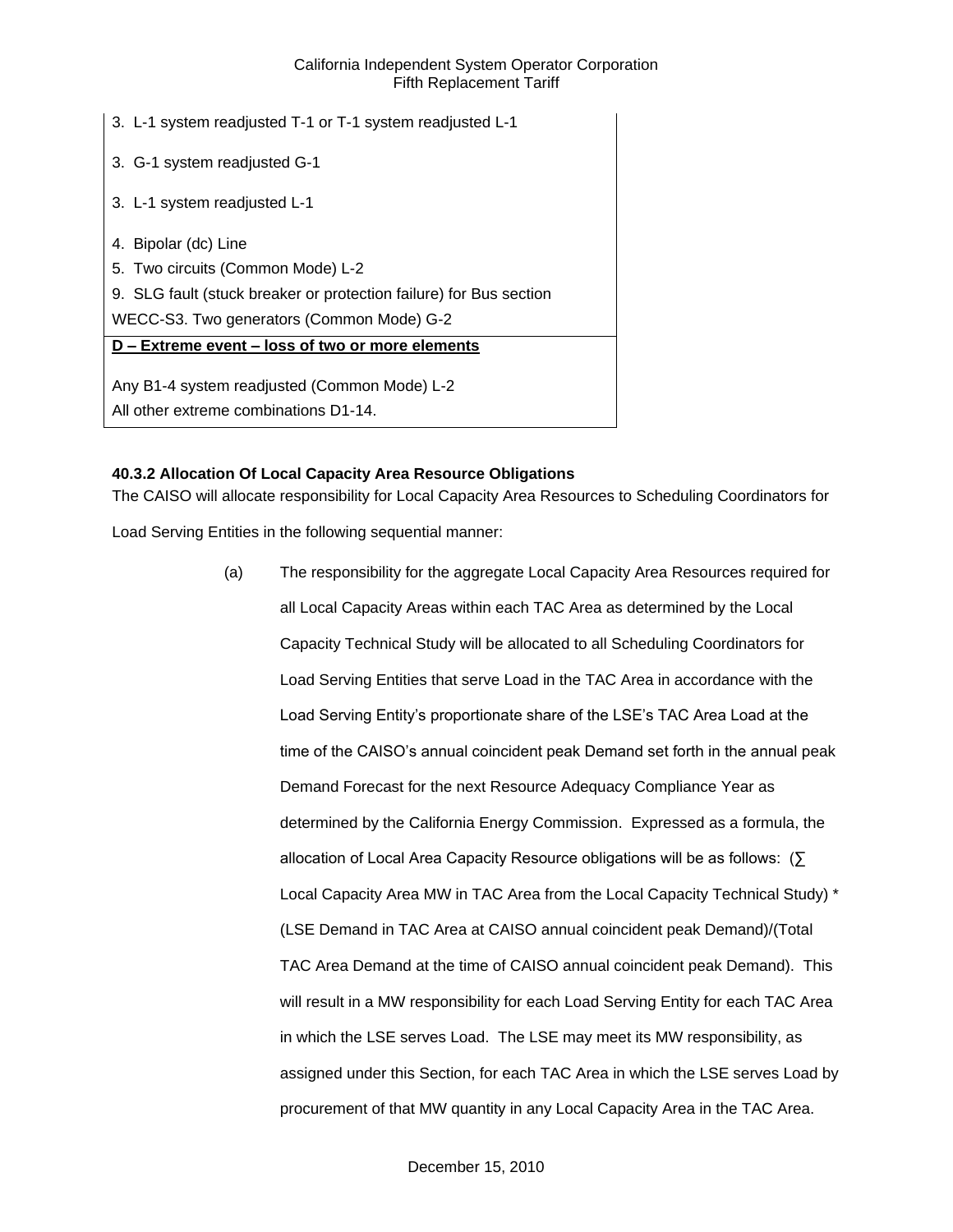| 3. L-1 system readjusted T-1 or T-1 system readjusted L-1 |
|---|
| 3. G-1 system readjusted G-1 |
| 3. L-1 system readjusted L-1 |
| 4. Bipolar (dc) Line<br>5. Two circuits (Common Mode) L-2<br>9. SLG fault (stuck breaker or protection failure) for Bus section<br>WECC-S3. Two generators (Common Mode) G-2 |
| **D – Extreme event – loss of two or more elements** |
| Any B1-4 system readjusted (Common Mode) L-2<br>All other extreme combinations D1-14. |

**40.3.2 Allocation Of Local Capacity Area Resource Obligations**

The CAISO will allocate responsibility for Local Capacity Area Resources to Scheduling Coordinators for Load Serving Entities in the following sequential manner:

(a) The responsibility for the aggregate Local Capacity Area Resources required for all Local Capacity Areas within each TAC Area as determined by the Local Capacity Technical Study will be allocated to all Scheduling Coordinators for Load Serving Entities that serve Load in the TAC Area in accordance with the Load Serving Entity's proportionate share of the LSE's TAC Area Load at the time of the CAISO's annual coincident peak Demand set forth in the annual peak Demand Forecast for the next Resource Adequacy Compliance Year as determined by the California Energy Commission. Expressed as a formula, the allocation of Local Area Capacity Resource obligations will be as follows: (∑ Local Capacity Area MW in TAC Area from the Local Capacity Technical Study) * (LSE Demand in TAC Area at CAISO annual coincident peak Demand)/(Total TAC Area Demand at the time of CAISO annual coincident peak Demand). This will result in a MW responsibility for each Load Serving Entity for each TAC Area in which the LSE serves Load. The LSE may meet its MW responsibility, as assigned under this Section, for each TAC Area in which the LSE serves Load by procurement of that MW quantity in any Local Capacity Area in the TAC Area.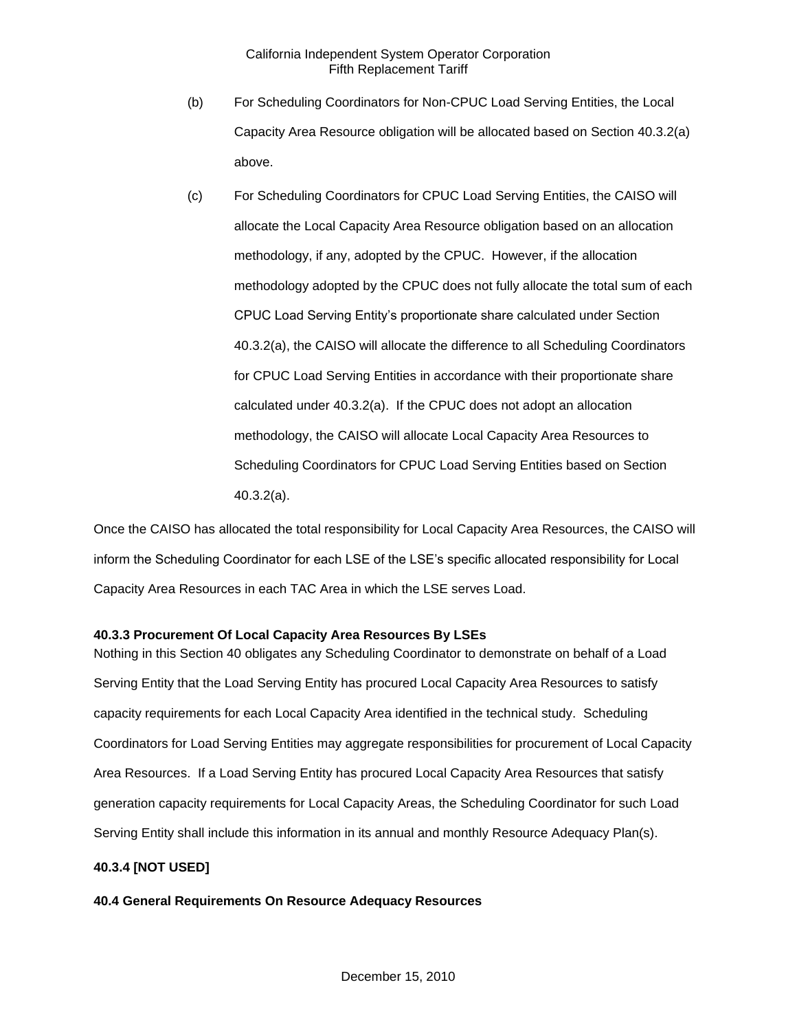(b) For Scheduling Coordinators for Non-CPUC Load Serving Entities, the Local Capacity Area Resource obligation will be allocated based on Section 40.3.2(a) above.

(c) For Scheduling Coordinators for CPUC Load Serving Entities, the CAISO will allocate the Local Capacity Area Resource obligation based on an allocation methodology, if any, adopted by the CPUC. However, if the allocation methodology adopted by the CPUC does not fully allocate the total sum of each CPUC Load Serving Entity's proportionate share calculated under Section 40.3.2(a), the CAISO will allocate the difference to all Scheduling Coordinators for CPUC Load Serving Entities in accordance with their proportionate share calculated under 40.3.2(a). If the CPUC does not adopt an allocation methodology, the CAISO will allocate Local Capacity Area Resources to Scheduling Coordinators for CPUC Load Serving Entities based on Section 40.3.2(a).

Once the CAISO has allocated the total responsibility for Local Capacity Area Resources, the CAISO will inform the Scheduling Coordinator for each LSE of the LSE's specific allocated responsibility for Local Capacity Area Resources in each TAC Area in which the LSE serves Load.

**40.3.3 Procurement Of Local Capacity Area Resources By LSEs**

Nothing in this Section 40 obligates any Scheduling Coordinator to demonstrate on behalf of a Load Serving Entity that the Load Serving Entity has procured Local Capacity Area Resources to satisfy capacity requirements for each Local Capacity Area identified in the technical study. Scheduling Coordinators for Load Serving Entities may aggregate responsibilities for procurement of Local Capacity Area Resources. If a Load Serving Entity has procured Local Capacity Area Resources that satisfy generation capacity requirements for Local Capacity Areas, the Scheduling Coordinator for such Load Serving Entity shall include this information in its annual and monthly Resource Adequacy Plan(s).

**40.3.4 [NOT USED]**

**40.4 General Requirements On Resource Adequacy Resources**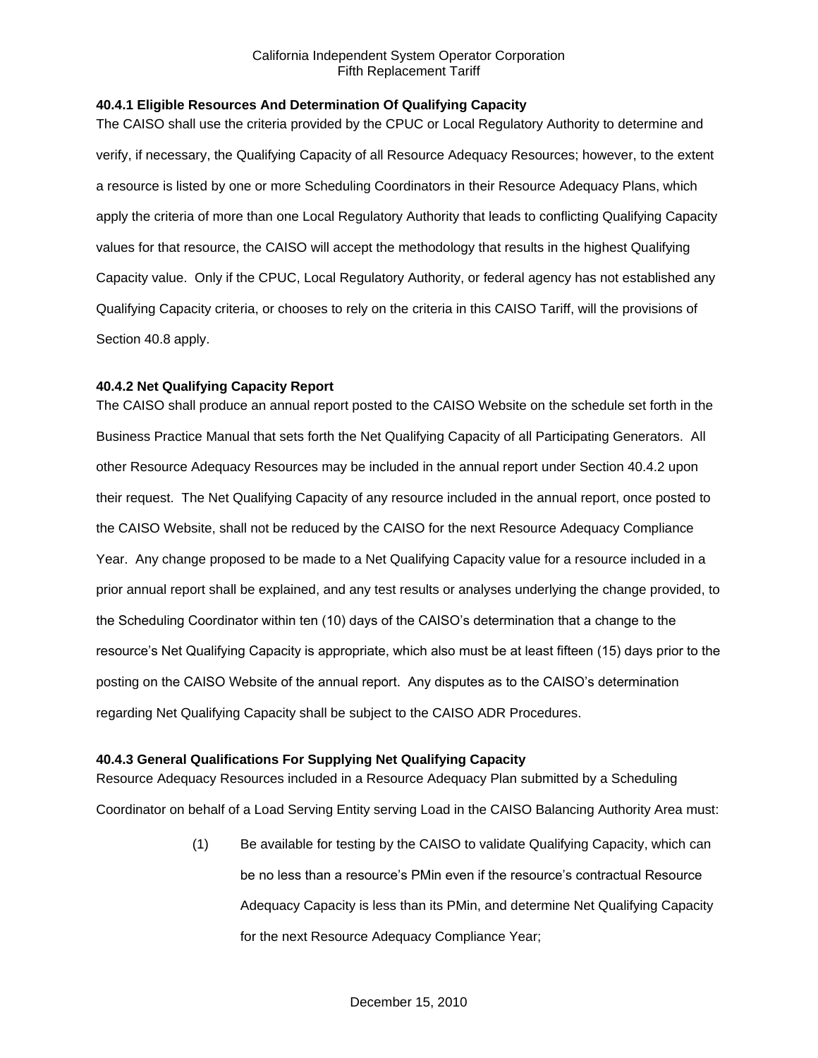### 40.4.1 Eligible Resources And Determination Of Qualifying Capacity

The CAISO shall use the criteria provided by the CPUC or Local Regulatory Authority to determine and verify, if necessary, the Qualifying Capacity of all Resource Adequacy Resources; however, to the extent a resource is listed by one or more Scheduling Coordinators in their Resource Adequacy Plans, which apply the criteria of more than one Local Regulatory Authority that leads to conflicting Qualifying Capacity values for that resource, the CAISO will accept the methodology that results in the highest Qualifying Capacity value. Only if the CPUC, Local Regulatory Authority, or federal agency has not established any Qualifying Capacity criteria, or chooses to rely on the criteria in this CAISO Tariff, will the provisions of Section 40.8 apply.

### 40.4.2 Net Qualifying Capacity Report

The CAISO shall produce an annual report posted to the CAISO Website on the schedule set forth in the Business Practice Manual that sets forth the Net Qualifying Capacity of all Participating Generators. All other Resource Adequacy Resources may be included in the annual report under Section 40.4.2 upon their request. The Net Qualifying Capacity of any resource included in the annual report, once posted to the CAISO Website, shall not be reduced by the CAISO for the next Resource Adequacy Compliance Year. Any change proposed to be made to a Net Qualifying Capacity value for a resource included in a prior annual report shall be explained, and any test results or analyses underlying the change provided, to the Scheduling Coordinator within ten (10) days of the CAISO's determination that a change to the resource's Net Qualifying Capacity is appropriate, which also must be at least fifteen (15) days prior to the posting on the CAISO Website of the annual report. Any disputes as to the CAISO's determination regarding Net Qualifying Capacity shall be subject to the CAISO ADR Procedures.

### 40.4.3 General Qualifications For Supplying Net Qualifying Capacity

Resource Adequacy Resources included in a Resource Adequacy Plan submitted by a Scheduling Coordinator on behalf of a Load Serving Entity serving Load in the CAISO Balancing Authority Area must:

(1) Be available for testing by the CAISO to validate Qualifying Capacity, which can be no less than a resource's PMin even if the resource's contractual Resource Adequacy Capacity is less than its PMin, and determine Net Qualifying Capacity for the next Resource Adequacy Compliance Year;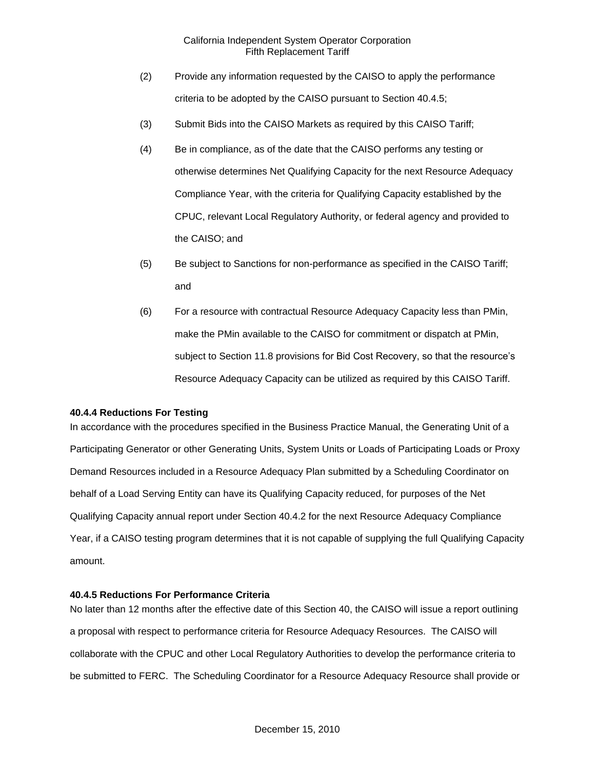(2) Provide any information requested by the CAISO to apply the performance criteria to be adopted by the CAISO pursuant to Section 40.4.5;

(3) Submit Bids into the CAISO Markets as required by this CAISO Tariff;

(4) Be in compliance, as of the date that the CAISO performs any testing or otherwise determines Net Qualifying Capacity for the next Resource Adequacy Compliance Year, with the criteria for Qualifying Capacity established by the CPUC, relevant Local Regulatory Authority, or federal agency and provided to the CAISO; and

(5) Be subject to Sanctions for non-performance as specified in the CAISO Tariff; and

(6) For a resource with contractual Resource Adequacy Capacity less than PMin, make the PMin available to the CAISO for commitment or dispatch at PMin, subject to Section 11.8 provisions for Bid Cost Recovery, so that the resource's Resource Adequacy Capacity can be utilized as required by this CAISO Tariff.

**40.4.4 Reductions For Testing**

In accordance with the procedures specified in the Business Practice Manual, the Generating Unit of a Participating Generator or other Generating Units, System Units or Loads of Participating Loads or Proxy Demand Resources included in a Resource Adequacy Plan submitted by a Scheduling Coordinator on behalf of a Load Serving Entity can have its Qualifying Capacity reduced, for purposes of the Net Qualifying Capacity annual report under Section 40.4.2 for the next Resource Adequacy Compliance Year, if a CAISO testing program determines that it is not capable of supplying the full Qualifying Capacity amount.

**40.4.5 Reductions For Performance Criteria**

No later than 12 months after the effective date of this Section 40, the CAISO will issue a report outlining a proposal with respect to performance criteria for Resource Adequacy Resources. The CAISO will collaborate with the CPUC and other Local Regulatory Authorities to develop the performance criteria to be submitted to FERC. The Scheduling Coordinator for a Resource Adequacy Resource shall provide or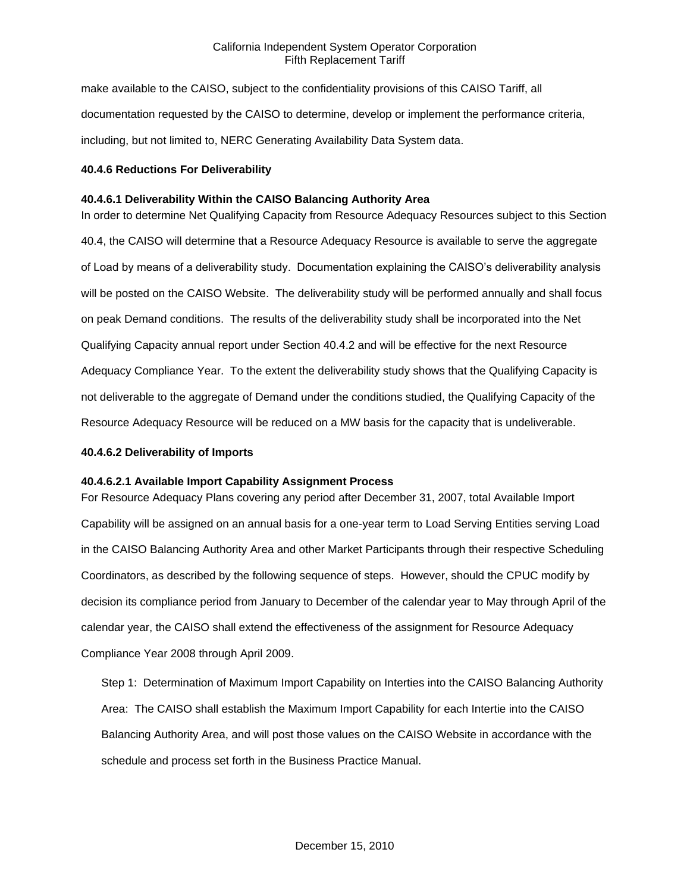make available to the CAISO, subject to the confidentiality provisions of this CAISO Tariff, all documentation requested by the CAISO to determine, develop or implement the performance criteria, including, but not limited to, NERC Generating Availability Data System data.

**40.4.6 Reductions For Deliverability**

**40.4.6.1 Deliverability Within the CAISO Balancing Authority Area**

In order to determine Net Qualifying Capacity from Resource Adequacy Resources subject to this Section 40.4, the CAISO will determine that a Resource Adequacy Resource is available to serve the aggregate of Load by means of a deliverability study. Documentation explaining the CAISO's deliverability analysis will be posted on the CAISO Website. The deliverability study will be performed annually and shall focus on peak Demand conditions. The results of the deliverability study shall be incorporated into the Net Qualifying Capacity annual report under Section 40.4.2 and will be effective for the next Resource Adequacy Compliance Year. To the extent the deliverability study shows that the Qualifying Capacity is not deliverable to the aggregate of Demand under the conditions studied, the Qualifying Capacity of the Resource Adequacy Resource will be reduced on a MW basis for the capacity that is undeliverable.

**40.4.6.2 Deliverability of Imports**

**40.4.6.2.1 Available Import Capability Assignment Process**

For Resource Adequacy Plans covering any period after December 31, 2007, total Available Import Capability will be assigned on an annual basis for a one-year term to Load Serving Entities serving Load in the CAISO Balancing Authority Area and other Market Participants through their respective Scheduling Coordinators, as described by the following sequence of steps. However, should the CPUC modify by decision its compliance period from January to December of the calendar year to May through April of the calendar year, the CAISO shall extend the effectiveness of the assignment for Resource Adequacy Compliance Year 2008 through April 2009.

Step 1: Determination of Maximum Import Capability on Interties into the CAISO Balancing Authority Area: The CAISO shall establish the Maximum Import Capability for each Intertie into the CAISO Balancing Authority Area, and will post those values on the CAISO Website in accordance with the schedule and process set forth in the Business Practice Manual.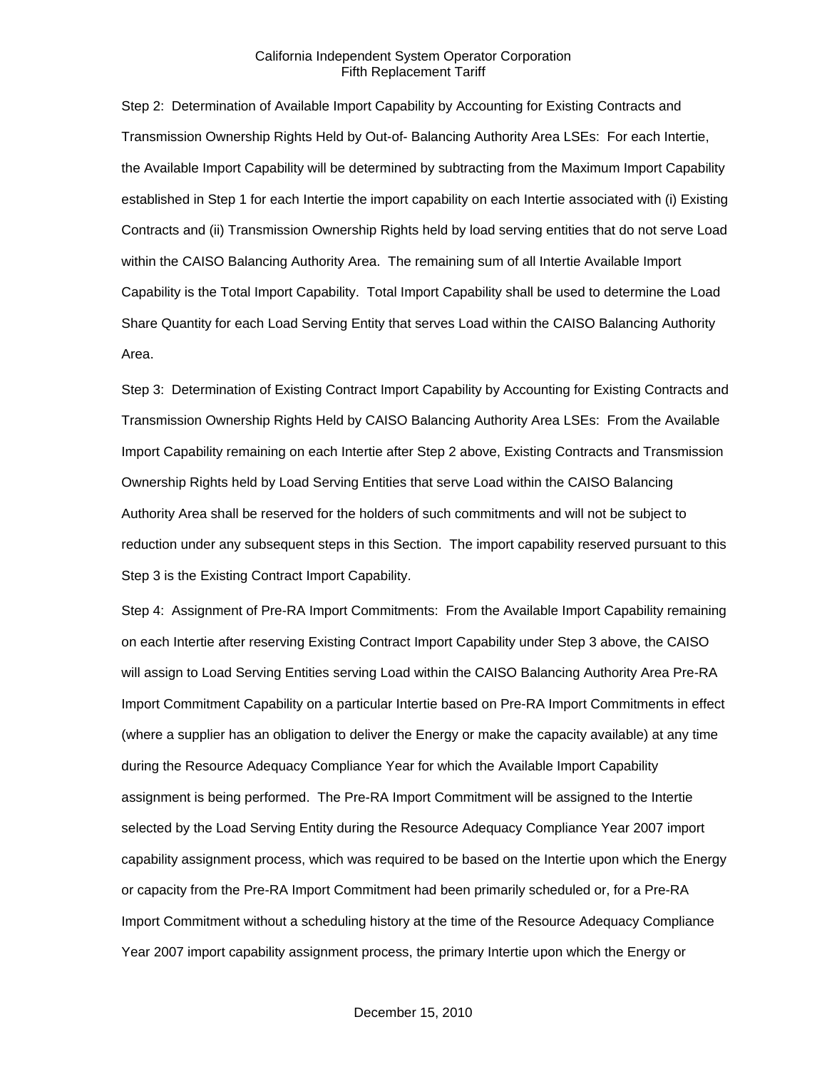Step 2: Determination of Available Import Capability by Accounting for Existing Contracts and Transmission Ownership Rights Held by Out-of- Balancing Authority Area LSEs: For each Intertie, the Available Import Capability will be determined by subtracting from the Maximum Import Capability established in Step 1 for each Intertie the import capability on each Intertie associated with (i) Existing Contracts and (ii) Transmission Ownership Rights held by load serving entities that do not serve Load within the CAISO Balancing Authority Area. The remaining sum of all Intertie Available Import Capability is the Total Import Capability. Total Import Capability shall be used to determine the Load Share Quantity for each Load Serving Entity that serves Load within the CAISO Balancing Authority Area.

Step 3: Determination of Existing Contract Import Capability by Accounting for Existing Contracts and Transmission Ownership Rights Held by CAISO Balancing Authority Area LSEs: From the Available Import Capability remaining on each Intertie after Step 2 above, Existing Contracts and Transmission Ownership Rights held by Load Serving Entities that serve Load within the CAISO Balancing Authority Area shall be reserved for the holders of such commitments and will not be subject to reduction under any subsequent steps in this Section. The import capability reserved pursuant to this Step 3 is the Existing Contract Import Capability.

Step 4: Assignment of Pre-RA Import Commitments: From the Available Import Capability remaining on each Intertie after reserving Existing Contract Import Capability under Step 3 above, the CAISO will assign to Load Serving Entities serving Load within the CAISO Balancing Authority Area Pre-RA Import Commitment Capability on a particular Intertie based on Pre-RA Import Commitments in effect (where a supplier has an obligation to deliver the Energy or make the capacity available) at any time during the Resource Adequacy Compliance Year for which the Available Import Capability assignment is being performed. The Pre-RA Import Commitment will be assigned to the Intertie selected by the Load Serving Entity during the Resource Adequacy Compliance Year 2007 import capability assignment process, which was required to be based on the Intertie upon which the Energy or capacity from the Pre-RA Import Commitment had been primarily scheduled or, for a Pre-RA Import Commitment without a scheduling history at the time of the Resource Adequacy Compliance Year 2007 import capability assignment process, the primary Intertie upon which the Energy or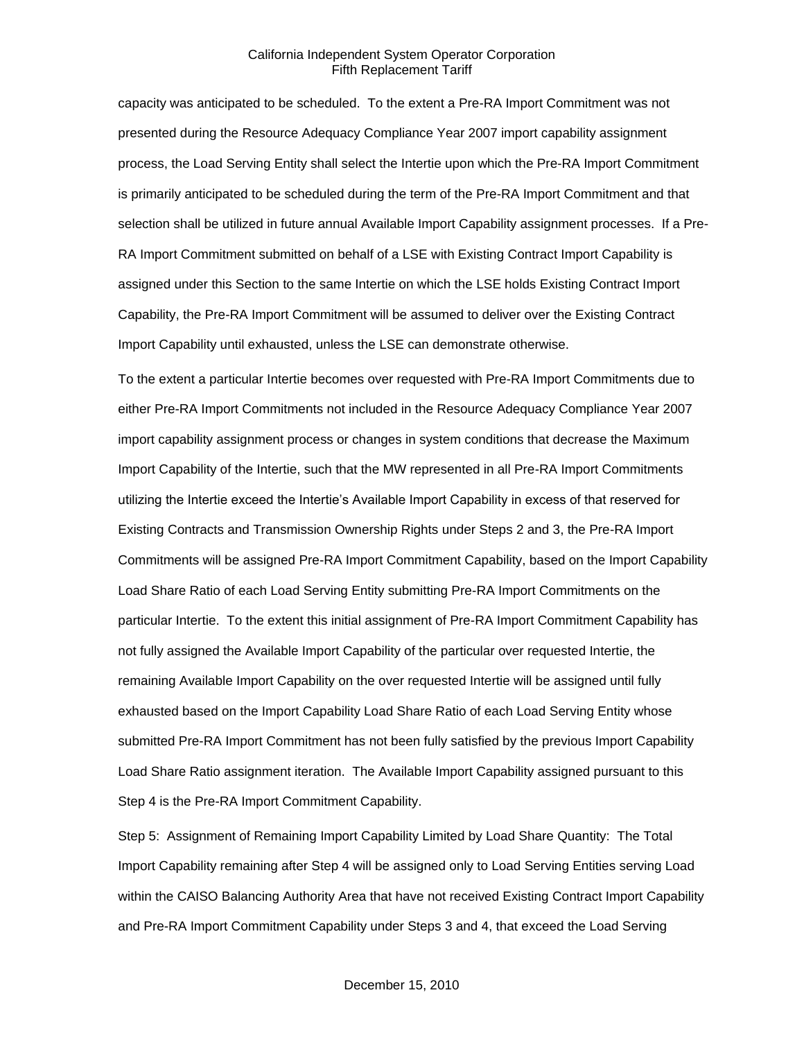capacity was anticipated to be scheduled. To the extent a Pre-RA Import Commitment was not presented during the Resource Adequacy Compliance Year 2007 import capability assignment process, the Load Serving Entity shall select the Intertie upon which the Pre-RA Import Commitment is primarily anticipated to be scheduled during the term of the Pre-RA Import Commitment and that selection shall be utilized in future annual Available Import Capability assignment processes. If a Pre-RA Import Commitment submitted on behalf of a LSE with Existing Contract Import Capability is assigned under this Section to the same Intertie on which the LSE holds Existing Contract Import Capability, the Pre-RA Import Commitment will be assumed to deliver over the Existing Contract Import Capability until exhausted, unless the LSE can demonstrate otherwise.

To the extent a particular Intertie becomes over requested with Pre-RA Import Commitments due to either Pre-RA Import Commitments not included in the Resource Adequacy Compliance Year 2007 import capability assignment process or changes in system conditions that decrease the Maximum Import Capability of the Intertie, such that the MW represented in all Pre-RA Import Commitments utilizing the Intertie exceed the Intertie's Available Import Capability in excess of that reserved for Existing Contracts and Transmission Ownership Rights under Steps 2 and 3, the Pre-RA Import Commitments will be assigned Pre-RA Import Commitment Capability, based on the Import Capability Load Share Ratio of each Load Serving Entity submitting Pre-RA Import Commitments on the particular Intertie. To the extent this initial assignment of Pre-RA Import Commitment Capability has not fully assigned the Available Import Capability of the particular over requested Intertie, the remaining Available Import Capability on the over requested Intertie will be assigned until fully exhausted based on the Import Capability Load Share Ratio of each Load Serving Entity whose submitted Pre-RA Import Commitment has not been fully satisfied by the previous Import Capability Load Share Ratio assignment iteration. The Available Import Capability assigned pursuant to this Step 4 is the Pre-RA Import Commitment Capability.

Step 5: Assignment of Remaining Import Capability Limited by Load Share Quantity: The Total Import Capability remaining after Step 4 will be assigned only to Load Serving Entities serving Load within the CAISO Balancing Authority Area that have not received Existing Contract Import Capability and Pre-RA Import Commitment Capability under Steps 3 and 4, that exceed the Load Serving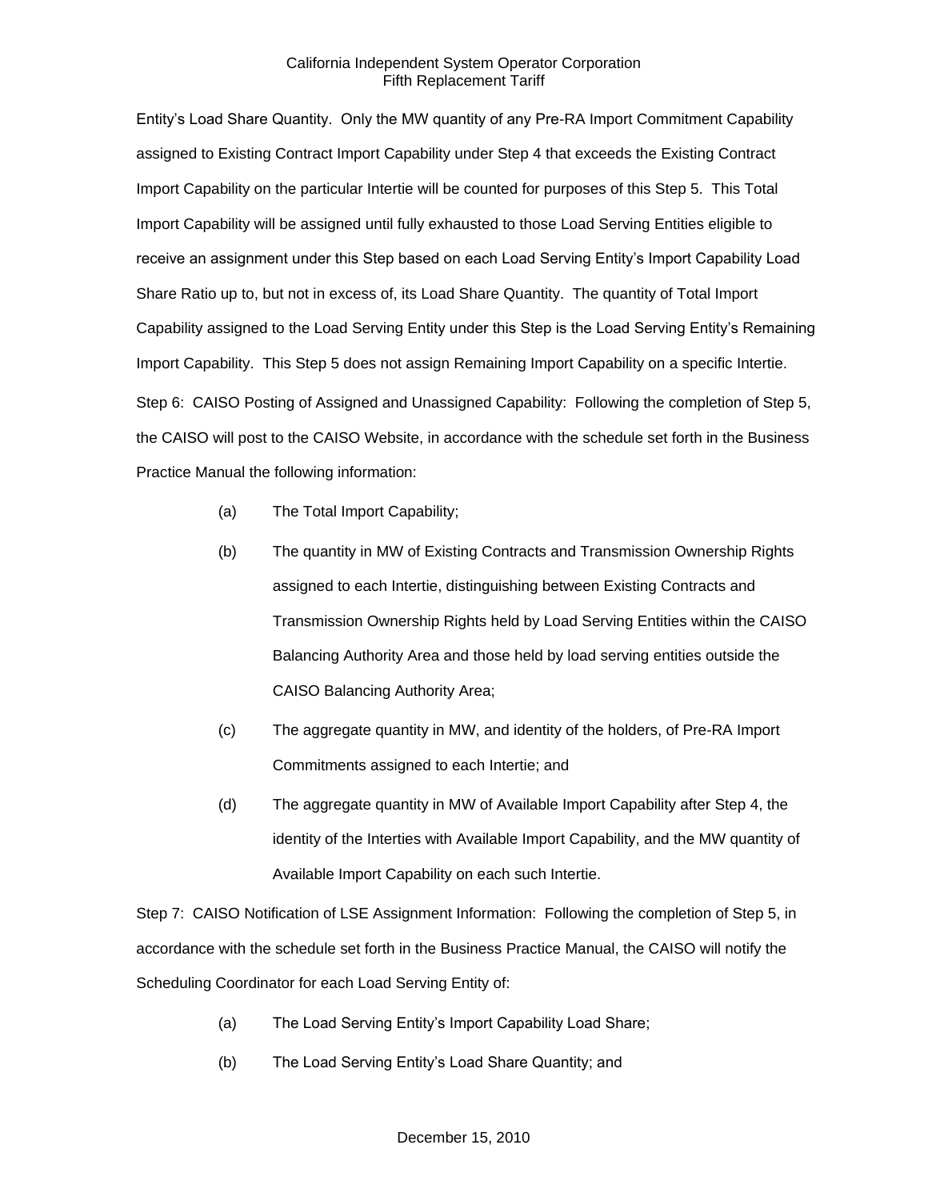Entity's Load Share Quantity. Only the MW quantity of any Pre-RA Import Commitment Capability assigned to Existing Contract Import Capability under Step 4 that exceeds the Existing Contract Import Capability on the particular Intertie will be counted for purposes of this Step 5. This Total Import Capability will be assigned until fully exhausted to those Load Serving Entities eligible to receive an assignment under this Step based on each Load Serving Entity's Import Capability Load Share Ratio up to, but not in excess of, its Load Share Quantity. The quantity of Total Import Capability assigned to the Load Serving Entity under this Step is the Load Serving Entity's Remaining Import Capability. This Step 5 does not assign Remaining Import Capability on a specific Intertie.

Step 6: CAISO Posting of Assigned and Unassigned Capability: Following the completion of Step 5, the CAISO will post to the CAISO Website, in accordance with the schedule set forth in the Business Practice Manual the following information:

(a) The Total Import Capability;

(b) The quantity in MW of Existing Contracts and Transmission Ownership Rights assigned to each Intertie, distinguishing between Existing Contracts and Transmission Ownership Rights held by Load Serving Entities within the CAISO Balancing Authority Area and those held by load serving entities outside the CAISO Balancing Authority Area;

(c) The aggregate quantity in MW, and identity of the holders, of Pre-RA Import Commitments assigned to each Intertie; and

(d) The aggregate quantity in MW of Available Import Capability after Step 4, the identity of the Interties with Available Import Capability, and the MW quantity of Available Import Capability on each such Intertie.

Step 7: CAISO Notification of LSE Assignment Information: Following the completion of Step 5, in accordance with the schedule set forth in the Business Practice Manual, the CAISO will notify the Scheduling Coordinator for each Load Serving Entity of:

(a) The Load Serving Entity's Import Capability Load Share;

(b) The Load Serving Entity's Load Share Quantity; and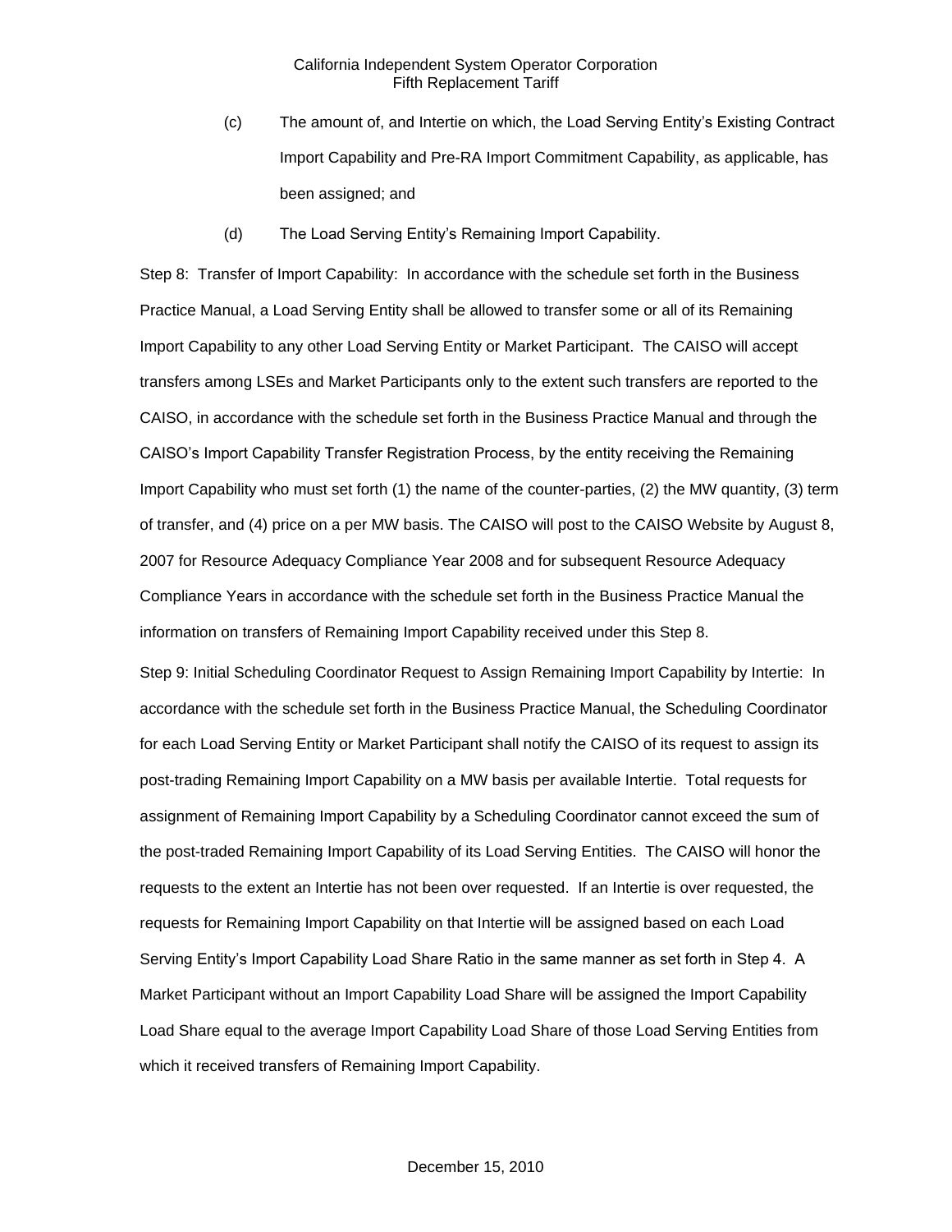(c) The amount of, and Intertie on which, the Load Serving Entity's Existing Contract Import Capability and Pre-RA Import Commitment Capability, as applicable, has been assigned; and

(d) The Load Serving Entity's Remaining Import Capability.

Step 8: Transfer of Import Capability: In accordance with the schedule set forth in the Business Practice Manual, a Load Serving Entity shall be allowed to transfer some or all of its Remaining Import Capability to any other Load Serving Entity or Market Participant. The CAISO will accept transfers among LSEs and Market Participants only to the extent such transfers are reported to the CAISO, in accordance with the schedule set forth in the Business Practice Manual and through the CAISO's Import Capability Transfer Registration Process, by the entity receiving the Remaining Import Capability who must set forth (1) the name of the counter-parties, (2) the MW quantity, (3) term of transfer, and (4) price on a per MW basis. The CAISO will post to the CAISO Website by August 8, 2007 for Resource Adequacy Compliance Year 2008 and for subsequent Resource Adequacy Compliance Years in accordance with the schedule set forth in the Business Practice Manual the information on transfers of Remaining Import Capability received under this Step 8.

Step 9: Initial Scheduling Coordinator Request to Assign Remaining Import Capability by Intertie: In accordance with the schedule set forth in the Business Practice Manual, the Scheduling Coordinator for each Load Serving Entity or Market Participant shall notify the CAISO of its request to assign its post-trading Remaining Import Capability on a MW basis per available Intertie. Total requests for assignment of Remaining Import Capability by a Scheduling Coordinator cannot exceed the sum of the post-traded Remaining Import Capability of its Load Serving Entities. The CAISO will honor the requests to the extent an Intertie has not been over requested. If an Intertie is over requested, the requests for Remaining Import Capability on that Intertie will be assigned based on each Load Serving Entity's Import Capability Load Share Ratio in the same manner as set forth in Step 4. A Market Participant without an Import Capability Load Share will be assigned the Import Capability Load Share equal to the average Import Capability Load Share of those Load Serving Entities from which it received transfers of Remaining Import Capability.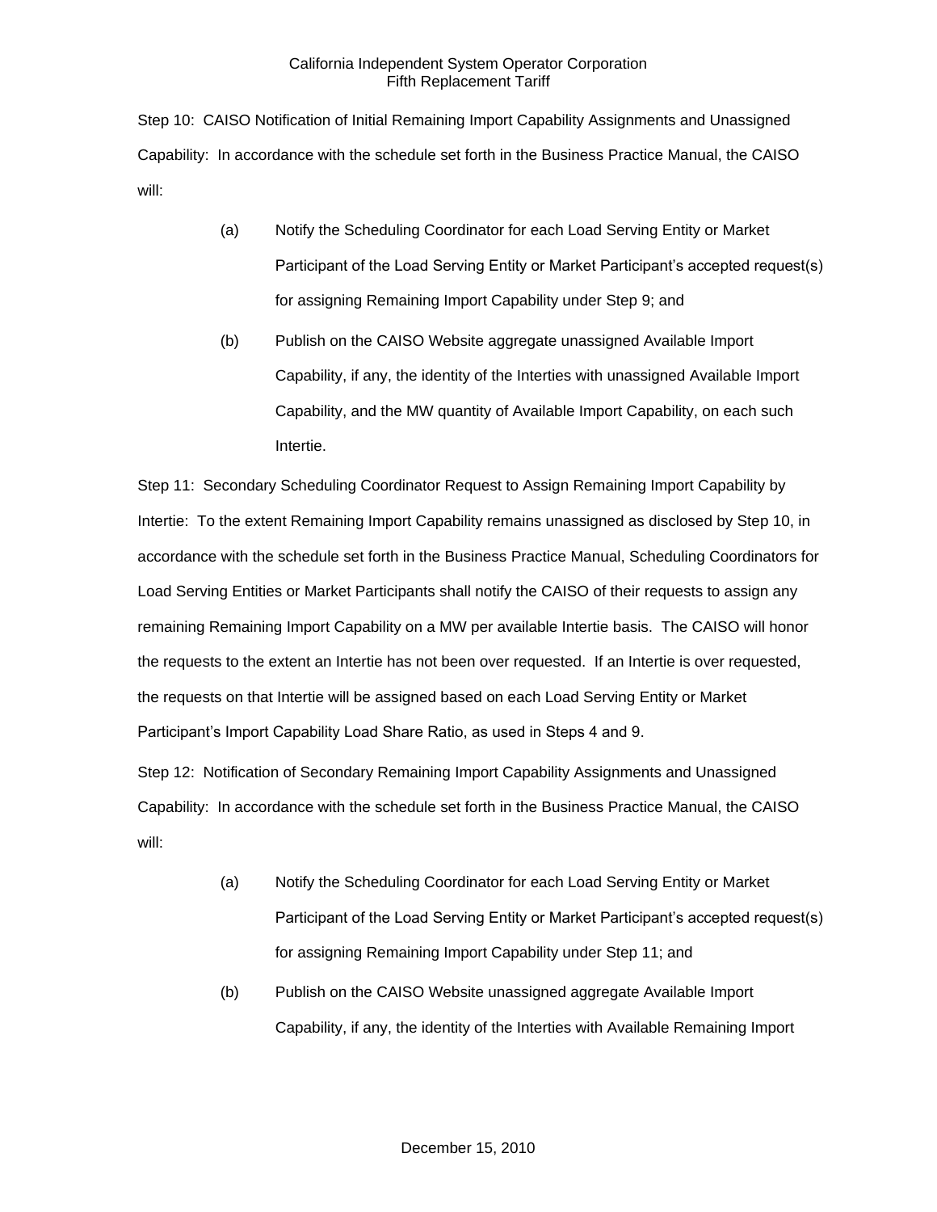Step 10: CAISO Notification of Initial Remaining Import Capability Assignments and Unassigned Capability: In accordance with the schedule set forth in the Business Practice Manual, the CAISO will:

(a) Notify the Scheduling Coordinator for each Load Serving Entity or Market Participant of the Load Serving Entity or Market Participant's accepted request(s) for assigning Remaining Import Capability under Step 9; and

(b) Publish on the CAISO Website aggregate unassigned Available Import Capability, if any, the identity of the Interties with unassigned Available Import Capability, and the MW quantity of Available Import Capability, on each such Intertie.

Step 11: Secondary Scheduling Coordinator Request to Assign Remaining Import Capability by Intertie: To the extent Remaining Import Capability remains unassigned as disclosed by Step 10, in accordance with the schedule set forth in the Business Practice Manual, Scheduling Coordinators for Load Serving Entities or Market Participants shall notify the CAISO of their requests to assign any remaining Remaining Import Capability on a MW per available Intertie basis. The CAISO will honor the requests to the extent an Intertie has not been over requested. If an Intertie is over requested, the requests on that Intertie will be assigned based on each Load Serving Entity or Market Participant's Import Capability Load Share Ratio, as used in Steps 4 and 9.

Step 12: Notification of Secondary Remaining Import Capability Assignments and Unassigned Capability: In accordance with the schedule set forth in the Business Practice Manual, the CAISO will:

(a) Notify the Scheduling Coordinator for each Load Serving Entity or Market Participant of the Load Serving Entity or Market Participant's accepted request(s) for assigning Remaining Import Capability under Step 11; and

(b) Publish on the CAISO Website unassigned aggregate Available Import Capability, if any, the identity of the Interties with Available Remaining Import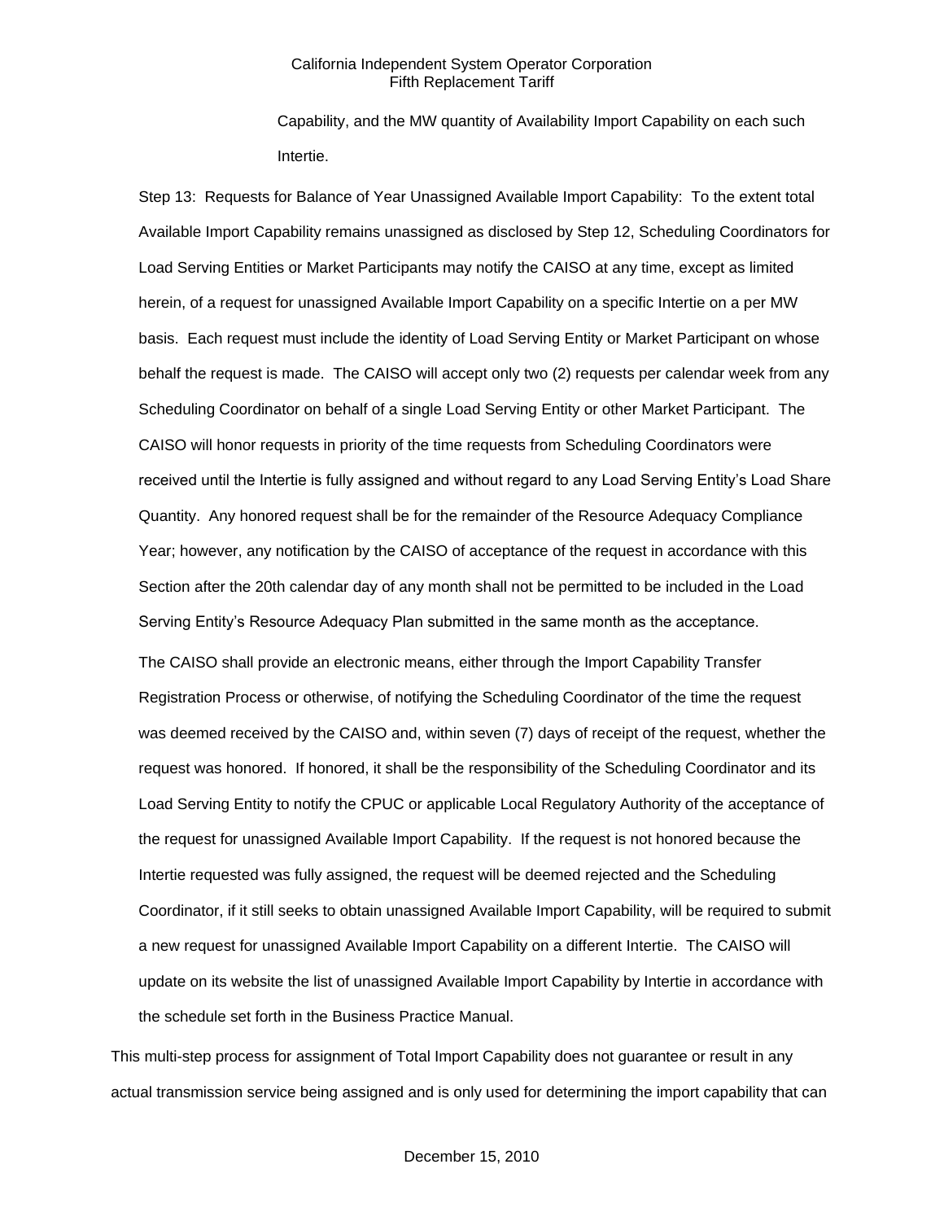Capability, and the MW quantity of Availability Import Capability on each such Intertie.

Step 13: Requests for Balance of Year Unassigned Available Import Capability: To the extent total Available Import Capability remains unassigned as disclosed by Step 12, Scheduling Coordinators for Load Serving Entities or Market Participants may notify the CAISO at any time, except as limited herein, of a request for unassigned Available Import Capability on a specific Intertie on a per MW basis. Each request must include the identity of Load Serving Entity or Market Participant on whose behalf the request is made. The CAISO will accept only two (2) requests per calendar week from any Scheduling Coordinator on behalf of a single Load Serving Entity or other Market Participant. The CAISO will honor requests in priority of the time requests from Scheduling Coordinators were received until the Intertie is fully assigned and without regard to any Load Serving Entity's Load Share Quantity. Any honored request shall be for the remainder of the Resource Adequacy Compliance Year; however, any notification by the CAISO of acceptance of the request in accordance with this Section after the 20th calendar day of any month shall not be permitted to be included in the Load Serving Entity's Resource Adequacy Plan submitted in the same month as the acceptance.

The CAISO shall provide an electronic means, either through the Import Capability Transfer Registration Process or otherwise, of notifying the Scheduling Coordinator of the time the request was deemed received by the CAISO and, within seven (7) days of receipt of the request, whether the request was honored. If honored, it shall be the responsibility of the Scheduling Coordinator and its Load Serving Entity to notify the CPUC or applicable Local Regulatory Authority of the acceptance of the request for unassigned Available Import Capability. If the request is not honored because the Intertie requested was fully assigned, the request will be deemed rejected and the Scheduling Coordinator, if it still seeks to obtain unassigned Available Import Capability, will be required to submit a new request for unassigned Available Import Capability on a different Intertie. The CAISO will update on its website the list of unassigned Available Import Capability by Intertie in accordance with the schedule set forth in the Business Practice Manual.

This multi-step process for assignment of Total Import Capability does not guarantee or result in any actual transmission service being assigned and is only used for determining the import capability that can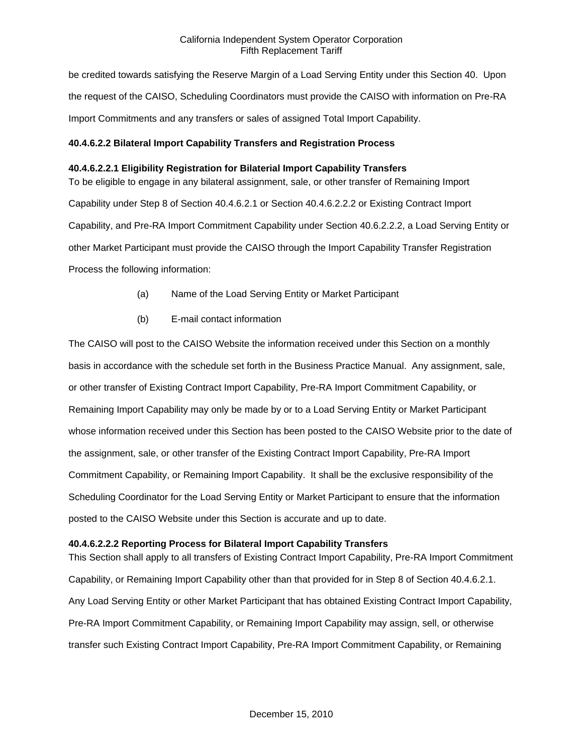be credited towards satisfying the Reserve Margin of a Load Serving Entity under this Section 40. Upon the request of the CAISO, Scheduling Coordinators must provide the CAISO with information on Pre-RA Import Commitments and any transfers or sales of assigned Total Import Capability.

**40.4.6.2.2 Bilateral Import Capability Transfers and Registration Process**

**40.4.6.2.2.1 Eligibility Registration for Bilaterial Import Capability Transfers**

To be eligible to engage in any bilateral assignment, sale, or other transfer of Remaining Import Capability under Step 8 of Section 40.4.6.2.1 or Section 40.4.6.2.2.2 or Existing Contract Import Capability, and Pre-RA Import Commitment Capability under Section 40.6.2.2.2, a Load Serving Entity or other Market Participant must provide the CAISO through the Import Capability Transfer Registration Process the following information:

(a) Name of the Load Serving Entity or Market Participant

(b) E-mail contact information

The CAISO will post to the CAISO Website the information received under this Section on a monthly basis in accordance with the schedule set forth in the Business Practice Manual. Any assignment, sale, or other transfer of Existing Contract Import Capability, Pre-RA Import Commitment Capability, or Remaining Import Capability may only be made by or to a Load Serving Entity or Market Participant whose information received under this Section has been posted to the CAISO Website prior to the date of the assignment, sale, or other transfer of the Existing Contract Import Capability, Pre-RA Import Commitment Capability, or Remaining Import Capability. It shall be the exclusive responsibility of the Scheduling Coordinator for the Load Serving Entity or Market Participant to ensure that the information posted to the CAISO Website under this Section is accurate and up to date.

**40.4.6.2.2.2 Reporting Process for Bilateral Import Capability Transfers**

This Section shall apply to all transfers of Existing Contract Import Capability, Pre-RA Import Commitment Capability, or Remaining Import Capability other than that provided for in Step 8 of Section 40.4.6.2.1. Any Load Serving Entity or other Market Participant that has obtained Existing Contract Import Capability, Pre-RA Import Commitment Capability, or Remaining Import Capability may assign, sell, or otherwise transfer such Existing Contract Import Capability, Pre-RA Import Commitment Capability, or Remaining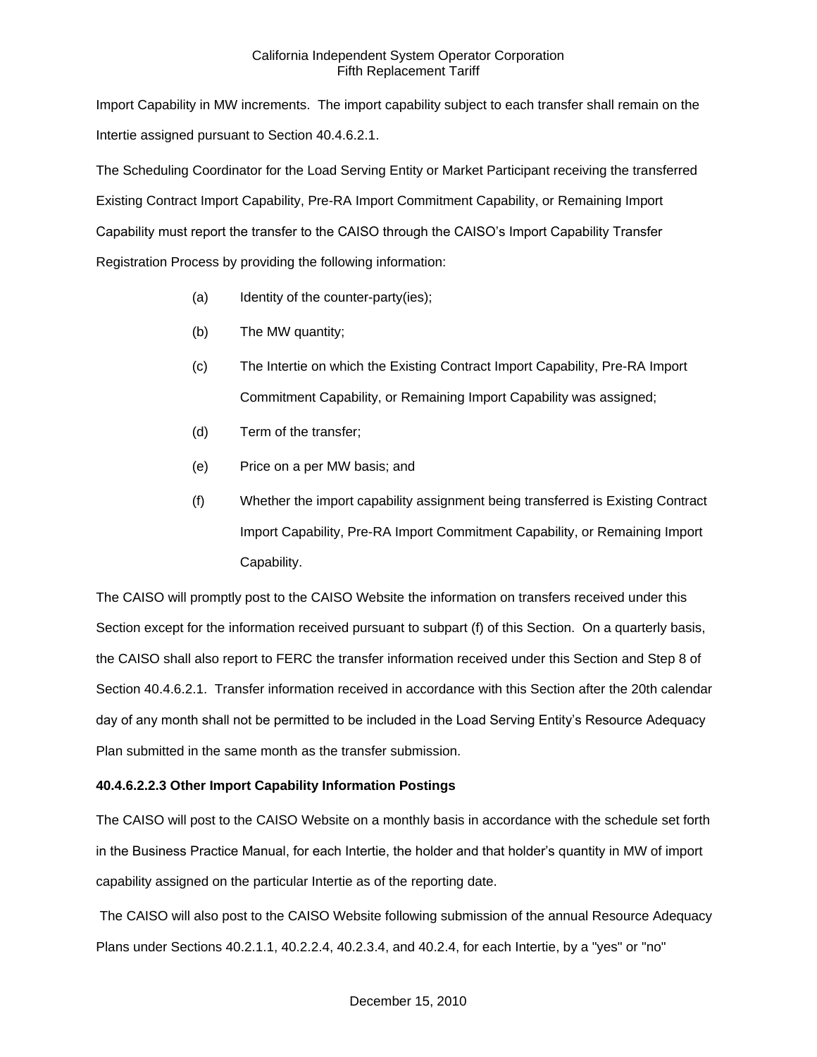Import Capability in MW increments. The import capability subject to each transfer shall remain on the Intertie assigned pursuant to Section 40.4.6.2.1.

The Scheduling Coordinator for the Load Serving Entity or Market Participant receiving the transferred Existing Contract Import Capability, Pre-RA Import Commitment Capability, or Remaining Import Capability must report the transfer to the CAISO through the CAISO's Import Capability Transfer Registration Process by providing the following information:

(a) Identity of the counter-party(ies);

(b) The MW quantity;

(c) The Intertie on which the Existing Contract Import Capability, Pre-RA Import Commitment Capability, or Remaining Import Capability was assigned;

(d) Term of the transfer;

(e) Price on a per MW basis; and

(f) Whether the import capability assignment being transferred is Existing Contract Import Capability, Pre-RA Import Commitment Capability, or Remaining Import Capability.

The CAISO will promptly post to the CAISO Website the information on transfers received under this Section except for the information received pursuant to subpart (f) of this Section. On a quarterly basis, the CAISO shall also report to FERC the transfer information received under this Section and Step 8 of Section 40.4.6.2.1. Transfer information received in accordance with this Section after the 20th calendar day of any month shall not be permitted to be included in the Load Serving Entity's Resource Adequacy Plan submitted in the same month as the transfer submission.

**40.4.6.2.2.3 Other Import Capability Information Postings**

The CAISO will post to the CAISO Website on a monthly basis in accordance with the schedule set forth in the Business Practice Manual, for each Intertie, the holder and that holder's quantity in MW of import capability assigned on the particular Intertie as of the reporting date.

The CAISO will also post to the CAISO Website following submission of the annual Resource Adequacy Plans under Sections 40.2.1.1, 40.2.2.4, 40.2.3.4, and 40.2.4, for each Intertie, by a "yes" or "no"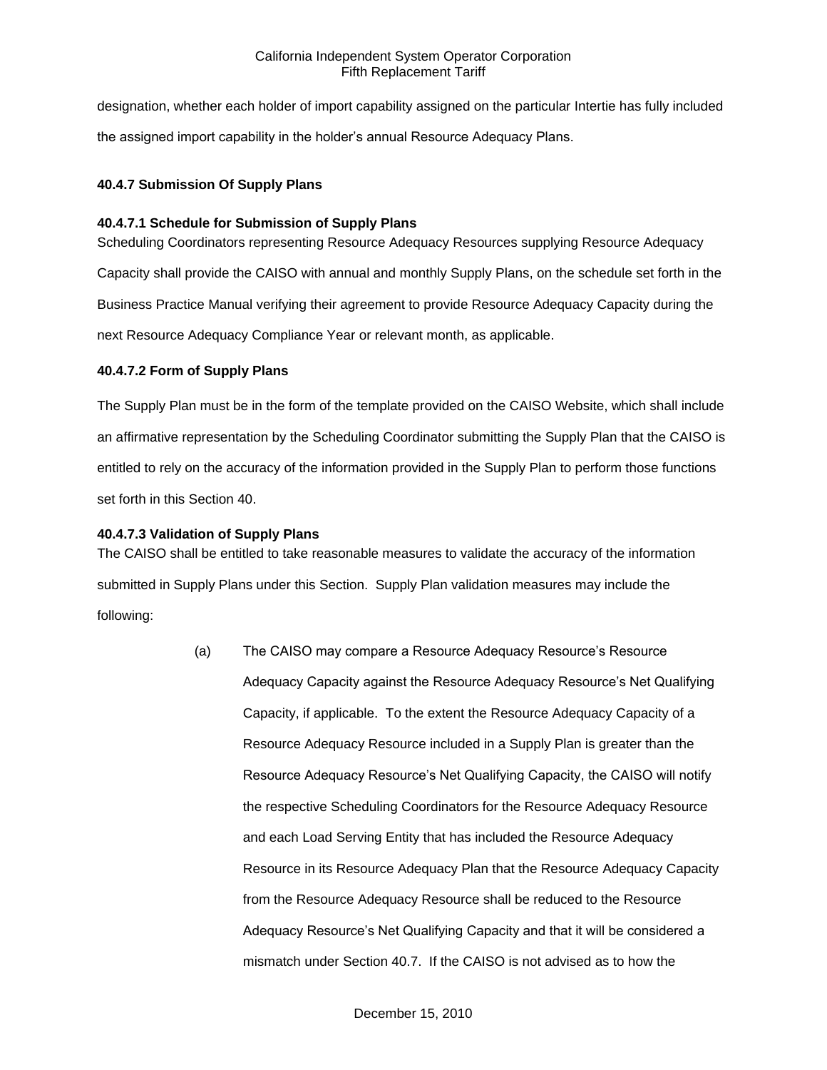designation, whether each holder of import capability assigned on the particular Intertie has fully included the assigned import capability in the holder's annual Resource Adequacy Plans.

**40.4.7 Submission Of Supply Plans**

**40.4.7.1 Schedule for Submission of Supply Plans**

Scheduling Coordinators representing Resource Adequacy Resources supplying Resource Adequacy Capacity shall provide the CAISO with annual and monthly Supply Plans, on the schedule set forth in the Business Practice Manual verifying their agreement to provide Resource Adequacy Capacity during the next Resource Adequacy Compliance Year or relevant month, as applicable.

**40.4.7.2 Form of Supply Plans**

The Supply Plan must be in the form of the template provided on the CAISO Website, which shall include an affirmative representation by the Scheduling Coordinator submitting the Supply Plan that the CAISO is entitled to rely on the accuracy of the information provided in the Supply Plan to perform those functions set forth in this Section 40.

**40.4.7.3 Validation of Supply Plans**

The CAISO shall be entitled to take reasonable measures to validate the accuracy of the information submitted in Supply Plans under this Section. Supply Plan validation measures may include the following:

(a) The CAISO may compare a Resource Adequacy Resource's Resource Adequacy Capacity against the Resource Adequacy Resource's Net Qualifying Capacity, if applicable. To the extent the Resource Adequacy Capacity of a Resource Adequacy Resource included in a Supply Plan is greater than the Resource Adequacy Resource's Net Qualifying Capacity, the CAISO will notify the respective Scheduling Coordinators for the Resource Adequacy Resource and each Load Serving Entity that has included the Resource Adequacy Resource in its Resource Adequacy Plan that the Resource Adequacy Capacity from the Resource Adequacy Resource shall be reduced to the Resource Adequacy Resource's Net Qualifying Capacity and that it will be considered a mismatch under Section 40.7. If the CAISO is not advised as to how the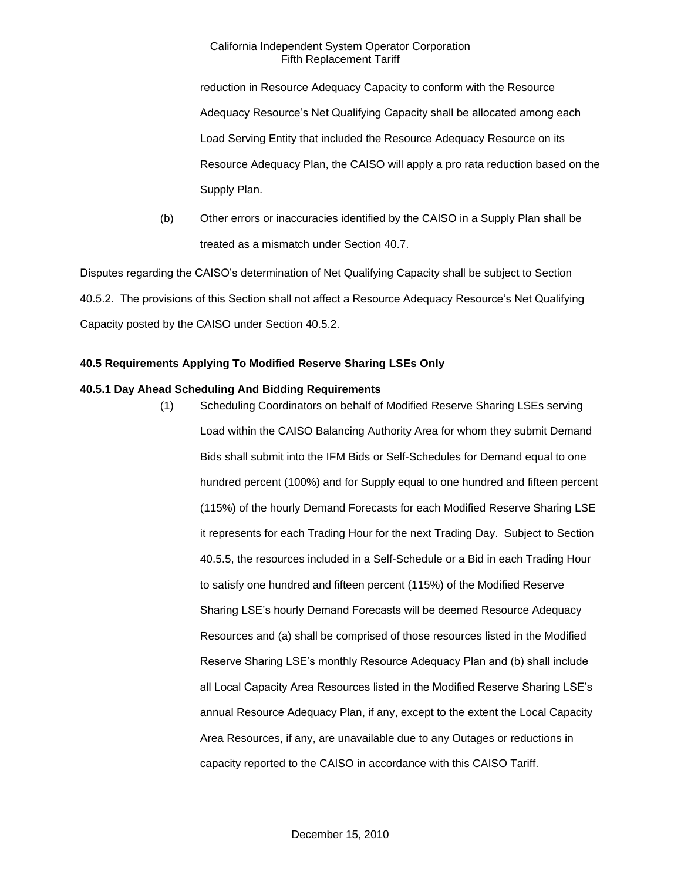reduction in Resource Adequacy Capacity to conform with the Resource Adequacy Resource's Net Qualifying Capacity shall be allocated among each Load Serving Entity that included the Resource Adequacy Resource on its Resource Adequacy Plan, the CAISO will apply a pro rata reduction based on the Supply Plan.

(b) Other errors or inaccuracies identified by the CAISO in a Supply Plan shall be treated as a mismatch under Section 40.7.

Disputes regarding the CAISO's determination of Net Qualifying Capacity shall be subject to Section 40.5.2. The provisions of this Section shall not affect a Resource Adequacy Resource's Net Qualifying Capacity posted by the CAISO under Section 40.5.2.

**40.5 Requirements Applying To Modified Reserve Sharing LSEs Only**

**40.5.1 Day Ahead Scheduling And Bidding Requirements**

(1) Scheduling Coordinators on behalf of Modified Reserve Sharing LSEs serving Load within the CAISO Balancing Authority Area for whom they submit Demand Bids shall submit into the IFM Bids or Self-Schedules for Demand equal to one hundred percent (100%) and for Supply equal to one hundred and fifteen percent (115%) of the hourly Demand Forecasts for each Modified Reserve Sharing LSE it represents for each Trading Hour for the next Trading Day. Subject to Section 40.5.5, the resources included in a Self-Schedule or a Bid in each Trading Hour to satisfy one hundred and fifteen percent (115%) of the Modified Reserve Sharing LSE's hourly Demand Forecasts will be deemed Resource Adequacy Resources and (a) shall be comprised of those resources listed in the Modified Reserve Sharing LSE's monthly Resource Adequacy Plan and (b) shall include all Local Capacity Area Resources listed in the Modified Reserve Sharing LSE's annual Resource Adequacy Plan, if any, except to the extent the Local Capacity Area Resources, if any, are unavailable due to any Outages or reductions in capacity reported to the CAISO in accordance with this CAISO Tariff.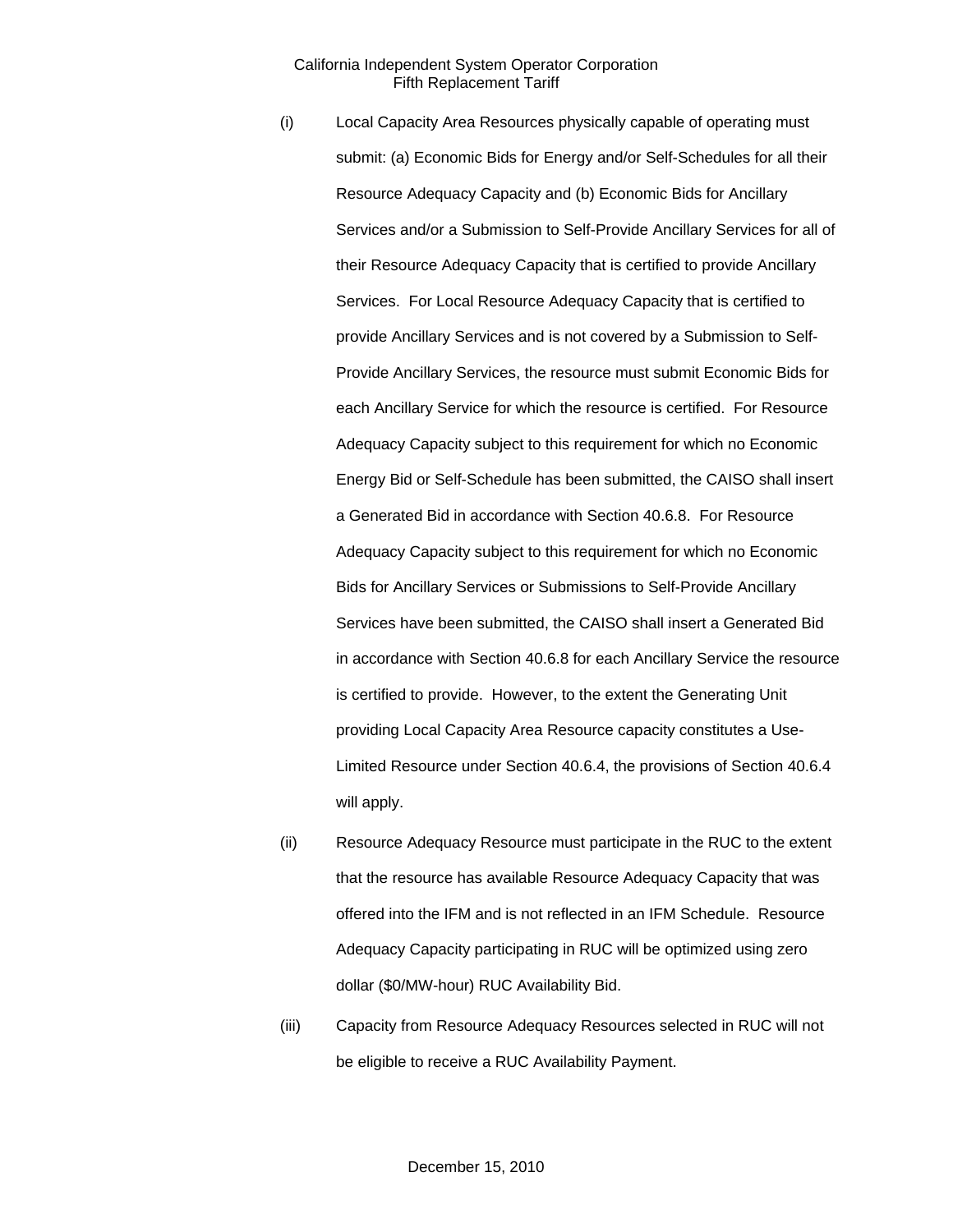(i) Local Capacity Area Resources physically capable of operating must submit: (a) Economic Bids for Energy and/or Self-Schedules for all their Resource Adequacy Capacity and (b) Economic Bids for Ancillary Services and/or a Submission to Self-Provide Ancillary Services for all of their Resource Adequacy Capacity that is certified to provide Ancillary Services. For Local Resource Adequacy Capacity that is certified to provide Ancillary Services and is not covered by a Submission to Self-Provide Ancillary Services, the resource must submit Economic Bids for each Ancillary Service for which the resource is certified. For Resource Adequacy Capacity subject to this requirement for which no Economic Energy Bid or Self-Schedule has been submitted, the CAISO shall insert a Generated Bid in accordance with Section 40.6.8. For Resource Adequacy Capacity subject to this requirement for which no Economic Bids for Ancillary Services or Submissions to Self-Provide Ancillary Services have been submitted, the CAISO shall insert a Generated Bid in accordance with Section 40.6.8 for each Ancillary Service the resource is certified to provide. However, to the extent the Generating Unit providing Local Capacity Area Resource capacity constitutes a Use-Limited Resource under Section 40.6.4, the provisions of Section 40.6.4 will apply.

(ii) Resource Adequacy Resource must participate in the RUC to the extent that the resource has available Resource Adequacy Capacity that was offered into the IFM and is not reflected in an IFM Schedule. Resource Adequacy Capacity participating in RUC will be optimized using zero dollar ($0/MW-hour) RUC Availability Bid.

(iii) Capacity from Resource Adequacy Resources selected in RUC will not be eligible to receive a RUC Availability Payment.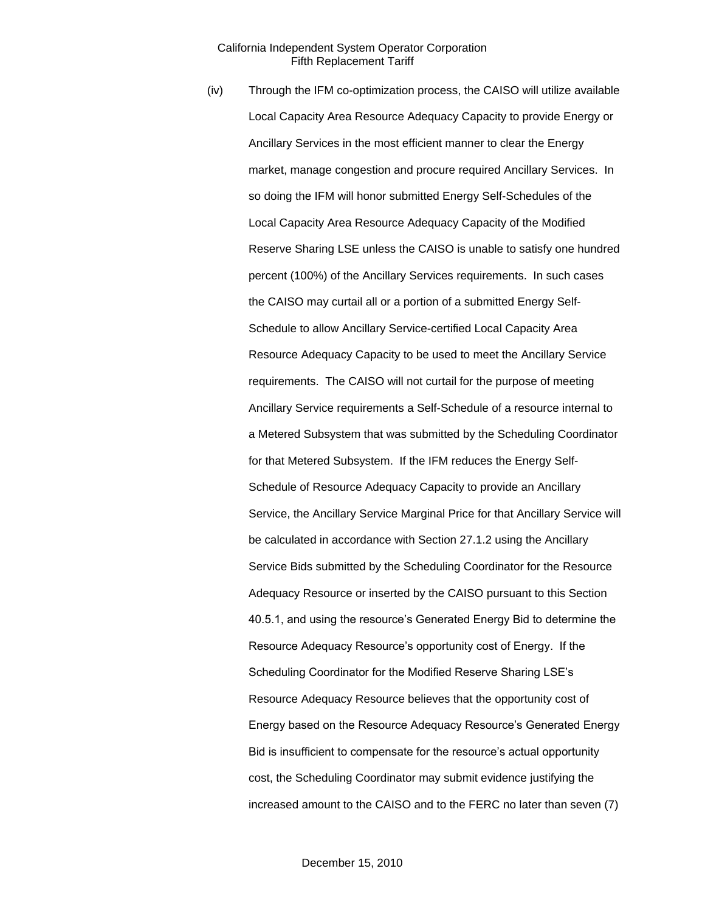(iv) Through the IFM co-optimization process, the CAISO will utilize available Local Capacity Area Resource Adequacy Capacity to provide Energy or Ancillary Services in the most efficient manner to clear the Energy market, manage congestion and procure required Ancillary Services. In so doing the IFM will honor submitted Energy Self-Schedules of the Local Capacity Area Resource Adequacy Capacity of the Modified Reserve Sharing LSE unless the CAISO is unable to satisfy one hundred percent (100%) of the Ancillary Services requirements. In such cases the CAISO may curtail all or a portion of a submitted Energy Self-Schedule to allow Ancillary Service-certified Local Capacity Area Resource Adequacy Capacity to be used to meet the Ancillary Service requirements. The CAISO will not curtail for the purpose of meeting Ancillary Service requirements a Self-Schedule of a resource internal to a Metered Subsystem that was submitted by the Scheduling Coordinator for that Metered Subsystem. If the IFM reduces the Energy Self-Schedule of Resource Adequacy Capacity to provide an Ancillary Service, the Ancillary Service Marginal Price for that Ancillary Service will be calculated in accordance with Section 27.1.2 using the Ancillary Service Bids submitted by the Scheduling Coordinator for the Resource Adequacy Resource or inserted by the CAISO pursuant to this Section 40.5.1, and using the resource's Generated Energy Bid to determine the Resource Adequacy Resource's opportunity cost of Energy. If the Scheduling Coordinator for the Modified Reserve Sharing LSE's Resource Adequacy Resource believes that the opportunity cost of Energy based on the Resource Adequacy Resource's Generated Energy Bid is insufficient to compensate for the resource's actual opportunity cost, the Scheduling Coordinator may submit evidence justifying the increased amount to the CAISO and to the FERC no later than seven (7)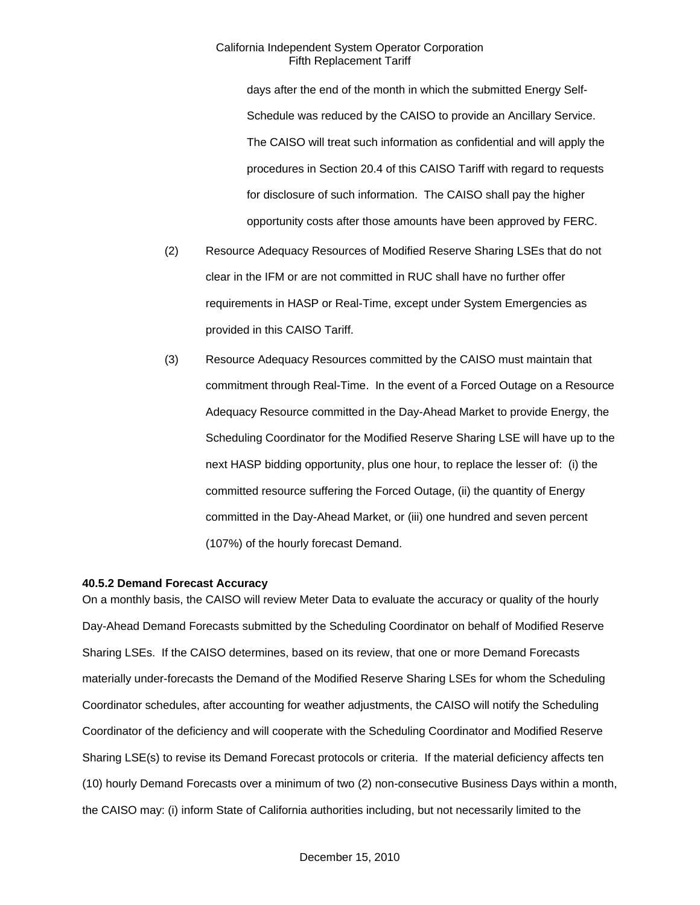days after the end of the month in which the submitted Energy Self-Schedule was reduced by the CAISO to provide an Ancillary Service. The CAISO will treat such information as confidential and will apply the procedures in Section 20.4 of this CAISO Tariff with regard to requests for disclosure of such information. The CAISO shall pay the higher opportunity costs after those amounts have been approved by FERC.

(2) Resource Adequacy Resources of Modified Reserve Sharing LSEs that do not clear in the IFM or are not committed in RUC shall have no further offer requirements in HASP or Real-Time, except under System Emergencies as provided in this CAISO Tariff.

(3) Resource Adequacy Resources committed by the CAISO must maintain that commitment through Real-Time. In the event of a Forced Outage on a Resource Adequacy Resource committed in the Day-Ahead Market to provide Energy, the Scheduling Coordinator for the Modified Reserve Sharing LSE will have up to the next HASP bidding opportunity, plus one hour, to replace the lesser of: (i) the committed resource suffering the Forced Outage, (ii) the quantity of Energy committed in the Day-Ahead Market, or (iii) one hundred and seven percent (107%) of the hourly forecast Demand.

**40.5.2 Demand Forecast Accuracy**

On a monthly basis, the CAISO will review Meter Data to evaluate the accuracy or quality of the hourly Day-Ahead Demand Forecasts submitted by the Scheduling Coordinator on behalf of Modified Reserve Sharing LSEs. If the CAISO determines, based on its review, that one or more Demand Forecasts materially under-forecasts the Demand of the Modified Reserve Sharing LSEs for whom the Scheduling Coordinator schedules, after accounting for weather adjustments, the CAISO will notify the Scheduling Coordinator of the deficiency and will cooperate with the Scheduling Coordinator and Modified Reserve Sharing LSE(s) to revise its Demand Forecast protocols or criteria. If the material deficiency affects ten (10) hourly Demand Forecasts over a minimum of two (2) non-consecutive Business Days within a month, the CAISO may: (i) inform State of California authorities including, but not necessarily limited to the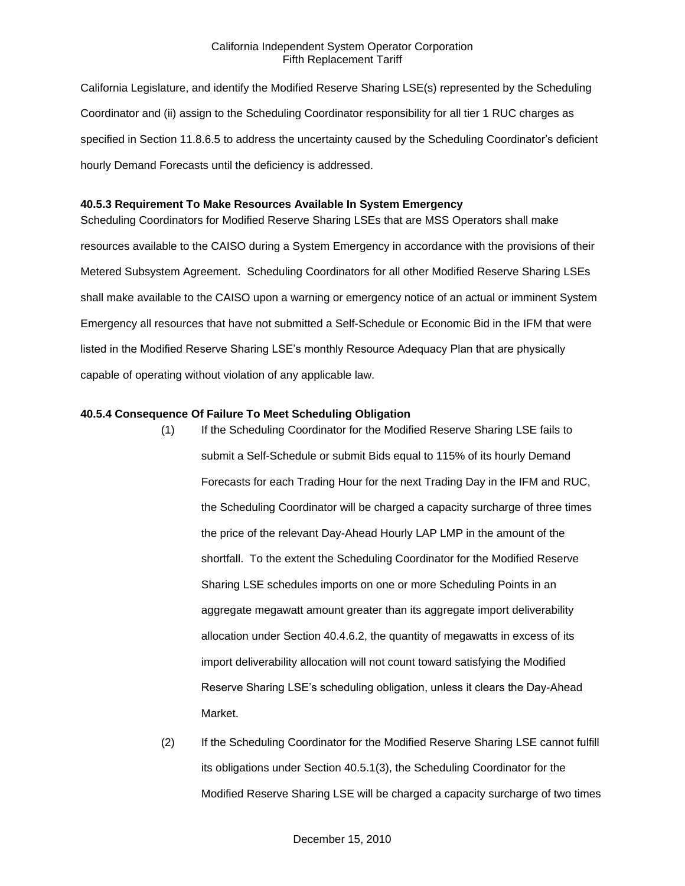California Legislature, and identify the Modified Reserve Sharing LSE(s) represented by the Scheduling Coordinator and (ii) assign to the Scheduling Coordinator responsibility for all tier 1 RUC charges as specified in Section 11.8.6.5 to address the uncertainty caused by the Scheduling Coordinator's deficient hourly Demand Forecasts until the deficiency is addressed.

**40.5.3 Requirement To Make Resources Available In System Emergency**

Scheduling Coordinators for Modified Reserve Sharing LSEs that are MSS Operators shall make resources available to the CAISO during a System Emergency in accordance with the provisions of their Metered Subsystem Agreement. Scheduling Coordinators for all other Modified Reserve Sharing LSEs shall make available to the CAISO upon a warning or emergency notice of an actual or imminent System Emergency all resources that have not submitted a Self-Schedule or Economic Bid in the IFM that were listed in the Modified Reserve Sharing LSE's monthly Resource Adequacy Plan that are physically capable of operating without violation of any applicable law.

**40.5.4 Consequence Of Failure To Meet Scheduling Obligation**

(1) If the Scheduling Coordinator for the Modified Reserve Sharing LSE fails to submit a Self-Schedule or submit Bids equal to 115% of its hourly Demand Forecasts for each Trading Hour for the next Trading Day in the IFM and RUC, the Scheduling Coordinator will be charged a capacity surcharge of three times the price of the relevant Day-Ahead Hourly LAP LMP in the amount of the shortfall. To the extent the Scheduling Coordinator for the Modified Reserve Sharing LSE schedules imports on one or more Scheduling Points in an aggregate megawatt amount greater than its aggregate import deliverability allocation under Section 40.4.6.2, the quantity of megawatts in excess of its import deliverability allocation will not count toward satisfying the Modified Reserve Sharing LSE's scheduling obligation, unless it clears the Day-Ahead Market.

(2) If the Scheduling Coordinator for the Modified Reserve Sharing LSE cannot fulfill its obligations under Section 40.5.1(3), the Scheduling Coordinator for the Modified Reserve Sharing LSE will be charged a capacity surcharge of two times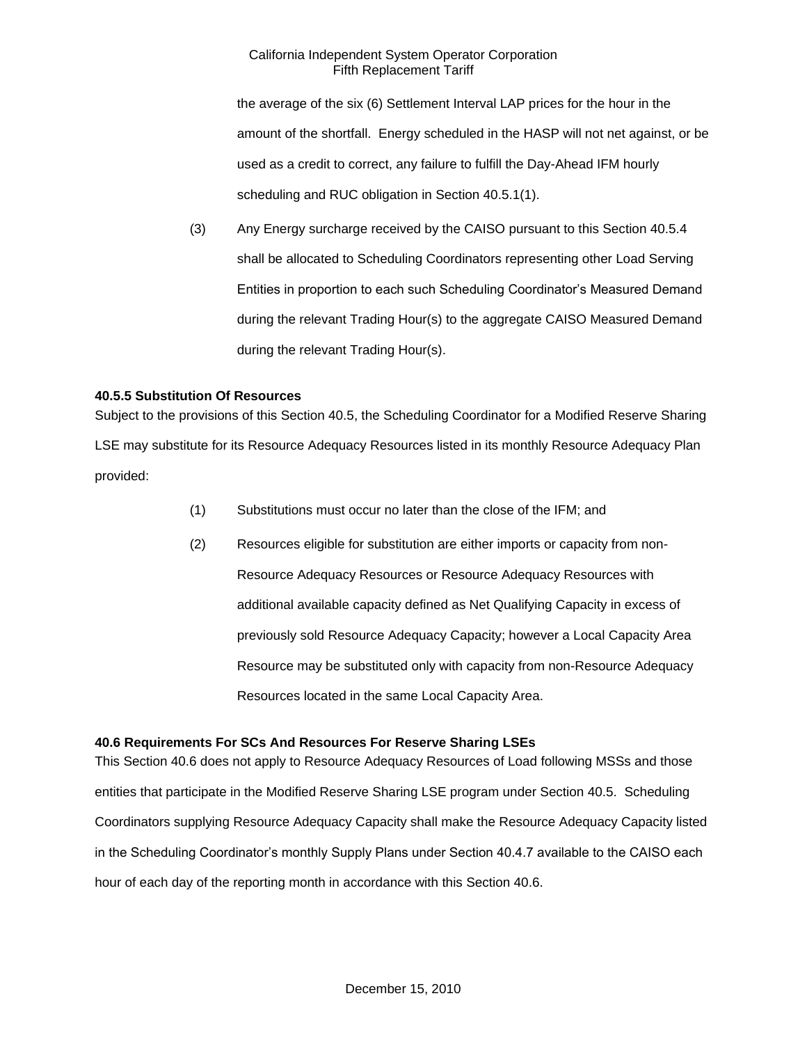the average of the six (6) Settlement Interval LAP prices for the hour in the amount of the shortfall. Energy scheduled in the HASP will not net against, or be used as a credit to correct, any failure to fulfill the Day-Ahead IFM hourly scheduling and RUC obligation in Section 40.5.1(1).

(3) Any Energy surcharge received by the CAISO pursuant to this Section 40.5.4 shall be allocated to Scheduling Coordinators representing other Load Serving Entities in proportion to each such Scheduling Coordinator's Measured Demand during the relevant Trading Hour(s) to the aggregate CAISO Measured Demand during the relevant Trading Hour(s).

**40.5.5 Substitution Of Resources**

Subject to the provisions of this Section 40.5, the Scheduling Coordinator for a Modified Reserve Sharing LSE may substitute for its Resource Adequacy Resources listed in its monthly Resource Adequacy Plan provided:

(1) Substitutions must occur no later than the close of the IFM; and

(2) Resources eligible for substitution are either imports or capacity from non-Resource Adequacy Resources or Resource Adequacy Resources with additional available capacity defined as Net Qualifying Capacity in excess of previously sold Resource Adequacy Capacity; however a Local Capacity Area Resource may be substituted only with capacity from non-Resource Adequacy Resources located in the same Local Capacity Area.

**40.6 Requirements For SCs And Resources For Reserve Sharing LSEs**

This Section 40.6 does not apply to Resource Adequacy Resources of Load following MSSs and those entities that participate in the Modified Reserve Sharing LSE program under Section 40.5. Scheduling Coordinators supplying Resource Adequacy Capacity shall make the Resource Adequacy Capacity listed in the Scheduling Coordinator's monthly Supply Plans under Section 40.4.7 available to the CAISO each hour of each day of the reporting month in accordance with this Section 40.6.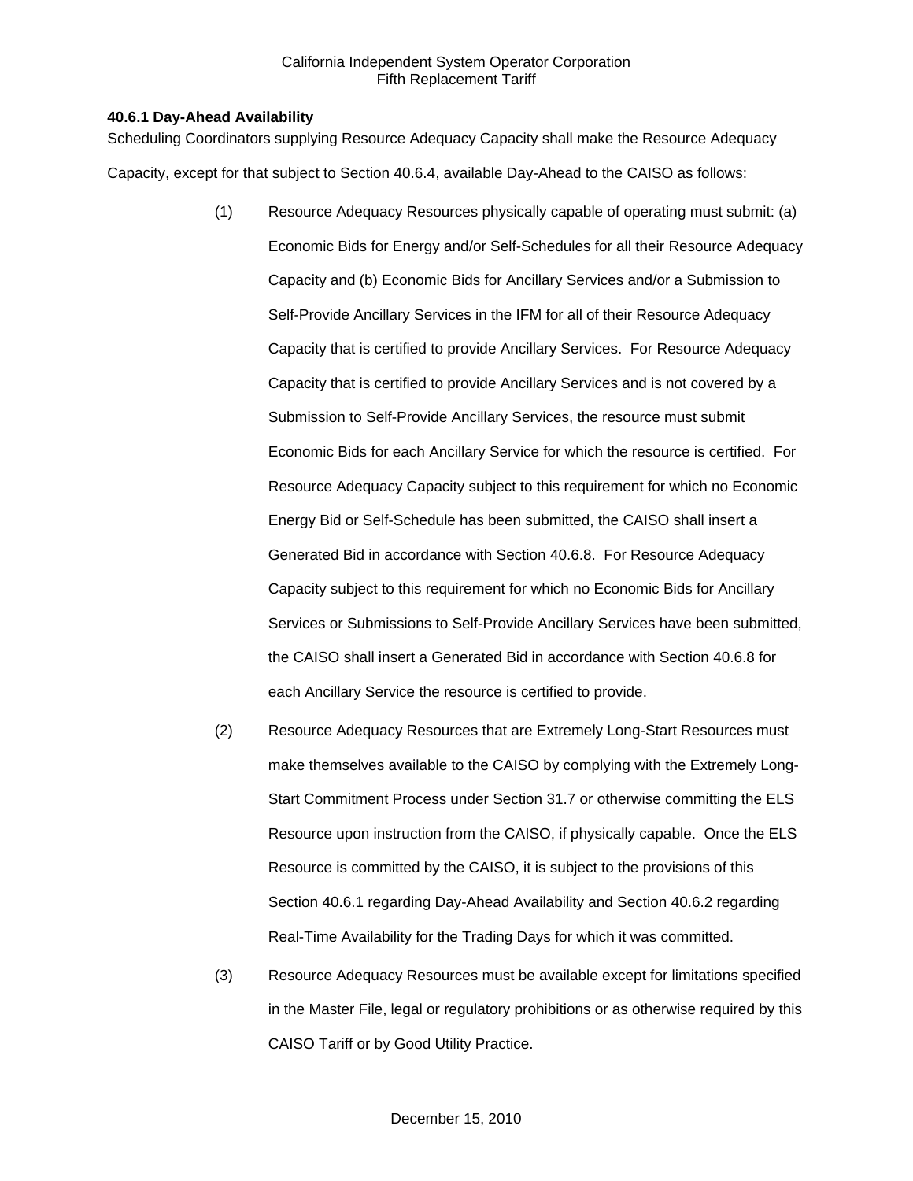### 40.6.1 Day-Ahead Availability

Scheduling Coordinators supplying Resource Adequacy Capacity shall make the Resource Adequacy Capacity, except for that subject to Section 40.6.4, available Day-Ahead to the CAISO as follows:

(1) Resource Adequacy Resources physically capable of operating must submit: (a) Economic Bids for Energy and/or Self-Schedules for all their Resource Adequacy Capacity and (b) Economic Bids for Ancillary Services and/or a Submission to Self-Provide Ancillary Services in the IFM for all of their Resource Adequacy Capacity that is certified to provide Ancillary Services. For Resource Adequacy Capacity that is certified to provide Ancillary Services and is not covered by a Submission to Self-Provide Ancillary Services, the resource must submit Economic Bids for each Ancillary Service for which the resource is certified. For Resource Adequacy Capacity subject to this requirement for which no Economic Energy Bid or Self-Schedule has been submitted, the CAISO shall insert a Generated Bid in accordance with Section 40.6.8. For Resource Adequacy Capacity subject to this requirement for which no Economic Bids for Ancillary Services or Submissions to Self-Provide Ancillary Services have been submitted, the CAISO shall insert a Generated Bid in accordance with Section 40.6.8 for each Ancillary Service the resource is certified to provide.

(2) Resource Adequacy Resources that are Extremely Long-Start Resources must make themselves available to the CAISO by complying with the Extremely Long-Start Commitment Process under Section 31.7 or otherwise committing the ELS Resource upon instruction from the CAISO, if physically capable. Once the ELS Resource is committed by the CAISO, it is subject to the provisions of this Section 40.6.1 regarding Day-Ahead Availability and Section 40.6.2 regarding Real-Time Availability for the Trading Days for which it was committed.

(3) Resource Adequacy Resources must be available except for limitations specified in the Master File, legal or regulatory prohibitions or as otherwise required by this CAISO Tariff or by Good Utility Practice.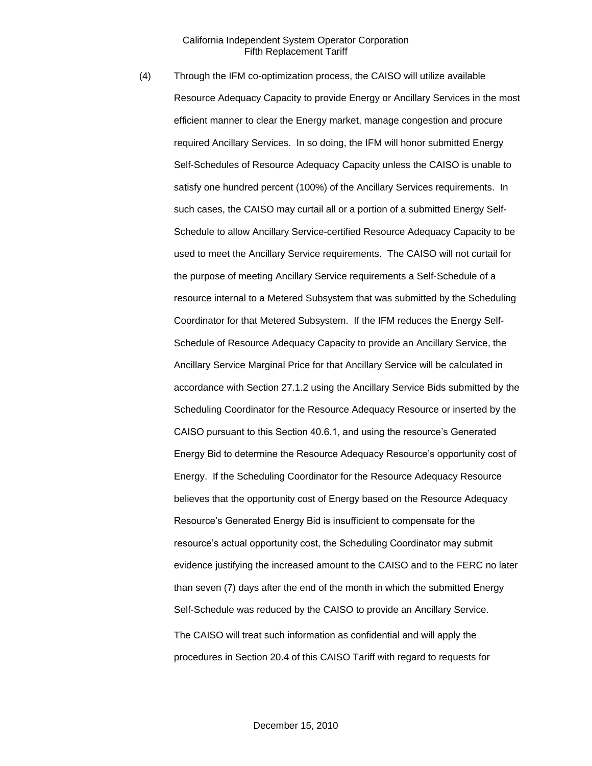(4) Through the IFM co-optimization process, the CAISO will utilize available Resource Adequacy Capacity to provide Energy or Ancillary Services in the most efficient manner to clear the Energy market, manage congestion and procure required Ancillary Services. In so doing, the IFM will honor submitted Energy Self-Schedules of Resource Adequacy Capacity unless the CAISO is unable to satisfy one hundred percent (100%) of the Ancillary Services requirements. In such cases, the CAISO may curtail all or a portion of a submitted Energy Self-Schedule to allow Ancillary Service-certified Resource Adequacy Capacity to be used to meet the Ancillary Service requirements. The CAISO will not curtail for the purpose of meeting Ancillary Service requirements a Self-Schedule of a resource internal to a Metered Subsystem that was submitted by the Scheduling Coordinator for that Metered Subsystem. If the IFM reduces the Energy Self-Schedule of Resource Adequacy Capacity to provide an Ancillary Service, the Ancillary Service Marginal Price for that Ancillary Service will be calculated in accordance with Section 27.1.2 using the Ancillary Service Bids submitted by the Scheduling Coordinator for the Resource Adequacy Resource or inserted by the CAISO pursuant to this Section 40.6.1, and using the resource's Generated Energy Bid to determine the Resource Adequacy Resource's opportunity cost of Energy. If the Scheduling Coordinator for the Resource Adequacy Resource believes that the opportunity cost of Energy based on the Resource Adequacy Resource's Generated Energy Bid is insufficient to compensate for the resource's actual opportunity cost, the Scheduling Coordinator may submit evidence justifying the increased amount to the CAISO and to the FERC no later than seven (7) days after the end of the month in which the submitted Energy Self-Schedule was reduced by the CAISO to provide an Ancillary Service.

The CAISO will treat such information as confidential and will apply the procedures in Section 20.4 of this CAISO Tariff with regard to requests for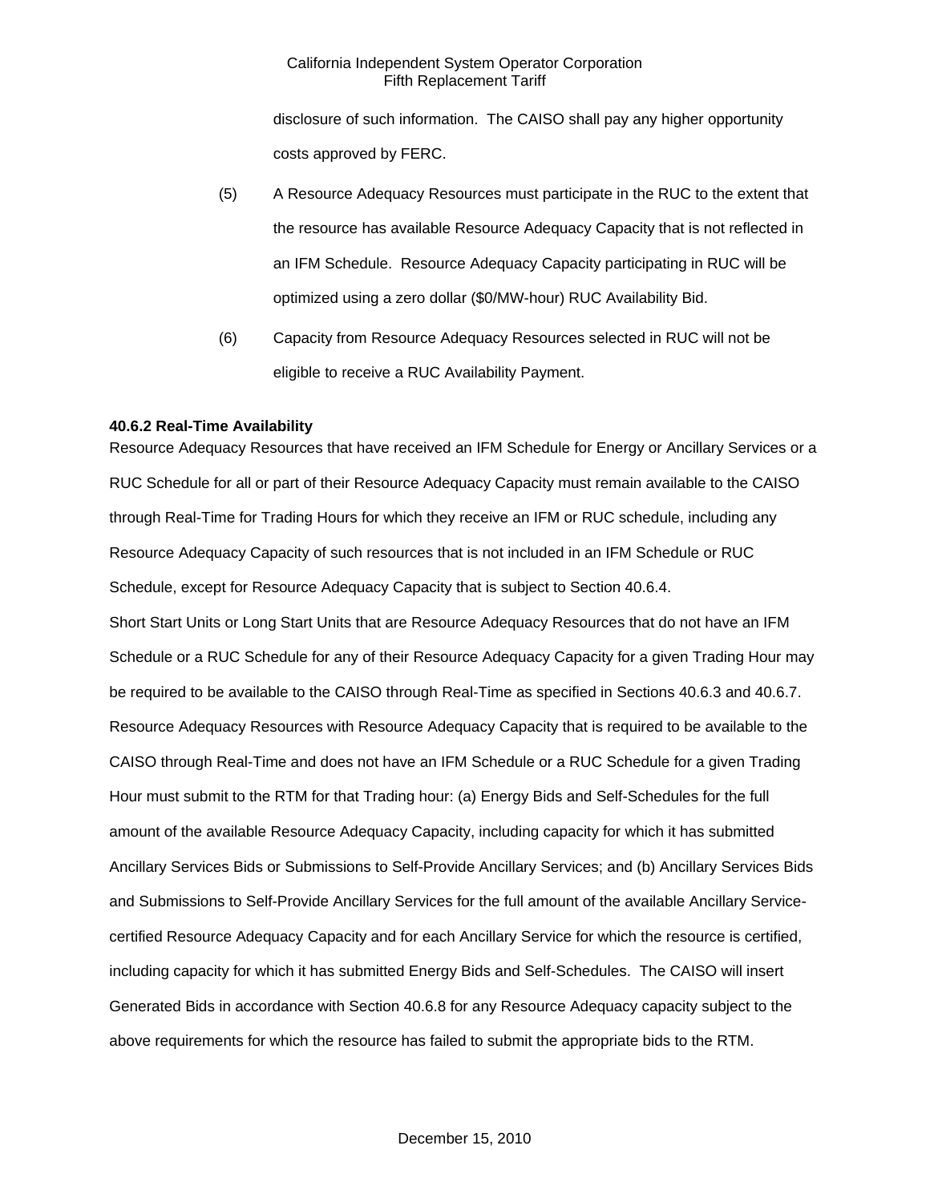disclosure of such information. The CAISO shall pay any higher opportunity costs approved by FERC.

(5) A Resource Adequacy Resources must participate in the RUC to the extent that the resource has available Resource Adequacy Capacity that is not reflected in an IFM Schedule. Resource Adequacy Capacity participating in RUC will be optimized using a zero dollar ($0/MW-hour) RUC Availability Bid.

(6) Capacity from Resource Adequacy Resources selected in RUC will not be eligible to receive a RUC Availability Payment.

**40.6.2 Real-Time Availability**

Resource Adequacy Resources that have received an IFM Schedule for Energy or Ancillary Services or a RUC Schedule for all or part of their Resource Adequacy Capacity must remain available to the CAISO through Real-Time for Trading Hours for which they receive an IFM or RUC schedule, including any Resource Adequacy Capacity of such resources that is not included in an IFM Schedule or RUC Schedule, except for Resource Adequacy Capacity that is subject to Section 40.6.4.

Short Start Units or Long Start Units that are Resource Adequacy Resources that do not have an IFM Schedule or a RUC Schedule for any of their Resource Adequacy Capacity for a given Trading Hour may be required to be available to the CAISO through Real-Time as specified in Sections 40.6.3 and 40.6.7. Resource Adequacy Resources with Resource Adequacy Capacity that is required to be available to the CAISO through Real-Time and does not have an IFM Schedule or a RUC Schedule for a given Trading Hour must submit to the RTM for that Trading hour: (a) Energy Bids and Self-Schedules for the full amount of the available Resource Adequacy Capacity, including capacity for which it has submitted Ancillary Services Bids or Submissions to Self-Provide Ancillary Services; and (b) Ancillary Services Bids and Submissions to Self-Provide Ancillary Services for the full amount of the available Ancillary Service-certified Resource Adequacy Capacity and for each Ancillary Service for which the resource is certified, including capacity for which it has submitted Energy Bids and Self-Schedules. The CAISO will insert Generated Bids in accordance with Section 40.6.8 for any Resource Adequacy capacity subject to the above requirements for which the resource has failed to submit the appropriate bids to the RTM.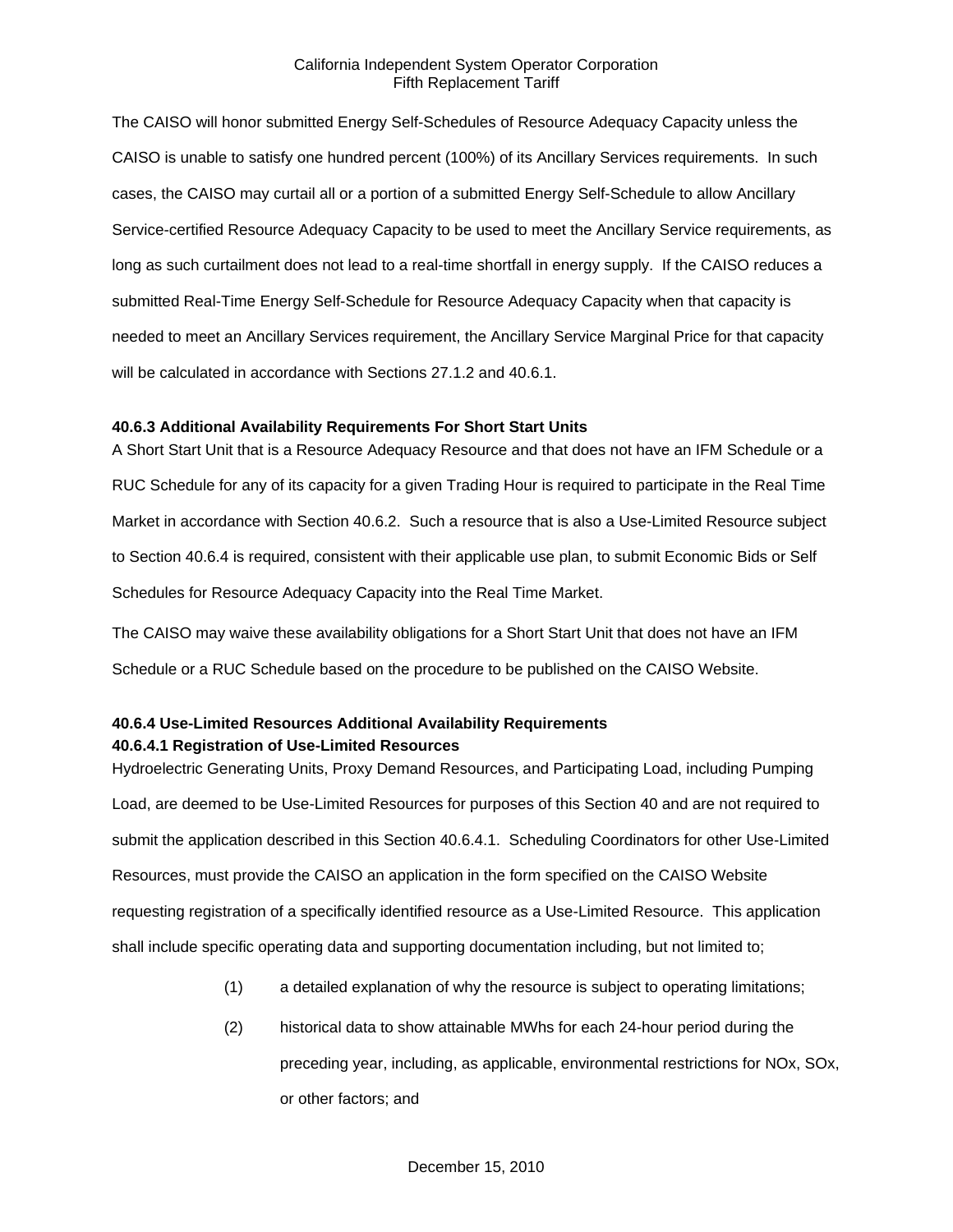The CAISO will honor submitted Energy Self-Schedules of Resource Adequacy Capacity unless the CAISO is unable to satisfy one hundred percent (100%) of its Ancillary Services requirements. In such cases, the CAISO may curtail all or a portion of a submitted Energy Self-Schedule to allow Ancillary Service-certified Resource Adequacy Capacity to be used to meet the Ancillary Service requirements, as long as such curtailment does not lead to a real-time shortfall in energy supply. If the CAISO reduces a submitted Real-Time Energy Self-Schedule for Resource Adequacy Capacity when that capacity is needed to meet an Ancillary Services requirement, the Ancillary Service Marginal Price for that capacity will be calculated in accordance with Sections 27.1.2 and 40.6.1.

### 40.6.3 Additional Availability Requirements For Short Start Units

A Short Start Unit that is a Resource Adequacy Resource and that does not have an IFM Schedule or a RUC Schedule for any of its capacity for a given Trading Hour is required to participate in the Real Time Market in accordance with Section 40.6.2. Such a resource that is also a Use-Limited Resource subject to Section 40.6.4 is required, consistent with their applicable use plan, to submit Economic Bids or Self Schedules for Resource Adequacy Capacity into the Real Time Market.

The CAISO may waive these availability obligations for a Short Start Unit that does not have an IFM Schedule or a RUC Schedule based on the procedure to be published on the CAISO Website.

### 40.6.4 Use-Limited Resources Additional Availability Requirements

#### 40.6.4.1 Registration of Use-Limited Resources

Hydroelectric Generating Units, Proxy Demand Resources, and Participating Load, including Pumping Load, are deemed to be Use-Limited Resources for purposes of this Section 40 and are not required to submit the application described in this Section 40.6.4.1. Scheduling Coordinators for other Use-Limited Resources, must provide the CAISO an application in the form specified on the CAISO Website requesting registration of a specifically identified resource as a Use-Limited Resource. This application shall include specific operating data and supporting documentation including, but not limited to;

(1) a detailed explanation of why the resource is subject to operating limitations;

(2) historical data to show attainable MWhs for each 24-hour period during the preceding year, including, as applicable, environmental restrictions for NOx, SOx, or other factors; and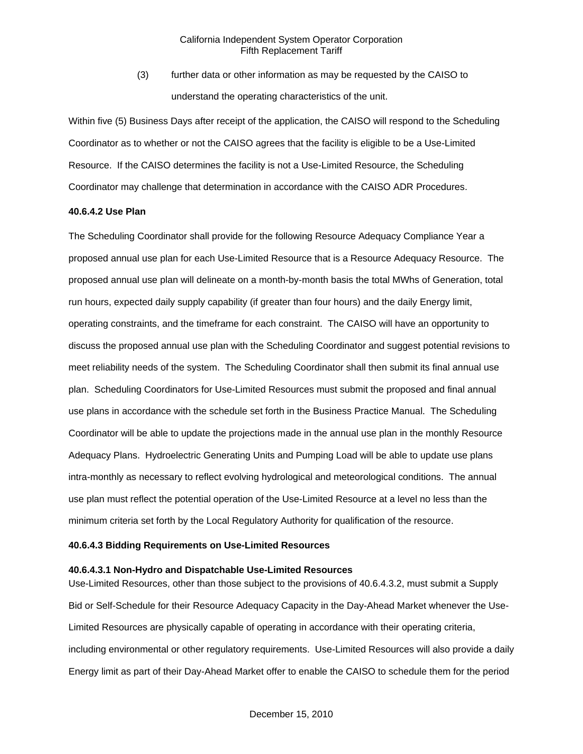(3) further data or other information as may be requested by the CAISO to understand the operating characteristics of the unit.

Within five (5) Business Days after receipt of the application, the CAISO will respond to the Scheduling Coordinator as to whether or not the CAISO agrees that the facility is eligible to be a Use-Limited Resource. If the CAISO determines the facility is not a Use-Limited Resource, the Scheduling Coordinator may challenge that determination in accordance with the CAISO ADR Procedures.

**40.6.4.2 Use Plan**

The Scheduling Coordinator shall provide for the following Resource Adequacy Compliance Year a proposed annual use plan for each Use-Limited Resource that is a Resource Adequacy Resource. The proposed annual use plan will delineate on a month-by-month basis the total MWhs of Generation, total run hours, expected daily supply capability (if greater than four hours) and the daily Energy limit, operating constraints, and the timeframe for each constraint. The CAISO will have an opportunity to discuss the proposed annual use plan with the Scheduling Coordinator and suggest potential revisions to meet reliability needs of the system. The Scheduling Coordinator shall then submit its final annual use plan. Scheduling Coordinators for Use-Limited Resources must submit the proposed and final annual use plans in accordance with the schedule set forth in the Business Practice Manual. The Scheduling Coordinator will be able to update the projections made in the annual use plan in the monthly Resource Adequacy Plans. Hydroelectric Generating Units and Pumping Load will be able to update use plans intra-monthly as necessary to reflect evolving hydrological and meteorological conditions. The annual use plan must reflect the potential operation of the Use-Limited Resource at a level no less than the minimum criteria set forth by the Local Regulatory Authority for qualification of the resource.

**40.6.4.3 Bidding Requirements on Use-Limited Resources**

**40.6.4.3.1 Non-Hydro and Dispatchable Use-Limited Resources**

Use-Limited Resources, other than those subject to the provisions of 40.6.4.3.2, must submit a Supply Bid or Self-Schedule for their Resource Adequacy Capacity in the Day-Ahead Market whenever the Use-Limited Resources are physically capable of operating in accordance with their operating criteria, including environmental or other regulatory requirements. Use-Limited Resources will also provide a daily Energy limit as part of their Day-Ahead Market offer to enable the CAISO to schedule them for the period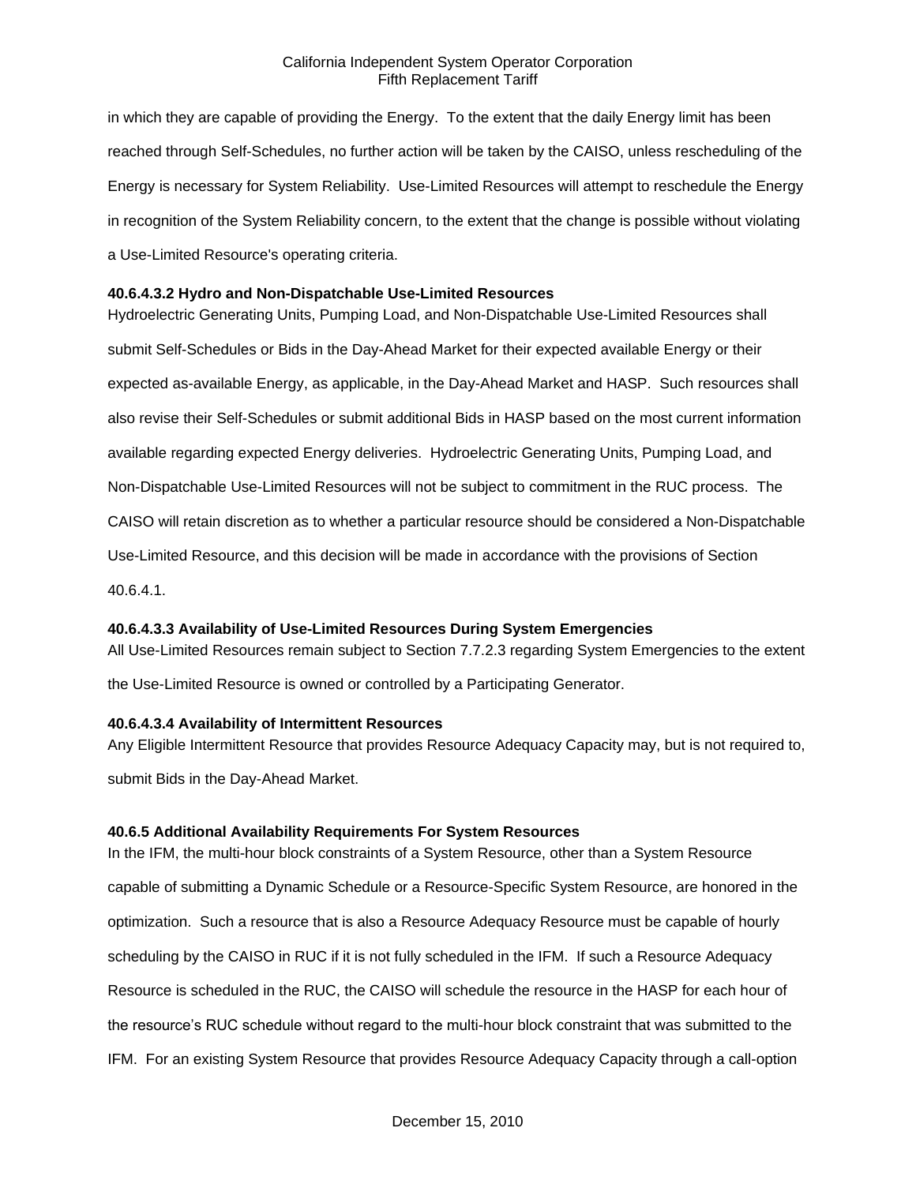in which they are capable of providing the Energy. To the extent that the daily Energy limit has been reached through Self-Schedules, no further action will be taken by the CAISO, unless rescheduling of the Energy is necessary for System Reliability. Use-Limited Resources will attempt to reschedule the Energy in recognition of the System Reliability concern, to the extent that the change is possible without violating a Use-Limited Resource's operating criteria.

**40.6.4.3.2 Hydro and Non-Dispatchable Use-Limited Resources**

Hydroelectric Generating Units, Pumping Load, and Non-Dispatchable Use-Limited Resources shall submit Self-Schedules or Bids in the Day-Ahead Market for their expected available Energy or their expected as-available Energy, as applicable, in the Day-Ahead Market and HASP. Such resources shall also revise their Self-Schedules or submit additional Bids in HASP based on the most current information available regarding expected Energy deliveries. Hydroelectric Generating Units, Pumping Load, and Non-Dispatchable Use-Limited Resources will not be subject to commitment in the RUC process. The CAISO will retain discretion as to whether a particular resource should be considered a Non-Dispatchable Use-Limited Resource, and this decision will be made in accordance with the provisions of Section 40.6.4.1.

**40.6.4.3.3 Availability of Use-Limited Resources During System Emergencies**

All Use-Limited Resources remain subject to Section 7.7.2.3 regarding System Emergencies to the extent the Use-Limited Resource is owned or controlled by a Participating Generator.

**40.6.4.3.4 Availability of Intermittent Resources**

Any Eligible Intermittent Resource that provides Resource Adequacy Capacity may, but is not required to, submit Bids in the Day-Ahead Market.

**40.6.5 Additional Availability Requirements For System Resources**

In the IFM, the multi-hour block constraints of a System Resource, other than a System Resource capable of submitting a Dynamic Schedule or a Resource-Specific System Resource, are honored in the optimization. Such a resource that is also a Resource Adequacy Resource must be capable of hourly scheduling by the CAISO in RUC if it is not fully scheduled in the IFM. If such a Resource Adequacy Resource is scheduled in the RUC, the CAISO will schedule the resource in the HASP for each hour of the resource's RUC schedule without regard to the multi-hour block constraint that was submitted to the IFM. For an existing System Resource that provides Resource Adequacy Capacity through a call-option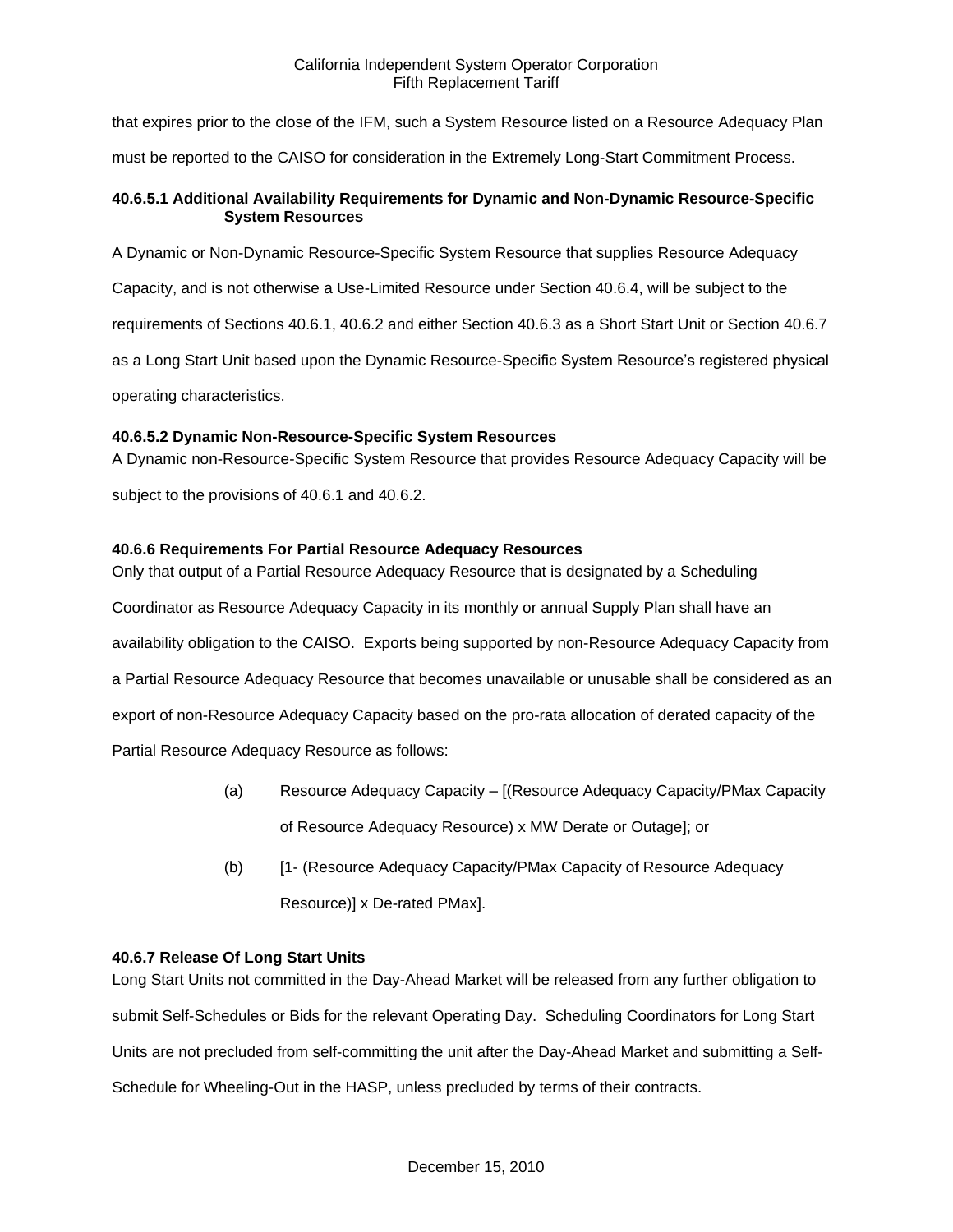that expires prior to the close of the IFM, such a System Resource listed on a Resource Adequacy Plan must be reported to the CAISO for consideration in the Extremely Long-Start Commitment Process.

#### 40.6.5.1 Additional Availability Requirements for Dynamic and Non-Dynamic Resource-Specific System Resources

A Dynamic or Non-Dynamic Resource-Specific System Resource that supplies Resource Adequacy Capacity, and is not otherwise a Use-Limited Resource under Section 40.6.4, will be subject to the requirements of Sections 40.6.1, 40.6.2 and either Section 40.6.3 as a Short Start Unit or Section 40.6.7 as a Long Start Unit based upon the Dynamic Resource-Specific System Resource's registered physical operating characteristics.

#### 40.6.5.2 Dynamic Non-Resource-Specific System Resources

A Dynamic non-Resource-Specific System Resource that provides Resource Adequacy Capacity will be subject to the provisions of 40.6.1 and 40.6.2.

### 40.6.6 Requirements For Partial Resource Adequacy Resources

Only that output of a Partial Resource Adequacy Resource that is designated by a Scheduling Coordinator as Resource Adequacy Capacity in its monthly or annual Supply Plan shall have an availability obligation to the CAISO. Exports being supported by non-Resource Adequacy Capacity from a Partial Resource Adequacy Resource that becomes unavailable or unusable shall be considered as an export of non-Resource Adequacy Capacity based on the pro-rata allocation of derated capacity of the Partial Resource Adequacy Resource as follows:

(a) Resource Adequacy Capacity – [(Resource Adequacy Capacity/PMax Capacity of Resource Adequacy Resource) x MW Derate or Outage]; or

(b) [1- (Resource Adequacy Capacity/PMax Capacity of Resource Adequacy Resource)] x De-rated PMax].

### 40.6.7 Release Of Long Start Units

Long Start Units not committed in the Day-Ahead Market will be released from any further obligation to submit Self-Schedules or Bids for the relevant Operating Day. Scheduling Coordinators for Long Start Units are not precluded from self-committing the unit after the Day-Ahead Market and submitting a Self-Schedule for Wheeling-Out in the HASP, unless precluded by terms of their contracts.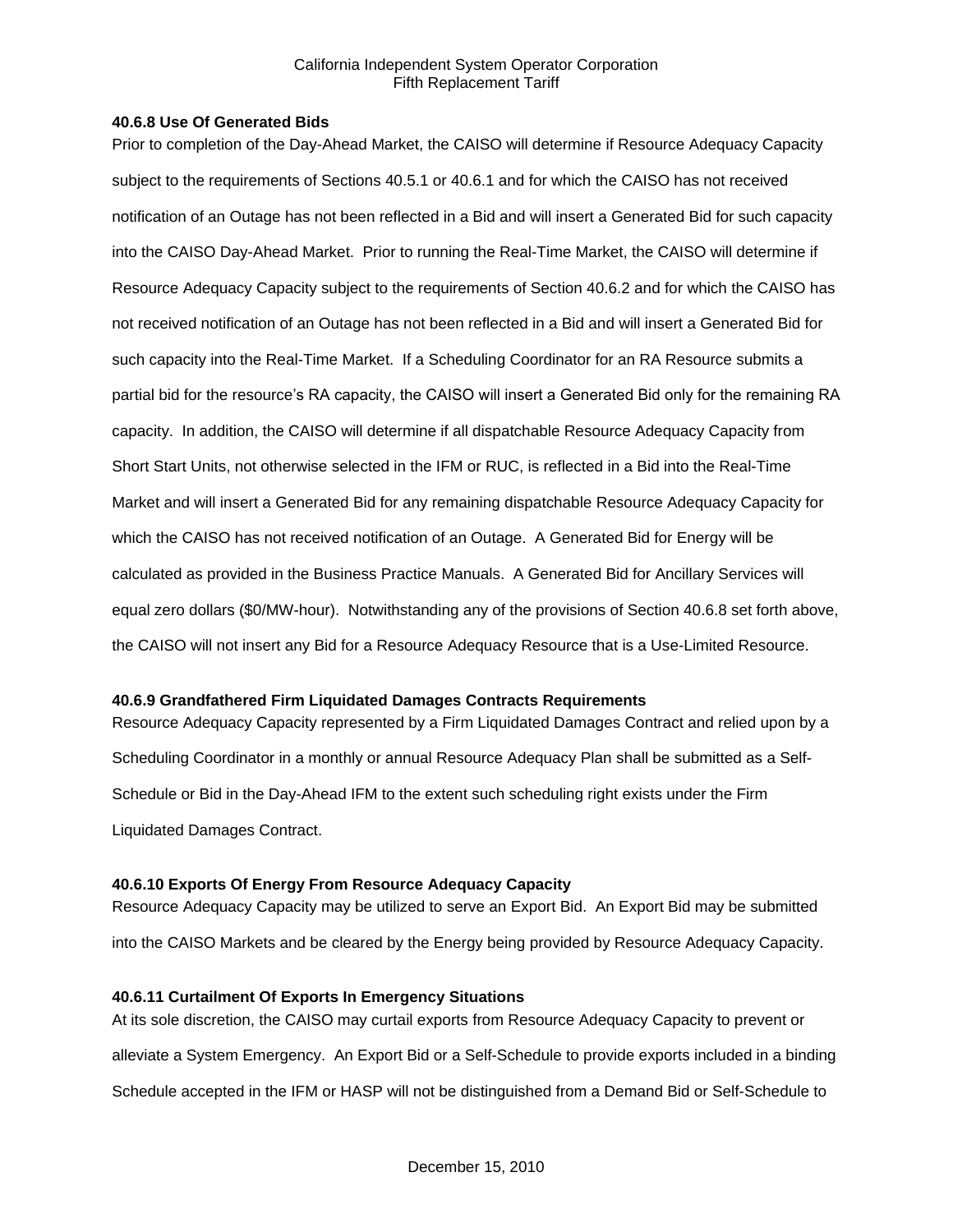#### 40.6.8 Use Of Generated Bids

Prior to completion of the Day-Ahead Market, the CAISO will determine if Resource Adequacy Capacity subject to the requirements of Sections 40.5.1 or 40.6.1 and for which the CAISO has not received notification of an Outage has not been reflected in a Bid and will insert a Generated Bid for such capacity into the CAISO Day-Ahead Market. Prior to running the Real-Time Market, the CAISO will determine if Resource Adequacy Capacity subject to the requirements of Section 40.6.2 and for which the CAISO has not received notification of an Outage has not been reflected in a Bid and will insert a Generated Bid for such capacity into the Real-Time Market. If a Scheduling Coordinator for an RA Resource submits a partial bid for the resource's RA capacity, the CAISO will insert a Generated Bid only for the remaining RA capacity. In addition, the CAISO will determine if all dispatchable Resource Adequacy Capacity from Short Start Units, not otherwise selected in the IFM or RUC, is reflected in a Bid into the Real-Time Market and will insert a Generated Bid for any remaining dispatchable Resource Adequacy Capacity for which the CAISO has not received notification of an Outage. A Generated Bid for Energy will be calculated as provided in the Business Practice Manuals. A Generated Bid for Ancillary Services will equal zero dollars ($0/MW-hour). Notwithstanding any of the provisions of Section 40.6.8 set forth above, the CAISO will not insert any Bid for a Resource Adequacy Resource that is a Use-Limited Resource.

#### 40.6.9 Grandfathered Firm Liquidated Damages Contracts Requirements

Resource Adequacy Capacity represented by a Firm Liquidated Damages Contract and relied upon by a Scheduling Coordinator in a monthly or annual Resource Adequacy Plan shall be submitted as a Self-Schedule or Bid in the Day-Ahead IFM to the extent such scheduling right exists under the Firm Liquidated Damages Contract.

#### 40.6.10 Exports Of Energy From Resource Adequacy Capacity

Resource Adequacy Capacity may be utilized to serve an Export Bid. An Export Bid may be submitted into the CAISO Markets and be cleared by the Energy being provided by Resource Adequacy Capacity.

#### 40.6.11 Curtailment Of Exports In Emergency Situations

At its sole discretion, the CAISO may curtail exports from Resource Adequacy Capacity to prevent or alleviate a System Emergency. An Export Bid or a Self-Schedule to provide exports included in a binding Schedule accepted in the IFM or HASP will not be distinguished from a Demand Bid or Self-Schedule to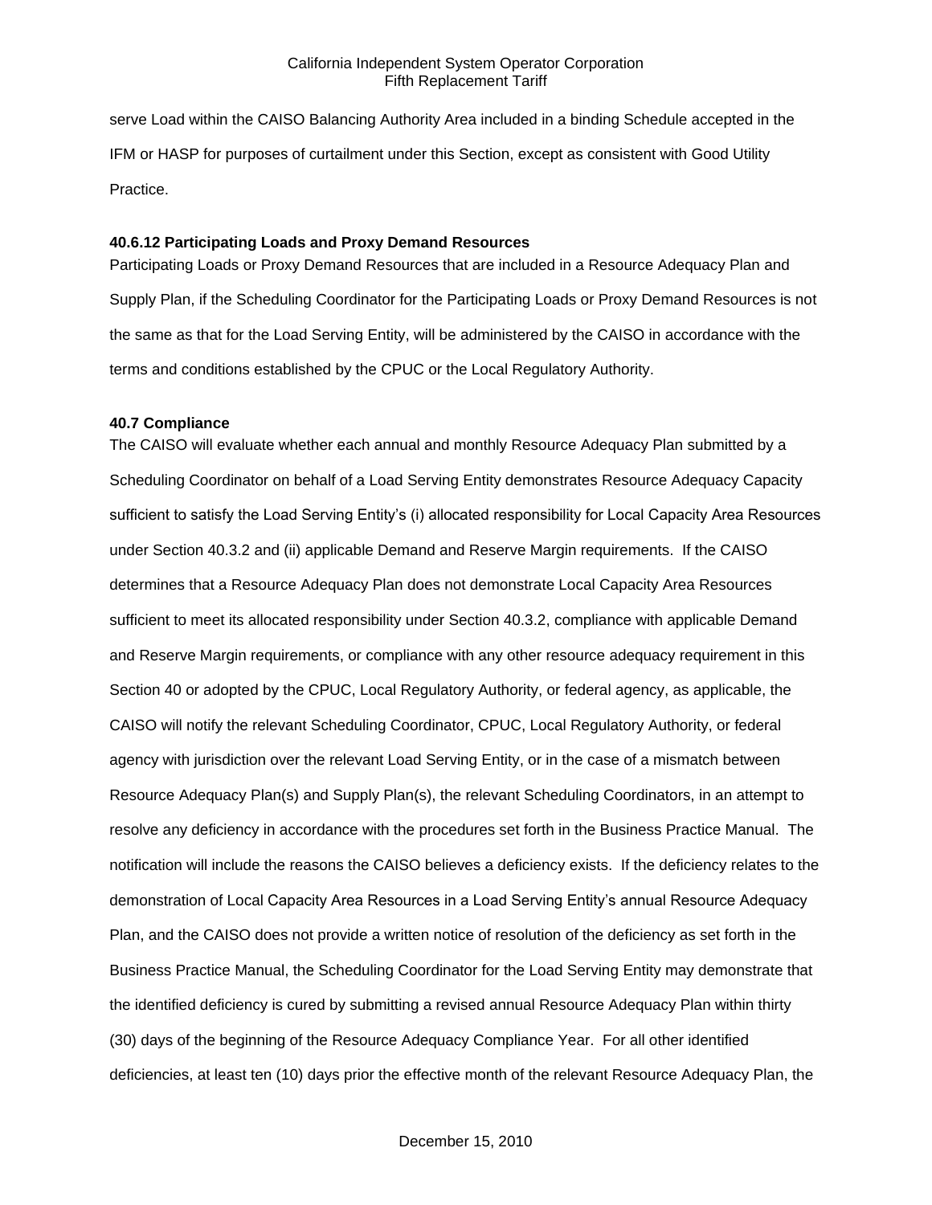serve Load within the CAISO Balancing Authority Area included in a binding Schedule accepted in the IFM or HASP for purposes of curtailment under this Section, except as consistent with Good Utility Practice.

**40.6.12 Participating Loads and Proxy Demand Resources**

Participating Loads or Proxy Demand Resources that are included in a Resource Adequacy Plan and Supply Plan, if the Scheduling Coordinator for the Participating Loads or Proxy Demand Resources is not the same as that for the Load Serving Entity, will be administered by the CAISO in accordance with the terms and conditions established by the CPUC or the Local Regulatory Authority.

**40.7 Compliance**

The CAISO will evaluate whether each annual and monthly Resource Adequacy Plan submitted by a Scheduling Coordinator on behalf of a Load Serving Entity demonstrates Resource Adequacy Capacity sufficient to satisfy the Load Serving Entity's (i) allocated responsibility for Local Capacity Area Resources under Section 40.3.2 and (ii) applicable Demand and Reserve Margin requirements. If the CAISO determines that a Resource Adequacy Plan does not demonstrate Local Capacity Area Resources sufficient to meet its allocated responsibility under Section 40.3.2, compliance with applicable Demand and Reserve Margin requirements, or compliance with any other resource adequacy requirement in this Section 40 or adopted by the CPUC, Local Regulatory Authority, or federal agency, as applicable, the CAISO will notify the relevant Scheduling Coordinator, CPUC, Local Regulatory Authority, or federal agency with jurisdiction over the relevant Load Serving Entity, or in the case of a mismatch between Resource Adequacy Plan(s) and Supply Plan(s), the relevant Scheduling Coordinators, in an attempt to resolve any deficiency in accordance with the procedures set forth in the Business Practice Manual. The notification will include the reasons the CAISO believes a deficiency exists. If the deficiency relates to the demonstration of Local Capacity Area Resources in a Load Serving Entity's annual Resource Adequacy Plan, and the CAISO does not provide a written notice of resolution of the deficiency as set forth in the Business Practice Manual, the Scheduling Coordinator for the Load Serving Entity may demonstrate that the identified deficiency is cured by submitting a revised annual Resource Adequacy Plan within thirty (30) days of the beginning of the Resource Adequacy Compliance Year. For all other identified deficiencies, at least ten (10) days prior the effective month of the relevant Resource Adequacy Plan, the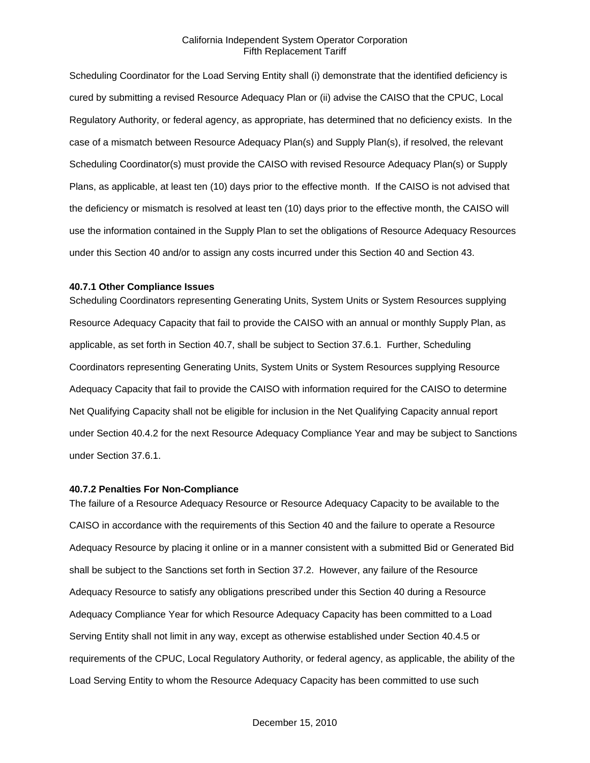Scheduling Coordinator for the Load Serving Entity shall (i) demonstrate that the identified deficiency is cured by submitting a revised Resource Adequacy Plan or (ii) advise the CAISO that the CPUC, Local Regulatory Authority, or federal agency, as appropriate, has determined that no deficiency exists. In the case of a mismatch between Resource Adequacy Plan(s) and Supply Plan(s), if resolved, the relevant Scheduling Coordinator(s) must provide the CAISO with revised Resource Adequacy Plan(s) or Supply Plans, as applicable, at least ten (10) days prior to the effective month. If the CAISO is not advised that the deficiency or mismatch is resolved at least ten (10) days prior to the effective month, the CAISO will use the information contained in the Supply Plan to set the obligations of Resource Adequacy Resources under this Section 40 and/or to assign any costs incurred under this Section 40 and Section 43.

### 40.7.1 Other Compliance Issues

Scheduling Coordinators representing Generating Units, System Units or System Resources supplying Resource Adequacy Capacity that fail to provide the CAISO with an annual or monthly Supply Plan, as applicable, as set forth in Section 40.7, shall be subject to Section 37.6.1. Further, Scheduling Coordinators representing Generating Units, System Units or System Resources supplying Resource Adequacy Capacity that fail to provide the CAISO with information required for the CAISO to determine Net Qualifying Capacity shall not be eligible for inclusion in the Net Qualifying Capacity annual report under Section 40.4.2 for the next Resource Adequacy Compliance Year and may be subject to Sanctions under Section 37.6.1.

### 40.7.2 Penalties For Non-Compliance

The failure of a Resource Adequacy Resource or Resource Adequacy Capacity to be available to the CAISO in accordance with the requirements of this Section 40 and the failure to operate a Resource Adequacy Resource by placing it online or in a manner consistent with a submitted Bid or Generated Bid shall be subject to the Sanctions set forth in Section 37.2. However, any failure of the Resource Adequacy Resource to satisfy any obligations prescribed under this Section 40 during a Resource Adequacy Compliance Year for which Resource Adequacy Capacity has been committed to a Load Serving Entity shall not limit in any way, except as otherwise established under Section 40.4.5 or requirements of the CPUC, Local Regulatory Authority, or federal agency, as applicable, the ability of the Load Serving Entity to whom the Resource Adequacy Capacity has been committed to use such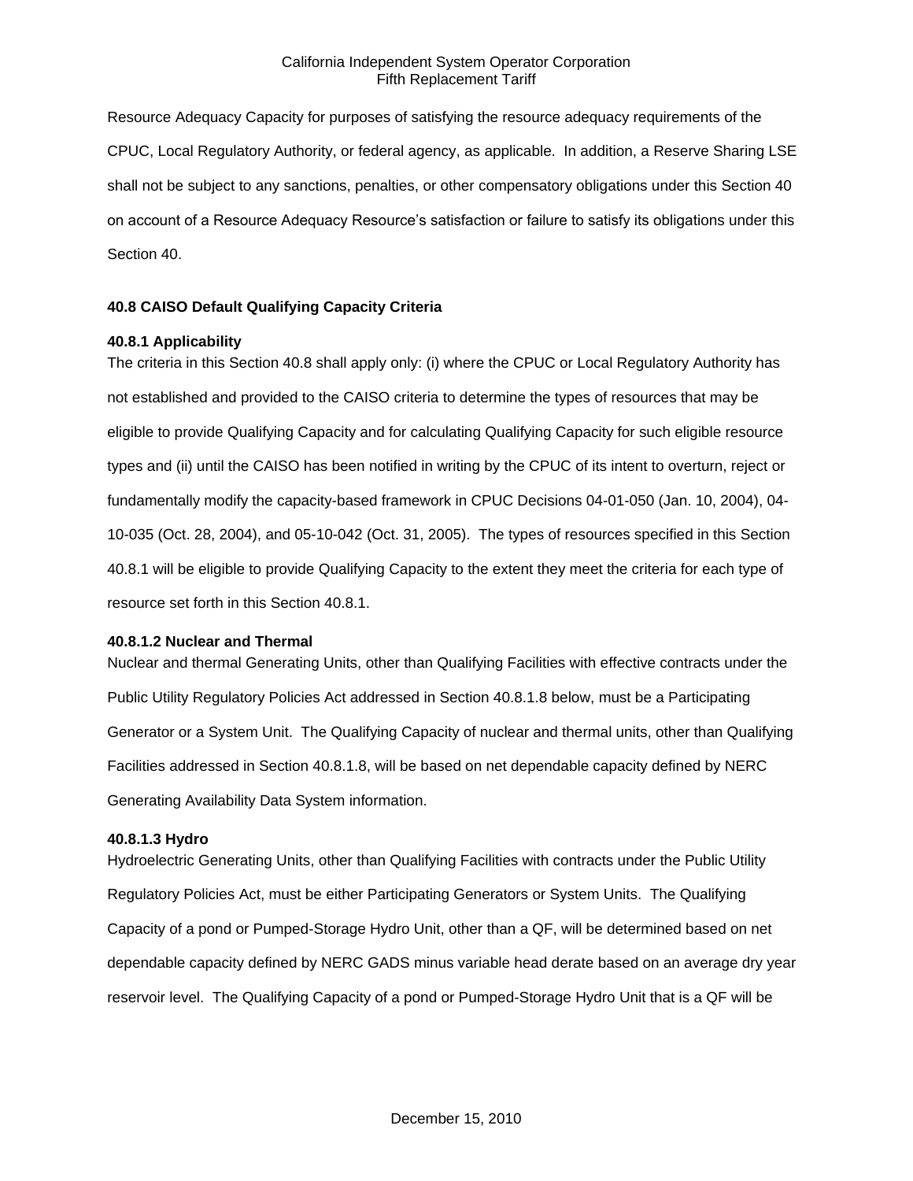Resource Adequacy Capacity for purposes of satisfying the resource adequacy requirements of the CPUC, Local Regulatory Authority, or federal agency, as applicable. In addition, a Reserve Sharing LSE shall not be subject to any sanctions, penalties, or other compensatory obligations under this Section 40 on account of a Resource Adequacy Resource's satisfaction or failure to satisfy its obligations under this Section 40.

### 40.8 CAISO Default Qualifying Capacity Criteria

#### 40.8.1 Applicability

The criteria in this Section 40.8 shall apply only: (i) where the CPUC or Local Regulatory Authority has not established and provided to the CAISO criteria to determine the types of resources that may be eligible to provide Qualifying Capacity and for calculating Qualifying Capacity for such eligible resource types and (ii) until the CAISO has been notified in writing by the CPUC of its intent to overturn, reject or fundamentally modify the capacity-based framework in CPUC Decisions 04-01-050 (Jan. 10, 2004), 04-10-035 (Oct. 28, 2004), and 05-10-042 (Oct. 31, 2005). The types of resources specified in this Section 40.8.1 will be eligible to provide Qualifying Capacity to the extent they meet the criteria for each type of resource set forth in this Section 40.8.1.

#### 40.8.1.2 Nuclear and Thermal

Nuclear and thermal Generating Units, other than Qualifying Facilities with effective contracts under the Public Utility Regulatory Policies Act addressed in Section 40.8.1.8 below, must be a Participating Generator or a System Unit. The Qualifying Capacity of nuclear and thermal units, other than Qualifying Facilities addressed in Section 40.8.1.8, will be based on net dependable capacity defined by NERC Generating Availability Data System information.

#### 40.8.1.3 Hydro

Hydroelectric Generating Units, other than Qualifying Facilities with contracts under the Public Utility Regulatory Policies Act, must be either Participating Generators or System Units. The Qualifying Capacity of a pond or Pumped-Storage Hydro Unit, other than a QF, will be determined based on net dependable capacity defined by NERC GADS minus variable head derate based on an average dry year reservoir level. The Qualifying Capacity of a pond or Pumped-Storage Hydro Unit that is a QF will be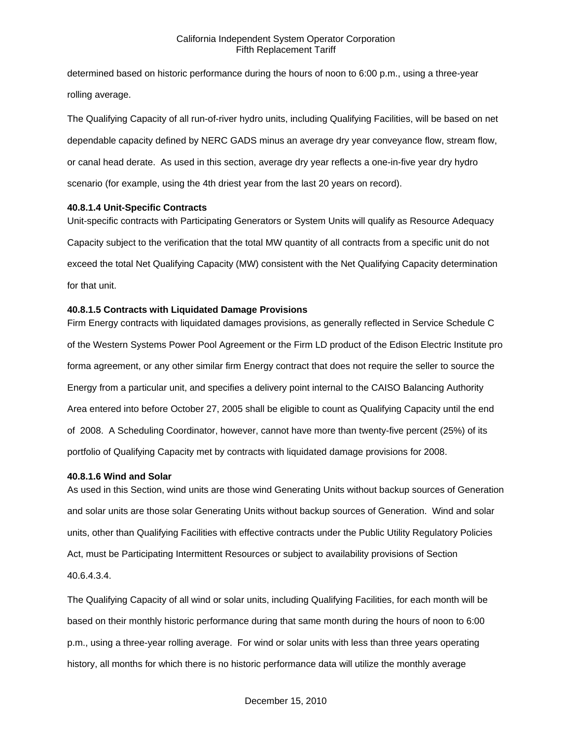determined based on historic performance during the hours of noon to 6:00 p.m., using a three-year rolling average.

The Qualifying Capacity of all run-of-river hydro units, including Qualifying Facilities, will be based on net dependable capacity defined by NERC GADS minus an average dry year conveyance flow, stream flow, or canal head derate. As used in this section, average dry year reflects a one-in-five year dry hydro scenario (for example, using the 4th driest year from the last 20 years on record).

**40.8.1.4 Unit-Specific Contracts**

Unit-specific contracts with Participating Generators or System Units will qualify as Resource Adequacy Capacity subject to the verification that the total MW quantity of all contracts from a specific unit do not exceed the total Net Qualifying Capacity (MW) consistent with the Net Qualifying Capacity determination for that unit.

**40.8.1.5 Contracts with Liquidated Damage Provisions**

Firm Energy contracts with liquidated damages provisions, as generally reflected in Service Schedule C of the Western Systems Power Pool Agreement or the Firm LD product of the Edison Electric Institute pro forma agreement, or any other similar firm Energy contract that does not require the seller to source the Energy from a particular unit, and specifies a delivery point internal to the CAISO Balancing Authority Area entered into before October 27, 2005 shall be eligible to count as Qualifying Capacity until the end of 2008. A Scheduling Coordinator, however, cannot have more than twenty-five percent (25%) of its portfolio of Qualifying Capacity met by contracts with liquidated damage provisions for 2008.

**40.8.1.6 Wind and Solar**

As used in this Section, wind units are those wind Generating Units without backup sources of Generation and solar units are those solar Generating Units without backup sources of Generation. Wind and solar units, other than Qualifying Facilities with effective contracts under the Public Utility Regulatory Policies Act, must be Participating Intermittent Resources or subject to availability provisions of Section 40.6.4.3.4.

The Qualifying Capacity of all wind or solar units, including Qualifying Facilities, for each month will be based on their monthly historic performance during that same month during the hours of noon to 6:00 p.m., using a three-year rolling average. For wind or solar units with less than three years operating history, all months for which there is no historic performance data will utilize the monthly average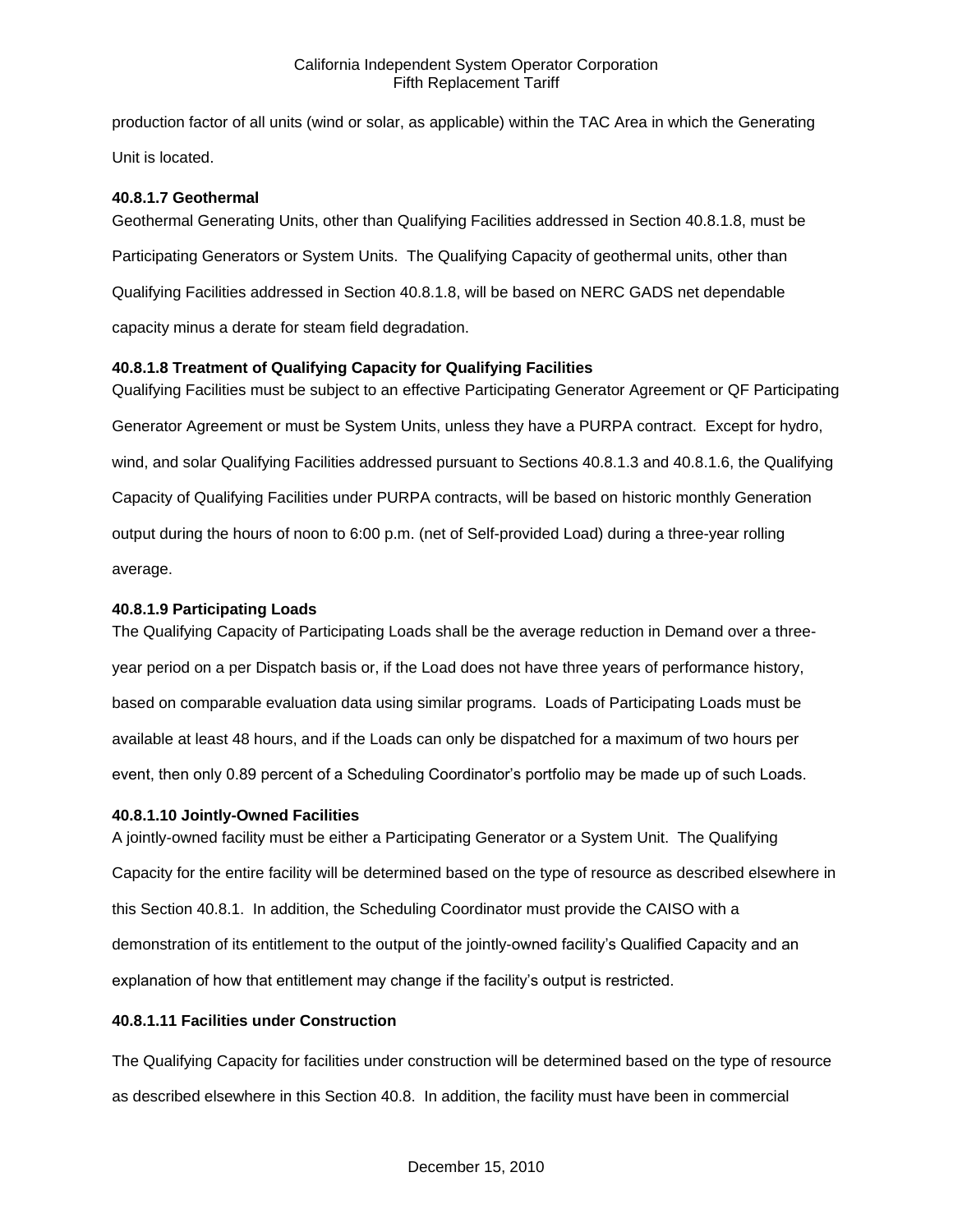production factor of all units (wind or solar, as applicable) within the TAC Area in which the Generating Unit is located.

**40.8.1.7 Geothermal**

Geothermal Generating Units, other than Qualifying Facilities addressed in Section 40.8.1.8, must be Participating Generators or System Units. The Qualifying Capacity of geothermal units, other than Qualifying Facilities addressed in Section 40.8.1.8, will be based on NERC GADS net dependable capacity minus a derate for steam field degradation.

**40.8.1.8 Treatment of Qualifying Capacity for Qualifying Facilities**

Qualifying Facilities must be subject to an effective Participating Generator Agreement or QF Participating Generator Agreement or must be System Units, unless they have a PURPA contract. Except for hydro, wind, and solar Qualifying Facilities addressed pursuant to Sections 40.8.1.3 and 40.8.1.6, the Qualifying Capacity of Qualifying Facilities under PURPA contracts, will be based on historic monthly Generation output during the hours of noon to 6:00 p.m. (net of Self-provided Load) during a three-year rolling average.

**40.8.1.9 Participating Loads**

The Qualifying Capacity of Participating Loads shall be the average reduction in Demand over a three-year period on a per Dispatch basis or, if the Load does not have three years of performance history, based on comparable evaluation data using similar programs. Loads of Participating Loads must be available at least 48 hours, and if the Loads can only be dispatched for a maximum of two hours per event, then only 0.89 percent of a Scheduling Coordinator's portfolio may be made up of such Loads.

**40.8.1.10 Jointly-Owned Facilities**

A jointly-owned facility must be either a Participating Generator or a System Unit. The Qualifying Capacity for the entire facility will be determined based on the type of resource as described elsewhere in this Section 40.8.1. In addition, the Scheduling Coordinator must provide the CAISO with a demonstration of its entitlement to the output of the jointly-owned facility's Qualified Capacity and an explanation of how that entitlement may change if the facility's output is restricted.

**40.8.1.11 Facilities under Construction**

The Qualifying Capacity for facilities under construction will be determined based on the type of resource as described elsewhere in this Section 40.8. In addition, the facility must have been in commercial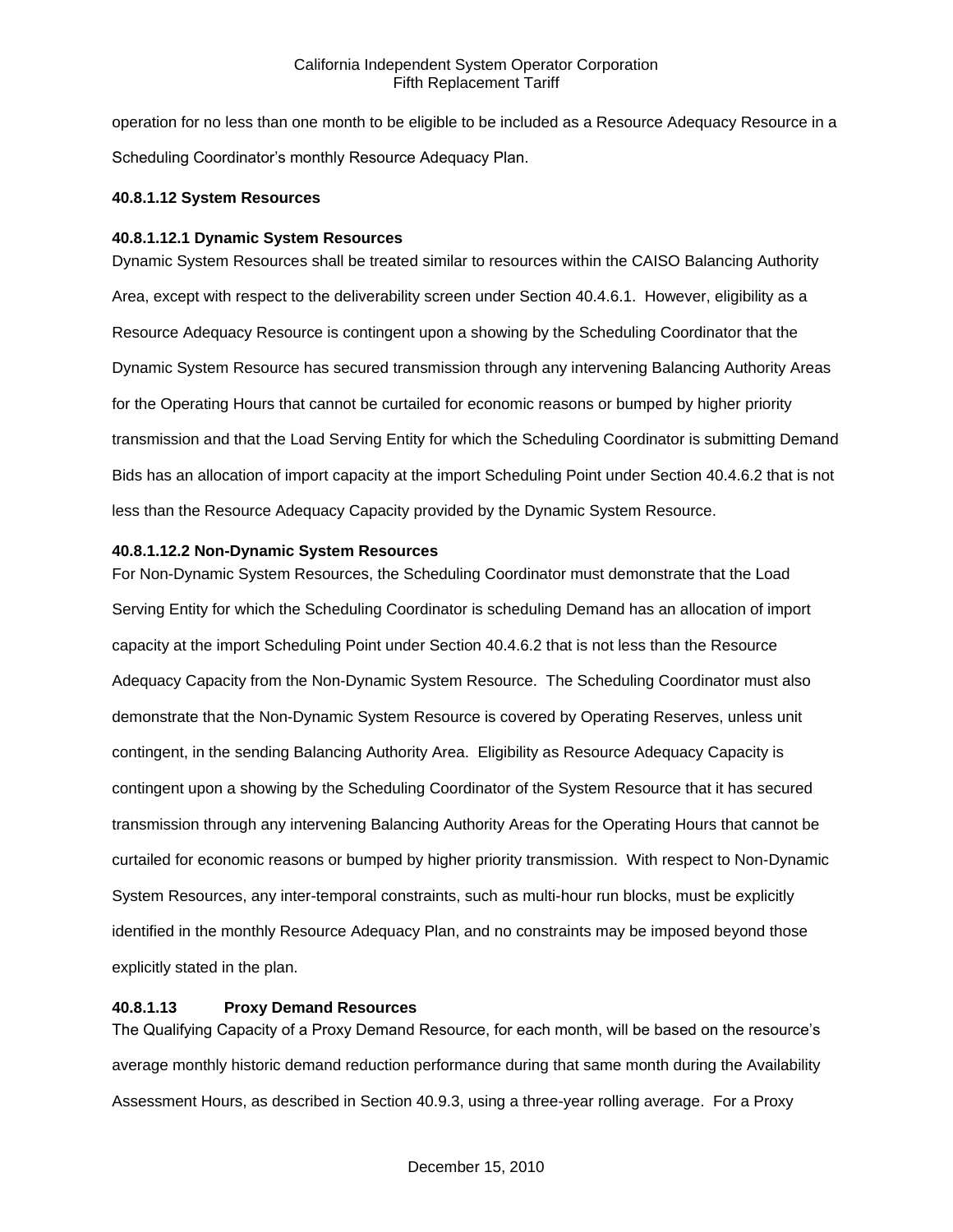operation for no less than one month to be eligible to be included as a Resource Adequacy Resource in a Scheduling Coordinator's monthly Resource Adequacy Plan.

**40.8.1.12 System Resources**

**40.8.1.12.1 Dynamic System Resources**

Dynamic System Resources shall be treated similar to resources within the CAISO Balancing Authority Area, except with respect to the deliverability screen under Section 40.4.6.1. However, eligibility as a Resource Adequacy Resource is contingent upon a showing by the Scheduling Coordinator that the Dynamic System Resource has secured transmission through any intervening Balancing Authority Areas for the Operating Hours that cannot be curtailed for economic reasons or bumped by higher priority transmission and that the Load Serving Entity for which the Scheduling Coordinator is submitting Demand Bids has an allocation of import capacity at the import Scheduling Point under Section 40.4.6.2 that is not less than the Resource Adequacy Capacity provided by the Dynamic System Resource.

**40.8.1.12.2 Non-Dynamic System Resources**

For Non-Dynamic System Resources, the Scheduling Coordinator must demonstrate that the Load Serving Entity for which the Scheduling Coordinator is scheduling Demand has an allocation of import capacity at the import Scheduling Point under Section 40.4.6.2 that is not less than the Resource Adequacy Capacity from the Non-Dynamic System Resource. The Scheduling Coordinator must also demonstrate that the Non-Dynamic System Resource is covered by Operating Reserves, unless unit contingent, in the sending Balancing Authority Area. Eligibility as Resource Adequacy Capacity is contingent upon a showing by the Scheduling Coordinator of the System Resource that it has secured transmission through any intervening Balancing Authority Areas for the Operating Hours that cannot be curtailed for economic reasons or bumped by higher priority transmission. With respect to Non-Dynamic System Resources, any inter-temporal constraints, such as multi-hour run blocks, must be explicitly identified in the monthly Resource Adequacy Plan, and no constraints may be imposed beyond those explicitly stated in the plan.

**40.8.1.13 Proxy Demand Resources**

The Qualifying Capacity of a Proxy Demand Resource, for each month, will be based on the resource's average monthly historic demand reduction performance during that same month during the Availability Assessment Hours, as described in Section 40.9.3, using a three-year rolling average. For a Proxy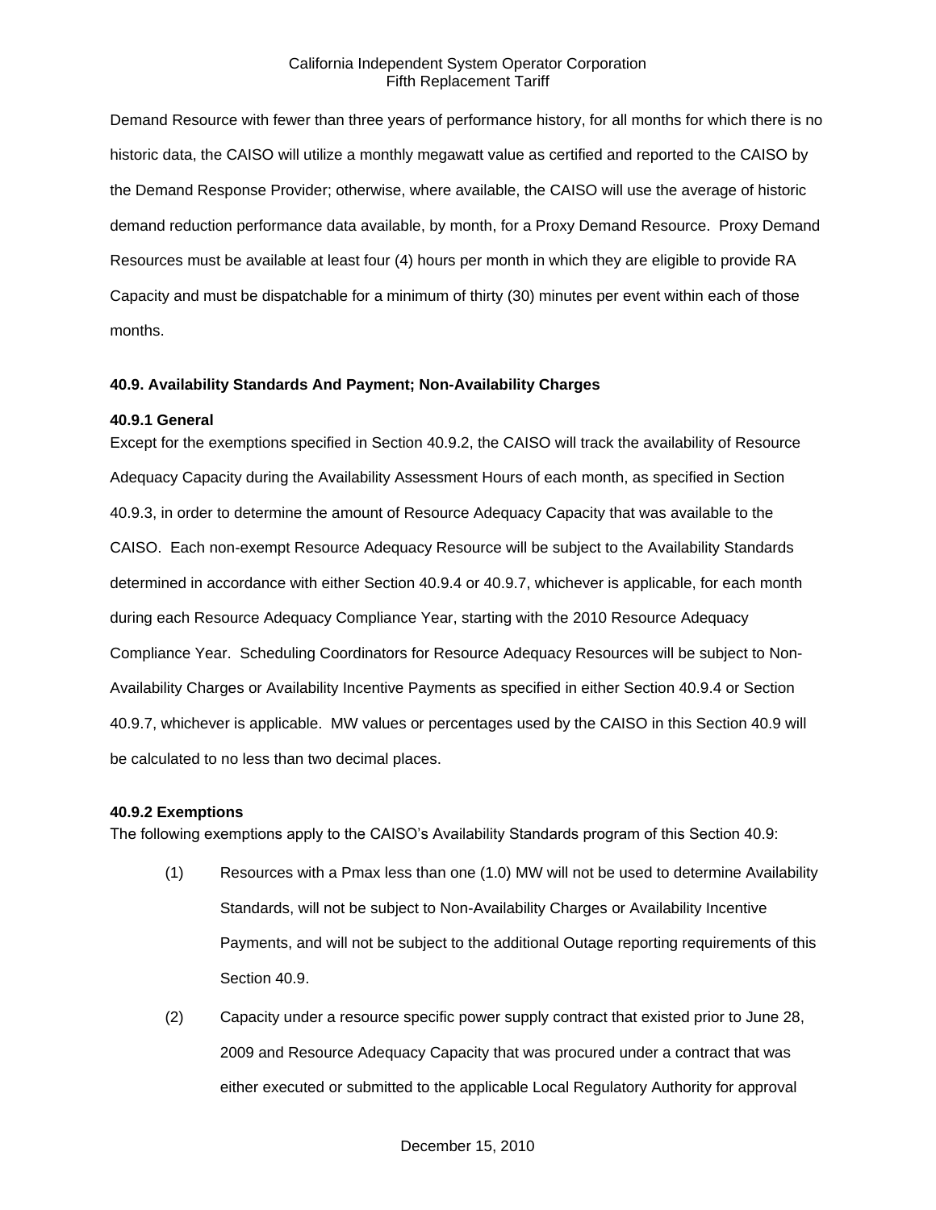Demand Resource with fewer than three years of performance history, for all months for which there is no historic data, the CAISO will utilize a monthly megawatt value as certified and reported to the CAISO by the Demand Response Provider; otherwise, where available, the CAISO will use the average of historic demand reduction performance data available, by month, for a Proxy Demand Resource. Proxy Demand Resources must be available at least four (4) hours per month in which they are eligible to provide RA Capacity and must be dispatchable for a minimum of thirty (30) minutes per event within each of those months.

### 40.9. Availability Standards And Payment; Non-Availability Charges

#### 40.9.1 General

Except for the exemptions specified in Section 40.9.2, the CAISO will track the availability of Resource Adequacy Capacity during the Availability Assessment Hours of each month, as specified in Section 40.9.3, in order to determine the amount of Resource Adequacy Capacity that was available to the CAISO. Each non-exempt Resource Adequacy Resource will be subject to the Availability Standards determined in accordance with either Section 40.9.4 or 40.9.7, whichever is applicable, for each month during each Resource Adequacy Compliance Year, starting with the 2010 Resource Adequacy Compliance Year. Scheduling Coordinators for Resource Adequacy Resources will be subject to Non-Availability Charges or Availability Incentive Payments as specified in either Section 40.9.4 or Section 40.9.7, whichever is applicable. MW values or percentages used by the CAISO in this Section 40.9 will be calculated to no less than two decimal places.

#### 40.9.2 Exemptions

The following exemptions apply to the CAISO's Availability Standards program of this Section 40.9:

(1) Resources with a Pmax less than one (1.0) MW will not be used to determine Availability Standards, will not be subject to Non-Availability Charges or Availability Incentive Payments, and will not be subject to the additional Outage reporting requirements of this Section 40.9.

(2) Capacity under a resource specific power supply contract that existed prior to June 28, 2009 and Resource Adequacy Capacity that was procured under a contract that was either executed or submitted to the applicable Local Regulatory Authority for approval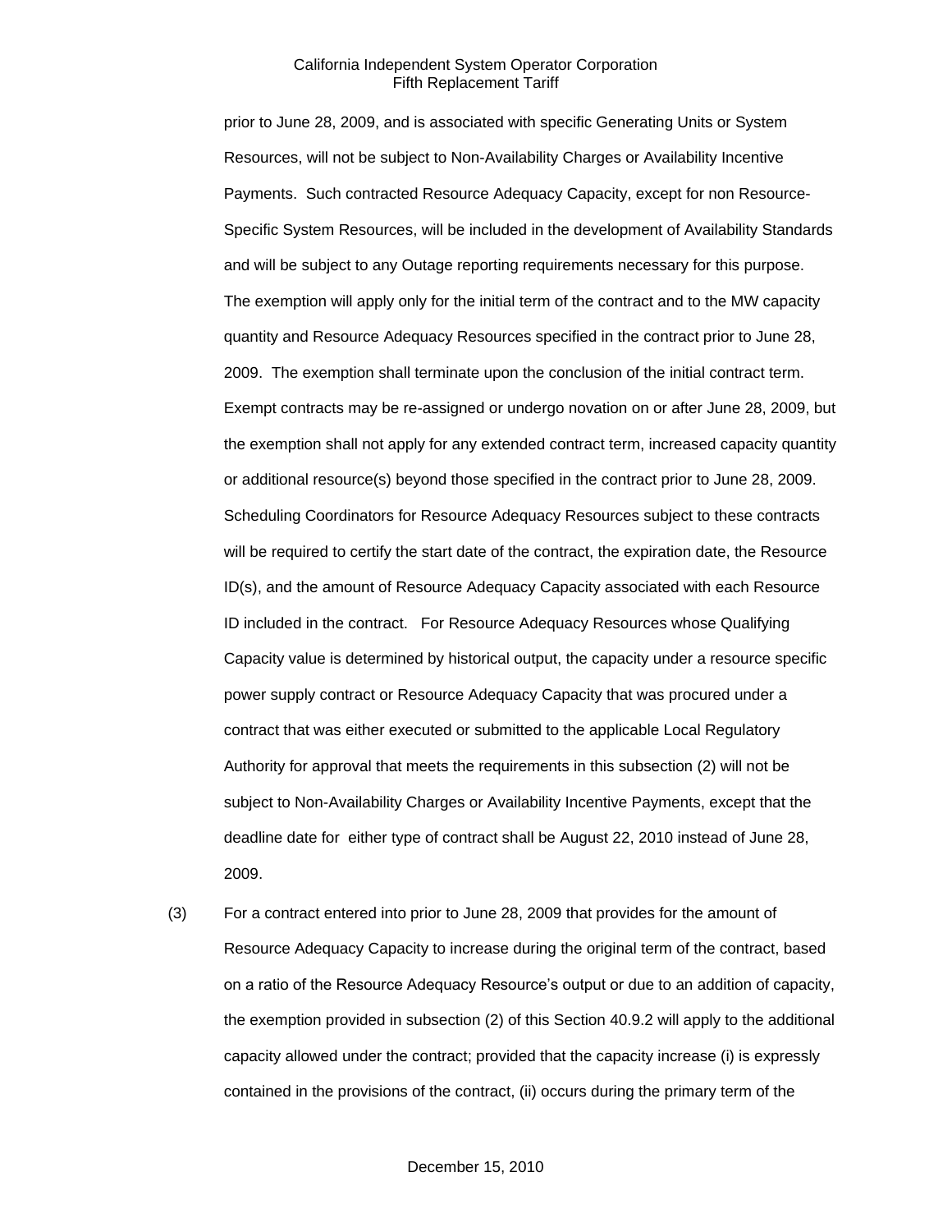prior to June 28, 2009, and is associated with specific Generating Units or System Resources, will not be subject to Non-Availability Charges or Availability Incentive Payments. Such contracted Resource Adequacy Capacity, except for non Resource-Specific System Resources, will be included in the development of Availability Standards and will be subject to any Outage reporting requirements necessary for this purpose. The exemption will apply only for the initial term of the contract and to the MW capacity quantity and Resource Adequacy Resources specified in the contract prior to June 28, 2009. The exemption shall terminate upon the conclusion of the initial contract term. Exempt contracts may be re-assigned or undergo novation on or after June 28, 2009, but the exemption shall not apply for any extended contract term, increased capacity quantity or additional resource(s) beyond those specified in the contract prior to June 28, 2009. Scheduling Coordinators for Resource Adequacy Resources subject to these contracts will be required to certify the start date of the contract, the expiration date, the Resource ID(s), and the amount of Resource Adequacy Capacity associated with each Resource ID included in the contract. For Resource Adequacy Resources whose Qualifying Capacity value is determined by historical output, the capacity under a resource specific power supply contract or Resource Adequacy Capacity that was procured under a contract that was either executed or submitted to the applicable Local Regulatory Authority for approval that meets the requirements in this subsection (2) will not be subject to Non-Availability Charges or Availability Incentive Payments, except that the deadline date for either type of contract shall be August 22, 2010 instead of June 28, 2009.

(3) For a contract entered into prior to June 28, 2009 that provides for the amount of Resource Adequacy Capacity to increase during the original term of the contract, based on a ratio of the Resource Adequacy Resource's output or due to an addition of capacity, the exemption provided in subsection (2) of this Section 40.9.2 will apply to the additional capacity allowed under the contract; provided that the capacity increase (i) is expressly contained in the provisions of the contract, (ii) occurs during the primary term of the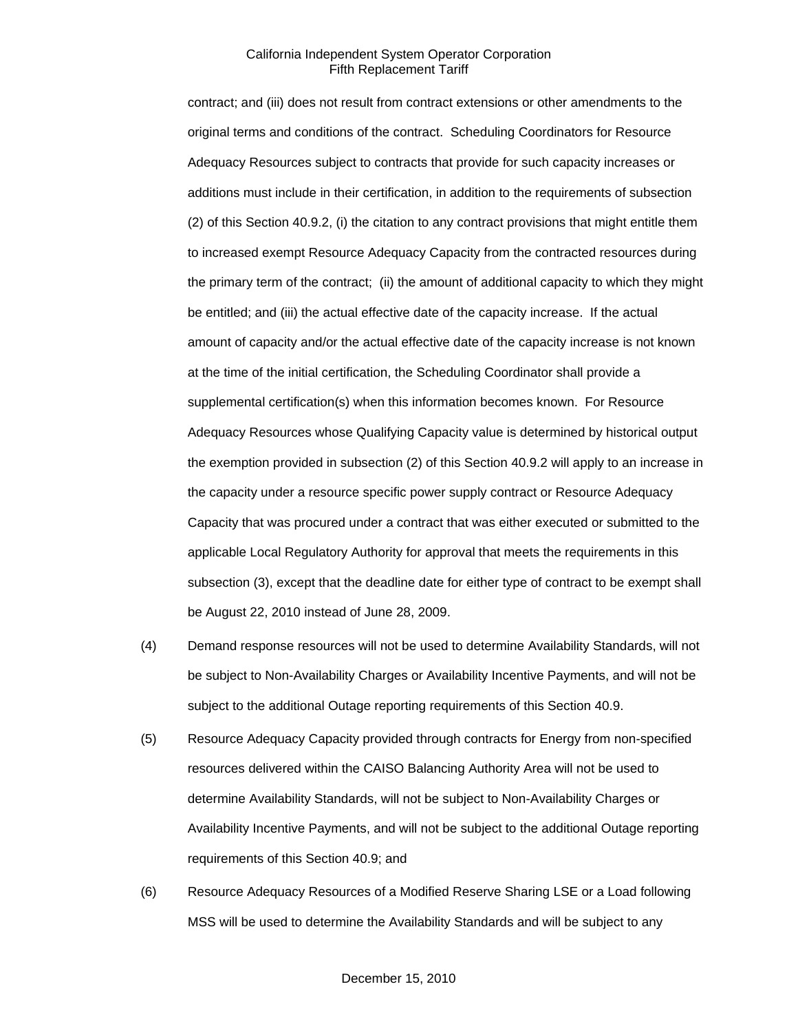contract; and (iii) does not result from contract extensions or other amendments to the original terms and conditions of the contract. Scheduling Coordinators for Resource Adequacy Resources subject to contracts that provide for such capacity increases or additions must include in their certification, in addition to the requirements of subsection (2) of this Section 40.9.2, (i) the citation to any contract provisions that might entitle them to increased exempt Resource Adequacy Capacity from the contracted resources during the primary term of the contract; (ii) the amount of additional capacity to which they might be entitled; and (iii) the actual effective date of the capacity increase. If the actual amount of capacity and/or the actual effective date of the capacity increase is not known at the time of the initial certification, the Scheduling Coordinator shall provide a supplemental certification(s) when this information becomes known. For Resource Adequacy Resources whose Qualifying Capacity value is determined by historical output the exemption provided in subsection (2) of this Section 40.9.2 will apply to an increase in the capacity under a resource specific power supply contract or Resource Adequacy Capacity that was procured under a contract that was either executed or submitted to the applicable Local Regulatory Authority for approval that meets the requirements in this subsection (3), except that the deadline date for either type of contract to be exempt shall be August 22, 2010 instead of June 28, 2009.

(4) Demand response resources will not be used to determine Availability Standards, will not be subject to Non-Availability Charges or Availability Incentive Payments, and will not be subject to the additional Outage reporting requirements of this Section 40.9.

(5) Resource Adequacy Capacity provided through contracts for Energy from non-specified resources delivered within the CAISO Balancing Authority Area will not be used to determine Availability Standards, will not be subject to Non-Availability Charges or Availability Incentive Payments, and will not be subject to the additional Outage reporting requirements of this Section 40.9; and

(6) Resource Adequacy Resources of a Modified Reserve Sharing LSE or a Load following MSS will be used to determine the Availability Standards and will be subject to any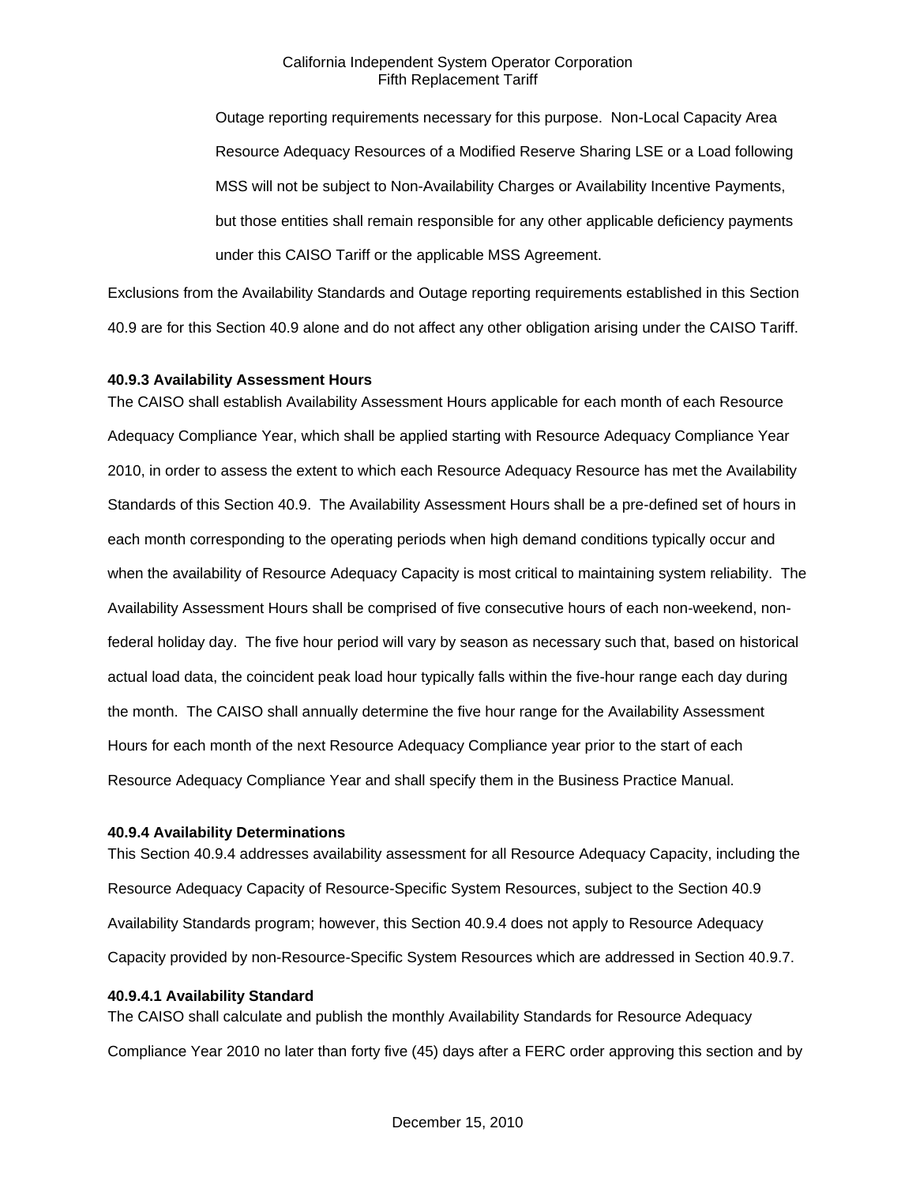Outage reporting requirements necessary for this purpose. Non-Local Capacity Area Resource Adequacy Resources of a Modified Reserve Sharing LSE or a Load following MSS will not be subject to Non-Availability Charges or Availability Incentive Payments, but those entities shall remain responsible for any other applicable deficiency payments under this CAISO Tariff or the applicable MSS Agreement.

Exclusions from the Availability Standards and Outage reporting requirements established in this Section 40.9 are for this Section 40.9 alone and do not affect any other obligation arising under the CAISO Tariff.

**40.9.3 Availability Assessment Hours**

The CAISO shall establish Availability Assessment Hours applicable for each month of each Resource Adequacy Compliance Year, which shall be applied starting with Resource Adequacy Compliance Year 2010, in order to assess the extent to which each Resource Adequacy Resource has met the Availability Standards of this Section 40.9. The Availability Assessment Hours shall be a pre-defined set of hours in each month corresponding to the operating periods when high demand conditions typically occur and when the availability of Resource Adequacy Capacity is most critical to maintaining system reliability. The Availability Assessment Hours shall be comprised of five consecutive hours of each non-weekend, non-federal holiday day. The five hour period will vary by season as necessary such that, based on historical actual load data, the coincident peak load hour typically falls within the five-hour range each day during the month. The CAISO shall annually determine the five hour range for the Availability Assessment Hours for each month of the next Resource Adequacy Compliance year prior to the start of each Resource Adequacy Compliance Year and shall specify them in the Business Practice Manual.

**40.9.4 Availability Determinations**

This Section 40.9.4 addresses availability assessment for all Resource Adequacy Capacity, including the Resource Adequacy Capacity of Resource-Specific System Resources, subject to the Section 40.9 Availability Standards program; however, this Section 40.9.4 does not apply to Resource Adequacy Capacity provided by non-Resource-Specific System Resources which are addressed in Section 40.9.7.

**40.9.4.1 Availability Standard**

The CAISO shall calculate and publish the monthly Availability Standards for Resource Adequacy Compliance Year 2010 no later than forty five (45) days after a FERC order approving this section and by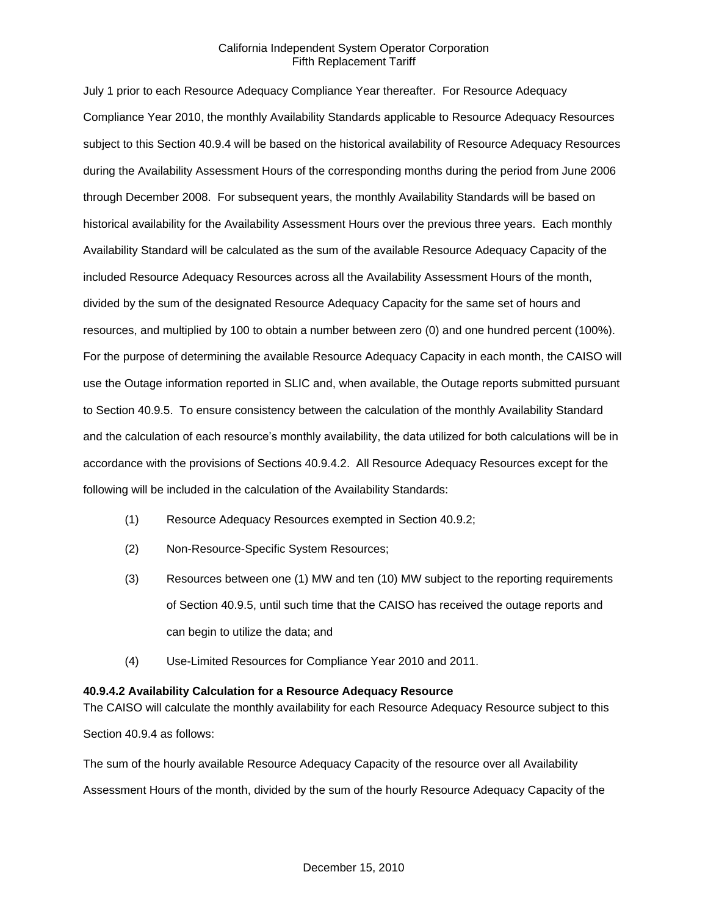July 1 prior to each Resource Adequacy Compliance Year thereafter. For Resource Adequacy Compliance Year 2010, the monthly Availability Standards applicable to Resource Adequacy Resources subject to this Section 40.9.4 will be based on the historical availability of Resource Adequacy Resources during the Availability Assessment Hours of the corresponding months during the period from June 2006 through December 2008. For subsequent years, the monthly Availability Standards will be based on historical availability for the Availability Assessment Hours over the previous three years. Each monthly Availability Standard will be calculated as the sum of the available Resource Adequacy Capacity of the included Resource Adequacy Resources across all the Availability Assessment Hours of the month, divided by the sum of the designated Resource Adequacy Capacity for the same set of hours and resources, and multiplied by 100 to obtain a number between zero (0) and one hundred percent (100%). For the purpose of determining the available Resource Adequacy Capacity in each month, the CAISO will use the Outage information reported in SLIC and, when available, the Outage reports submitted pursuant to Section 40.9.5. To ensure consistency between the calculation of the monthly Availability Standard and the calculation of each resource's monthly availability, the data utilized for both calculations will be in accordance with the provisions of Sections 40.9.4.2. All Resource Adequacy Resources except for the following will be included in the calculation of the Availability Standards:

(1) Resource Adequacy Resources exempted in Section 40.9.2;

(2) Non-Resource-Specific System Resources;

(3) Resources between one (1) MW and ten (10) MW subject to the reporting requirements of Section 40.9.5, until such time that the CAISO has received the outage reports and can begin to utilize the data; and

(4) Use-Limited Resources for Compliance Year 2010 and 2011.

**40.9.4.2 Availability Calculation for a Resource Adequacy Resource**

The CAISO will calculate the monthly availability for each Resource Adequacy Resource subject to this Section 40.9.4 as follows:

The sum of the hourly available Resource Adequacy Capacity of the resource over all Availability Assessment Hours of the month, divided by the sum of the hourly Resource Adequacy Capacity of the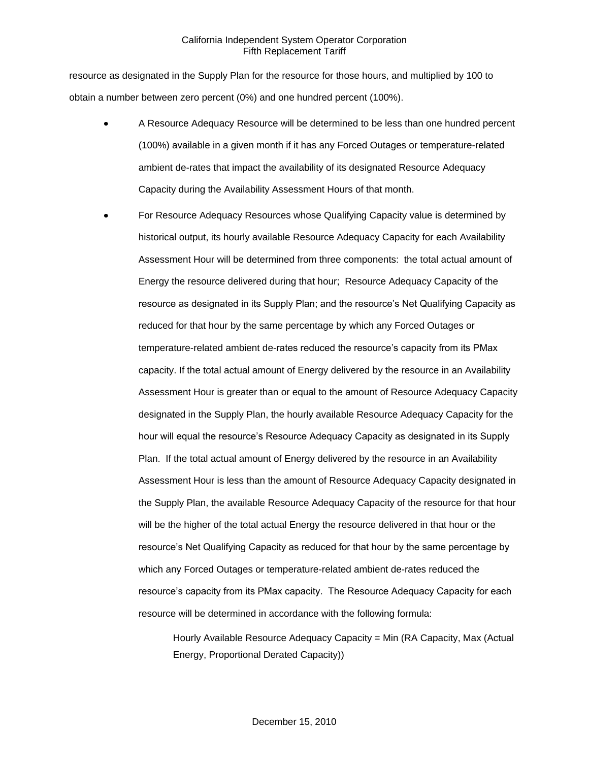resource as designated in the Supply Plan for the resource for those hours, and multiplied by 100 to obtain a number between zero percent (0%) and one hundred percent (100%).

- A Resource Adequacy Resource will be determined to be less than one hundred percent (100%) available in a given month if it has any Forced Outages or temperature-related ambient de-rates that impact the availability of its designated Resource Adequacy Capacity during the Availability Assessment Hours of that month.
- For Resource Adequacy Resources whose Qualifying Capacity value is determined by historical output, its hourly available Resource Adequacy Capacity for each Availability Assessment Hour will be determined from three components: the total actual amount of Energy the resource delivered during that hour; Resource Adequacy Capacity of the resource as designated in its Supply Plan; and the resource's Net Qualifying Capacity as reduced for that hour by the same percentage by which any Forced Outages or temperature-related ambient de-rates reduced the resource's capacity from its PMax capacity. If the total actual amount of Energy delivered by the resource in an Availability Assessment Hour is greater than or equal to the amount of Resource Adequacy Capacity designated in the Supply Plan, the hourly available Resource Adequacy Capacity for the hour will equal the resource's Resource Adequacy Capacity as designated in its Supply Plan. If the total actual amount of Energy delivered by the resource in an Availability Assessment Hour is less than the amount of Resource Adequacy Capacity designated in the Supply Plan, the available Resource Adequacy Capacity of the resource for that hour will be the higher of the total actual Energy the resource delivered in that hour or the resource's Net Qualifying Capacity as reduced for that hour by the same percentage by which any Forced Outages or temperature-related ambient de-rates reduced the resource's capacity from its PMax capacity. The Resource Adequacy Capacity for each resource will be determined in accordance with the following formula:

  Hourly Available Resource Adequacy Capacity = Min (RA Capacity, Max (Actual Energy, Proportional Derated Capacity))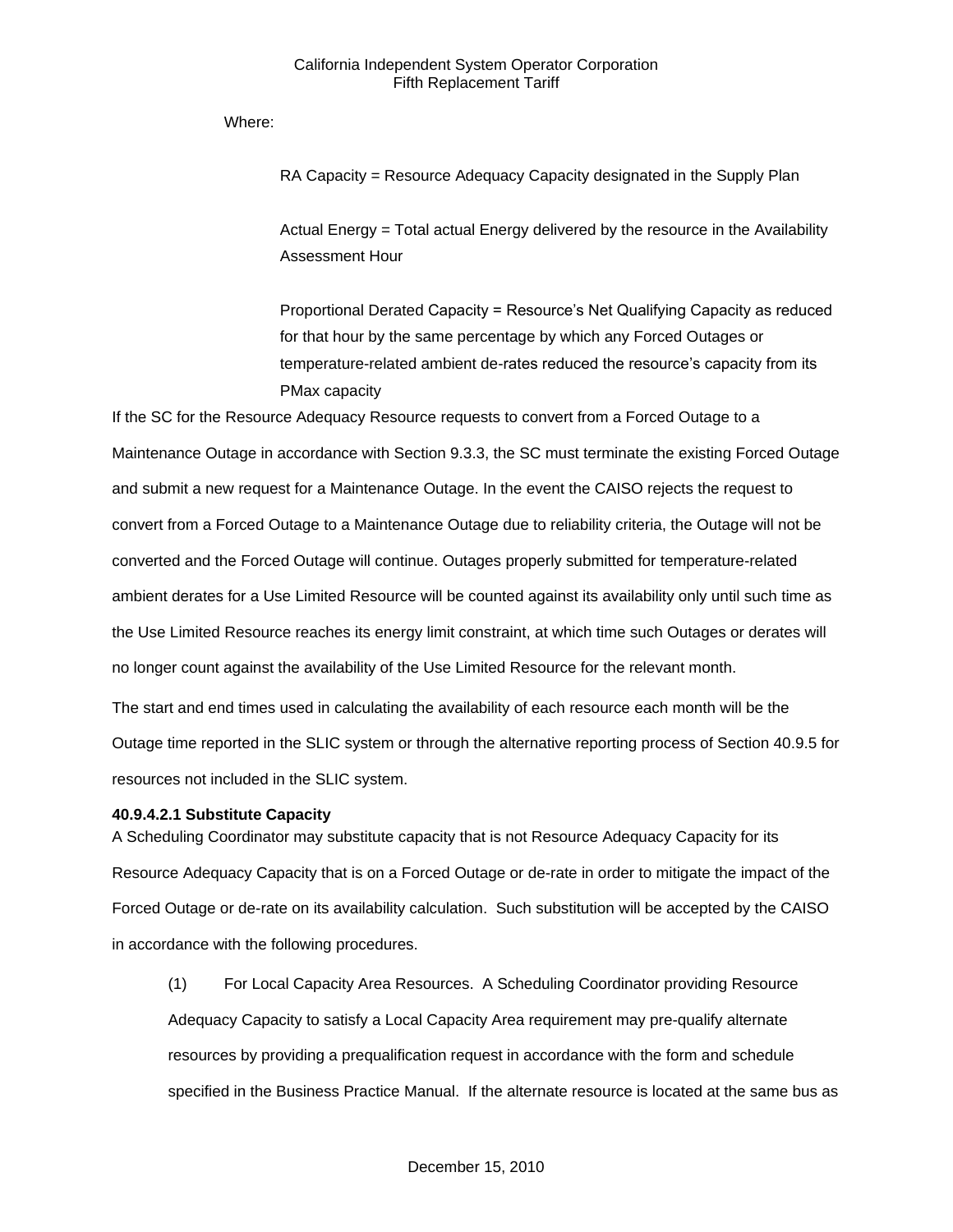Where:

RA Capacity = Resource Adequacy Capacity designated in the Supply Plan

Actual Energy = Total actual Energy delivered by the resource in the Availability Assessment Hour

Proportional Derated Capacity = Resource's Net Qualifying Capacity as reduced for that hour by the same percentage by which any Forced Outages or temperature-related ambient de-rates reduced the resource's capacity from its PMax capacity

If the SC for the Resource Adequacy Resource requests to convert from a Forced Outage to a Maintenance Outage in accordance with Section 9.3.3, the SC must terminate the existing Forced Outage and submit a new request for a Maintenance Outage. In the event the CAISO rejects the request to convert from a Forced Outage to a Maintenance Outage due to reliability criteria, the Outage will not be converted and the Forced Outage will continue. Outages properly submitted for temperature-related ambient derates for a Use Limited Resource will be counted against its availability only until such time as the Use Limited Resource reaches its energy limit constraint, at which time such Outages or derates will no longer count against the availability of the Use Limited Resource for the relevant month.

The start and end times used in calculating the availability of each resource each month will be the Outage time reported in the SLIC system or through the alternative reporting process of Section 40.9.5 for resources not included in the SLIC system.

**40.9.4.2.1 Substitute Capacity**

A Scheduling Coordinator may substitute capacity that is not Resource Adequacy Capacity for its Resource Adequacy Capacity that is on a Forced Outage or de-rate in order to mitigate the impact of the Forced Outage or de-rate on its availability calculation. Such substitution will be accepted by the CAISO in accordance with the following procedures.

(1) For Local Capacity Area Resources. A Scheduling Coordinator providing Resource Adequacy Capacity to satisfy a Local Capacity Area requirement may pre-qualify alternate resources by providing a prequalification request in accordance with the form and schedule specified in the Business Practice Manual. If the alternate resource is located at the same bus as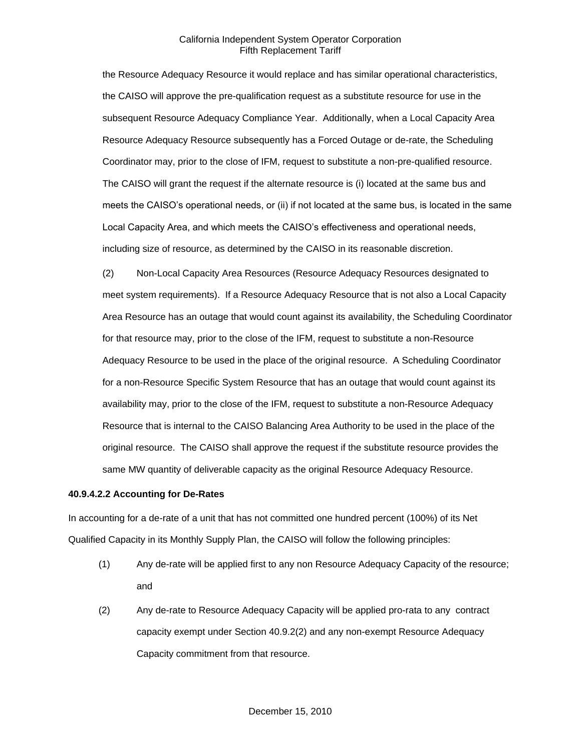the Resource Adequacy Resource it would replace and has similar operational characteristics, the CAISO will approve the pre-qualification request as a substitute resource for use in the subsequent Resource Adequacy Compliance Year. Additionally, when a Local Capacity Area Resource Adequacy Resource subsequently has a Forced Outage or de-rate, the Scheduling Coordinator may, prior to the close of IFM, request to substitute a non-pre-qualified resource. The CAISO will grant the request if the alternate resource is (i) located at the same bus and meets the CAISO's operational needs, or (ii) if not located at the same bus, is located in the same Local Capacity Area, and which meets the CAISO's effectiveness and operational needs, including size of resource, as determined by the CAISO in its reasonable discretion.

(2) Non-Local Capacity Area Resources (Resource Adequacy Resources designated to meet system requirements). If a Resource Adequacy Resource that is not also a Local Capacity Area Resource has an outage that would count against its availability, the Scheduling Coordinator for that resource may, prior to the close of the IFM, request to substitute a non-Resource Adequacy Resource to be used in the place of the original resource. A Scheduling Coordinator for a non-Resource Specific System Resource that has an outage that would count against its availability may, prior to the close of the IFM, request to substitute a non-Resource Adequacy Resource that is internal to the CAISO Balancing Area Authority to be used in the place of the original resource. The CAISO shall approve the request if the substitute resource provides the same MW quantity of deliverable capacity as the original Resource Adequacy Resource.

**40.9.4.2.2 Accounting for De-Rates**

In accounting for a de-rate of a unit that has not committed one hundred percent (100%) of its Net Qualified Capacity in its Monthly Supply Plan, the CAISO will follow the following principles:

(1) Any de-rate will be applied first to any non Resource Adequacy Capacity of the resource; and

(2) Any de-rate to Resource Adequacy Capacity will be applied pro-rata to any contract capacity exempt under Section 40.9.2(2) and any non-exempt Resource Adequacy Capacity commitment from that resource.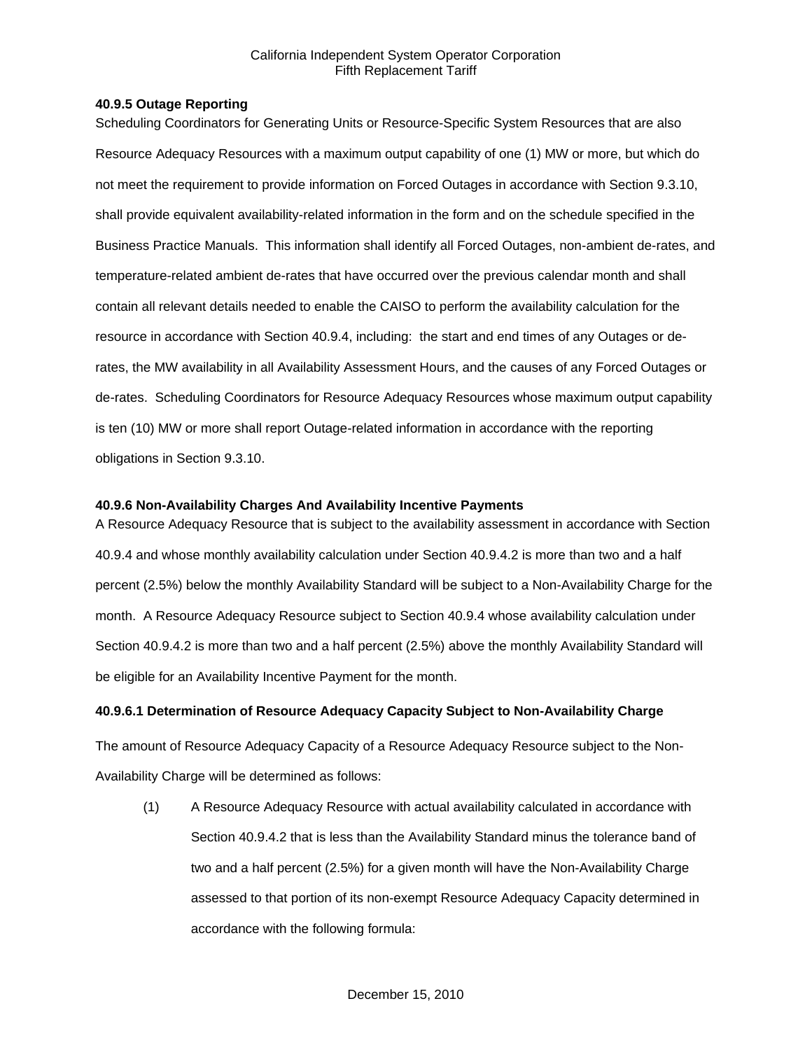### 40.9.5 Outage Reporting

Scheduling Coordinators for Generating Units or Resource-Specific System Resources that are also Resource Adequacy Resources with a maximum output capability of one (1) MW or more, but which do not meet the requirement to provide information on Forced Outages in accordance with Section 9.3.10, shall provide equivalent availability-related information in the form and on the schedule specified in the Business Practice Manuals. This information shall identify all Forced Outages, non-ambient de-rates, and temperature-related ambient de-rates that have occurred over the previous calendar month and shall contain all relevant details needed to enable the CAISO to perform the availability calculation for the resource in accordance with Section 40.9.4, including: the start and end times of any Outages or de-rates, the MW availability in all Availability Assessment Hours, and the causes of any Forced Outages or de-rates. Scheduling Coordinators for Resource Adequacy Resources whose maximum output capability is ten (10) MW or more shall report Outage-related information in accordance with the reporting obligations in Section 9.3.10.

### 40.9.6 Non-Availability Charges And Availability Incentive Payments

A Resource Adequacy Resource that is subject to the availability assessment in accordance with Section 40.9.4 and whose monthly availability calculation under Section 40.9.4.2 is more than two and a half percent (2.5%) below the monthly Availability Standard will be subject to a Non-Availability Charge for the month. A Resource Adequacy Resource subject to Section 40.9.4 whose availability calculation under Section 40.9.4.2 is more than two and a half percent (2.5%) above the monthly Availability Standard will be eligible for an Availability Incentive Payment for the month.

#### 40.9.6.1 Determination of Resource Adequacy Capacity Subject to Non-Availability Charge

The amount of Resource Adequacy Capacity of a Resource Adequacy Resource subject to the Non-Availability Charge will be determined as follows:

(1) A Resource Adequacy Resource with actual availability calculated in accordance with Section 40.9.4.2 that is less than the Availability Standard minus the tolerance band of two and a half percent (2.5%) for a given month will have the Non-Availability Charge assessed to that portion of its non-exempt Resource Adequacy Capacity determined in accordance with the following formula: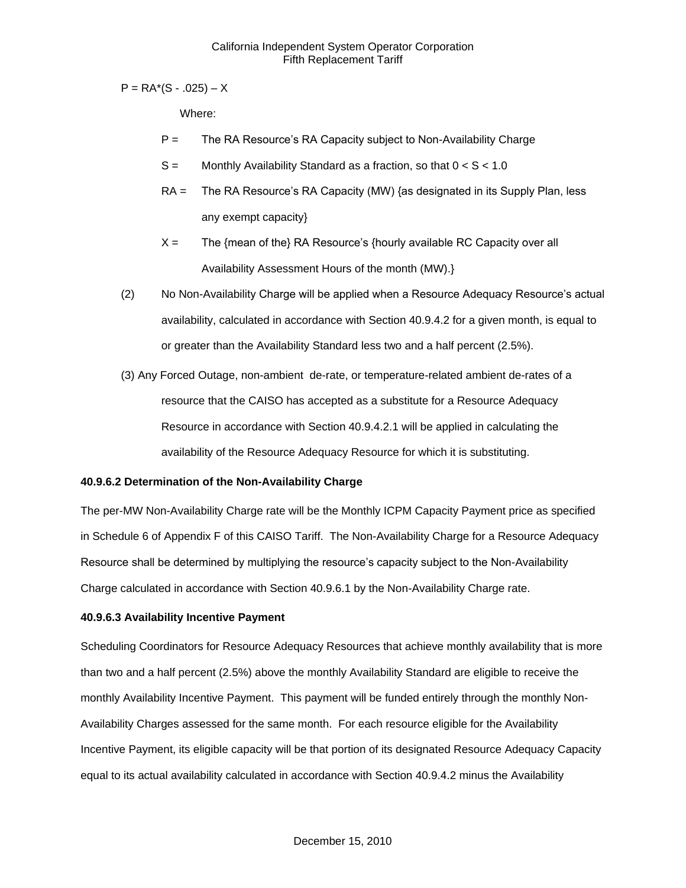$P = RA*(S - .025) – X$

Where:

P = The RA Resource's RA Capacity subject to Non-Availability Charge

S = Monthly Availability Standard as a fraction, so that $0 < S < 1.0$

RA = The RA Resource's RA Capacity (MW) {as designated in its Supply Plan, less any exempt capacity}

X = The {mean of the} RA Resource's {hourly available RC Capacity over all Availability Assessment Hours of the month (MW).}

(2) No Non-Availability Charge will be applied when a Resource Adequacy Resource's actual availability, calculated in accordance with Section 40.9.4.2 for a given month, is equal to or greater than the Availability Standard less two and a half percent (2.5%).

(3) Any Forced Outage, non-ambient de-rate, or temperature-related ambient de-rates of a resource that the CAISO has accepted as a substitute for a Resource Adequacy Resource in accordance with Section 40.9.4.2.1 will be applied in calculating the availability of the Resource Adequacy Resource for which it is substituting.

**40.9.6.2 Determination of the Non-Availability Charge**

The per-MW Non-Availability Charge rate will be the Monthly ICPM Capacity Payment price as specified in Schedule 6 of Appendix F of this CAISO Tariff. The Non-Availability Charge for a Resource Adequacy Resource shall be determined by multiplying the resource's capacity subject to the Non-Availability Charge calculated in accordance with Section 40.9.6.1 by the Non-Availability Charge rate.

**40.9.6.3 Availability Incentive Payment**

Scheduling Coordinators for Resource Adequacy Resources that achieve monthly availability that is more than two and a half percent (2.5%) above the monthly Availability Standard are eligible to receive the monthly Availability Incentive Payment. This payment will be funded entirely through the monthly Non-Availability Charges assessed for the same month. For each resource eligible for the Availability Incentive Payment, its eligible capacity will be that portion of its designated Resource Adequacy Capacity equal to its actual availability calculated in accordance with Section 40.9.4.2 minus the Availability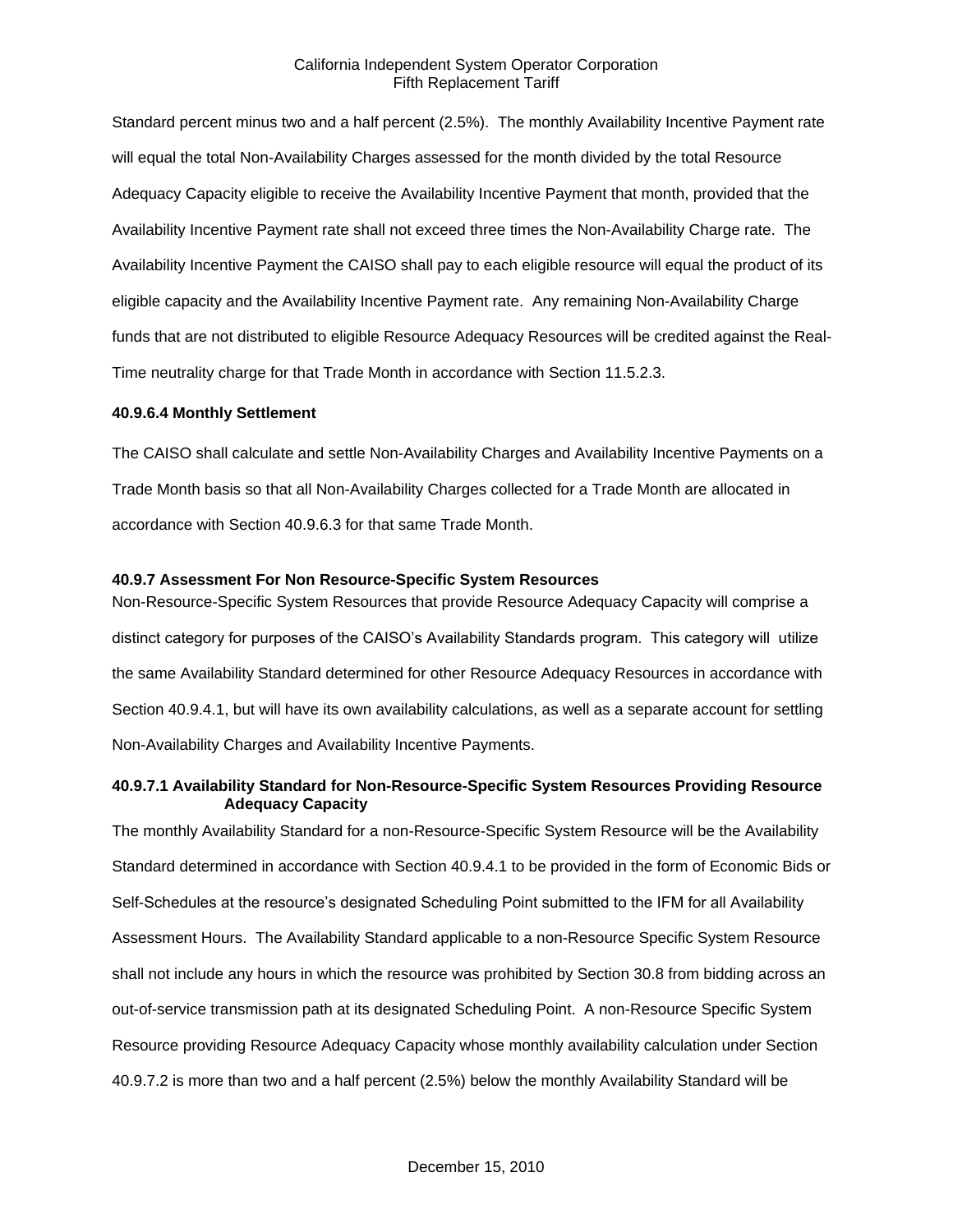Standard percent minus two and a half percent (2.5%). The monthly Availability Incentive Payment rate will equal the total Non-Availability Charges assessed for the month divided by the total Resource Adequacy Capacity eligible to receive the Availability Incentive Payment that month, provided that the Availability Incentive Payment rate shall not exceed three times the Non-Availability Charge rate. The Availability Incentive Payment the CAISO shall pay to each eligible resource will equal the product of its eligible capacity and the Availability Incentive Payment rate. Any remaining Non-Availability Charge funds that are not distributed to eligible Resource Adequacy Resources will be credited against the Real-Time neutrality charge for that Trade Month in accordance with Section 11.5.2.3.

**40.9.6.4 Monthly Settlement**

The CAISO shall calculate and settle Non-Availability Charges and Availability Incentive Payments on a Trade Month basis so that all Non-Availability Charges collected for a Trade Month are allocated in accordance with Section 40.9.6.3 for that same Trade Month.

**40.9.7 Assessment For Non Resource-Specific System Resources**

Non-Resource-Specific System Resources that provide Resource Adequacy Capacity will comprise a distinct category for purposes of the CAISO's Availability Standards program. This category will utilize the same Availability Standard determined for other Resource Adequacy Resources in accordance with Section 40.9.4.1, but will have its own availability calculations, as well as a separate account for settling Non-Availability Charges and Availability Incentive Payments.

**40.9.7.1 Availability Standard for Non-Resource-Specific System Resources Providing Resource Adequacy Capacity**

The monthly Availability Standard for a non-Resource-Specific System Resource will be the Availability Standard determined in accordance with Section 40.9.4.1 to be provided in the form of Economic Bids or Self-Schedules at the resource's designated Scheduling Point submitted to the IFM for all Availability Assessment Hours. The Availability Standard applicable to a non-Resource Specific System Resource shall not include any hours in which the resource was prohibited by Section 30.8 from bidding across an out-of-service transmission path at its designated Scheduling Point. A non-Resource Specific System Resource providing Resource Adequacy Capacity whose monthly availability calculation under Section 40.9.7.2 is more than two and a half percent (2.5%) below the monthly Availability Standard will be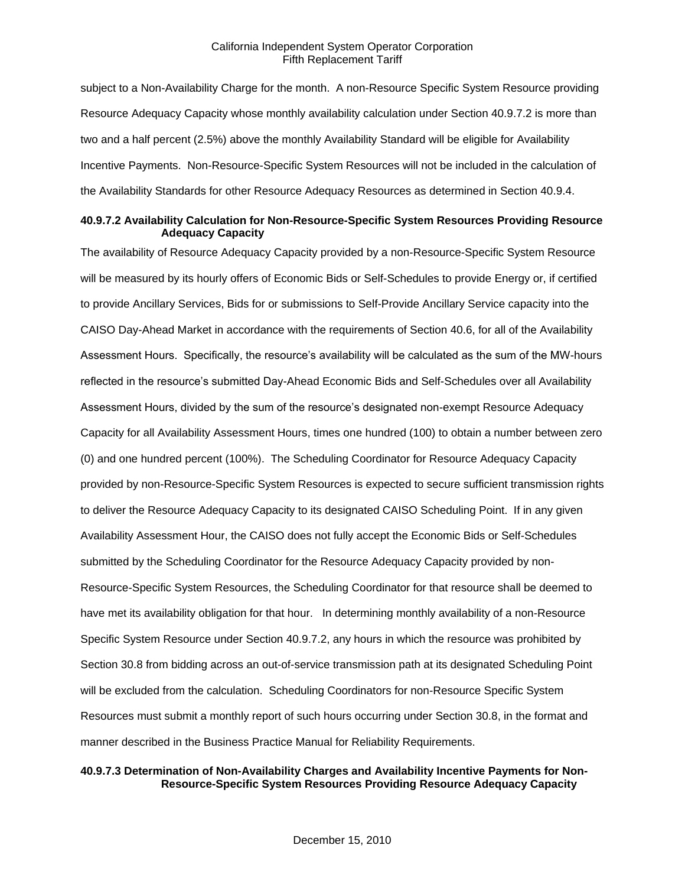subject to a Non-Availability Charge for the month. A non-Resource Specific System Resource providing Resource Adequacy Capacity whose monthly availability calculation under Section 40.9.7.2 is more than two and a half percent (2.5%) above the monthly Availability Standard will be eligible for Availability Incentive Payments. Non-Resource-Specific System Resources will not be included in the calculation of the Availability Standards for other Resource Adequacy Resources as determined in Section 40.9.4.

**40.9.7.2 Availability Calculation for Non-Resource-Specific System Resources Providing Resource Adequacy Capacity**

The availability of Resource Adequacy Capacity provided by a non-Resource-Specific System Resource will be measured by its hourly offers of Economic Bids or Self-Schedules to provide Energy or, if certified to provide Ancillary Services, Bids for or submissions to Self-Provide Ancillary Service capacity into the CAISO Day-Ahead Market in accordance with the requirements of Section 40.6, for all of the Availability Assessment Hours. Specifically, the resource's availability will be calculated as the sum of the MW-hours reflected in the resource's submitted Day-Ahead Economic Bids and Self-Schedules over all Availability Assessment Hours, divided by the sum of the resource's designated non-exempt Resource Adequacy Capacity for all Availability Assessment Hours, times one hundred (100) to obtain a number between zero (0) and one hundred percent (100%). The Scheduling Coordinator for Resource Adequacy Capacity provided by non-Resource-Specific System Resources is expected to secure sufficient transmission rights to deliver the Resource Adequacy Capacity to its designated CAISO Scheduling Point. If in any given Availability Assessment Hour, the CAISO does not fully accept the Economic Bids or Self-Schedules submitted by the Scheduling Coordinator for the Resource Adequacy Capacity provided by non-Resource-Specific System Resources, the Scheduling Coordinator for that resource shall be deemed to have met its availability obligation for that hour. In determining monthly availability of a non-Resource Specific System Resource under Section 40.9.7.2, any hours in which the resource was prohibited by Section 30.8 from bidding across an out-of-service transmission path at its designated Scheduling Point will be excluded from the calculation. Scheduling Coordinators for non-Resource Specific System Resources must submit a monthly report of such hours occurring under Section 30.8, in the format and manner described in the Business Practice Manual for Reliability Requirements.

**40.9.7.3 Determination of Non-Availability Charges and Availability Incentive Payments for Non-Resource-Specific System Resources Providing Resource Adequacy Capacity**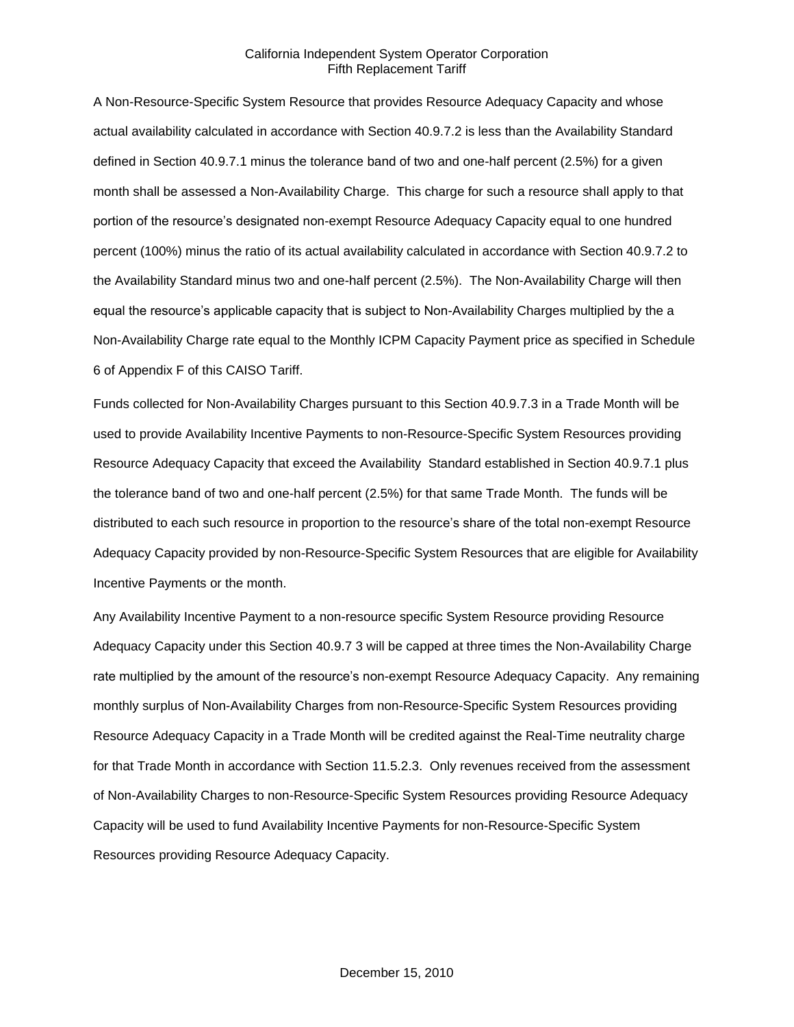A Non-Resource-Specific System Resource that provides Resource Adequacy Capacity and whose actual availability calculated in accordance with Section 40.9.7.2 is less than the Availability Standard defined in Section 40.9.7.1 minus the tolerance band of two and one-half percent (2.5%) for a given month shall be assessed a Non-Availability Charge. This charge for such a resource shall apply to that portion of the resource's designated non-exempt Resource Adequacy Capacity equal to one hundred percent (100%) minus the ratio of its actual availability calculated in accordance with Section 40.9.7.2 to the Availability Standard minus two and one-half percent (2.5%). The Non-Availability Charge will then equal the resource's applicable capacity that is subject to Non-Availability Charges multiplied by the a Non-Availability Charge rate equal to the Monthly ICPM Capacity Payment price as specified in Schedule 6 of Appendix F of this CAISO Tariff.

Funds collected for Non-Availability Charges pursuant to this Section 40.9.7.3 in a Trade Month will be used to provide Availability Incentive Payments to non-Resource-Specific System Resources providing Resource Adequacy Capacity that exceed the Availability Standard established in Section 40.9.7.1 plus the tolerance band of two and one-half percent (2.5%) for that same Trade Month. The funds will be distributed to each such resource in proportion to the resource's share of the total non-exempt Resource Adequacy Capacity provided by non-Resource-Specific System Resources that are eligible for Availability Incentive Payments or the month.

Any Availability Incentive Payment to a non-resource specific System Resource providing Resource Adequacy Capacity under this Section 40.9.7 3 will be capped at three times the Non-Availability Charge rate multiplied by the amount of the resource's non-exempt Resource Adequacy Capacity. Any remaining monthly surplus of Non-Availability Charges from non-Resource-Specific System Resources providing Resource Adequacy Capacity in a Trade Month will be credited against the Real-Time neutrality charge for that Trade Month in accordance with Section 11.5.2.3. Only revenues received from the assessment of Non-Availability Charges to non-Resource-Specific System Resources providing Resource Adequacy Capacity will be used to fund Availability Incentive Payments for non-Resource-Specific System Resources providing Resource Adequacy Capacity.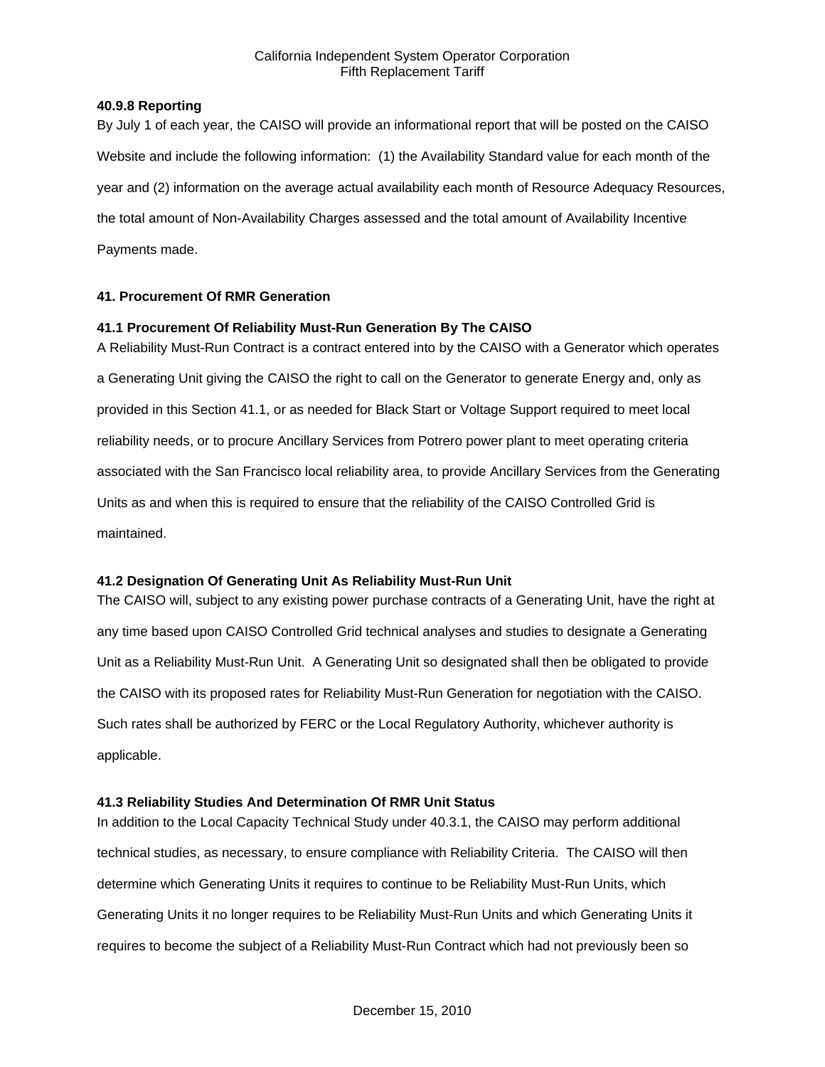#### 40.9.8 Reporting

By July 1 of each year, the CAISO will provide an informational report that will be posted on the CAISO Website and include the following information: (1) the Availability Standard value for each month of the year and (2) information on the average actual availability each month of Resource Adequacy Resources, the total amount of Non-Availability Charges assessed and the total amount of Availability Incentive Payments made.

## 41. Procurement Of RMR Generation

### 41.1 Procurement Of Reliability Must-Run Generation By The CAISO

A Reliability Must-Run Contract is a contract entered into by the CAISO with a Generator which operates a Generating Unit giving the CAISO the right to call on the Generator to generate Energy and, only as provided in this Section 41.1, or as needed for Black Start or Voltage Support required to meet local reliability needs, or to procure Ancillary Services from Potrero power plant to meet operating criteria associated with the San Francisco local reliability area, to provide Ancillary Services from the Generating Units as and when this is required to ensure that the reliability of the CAISO Controlled Grid is maintained.

### 41.2 Designation Of Generating Unit As Reliability Must-Run Unit

The CAISO will, subject to any existing power purchase contracts of a Generating Unit, have the right at any time based upon CAISO Controlled Grid technical analyses and studies to designate a Generating Unit as a Reliability Must-Run Unit. A Generating Unit so designated shall then be obligated to provide the CAISO with its proposed rates for Reliability Must-Run Generation for negotiation with the CAISO. Such rates shall be authorized by FERC or the Local Regulatory Authority, whichever authority is applicable.

### 41.3 Reliability Studies And Determination Of RMR Unit Status

In addition to the Local Capacity Technical Study under 40.3.1, the CAISO may perform additional technical studies, as necessary, to ensure compliance with Reliability Criteria. The CAISO will then determine which Generating Units it requires to continue to be Reliability Must-Run Units, which Generating Units it no longer requires to be Reliability Must-Run Units and which Generating Units it requires to become the subject of a Reliability Must-Run Contract which had not previously been so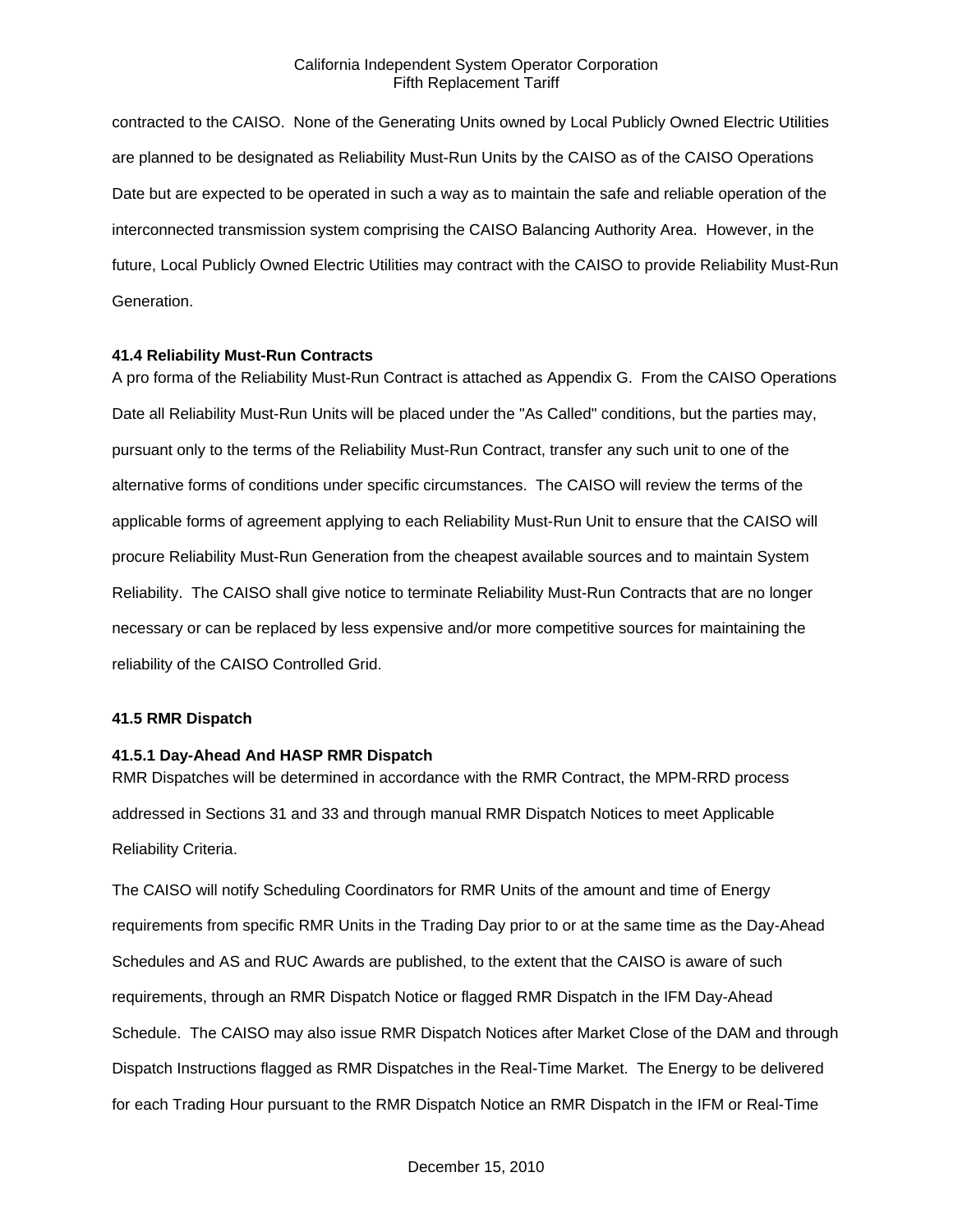contracted to the CAISO. None of the Generating Units owned by Local Publicly Owned Electric Utilities are planned to be designated as Reliability Must-Run Units by the CAISO as of the CAISO Operations Date but are expected to be operated in such a way as to maintain the safe and reliable operation of the interconnected transmission system comprising the CAISO Balancing Authority Area. However, in the future, Local Publicly Owned Electric Utilities may contract with the CAISO to provide Reliability Must-Run Generation.

**41.4 Reliability Must-Run Contracts**

A pro forma of the Reliability Must-Run Contract is attached as Appendix G. From the CAISO Operations Date all Reliability Must-Run Units will be placed under the "As Called" conditions, but the parties may, pursuant only to the terms of the Reliability Must-Run Contract, transfer any such unit to one of the alternative forms of conditions under specific circumstances. The CAISO will review the terms of the applicable forms of agreement applying to each Reliability Must-Run Unit to ensure that the CAISO will procure Reliability Must-Run Generation from the cheapest available sources and to maintain System Reliability. The CAISO shall give notice to terminate Reliability Must-Run Contracts that are no longer necessary or can be replaced by less expensive and/or more competitive sources for maintaining the reliability of the CAISO Controlled Grid.

**41.5 RMR Dispatch**

**41.5.1 Day-Ahead And HASP RMR Dispatch**

RMR Dispatches will be determined in accordance with the RMR Contract, the MPM-RRD process addressed in Sections 31 and 33 and through manual RMR Dispatch Notices to meet Applicable Reliability Criteria.

The CAISO will notify Scheduling Coordinators for RMR Units of the amount and time of Energy requirements from specific RMR Units in the Trading Day prior to or at the same time as the Day-Ahead Schedules and AS and RUC Awards are published, to the extent that the CAISO is aware of such requirements, through an RMR Dispatch Notice or flagged RMR Dispatch in the IFM Day-Ahead Schedule. The CAISO may also issue RMR Dispatch Notices after Market Close of the DAM and through Dispatch Instructions flagged as RMR Dispatches in the Real-Time Market. The Energy to be delivered for each Trading Hour pursuant to the RMR Dispatch Notice an RMR Dispatch in the IFM or Real-Time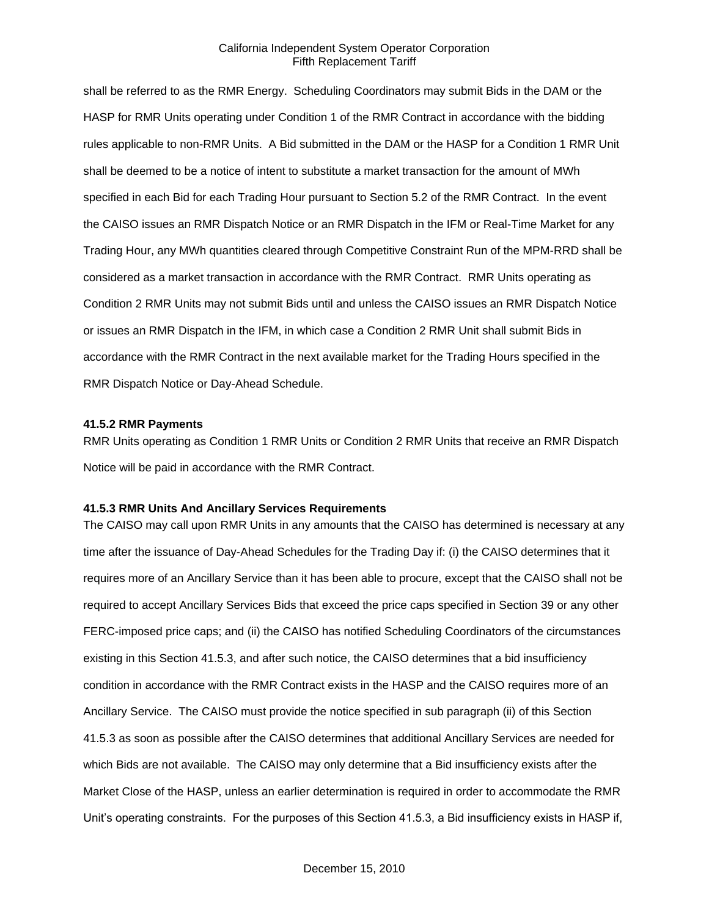shall be referred to as the RMR Energy. Scheduling Coordinators may submit Bids in the DAM or the HASP for RMR Units operating under Condition 1 of the RMR Contract in accordance with the bidding rules applicable to non-RMR Units. A Bid submitted in the DAM or the HASP for a Condition 1 RMR Unit shall be deemed to be a notice of intent to substitute a market transaction for the amount of MWh specified in each Bid for each Trading Hour pursuant to Section 5.2 of the RMR Contract. In the event the CAISO issues an RMR Dispatch Notice or an RMR Dispatch in the IFM or Real-Time Market for any Trading Hour, any MWh quantities cleared through Competitive Constraint Run of the MPM-RRD shall be considered as a market transaction in accordance with the RMR Contract. RMR Units operating as Condition 2 RMR Units may not submit Bids until and unless the CAISO issues an RMR Dispatch Notice or issues an RMR Dispatch in the IFM, in which case a Condition 2 RMR Unit shall submit Bids in accordance with the RMR Contract in the next available market for the Trading Hours specified in the RMR Dispatch Notice or Day-Ahead Schedule.

**41.5.2 RMR Payments**

RMR Units operating as Condition 1 RMR Units or Condition 2 RMR Units that receive an RMR Dispatch Notice will be paid in accordance with the RMR Contract.

**41.5.3 RMR Units And Ancillary Services Requirements**

The CAISO may call upon RMR Units in any amounts that the CAISO has determined is necessary at any time after the issuance of Day-Ahead Schedules for the Trading Day if: (i) the CAISO determines that it requires more of an Ancillary Service than it has been able to procure, except that the CAISO shall not be required to accept Ancillary Services Bids that exceed the price caps specified in Section 39 or any other FERC-imposed price caps; and (ii) the CAISO has notified Scheduling Coordinators of the circumstances existing in this Section 41.5.3, and after such notice, the CAISO determines that a bid insufficiency condition in accordance with the RMR Contract exists in the HASP and the CAISO requires more of an Ancillary Service. The CAISO must provide the notice specified in sub paragraph (ii) of this Section 41.5.3 as soon as possible after the CAISO determines that additional Ancillary Services are needed for which Bids are not available. The CAISO may only determine that a Bid insufficiency exists after the Market Close of the HASP, unless an earlier determination is required in order to accommodate the RMR Unit's operating constraints. For the purposes of this Section 41.5.3, a Bid insufficiency exists in HASP if,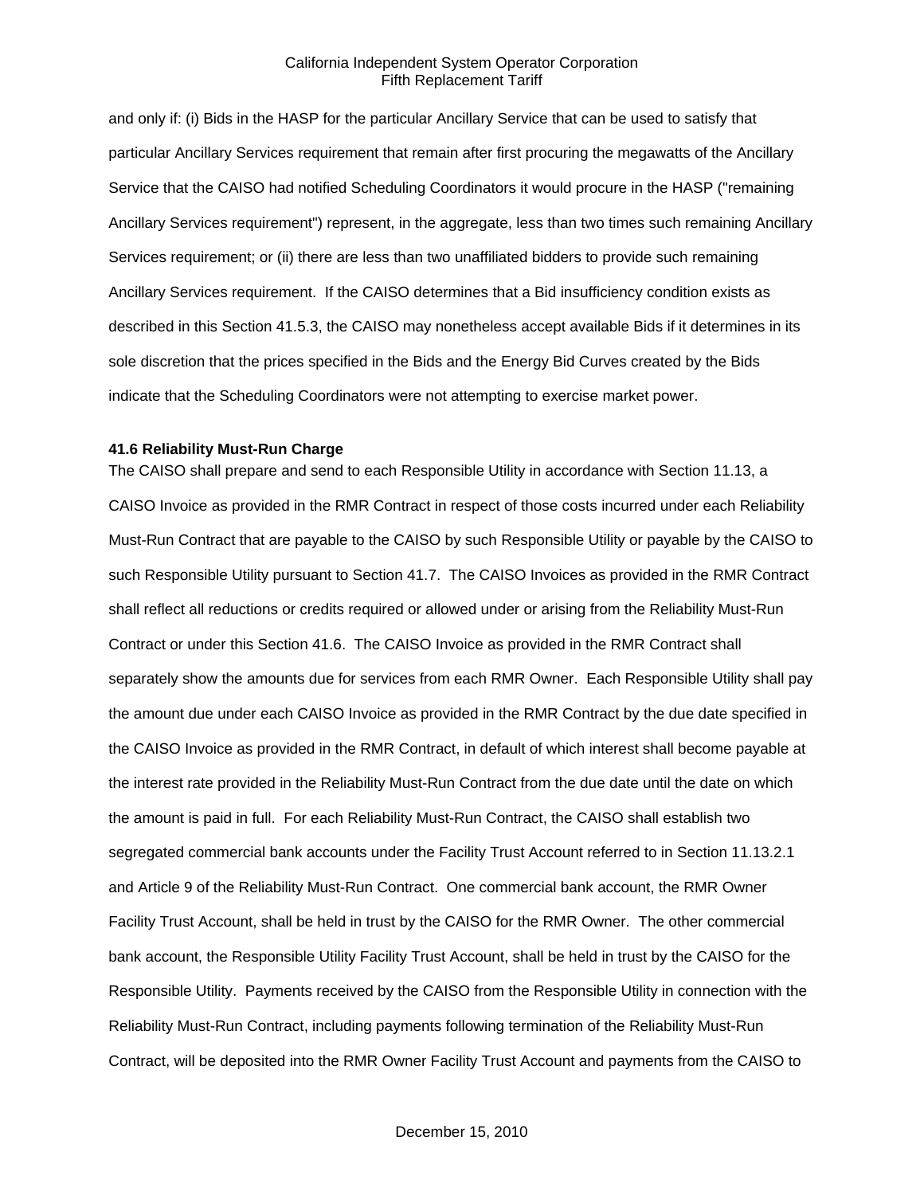and only if: (i) Bids in the HASP for the particular Ancillary Service that can be used to satisfy that particular Ancillary Services requirement that remain after first procuring the megawatts of the Ancillary Service that the CAISO had notified Scheduling Coordinators it would procure in the HASP ("remaining Ancillary Services requirement") represent, in the aggregate, less than two times such remaining Ancillary Services requirement; or (ii) there are less than two unaffiliated bidders to provide such remaining Ancillary Services requirement. If the CAISO determines that a Bid insufficiency condition exists as described in this Section 41.5.3, the CAISO may nonetheless accept available Bids if it determines in its sole discretion that the prices specified in the Bids and the Energy Bid Curves created by the Bids indicate that the Scheduling Coordinators were not attempting to exercise market power.

**41.6 Reliability Must-Run Charge**

The CAISO shall prepare and send to each Responsible Utility in accordance with Section 11.13, a CAISO Invoice as provided in the RMR Contract in respect of those costs incurred under each Reliability Must-Run Contract that are payable to the CAISO by such Responsible Utility or payable by the CAISO to such Responsible Utility pursuant to Section 41.7. The CAISO Invoices as provided in the RMR Contract shall reflect all reductions or credits required or allowed under or arising from the Reliability Must-Run Contract or under this Section 41.6. The CAISO Invoice as provided in the RMR Contract shall separately show the amounts due for services from each RMR Owner. Each Responsible Utility shall pay the amount due under each CAISO Invoice as provided in the RMR Contract by the due date specified in the CAISO Invoice as provided in the RMR Contract, in default of which interest shall become payable at the interest rate provided in the Reliability Must-Run Contract from the due date until the date on which the amount is paid in full. For each Reliability Must-Run Contract, the CAISO shall establish two segregated commercial bank accounts under the Facility Trust Account referred to in Section 11.13.2.1 and Article 9 of the Reliability Must-Run Contract. One commercial bank account, the RMR Owner Facility Trust Account, shall be held in trust by the CAISO for the RMR Owner. The other commercial bank account, the Responsible Utility Facility Trust Account, shall be held in trust by the CAISO for the Responsible Utility. Payments received by the CAISO from the Responsible Utility in connection with the Reliability Must-Run Contract, including payments following termination of the Reliability Must-Run Contract, will be deposited into the RMR Owner Facility Trust Account and payments from the CAISO to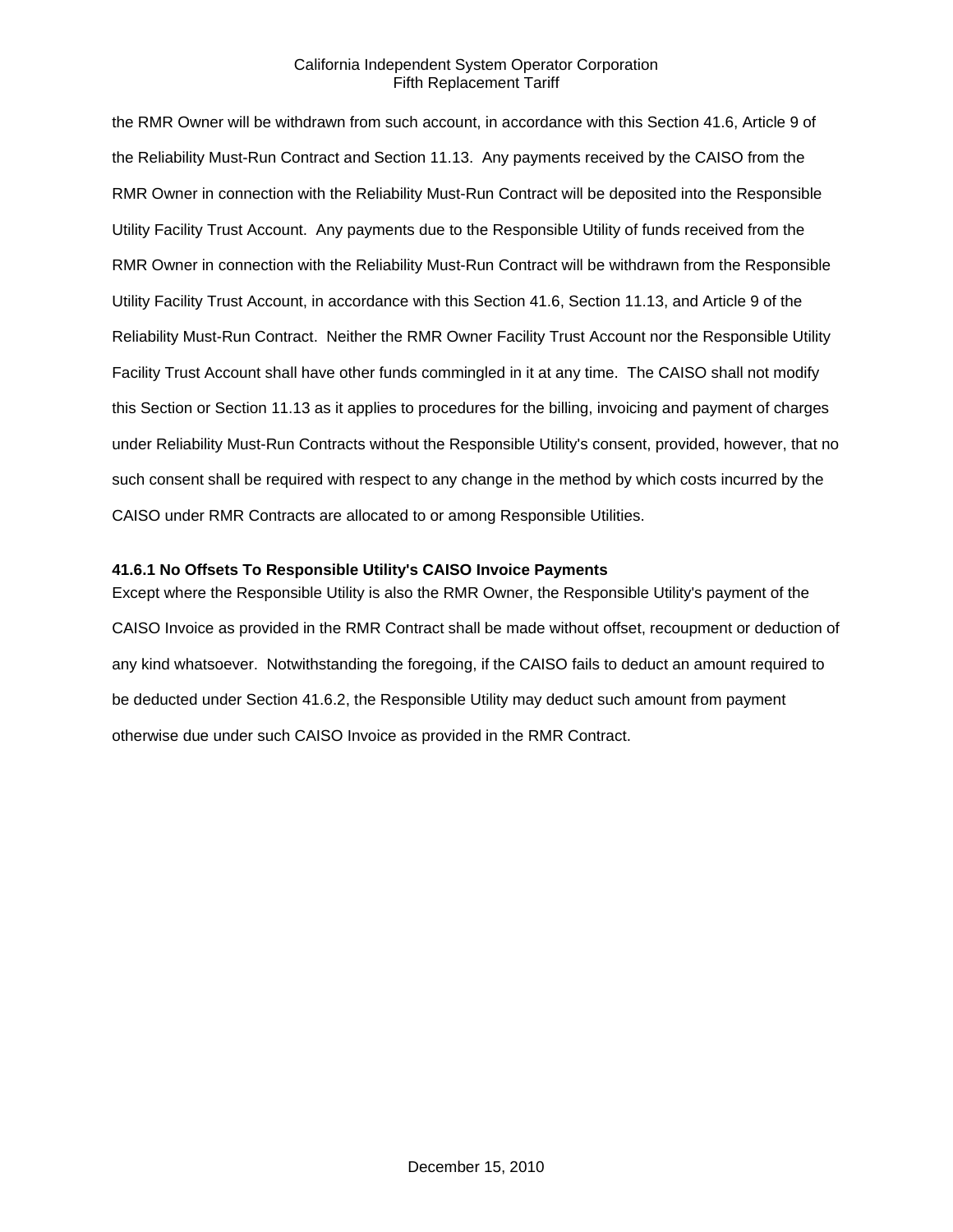the RMR Owner will be withdrawn from such account, in accordance with this Section 41.6, Article 9 of the Reliability Must-Run Contract and Section 11.13. Any payments received by the CAISO from the RMR Owner in connection with the Reliability Must-Run Contract will be deposited into the Responsible Utility Facility Trust Account. Any payments due to the Responsible Utility of funds received from the RMR Owner in connection with the Reliability Must-Run Contract will be withdrawn from the Responsible Utility Facility Trust Account, in accordance with this Section 41.6, Section 11.13, and Article 9 of the Reliability Must-Run Contract. Neither the RMR Owner Facility Trust Account nor the Responsible Utility Facility Trust Account shall have other funds commingled in it at any time. The CAISO shall not modify this Section or Section 11.13 as it applies to procedures for the billing, invoicing and payment of charges under Reliability Must-Run Contracts without the Responsible Utility's consent, provided, however, that no such consent shall be required with respect to any change in the method by which costs incurred by the CAISO under RMR Contracts are allocated to or among Responsible Utilities.

#### 41.6.1 No Offsets To Responsible Utility's CAISO Invoice Payments

Except where the Responsible Utility is also the RMR Owner, the Responsible Utility's payment of the CAISO Invoice as provided in the RMR Contract shall be made without offset, recoupment or deduction of any kind whatsoever. Notwithstanding the foregoing, if the CAISO fails to deduct an amount required to be deducted under Section 41.6.2, the Responsible Utility may deduct such amount from payment otherwise due under such CAISO Invoice as provided in the RMR Contract.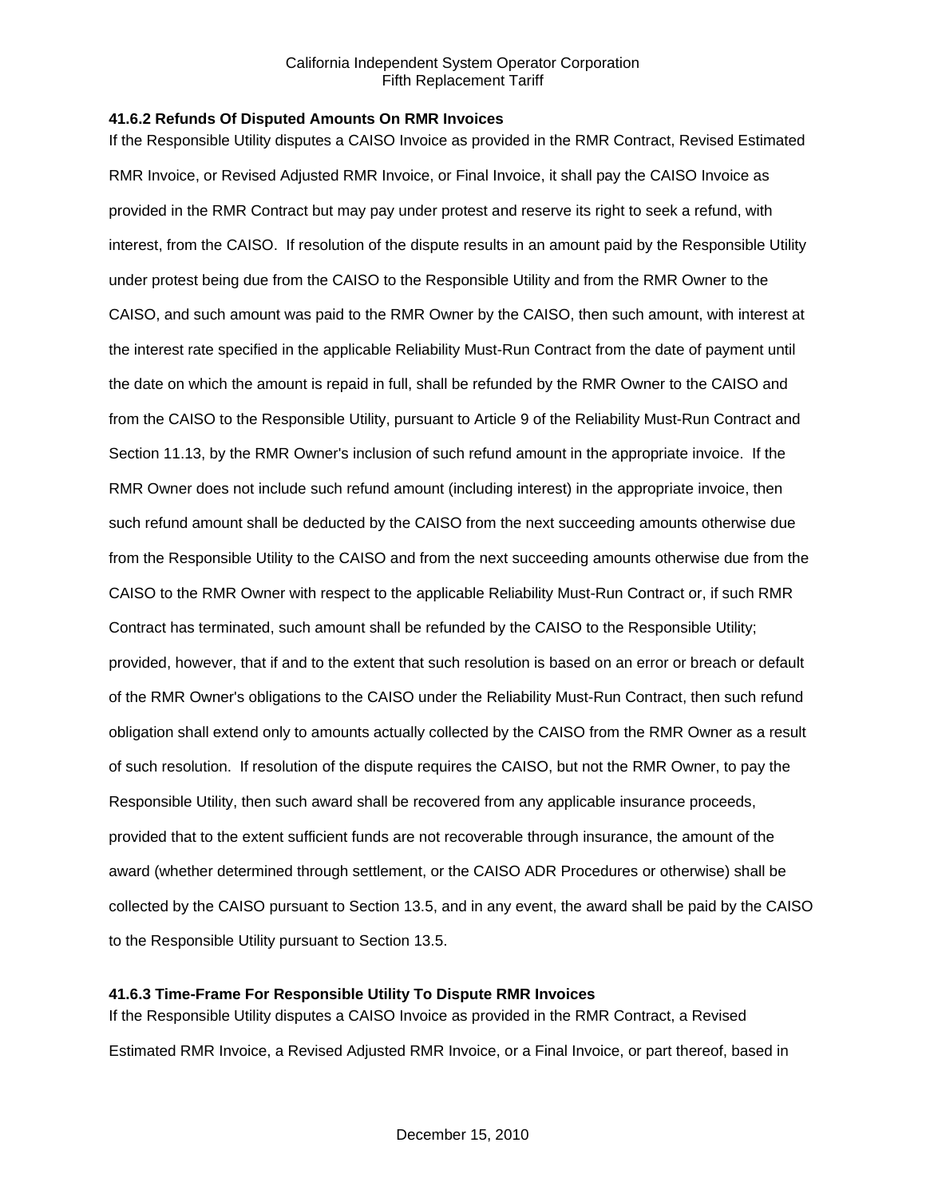### 41.6.2 Refunds Of Disputed Amounts On RMR Invoices

If the Responsible Utility disputes a CAISO Invoice as provided in the RMR Contract, Revised Estimated RMR Invoice, or Revised Adjusted RMR Invoice, or Final Invoice, it shall pay the CAISO Invoice as provided in the RMR Contract but may pay under protest and reserve its right to seek a refund, with interest, from the CAISO. If resolution of the dispute results in an amount paid by the Responsible Utility under protest being due from the CAISO to the Responsible Utility and from the RMR Owner to the CAISO, and such amount was paid to the RMR Owner by the CAISO, then such amount, with interest at the interest rate specified in the applicable Reliability Must-Run Contract from the date of payment until the date on which the amount is repaid in full, shall be refunded by the RMR Owner to the CAISO and from the CAISO to the Responsible Utility, pursuant to Article 9 of the Reliability Must-Run Contract and Section 11.13, by the RMR Owner's inclusion of such refund amount in the appropriate invoice. If the RMR Owner does not include such refund amount (including interest) in the appropriate invoice, then such refund amount shall be deducted by the CAISO from the next succeeding amounts otherwise due from the Responsible Utility to the CAISO and from the next succeeding amounts otherwise due from the CAISO to the RMR Owner with respect to the applicable Reliability Must-Run Contract or, if such RMR Contract has terminated, such amount shall be refunded by the CAISO to the Responsible Utility; provided, however, that if and to the extent that such resolution is based on an error or breach or default of the RMR Owner's obligations to the CAISO under the Reliability Must-Run Contract, then such refund obligation shall extend only to amounts actually collected by the CAISO from the RMR Owner as a result of such resolution. If resolution of the dispute requires the CAISO, but not the RMR Owner, to pay the Responsible Utility, then such award shall be recovered from any applicable insurance proceeds, provided that to the extent sufficient funds are not recoverable through insurance, the amount of the award (whether determined through settlement, or the CAISO ADR Procedures or otherwise) shall be collected by the CAISO pursuant to Section 13.5, and in any event, the award shall be paid by the CAISO to the Responsible Utility pursuant to Section 13.5.

### 41.6.3 Time-Frame For Responsible Utility To Dispute RMR Invoices

If the Responsible Utility disputes a CAISO Invoice as provided in the RMR Contract, a Revised Estimated RMR Invoice, a Revised Adjusted RMR Invoice, or a Final Invoice, or part thereof, based in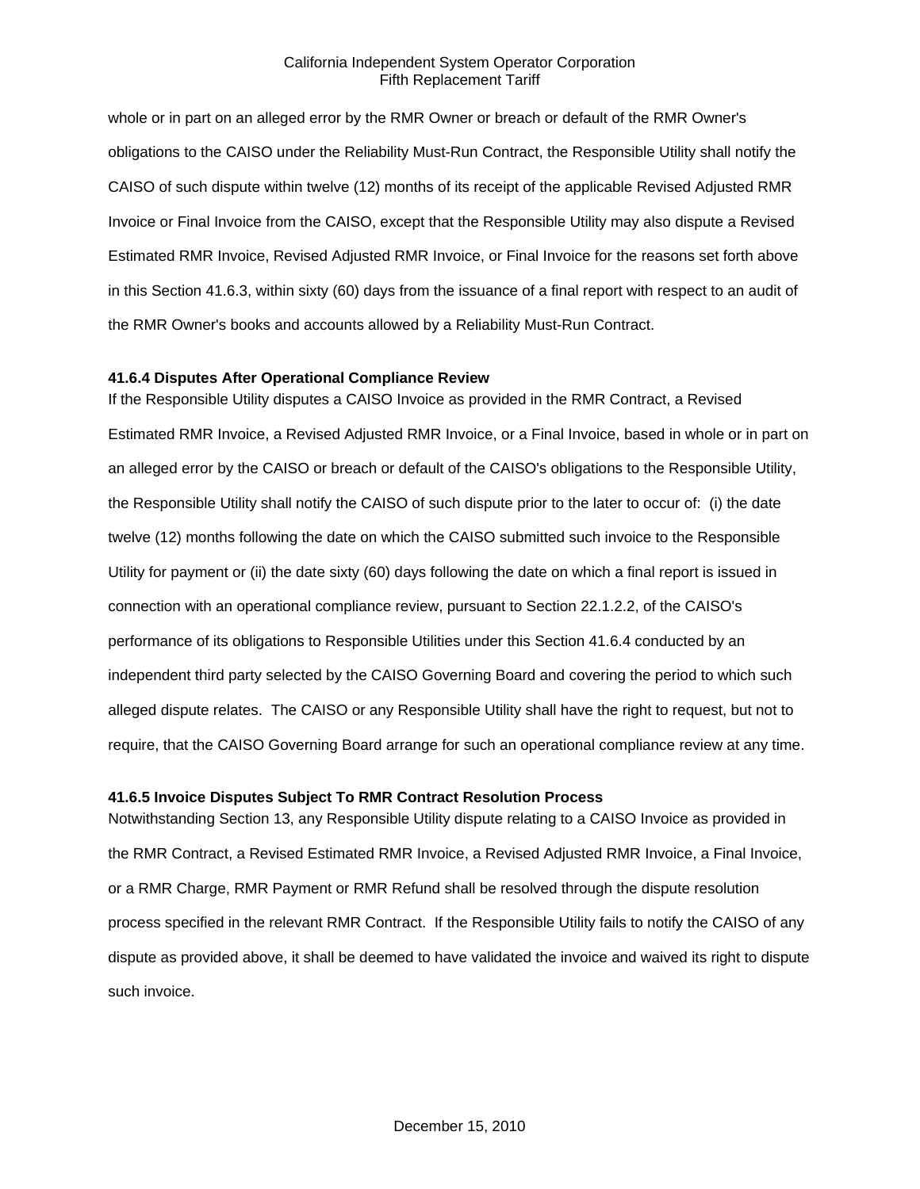whole or in part on an alleged error by the RMR Owner or breach or default of the RMR Owner's obligations to the CAISO under the Reliability Must-Run Contract, the Responsible Utility shall notify the CAISO of such dispute within twelve (12) months of its receipt of the applicable Revised Adjusted RMR Invoice or Final Invoice from the CAISO, except that the Responsible Utility may also dispute a Revised Estimated RMR Invoice, Revised Adjusted RMR Invoice, or Final Invoice for the reasons set forth above in this Section 41.6.3, within sixty (60) days from the issuance of a final report with respect to an audit of the RMR Owner's books and accounts allowed by a Reliability Must-Run Contract.

**41.6.4 Disputes After Operational Compliance Review**

If the Responsible Utility disputes a CAISO Invoice as provided in the RMR Contract, a Revised Estimated RMR Invoice, a Revised Adjusted RMR Invoice, or a Final Invoice, based in whole or in part on an alleged error by the CAISO or breach or default of the CAISO's obligations to the Responsible Utility, the Responsible Utility shall notify the CAISO of such dispute prior to the later to occur of: (i) the date twelve (12) months following the date on which the CAISO submitted such invoice to the Responsible Utility for payment or (ii) the date sixty (60) days following the date on which a final report is issued in connection with an operational compliance review, pursuant to Section 22.1.2.2, of the CAISO's performance of its obligations to Responsible Utilities under this Section 41.6.4 conducted by an independent third party selected by the CAISO Governing Board and covering the period to which such alleged dispute relates. The CAISO or any Responsible Utility shall have the right to request, but not to require, that the CAISO Governing Board arrange for such an operational compliance review at any time.

**41.6.5 Invoice Disputes Subject To RMR Contract Resolution Process**

Notwithstanding Section 13, any Responsible Utility dispute relating to a CAISO Invoice as provided in the RMR Contract, a Revised Estimated RMR Invoice, a Revised Adjusted RMR Invoice, a Final Invoice, or a RMR Charge, RMR Payment or RMR Refund shall be resolved through the dispute resolution process specified in the relevant RMR Contract. If the Responsible Utility fails to notify the CAISO of any dispute as provided above, it shall be deemed to have validated the invoice and waived its right to dispute such invoice.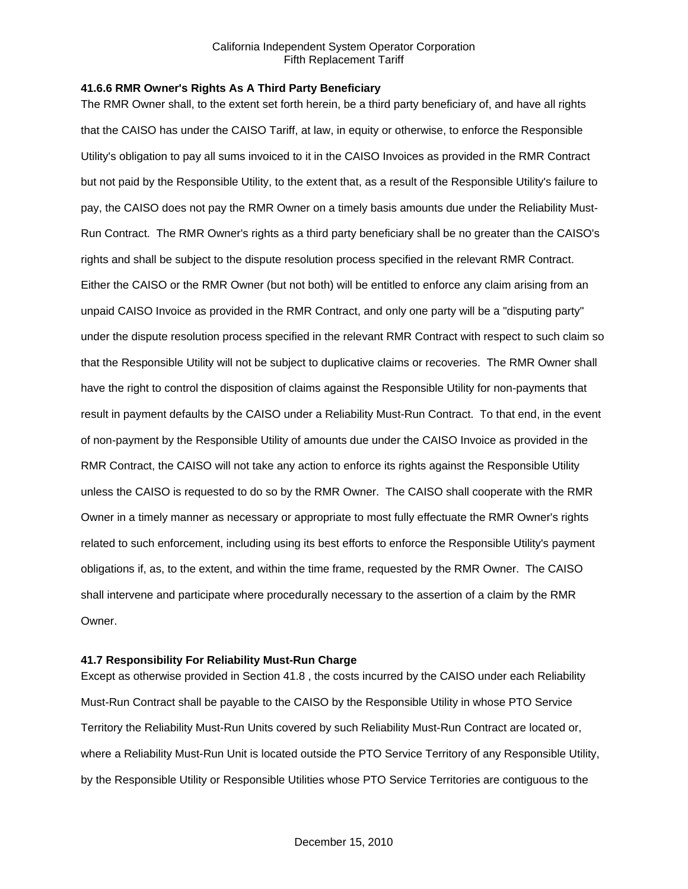### 41.6.6 RMR Owner's Rights As A Third Party Beneficiary

The RMR Owner shall, to the extent set forth herein, be a third party beneficiary of, and have all rights that the CAISO has under the CAISO Tariff, at law, in equity or otherwise, to enforce the Responsible Utility's obligation to pay all sums invoiced to it in the CAISO Invoices as provided in the RMR Contract but not paid by the Responsible Utility, to the extent that, as a result of the Responsible Utility's failure to pay, the CAISO does not pay the RMR Owner on a timely basis amounts due under the Reliability Must-Run Contract. The RMR Owner's rights as a third party beneficiary shall be no greater than the CAISO's rights and shall be subject to the dispute resolution process specified in the relevant RMR Contract. Either the CAISO or the RMR Owner (but not both) will be entitled to enforce any claim arising from an unpaid CAISO Invoice as provided in the RMR Contract, and only one party will be a "disputing party" under the dispute resolution process specified in the relevant RMR Contract with respect to such claim so that the Responsible Utility will not be subject to duplicative claims or recoveries. The RMR Owner shall have the right to control the disposition of claims against the Responsible Utility for non-payments that result in payment defaults by the CAISO under a Reliability Must-Run Contract. To that end, in the event of non-payment by the Responsible Utility of amounts due under the CAISO Invoice as provided in the RMR Contract, the CAISO will not take any action to enforce its rights against the Responsible Utility unless the CAISO is requested to do so by the RMR Owner. The CAISO shall cooperate with the RMR Owner in a timely manner as necessary or appropriate to most fully effectuate the RMR Owner's rights related to such enforcement, including using its best efforts to enforce the Responsible Utility's payment obligations if, as, to the extent, and within the time frame, requested by the RMR Owner. The CAISO shall intervene and participate where procedurally necessary to the assertion of a claim by the RMR Owner.

### 41.7 Responsibility For Reliability Must-Run Charge

Except as otherwise provided in Section 41.8 , the costs incurred by the CAISO under each Reliability Must-Run Contract shall be payable to the CAISO by the Responsible Utility in whose PTO Service Territory the Reliability Must-Run Units covered by such Reliability Must-Run Contract are located or, where a Reliability Must-Run Unit is located outside the PTO Service Territory of any Responsible Utility, by the Responsible Utility or Responsible Utilities whose PTO Service Territories are contiguous to the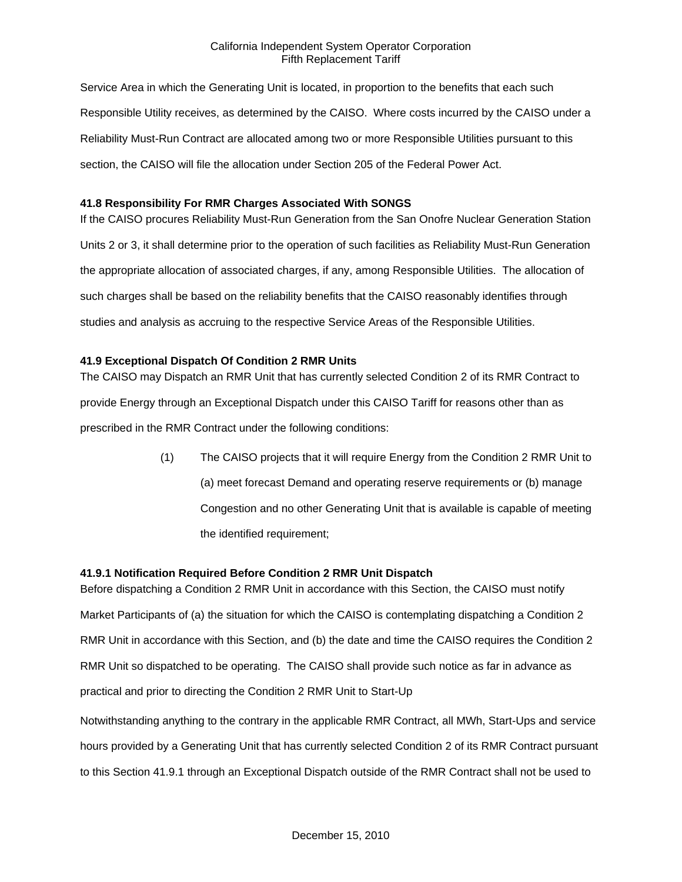Service Area in which the Generating Unit is located, in proportion to the benefits that each such Responsible Utility receives, as determined by the CAISO. Where costs incurred by the CAISO under a Reliability Must-Run Contract are allocated among two or more Responsible Utilities pursuant to this section, the CAISO will file the allocation under Section 205 of the Federal Power Act.

**41.8 Responsibility For RMR Charges Associated With SONGS**

If the CAISO procures Reliability Must-Run Generation from the San Onofre Nuclear Generation Station Units 2 or 3, it shall determine prior to the operation of such facilities as Reliability Must-Run Generation the appropriate allocation of associated charges, if any, among Responsible Utilities. The allocation of such charges shall be based on the reliability benefits that the CAISO reasonably identifies through studies and analysis as accruing to the respective Service Areas of the Responsible Utilities.

**41.9 Exceptional Dispatch Of Condition 2 RMR Units**

The CAISO may Dispatch an RMR Unit that has currently selected Condition 2 of its RMR Contract to provide Energy through an Exceptional Dispatch under this CAISO Tariff for reasons other than as prescribed in the RMR Contract under the following conditions:

(1) The CAISO projects that it will require Energy from the Condition 2 RMR Unit to (a) meet forecast Demand and operating reserve requirements or (b) manage Congestion and no other Generating Unit that is available is capable of meeting the identified requirement;

**41.9.1 Notification Required Before Condition 2 RMR Unit Dispatch**

Before dispatching a Condition 2 RMR Unit in accordance with this Section, the CAISO must notify Market Participants of (a) the situation for which the CAISO is contemplating dispatching a Condition 2 RMR Unit in accordance with this Section, and (b) the date and time the CAISO requires the Condition 2 RMR Unit so dispatched to be operating. The CAISO shall provide such notice as far in advance as practical and prior to directing the Condition 2 RMR Unit to Start-Up

Notwithstanding anything to the contrary in the applicable RMR Contract, all MWh, Start-Ups and service hours provided by a Generating Unit that has currently selected Condition 2 of its RMR Contract pursuant to this Section 41.9.1 through an Exceptional Dispatch outside of the RMR Contract shall not be used to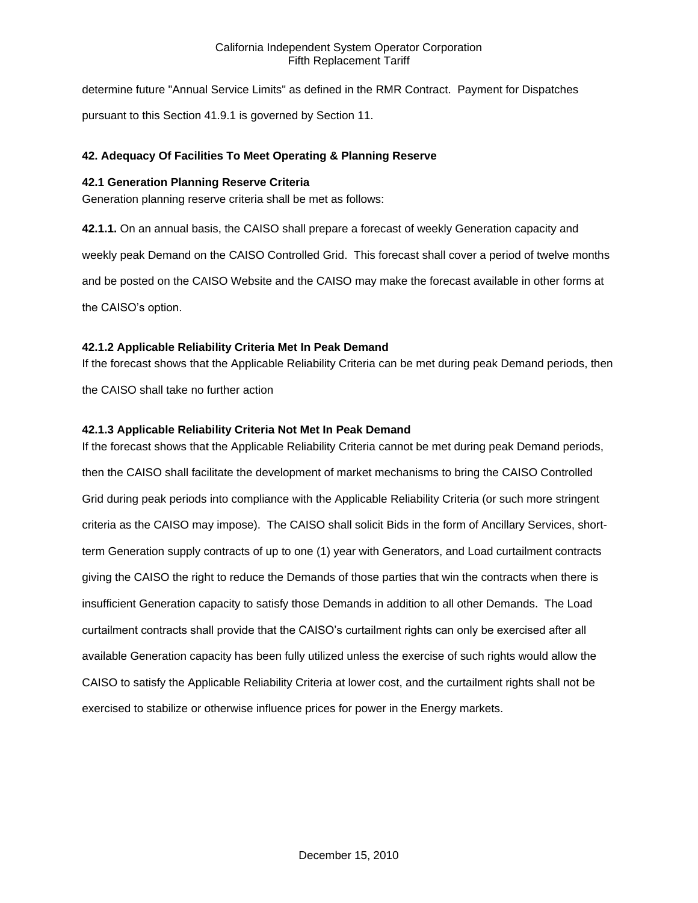determine future "Annual Service Limits" as defined in the RMR Contract. Payment for Dispatches pursuant to this Section 41.9.1 is governed by Section 11.

## 42. Adequacy Of Facilities To Meet Operating & Planning Reserve

### 42.1 Generation Planning Reserve Criteria

Generation planning reserve criteria shall be met as follows:

**42.1.1.** On an annual basis, the CAISO shall prepare a forecast of weekly Generation capacity and weekly peak Demand on the CAISO Controlled Grid. This forecast shall cover a period of twelve months and be posted on the CAISO Website and the CAISO may make the forecast available in other forms at the CAISO's option.

#### 42.1.2 Applicable Reliability Criteria Met In Peak Demand

If the forecast shows that the Applicable Reliability Criteria can be met during peak Demand periods, then the CAISO shall take no further action

#### 42.1.3 Applicable Reliability Criteria Not Met In Peak Demand

If the forecast shows that the Applicable Reliability Criteria cannot be met during peak Demand periods, then the CAISO shall facilitate the development of market mechanisms to bring the CAISO Controlled Grid during peak periods into compliance with the Applicable Reliability Criteria (or such more stringent criteria as the CAISO may impose). The CAISO shall solicit Bids in the form of Ancillary Services, short-term Generation supply contracts of up to one (1) year with Generators, and Load curtailment contracts giving the CAISO the right to reduce the Demands of those parties that win the contracts when there is insufficient Generation capacity to satisfy those Demands in addition to all other Demands. The Load curtailment contracts shall provide that the CAISO's curtailment rights can only be exercised after all available Generation capacity has been fully utilized unless the exercise of such rights would allow the CAISO to satisfy the Applicable Reliability Criteria at lower cost, and the curtailment rights shall not be exercised to stabilize or otherwise influence prices for power in the Energy markets.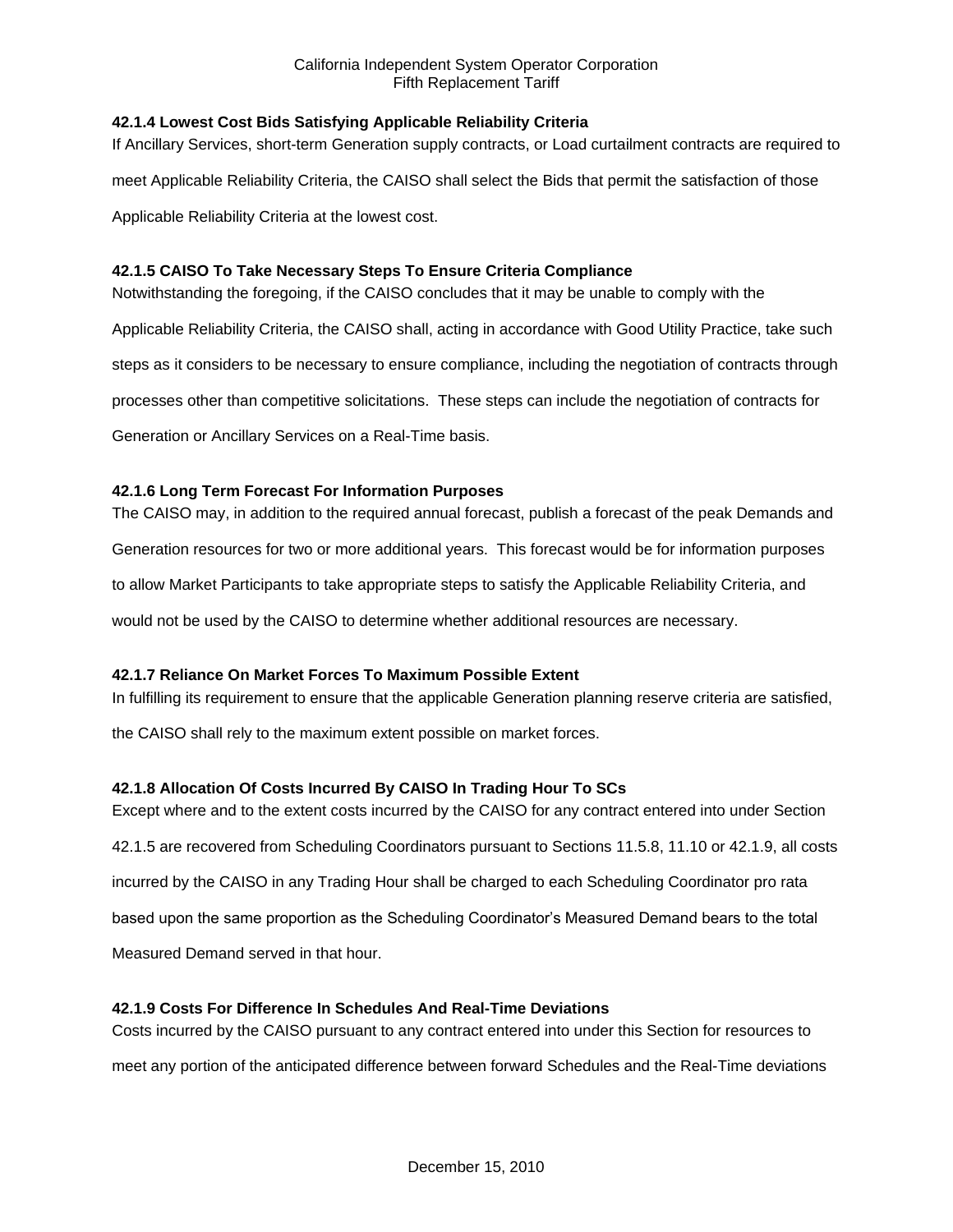### 42.1.4 Lowest Cost Bids Satisfying Applicable Reliability Criteria

If Ancillary Services, short-term Generation supply contracts, or Load curtailment contracts are required to meet Applicable Reliability Criteria, the CAISO shall select the Bids that permit the satisfaction of those Applicable Reliability Criteria at the lowest cost.

### 42.1.5 CAISO To Take Necessary Steps To Ensure Criteria Compliance

Notwithstanding the foregoing, if the CAISO concludes that it may be unable to comply with the Applicable Reliability Criteria, the CAISO shall, acting in accordance with Good Utility Practice, take such steps as it considers to be necessary to ensure compliance, including the negotiation of contracts through processes other than competitive solicitations. These steps can include the negotiation of contracts for Generation or Ancillary Services on a Real-Time basis.

### 42.1.6 Long Term Forecast For Information Purposes

The CAISO may, in addition to the required annual forecast, publish a forecast of the peak Demands and Generation resources for two or more additional years. This forecast would be for information purposes to allow Market Participants to take appropriate steps to satisfy the Applicable Reliability Criteria, and would not be used by the CAISO to determine whether additional resources are necessary.

### 42.1.7 Reliance On Market Forces To Maximum Possible Extent

In fulfilling its requirement to ensure that the applicable Generation planning reserve criteria are satisfied, the CAISO shall rely to the maximum extent possible on market forces.

### 42.1.8 Allocation Of Costs Incurred By CAISO In Trading Hour To SCs

Except where and to the extent costs incurred by the CAISO for any contract entered into under Section 42.1.5 are recovered from Scheduling Coordinators pursuant to Sections 11.5.8, 11.10 or 42.1.9, all costs incurred by the CAISO in any Trading Hour shall be charged to each Scheduling Coordinator pro rata based upon the same proportion as the Scheduling Coordinator's Measured Demand bears to the total Measured Demand served in that hour.

### 42.1.9 Costs For Difference In Schedules And Real-Time Deviations

Costs incurred by the CAISO pursuant to any contract entered into under this Section for resources to meet any portion of the anticipated difference between forward Schedules and the Real-Time deviations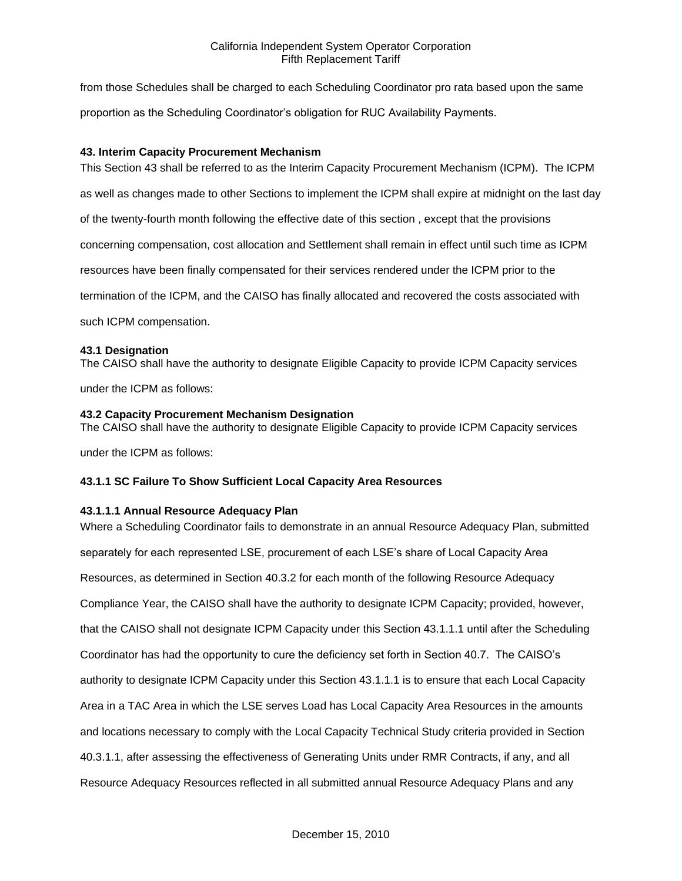from those Schedules shall be charged to each Scheduling Coordinator pro rata based upon the same proportion as the Scheduling Coordinator's obligation for RUC Availability Payments.

**43. Interim Capacity Procurement Mechanism**

This Section 43 shall be referred to as the Interim Capacity Procurement Mechanism (ICPM). The ICPM as well as changes made to other Sections to implement the ICPM shall expire at midnight on the last day of the twenty-fourth month following the effective date of this section , except that the provisions concerning compensation, cost allocation and Settlement shall remain in effect until such time as ICPM resources have been finally compensated for their services rendered under the ICPM prior to the termination of the ICPM, and the CAISO has finally allocated and recovered the costs associated with such ICPM compensation.

**43.1 Designation**

The CAISO shall have the authority to designate Eligible Capacity to provide ICPM Capacity services under the ICPM as follows:

**43.2 Capacity Procurement Mechanism Designation**

The CAISO shall have the authority to designate Eligible Capacity to provide ICPM Capacity services under the ICPM as follows:

**43.1.1 SC Failure To Show Sufficient Local Capacity Area Resources**

**43.1.1.1 Annual Resource Adequacy Plan**

Where a Scheduling Coordinator fails to demonstrate in an annual Resource Adequacy Plan, submitted separately for each represented LSE, procurement of each LSE's share of Local Capacity Area Resources, as determined in Section 40.3.2 for each month of the following Resource Adequacy Compliance Year, the CAISO shall have the authority to designate ICPM Capacity; provided, however, that the CAISO shall not designate ICPM Capacity under this Section 43.1.1.1 until after the Scheduling Coordinator has had the opportunity to cure the deficiency set forth in Section 40.7. The CAISO's authority to designate ICPM Capacity under this Section 43.1.1.1 is to ensure that each Local Capacity Area in a TAC Area in which the LSE serves Load has Local Capacity Area Resources in the amounts and locations necessary to comply with the Local Capacity Technical Study criteria provided in Section 40.3.1.1, after assessing the effectiveness of Generating Units under RMR Contracts, if any, and all Resource Adequacy Resources reflected in all submitted annual Resource Adequacy Plans and any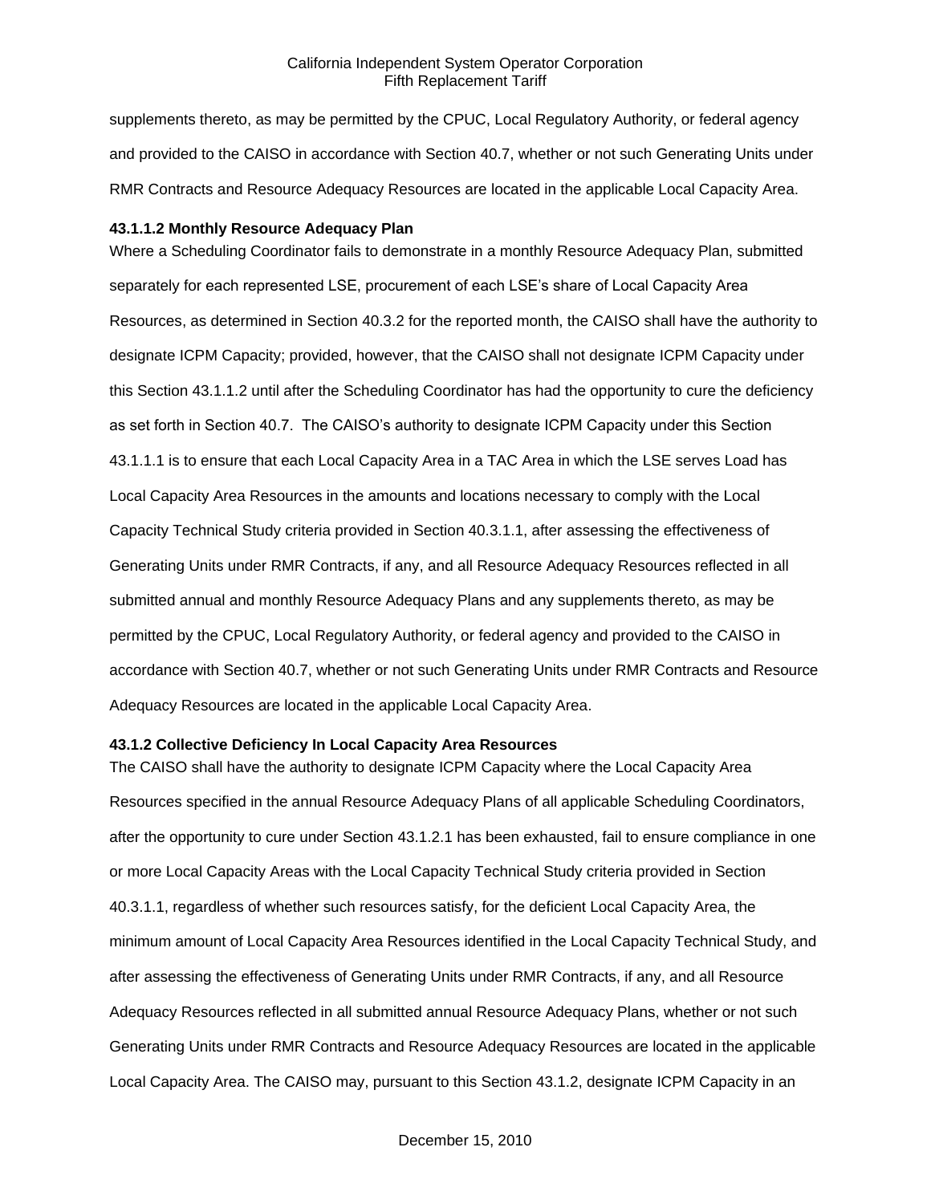supplements thereto, as may be permitted by the CPUC, Local Regulatory Authority, or federal agency and provided to the CAISO in accordance with Section 40.7, whether or not such Generating Units under RMR Contracts and Resource Adequacy Resources are located in the applicable Local Capacity Area.

**43.1.1.2 Monthly Resource Adequacy Plan**

Where a Scheduling Coordinator fails to demonstrate in a monthly Resource Adequacy Plan, submitted separately for each represented LSE, procurement of each LSE's share of Local Capacity Area Resources, as determined in Section 40.3.2 for the reported month, the CAISO shall have the authority to designate ICPM Capacity; provided, however, that the CAISO shall not designate ICPM Capacity under this Section 43.1.1.2 until after the Scheduling Coordinator has had the opportunity to cure the deficiency as set forth in Section 40.7. The CAISO's authority to designate ICPM Capacity under this Section 43.1.1.1 is to ensure that each Local Capacity Area in a TAC Area in which the LSE serves Load has Local Capacity Area Resources in the amounts and locations necessary to comply with the Local Capacity Technical Study criteria provided in Section 40.3.1.1, after assessing the effectiveness of Generating Units under RMR Contracts, if any, and all Resource Adequacy Resources reflected in all submitted annual and monthly Resource Adequacy Plans and any supplements thereto, as may be permitted by the CPUC, Local Regulatory Authority, or federal agency and provided to the CAISO in accordance with Section 40.7, whether or not such Generating Units under RMR Contracts and Resource Adequacy Resources are located in the applicable Local Capacity Area.

**43.1.2 Collective Deficiency In Local Capacity Area Resources**

The CAISO shall have the authority to designate ICPM Capacity where the Local Capacity Area Resources specified in the annual Resource Adequacy Plans of all applicable Scheduling Coordinators, after the opportunity to cure under Section 43.1.2.1 has been exhausted, fail to ensure compliance in one or more Local Capacity Areas with the Local Capacity Technical Study criteria provided in Section 40.3.1.1, regardless of whether such resources satisfy, for the deficient Local Capacity Area, the minimum amount of Local Capacity Area Resources identified in the Local Capacity Technical Study, and after assessing the effectiveness of Generating Units under RMR Contracts, if any, and all Resource Adequacy Resources reflected in all submitted annual Resource Adequacy Plans, whether or not such Generating Units under RMR Contracts and Resource Adequacy Resources are located in the applicable Local Capacity Area. The CAISO may, pursuant to this Section 43.1.2, designate ICPM Capacity in an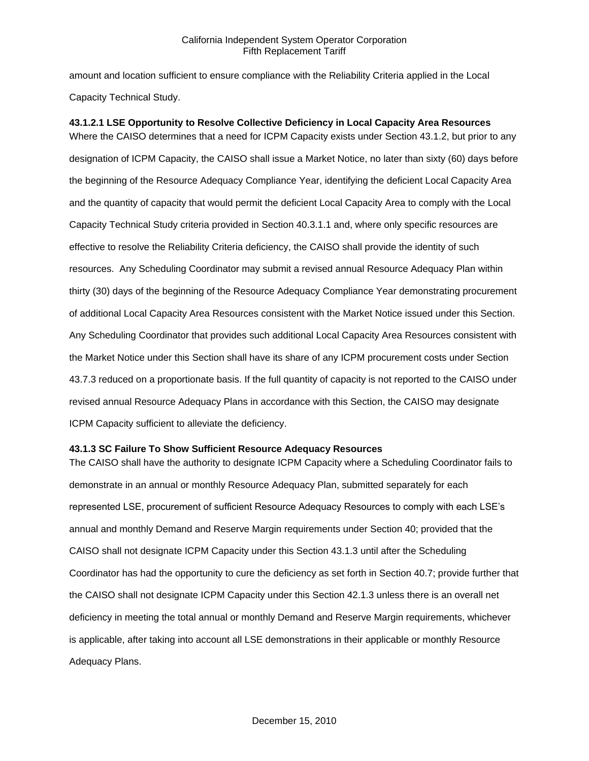amount and location sufficient to ensure compliance with the Reliability Criteria applied in the Local Capacity Technical Study.

**43.1.2.1 LSE Opportunity to Resolve Collective Deficiency in Local Capacity Area Resources**

Where the CAISO determines that a need for ICPM Capacity exists under Section 43.1.2, but prior to any designation of ICPM Capacity, the CAISO shall issue a Market Notice, no later than sixty (60) days before the beginning of the Resource Adequacy Compliance Year, identifying the deficient Local Capacity Area and the quantity of capacity that would permit the deficient Local Capacity Area to comply with the Local Capacity Technical Study criteria provided in Section 40.3.1.1 and, where only specific resources are effective to resolve the Reliability Criteria deficiency, the CAISO shall provide the identity of such resources. Any Scheduling Coordinator may submit a revised annual Resource Adequacy Plan within thirty (30) days of the beginning of the Resource Adequacy Compliance Year demonstrating procurement of additional Local Capacity Area Resources consistent with the Market Notice issued under this Section. Any Scheduling Coordinator that provides such additional Local Capacity Area Resources consistent with the Market Notice under this Section shall have its share of any ICPM procurement costs under Section 43.7.3 reduced on a proportionate basis. If the full quantity of capacity is not reported to the CAISO under revised annual Resource Adequacy Plans in accordance with this Section, the CAISO may designate ICPM Capacity sufficient to alleviate the deficiency.

**43.1.3 SC Failure To Show Sufficient Resource Adequacy Resources**

The CAISO shall have the authority to designate ICPM Capacity where a Scheduling Coordinator fails to demonstrate in an annual or monthly Resource Adequacy Plan, submitted separately for each represented LSE, procurement of sufficient Resource Adequacy Resources to comply with each LSE's annual and monthly Demand and Reserve Margin requirements under Section 40; provided that the CAISO shall not designate ICPM Capacity under this Section 43.1.3 until after the Scheduling Coordinator has had the opportunity to cure the deficiency as set forth in Section 40.7; provide further that the CAISO shall not designate ICPM Capacity under this Section 42.1.3 unless there is an overall net deficiency in meeting the total annual or monthly Demand and Reserve Margin requirements, whichever is applicable, after taking into account all LSE demonstrations in their applicable or monthly Resource Adequacy Plans.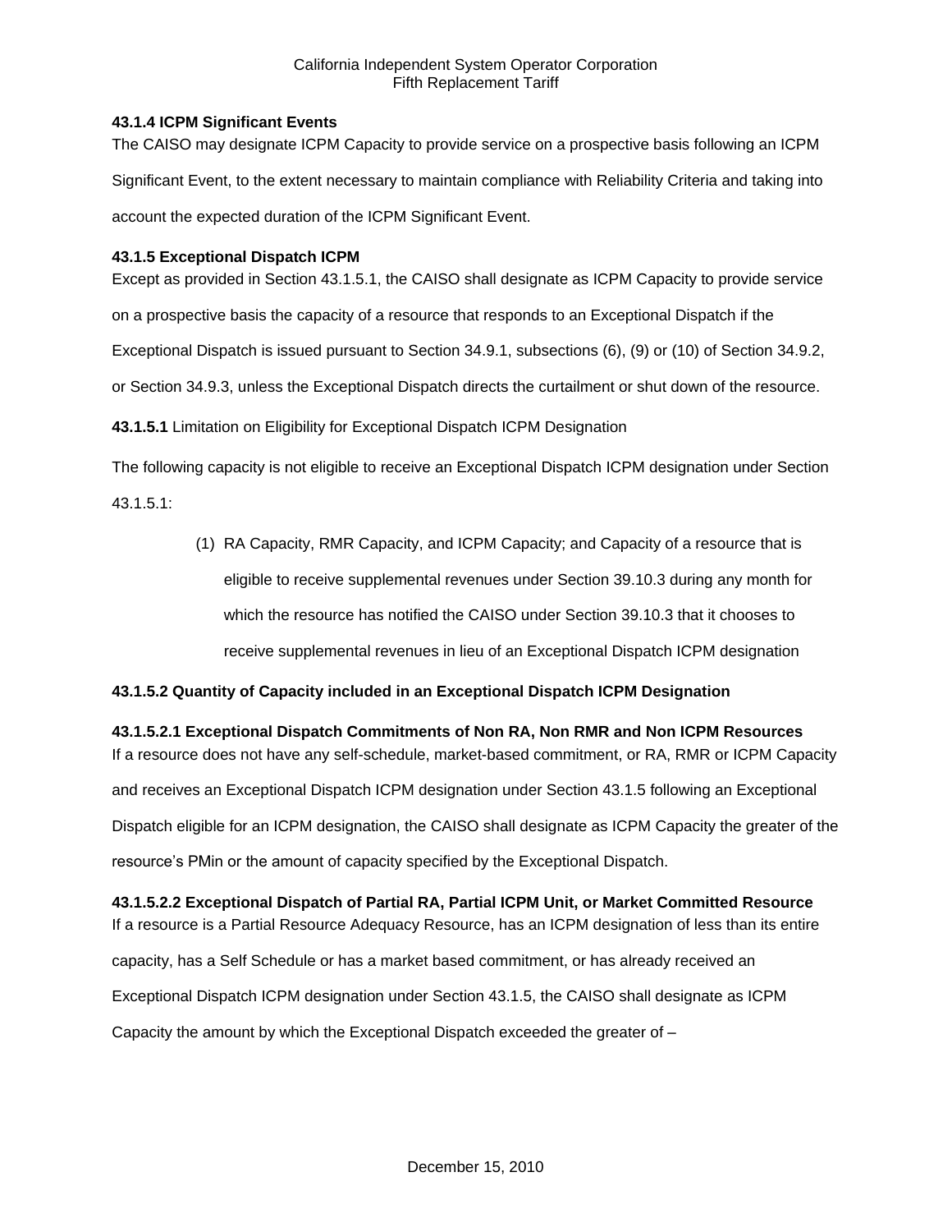**43.1.4 ICPM Significant Events**

The CAISO may designate ICPM Capacity to provide service on a prospective basis following an ICPM Significant Event, to the extent necessary to maintain compliance with Reliability Criteria and taking into account the expected duration of the ICPM Significant Event.

**43.1.5 Exceptional Dispatch ICPM**

Except as provided in Section 43.1.5.1, the CAISO shall designate as ICPM Capacity to provide service on a prospective basis the capacity of a resource that responds to an Exceptional Dispatch if the Exceptional Dispatch is issued pursuant to Section 34.9.1, subsections (6), (9) or (10) of Section 34.9.2, or Section 34.9.3, unless the Exceptional Dispatch directs the curtailment or shut down of the resource.

**43.1.5.1** Limitation on Eligibility for Exceptional Dispatch ICPM Designation

The following capacity is not eligible to receive an Exceptional Dispatch ICPM designation under Section 43.1.5.1:

(1) RA Capacity, RMR Capacity, and ICPM Capacity; and Capacity of a resource that is eligible to receive supplemental revenues under Section 39.10.3 during any month for which the resource has notified the CAISO under Section 39.10.3 that it chooses to receive supplemental revenues in lieu of an Exceptional Dispatch ICPM designation

**43.1.5.2 Quantity of Capacity included in an Exceptional Dispatch ICPM Designation**

**43.1.5.2.1 Exceptional Dispatch Commitments of Non RA, Non RMR and Non ICPM Resources**

If a resource does not have any self-schedule, market-based commitment, or RA, RMR or ICPM Capacity and receives an Exceptional Dispatch ICPM designation under Section 43.1.5 following an Exceptional Dispatch eligible for an ICPM designation, the CAISO shall designate as ICPM Capacity the greater of the resource's PMin or the amount of capacity specified by the Exceptional Dispatch.

**43.1.5.2.2 Exceptional Dispatch of Partial RA, Partial ICPM Unit, or Market Committed Resource**

If a resource is a Partial Resource Adequacy Resource, has an ICPM designation of less than its entire capacity, has a Self Schedule or has a market based commitment, or has already received an Exceptional Dispatch ICPM designation under Section 43.1.5, the CAISO shall designate as ICPM Capacity the amount by which the Exceptional Dispatch exceeded the greater of –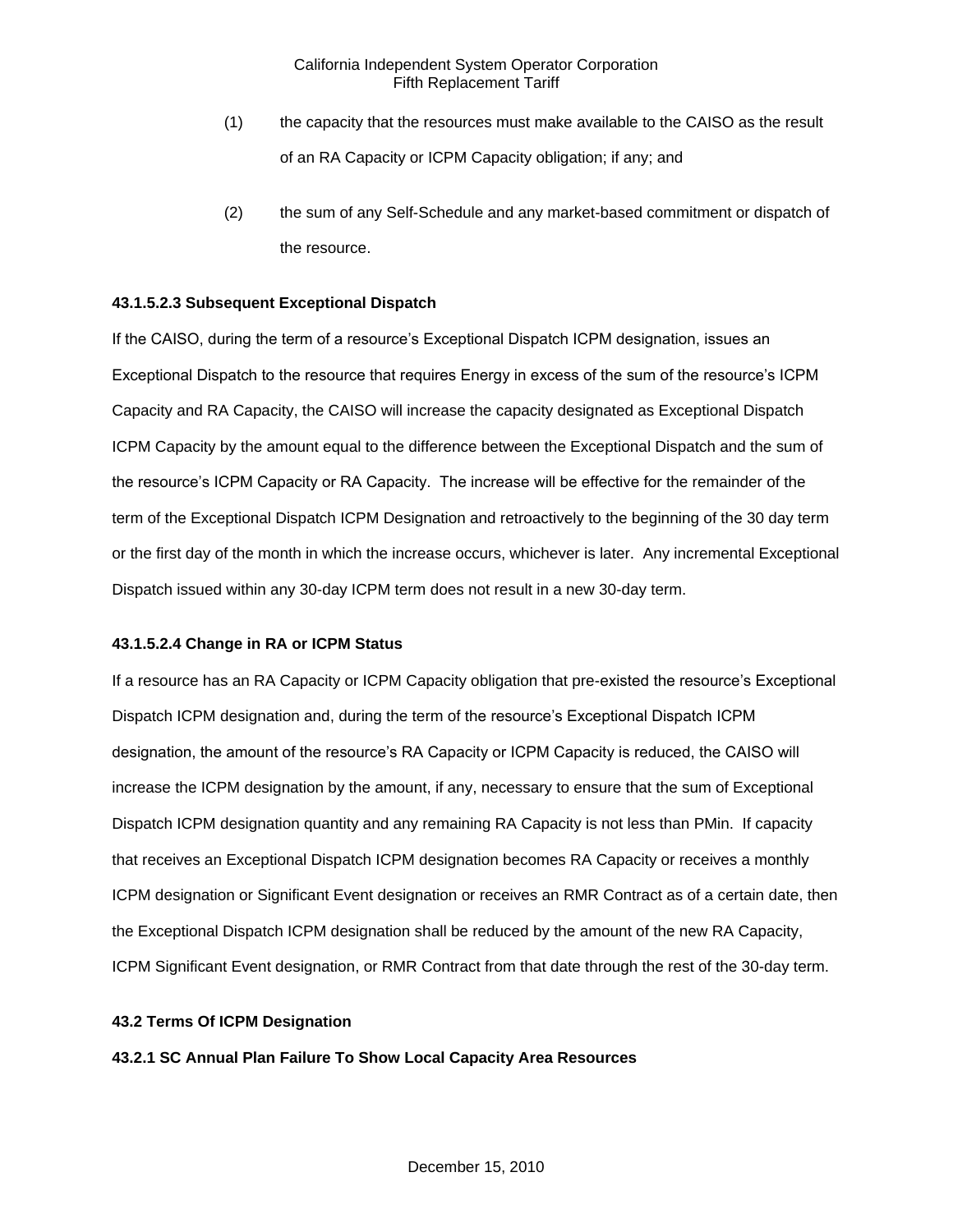(1) the capacity that the resources must make available to the CAISO as the result of an RA Capacity or ICPM Capacity obligation; if any; and

(2) the sum of any Self-Schedule and any market-based commitment or dispatch of the resource.

**43.1.5.2.3 Subsequent Exceptional Dispatch**

If the CAISO, during the term of a resource's Exceptional Dispatch ICPM designation, issues an Exceptional Dispatch to the resource that requires Energy in excess of the sum of the resource's ICPM Capacity and RA Capacity, the CAISO will increase the capacity designated as Exceptional Dispatch ICPM Capacity by the amount equal to the difference between the Exceptional Dispatch and the sum of the resource's ICPM Capacity or RA Capacity. The increase will be effective for the remainder of the term of the Exceptional Dispatch ICPM Designation and retroactively to the beginning of the 30 day term or the first day of the month in which the increase occurs, whichever is later. Any incremental Exceptional Dispatch issued within any 30-day ICPM term does not result in a new 30-day term.

**43.1.5.2.4 Change in RA or ICPM Status**

If a resource has an RA Capacity or ICPM Capacity obligation that pre-existed the resource's Exceptional Dispatch ICPM designation and, during the term of the resource's Exceptional Dispatch ICPM designation, the amount of the resource's RA Capacity or ICPM Capacity is reduced, the CAISO will increase the ICPM designation by the amount, if any, necessary to ensure that the sum of Exceptional Dispatch ICPM designation quantity and any remaining RA Capacity is not less than PMin. If capacity that receives an Exceptional Dispatch ICPM designation becomes RA Capacity or receives a monthly ICPM designation or Significant Event designation or receives an RMR Contract as of a certain date, then the Exceptional Dispatch ICPM designation shall be reduced by the amount of the new RA Capacity, ICPM Significant Event designation, or RMR Contract from that date through the rest of the 30-day term.

**43.2 Terms Of ICPM Designation**

**43.2.1 SC Annual Plan Failure To Show Local Capacity Area Resources**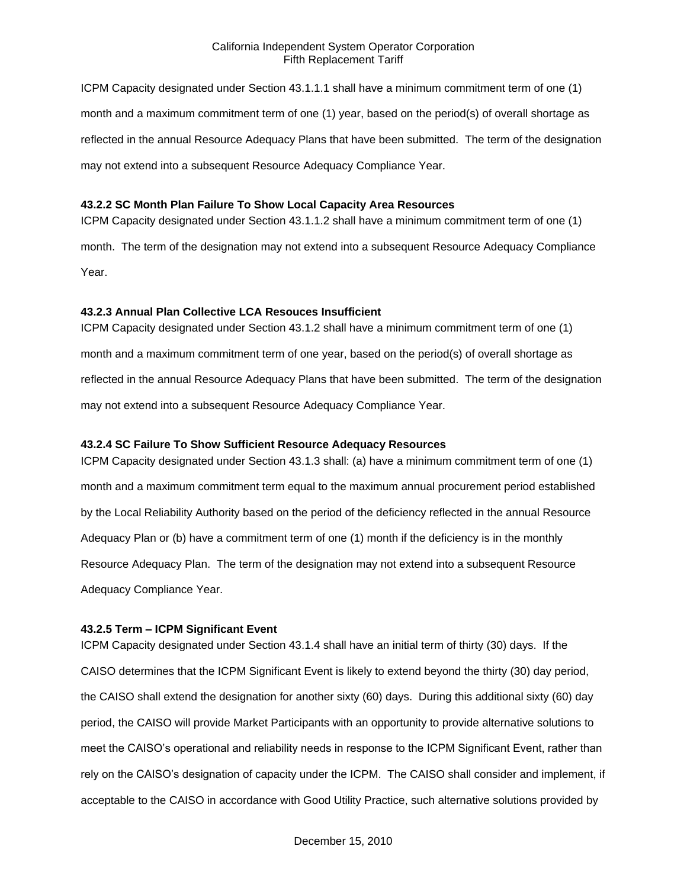ICPM Capacity designated under Section 43.1.1.1 shall have a minimum commitment term of one (1) month and a maximum commitment term of one (1) year, based on the period(s) of overall shortage as reflected in the annual Resource Adequacy Plans that have been submitted. The term of the designation may not extend into a subsequent Resource Adequacy Compliance Year.

**43.2.2 SC Month Plan Failure To Show Local Capacity Area Resources**

ICPM Capacity designated under Section 43.1.1.2 shall have a minimum commitment term of one (1) month. The term of the designation may not extend into a subsequent Resource Adequacy Compliance Year.

**43.2.3 Annual Plan Collective LCA Resouces Insufficient**

ICPM Capacity designated under Section 43.1.2 shall have a minimum commitment term of one (1) month and a maximum commitment term of one year, based on the period(s) of overall shortage as reflected in the annual Resource Adequacy Plans that have been submitted. The term of the designation may not extend into a subsequent Resource Adequacy Compliance Year.

**43.2.4 SC Failure To Show Sufficient Resource Adequacy Resources**

ICPM Capacity designated under Section 43.1.3 shall: (a) have a minimum commitment term of one (1) month and a maximum commitment term equal to the maximum annual procurement period established by the Local Reliability Authority based on the period of the deficiency reflected in the annual Resource Adequacy Plan or (b) have a commitment term of one (1) month if the deficiency is in the monthly Resource Adequacy Plan. The term of the designation may not extend into a subsequent Resource Adequacy Compliance Year.

**43.2.5 Term – ICPM Significant Event**

ICPM Capacity designated under Section 43.1.4 shall have an initial term of thirty (30) days. If the CAISO determines that the ICPM Significant Event is likely to extend beyond the thirty (30) day period, the CAISO shall extend the designation for another sixty (60) days. During this additional sixty (60) day period, the CAISO will provide Market Participants with an opportunity to provide alternative solutions to meet the CAISO's operational and reliability needs in response to the ICPM Significant Event, rather than rely on the CAISO's designation of capacity under the ICPM. The CAISO shall consider and implement, if acceptable to the CAISO in accordance with Good Utility Practice, such alternative solutions provided by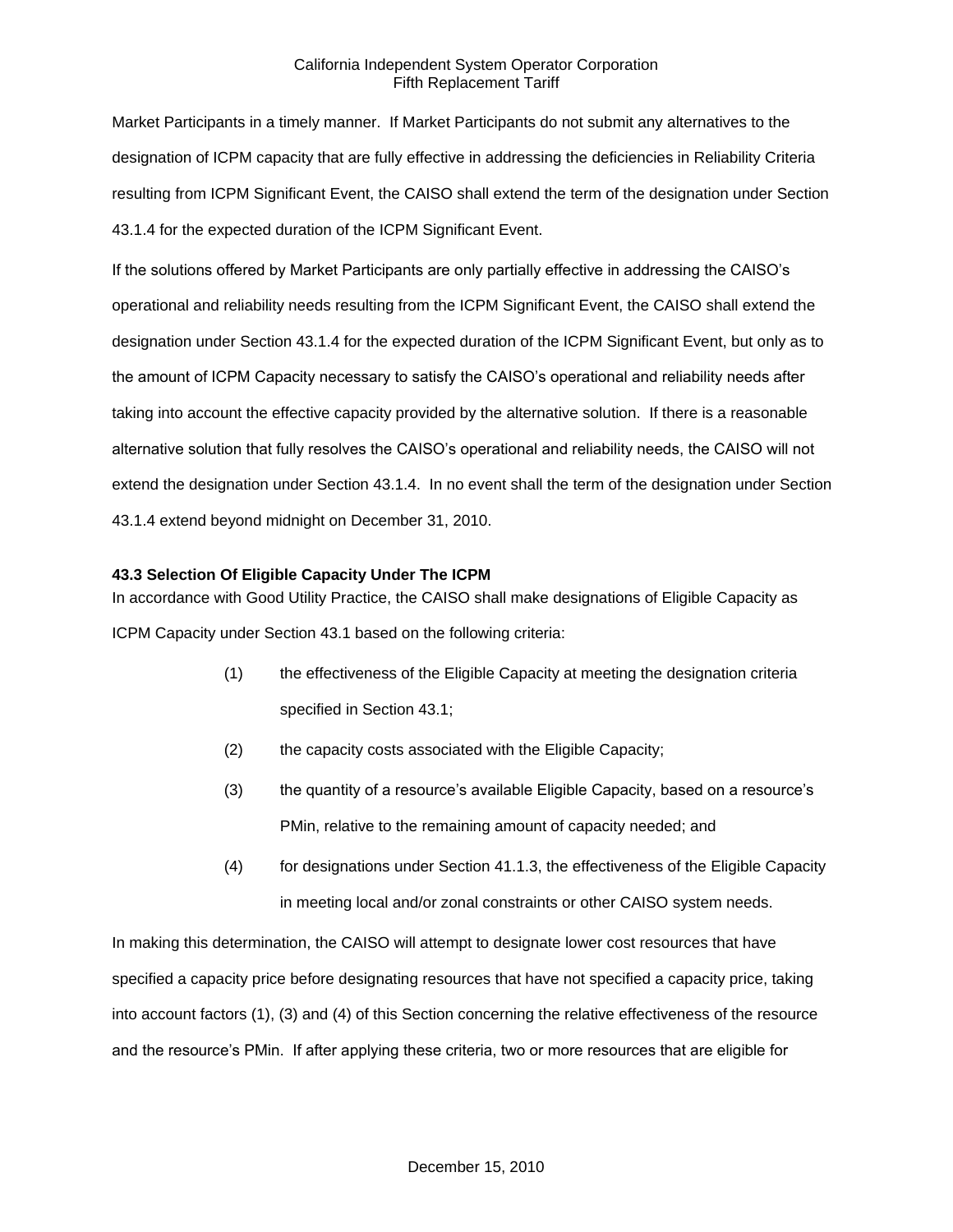Market Participants in a timely manner. If Market Participants do not submit any alternatives to the designation of ICPM capacity that are fully effective in addressing the deficiencies in Reliability Criteria resulting from ICPM Significant Event, the CAISO shall extend the term of the designation under Section 43.1.4 for the expected duration of the ICPM Significant Event.

If the solutions offered by Market Participants are only partially effective in addressing the CAISO's operational and reliability needs resulting from the ICPM Significant Event, the CAISO shall extend the designation under Section 43.1.4 for the expected duration of the ICPM Significant Event, but only as to the amount of ICPM Capacity necessary to satisfy the CAISO's operational and reliability needs after taking into account the effective capacity provided by the alternative solution. If there is a reasonable alternative solution that fully resolves the CAISO's operational and reliability needs, the CAISO will not extend the designation under Section 43.1.4. In no event shall the term of the designation under Section 43.1.4 extend beyond midnight on December 31, 2010.

**43.3 Selection Of Eligible Capacity Under The ICPM**

In accordance with Good Utility Practice, the CAISO shall make designations of Eligible Capacity as ICPM Capacity under Section 43.1 based on the following criteria:

(1) the effectiveness of the Eligible Capacity at meeting the designation criteria specified in Section 43.1;

(2) the capacity costs associated with the Eligible Capacity;

(3) the quantity of a resource's available Eligible Capacity, based on a resource's PMin, relative to the remaining amount of capacity needed; and

(4) for designations under Section 41.1.3, the effectiveness of the Eligible Capacity in meeting local and/or zonal constraints or other CAISO system needs.

In making this determination, the CAISO will attempt to designate lower cost resources that have specified a capacity price before designating resources that have not specified a capacity price, taking into account factors (1), (3) and (4) of this Section concerning the relative effectiveness of the resource and the resource's PMin. If after applying these criteria, two or more resources that are eligible for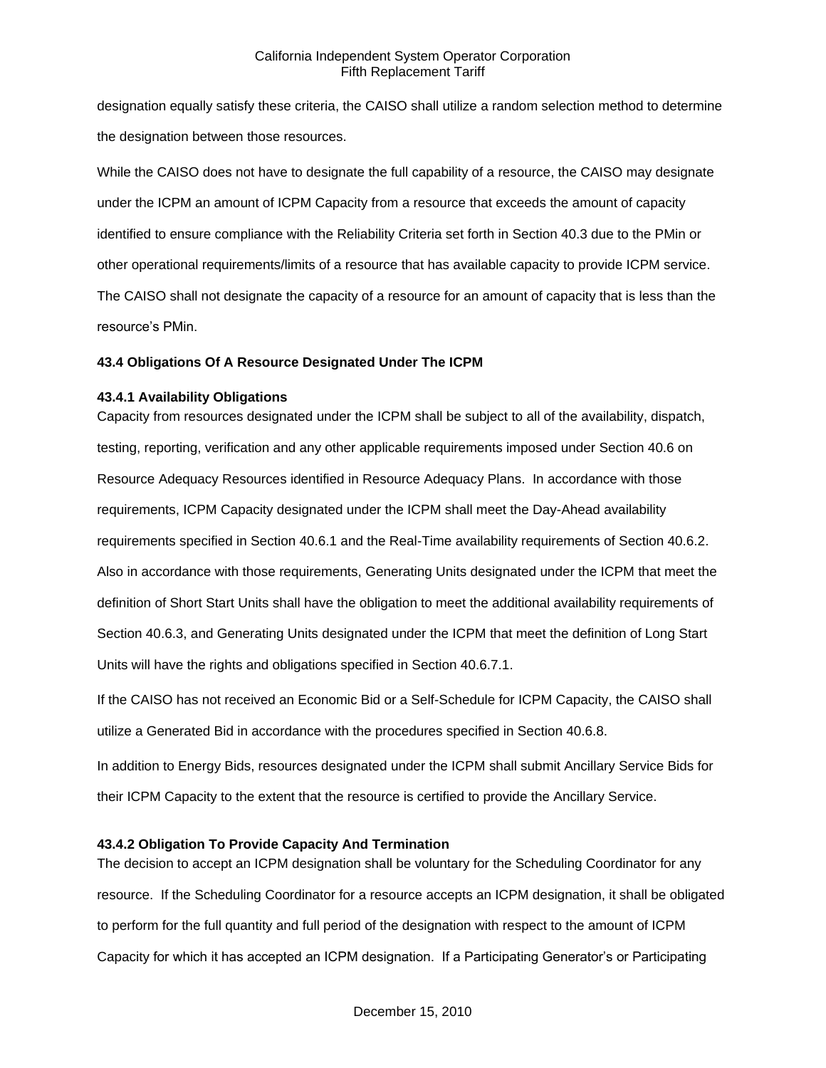designation equally satisfy these criteria, the CAISO shall utilize a random selection method to determine the designation between those resources.

While the CAISO does not have to designate the full capability of a resource, the CAISO may designate under the ICPM an amount of ICPM Capacity from a resource that exceeds the amount of capacity identified to ensure compliance with the Reliability Criteria set forth in Section 40.3 due to the PMin or other operational requirements/limits of a resource that has available capacity to provide ICPM service. The CAISO shall not designate the capacity of a resource for an amount of capacity that is less than the resource's PMin.

### 43.4 Obligations Of A Resource Designated Under The ICPM

#### 43.4.1 Availability Obligations

Capacity from resources designated under the ICPM shall be subject to all of the availability, dispatch, testing, reporting, verification and any other applicable requirements imposed under Section 40.6 on Resource Adequacy Resources identified in Resource Adequacy Plans. In accordance with those requirements, ICPM Capacity designated under the ICPM shall meet the Day-Ahead availability requirements specified in Section 40.6.1 and the Real-Time availability requirements of Section 40.6.2. Also in accordance with those requirements, Generating Units designated under the ICPM that meet the definition of Short Start Units shall have the obligation to meet the additional availability requirements of Section 40.6.3, and Generating Units designated under the ICPM that meet the definition of Long Start Units will have the rights and obligations specified in Section 40.6.7.1.

If the CAISO has not received an Economic Bid or a Self-Schedule for ICPM Capacity, the CAISO shall utilize a Generated Bid in accordance with the procedures specified in Section 40.6.8.

In addition to Energy Bids, resources designated under the ICPM shall submit Ancillary Service Bids for their ICPM Capacity to the extent that the resource is certified to provide the Ancillary Service.

#### 43.4.2 Obligation To Provide Capacity And Termination

The decision to accept an ICPM designation shall be voluntary for the Scheduling Coordinator for any resource. If the Scheduling Coordinator for a resource accepts an ICPM designation, it shall be obligated to perform for the full quantity and full period of the designation with respect to the amount of ICPM Capacity for which it has accepted an ICPM designation. If a Participating Generator's or Participating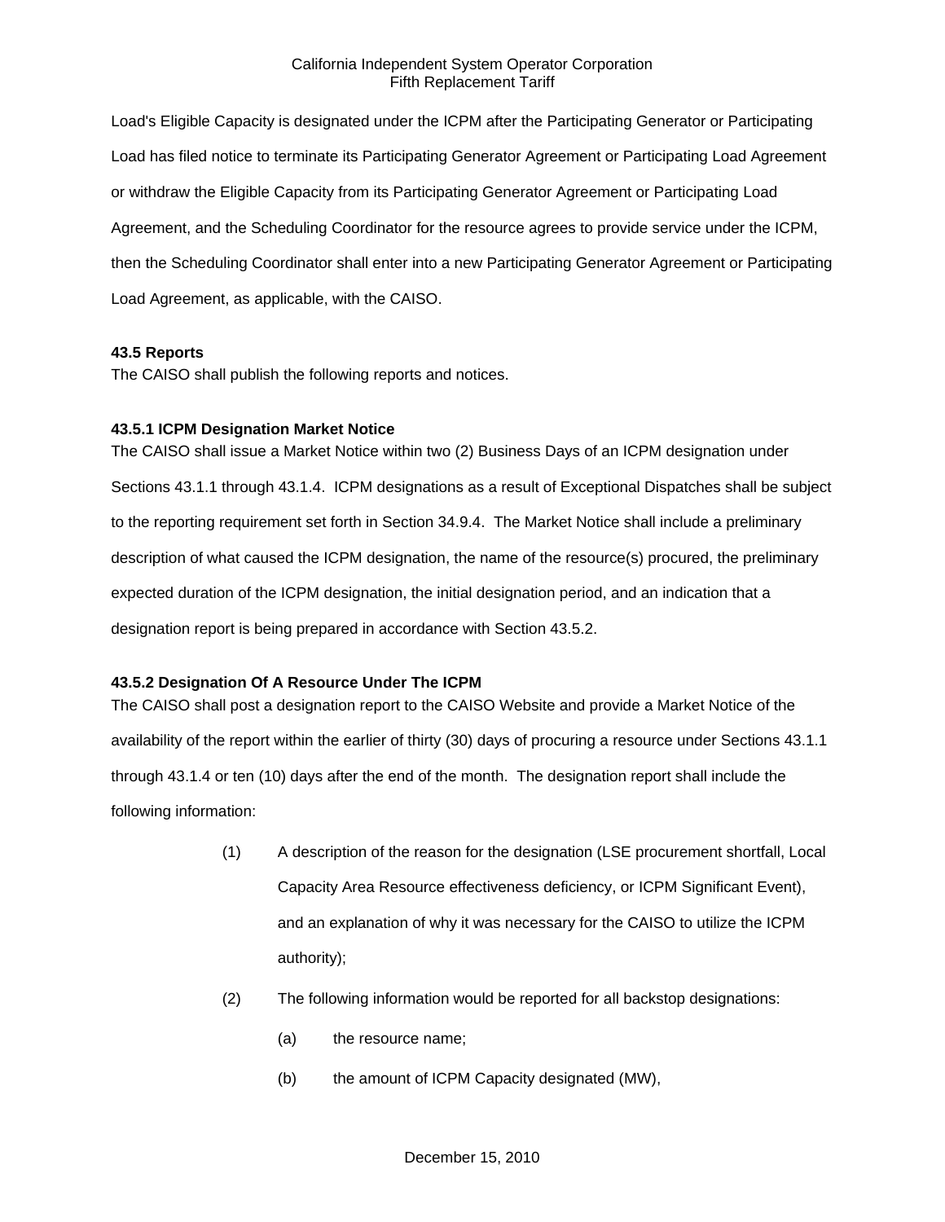Load's Eligible Capacity is designated under the ICPM after the Participating Generator or Participating Load has filed notice to terminate its Participating Generator Agreement or Participating Load Agreement or withdraw the Eligible Capacity from its Participating Generator Agreement or Participating Load Agreement, and the Scheduling Coordinator for the resource agrees to provide service under the ICPM, then the Scheduling Coordinator shall enter into a new Participating Generator Agreement or Participating Load Agreement, as applicable, with the CAISO.

**43.5 Reports**

The CAISO shall publish the following reports and notices.

**43.5.1 ICPM Designation Market Notice**

The CAISO shall issue a Market Notice within two (2) Business Days of an ICPM designation under Sections 43.1.1 through 43.1.4. ICPM designations as a result of Exceptional Dispatches shall be subject to the reporting requirement set forth in Section 34.9.4. The Market Notice shall include a preliminary description of what caused the ICPM designation, the name of the resource(s) procured, the preliminary expected duration of the ICPM designation, the initial designation period, and an indication that a designation report is being prepared in accordance with Section 43.5.2.

**43.5.2 Designation Of A Resource Under The ICPM**

The CAISO shall post a designation report to the CAISO Website and provide a Market Notice of the availability of the report within the earlier of thirty (30) days of procuring a resource under Sections 43.1.1 through 43.1.4 or ten (10) days after the end of the month. The designation report shall include the following information:

(1) A description of the reason for the designation (LSE procurement shortfall, Local Capacity Area Resource effectiveness deficiency, or ICPM Significant Event), and an explanation of why it was necessary for the CAISO to utilize the ICPM authority);

(2) The following information would be reported for all backstop designations:

(a) the resource name;

(b) the amount of ICPM Capacity designated (MW),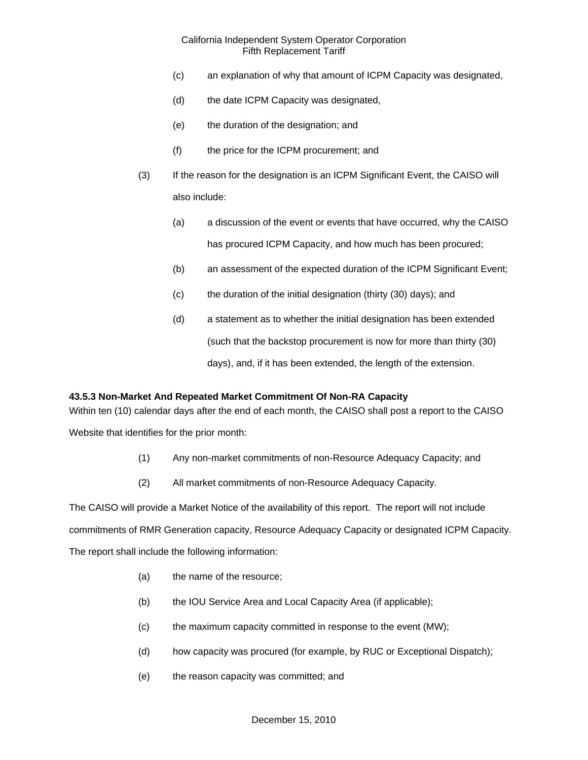(c) an explanation of why that amount of ICPM Capacity was designated,

(d) the date ICPM Capacity was designated,

(e) the duration of the designation; and

(f) the price for the ICPM procurement; and

(3) If the reason for the designation is an ICPM Significant Event, the CAISO will also include:

(a) a discussion of the event or events that have occurred, why the CAISO has procured ICPM Capacity, and how much has been procured;

(b) an assessment of the expected duration of the ICPM Significant Event;

(c) the duration of the initial designation (thirty (30) days); and

(d) a statement as to whether the initial designation has been extended (such that the backstop procurement is now for more than thirty (30) days), and, if it has been extended, the length of the extension.

**43.5.3 Non-Market And Repeated Market Commitment Of Non-RA Capacity**

Within ten (10) calendar days after the end of each month, the CAISO shall post a report to the CAISO Website that identifies for the prior month:

(1) Any non-market commitments of non-Resource Adequacy Capacity; and

(2) All market commitments of non-Resource Adequacy Capacity.

The CAISO will provide a Market Notice of the availability of this report. The report will not include commitments of RMR Generation capacity, Resource Adequacy Capacity or designated ICPM Capacity. The report shall include the following information:

(a) the name of the resource;

(b) the IOU Service Area and Local Capacity Area (if applicable);

(c) the maximum capacity committed in response to the event (MW);

(d) how capacity was procured (for example, by RUC or Exceptional Dispatch);

(e) the reason capacity was committed; and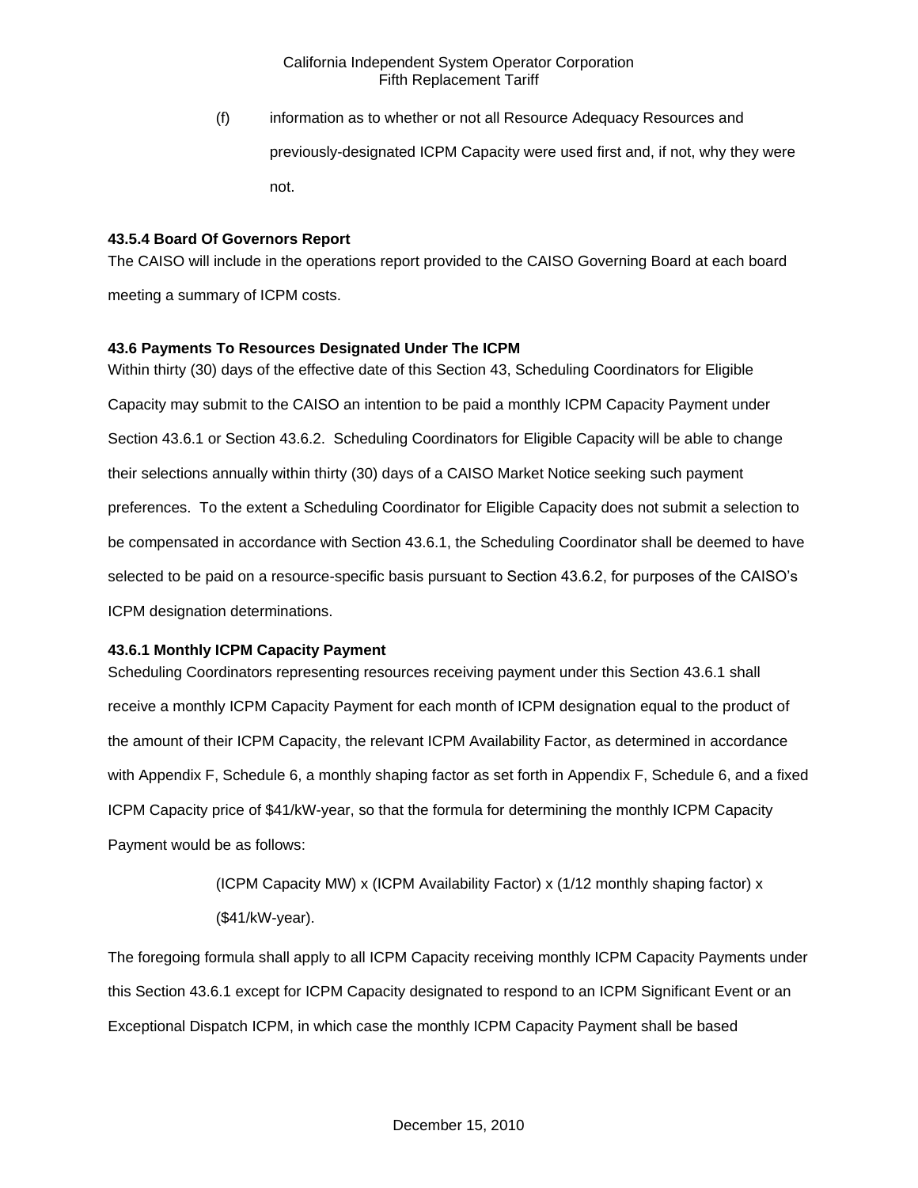(f) information as to whether or not all Resource Adequacy Resources and previously-designated ICPM Capacity were used first and, if not, why they were not.

**43.5.4 Board Of Governors Report**

The CAISO will include in the operations report provided to the CAISO Governing Board at each board meeting a summary of ICPM costs.

**43.6 Payments To Resources Designated Under The ICPM**

Within thirty (30) days of the effective date of this Section 43, Scheduling Coordinators for Eligible Capacity may submit to the CAISO an intention to be paid a monthly ICPM Capacity Payment under Section 43.6.1 or Section 43.6.2. Scheduling Coordinators for Eligible Capacity will be able to change their selections annually within thirty (30) days of a CAISO Market Notice seeking such payment preferences. To the extent a Scheduling Coordinator for Eligible Capacity does not submit a selection to be compensated in accordance with Section 43.6.1, the Scheduling Coordinator shall be deemed to have selected to be paid on a resource-specific basis pursuant to Section 43.6.2, for purposes of the CAISO's ICPM designation determinations.

**43.6.1 Monthly ICPM Capacity Payment**

Scheduling Coordinators representing resources receiving payment under this Section 43.6.1 shall receive a monthly ICPM Capacity Payment for each month of ICPM designation equal to the product of the amount of their ICPM Capacity, the relevant ICPM Availability Factor, as determined in accordance with Appendix F, Schedule 6, a monthly shaping factor as set forth in Appendix F, Schedule 6, and a fixed ICPM Capacity price of $41/kW-year, so that the formula for determining the monthly ICPM Capacity Payment would be as follows:

(ICPM Capacity MW) x (ICPM Availability Factor) x (1/12 monthly shaping factor) x ($41/kW-year).

The foregoing formula shall apply to all ICPM Capacity receiving monthly ICPM Capacity Payments under this Section 43.6.1 except for ICPM Capacity designated to respond to an ICPM Significant Event or an Exceptional Dispatch ICPM, in which case the monthly ICPM Capacity Payment shall be based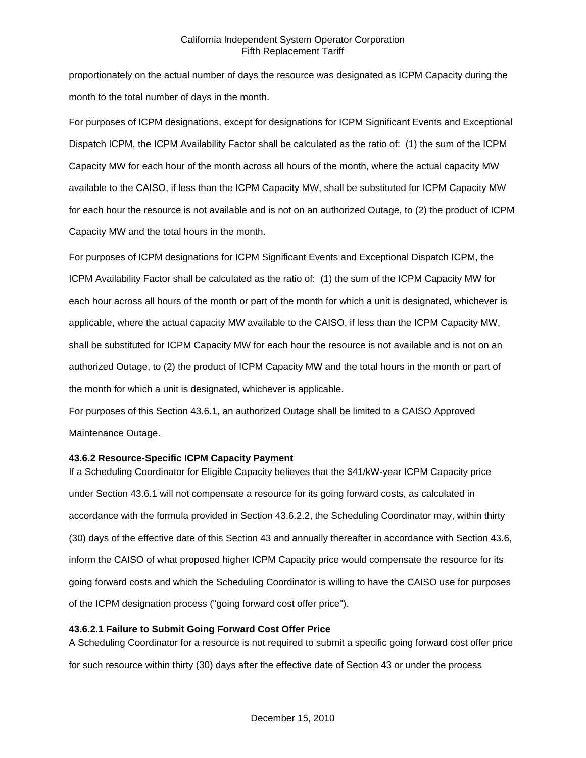proportionately on the actual number of days the resource was designated as ICPM Capacity during the month to the total number of days in the month.

For purposes of ICPM designations, except for designations for ICPM Significant Events and Exceptional Dispatch ICPM, the ICPM Availability Factor shall be calculated as the ratio of: (1) the sum of the ICPM Capacity MW for each hour of the month across all hours of the month, where the actual capacity MW available to the CAISO, if less than the ICPM Capacity MW, shall be substituted for ICPM Capacity MW for each hour the resource is not available and is not on an authorized Outage, to (2) the product of ICPM Capacity MW and the total hours in the month.

For purposes of ICPM designations for ICPM Significant Events and Exceptional Dispatch ICPM, the ICPM Availability Factor shall be calculated as the ratio of: (1) the sum of the ICPM Capacity MW for each hour across all hours of the month or part of the month for which a unit is designated, whichever is applicable, where the actual capacity MW available to the CAISO, if less than the ICPM Capacity MW, shall be substituted for ICPM Capacity MW for each hour the resource is not available and is not on an authorized Outage, to (2) the product of ICPM Capacity MW and the total hours in the month or part of the month for which a unit is designated, whichever is applicable.

For purposes of this Section 43.6.1, an authorized Outage shall be limited to a CAISO Approved Maintenance Outage.

**43.6.2 Resource-Specific ICPM Capacity Payment**

If a Scheduling Coordinator for Eligible Capacity believes that the $41/kW-year ICPM Capacity price under Section 43.6.1 will not compensate a resource for its going forward costs, as calculated in accordance with the formula provided in Section 43.6.2.2, the Scheduling Coordinator may, within thirty (30) days of the effective date of this Section 43 and annually thereafter in accordance with Section 43.6, inform the CAISO of what proposed higher ICPM Capacity price would compensate the resource for its going forward costs and which the Scheduling Coordinator is willing to have the CAISO use for purposes of the ICPM designation process ("going forward cost offer price").

**43.6.2.1 Failure to Submit Going Forward Cost Offer Price**

A Scheduling Coordinator for a resource is not required to submit a specific going forward cost offer price for such resource within thirty (30) days after the effective date of Section 43 or under the process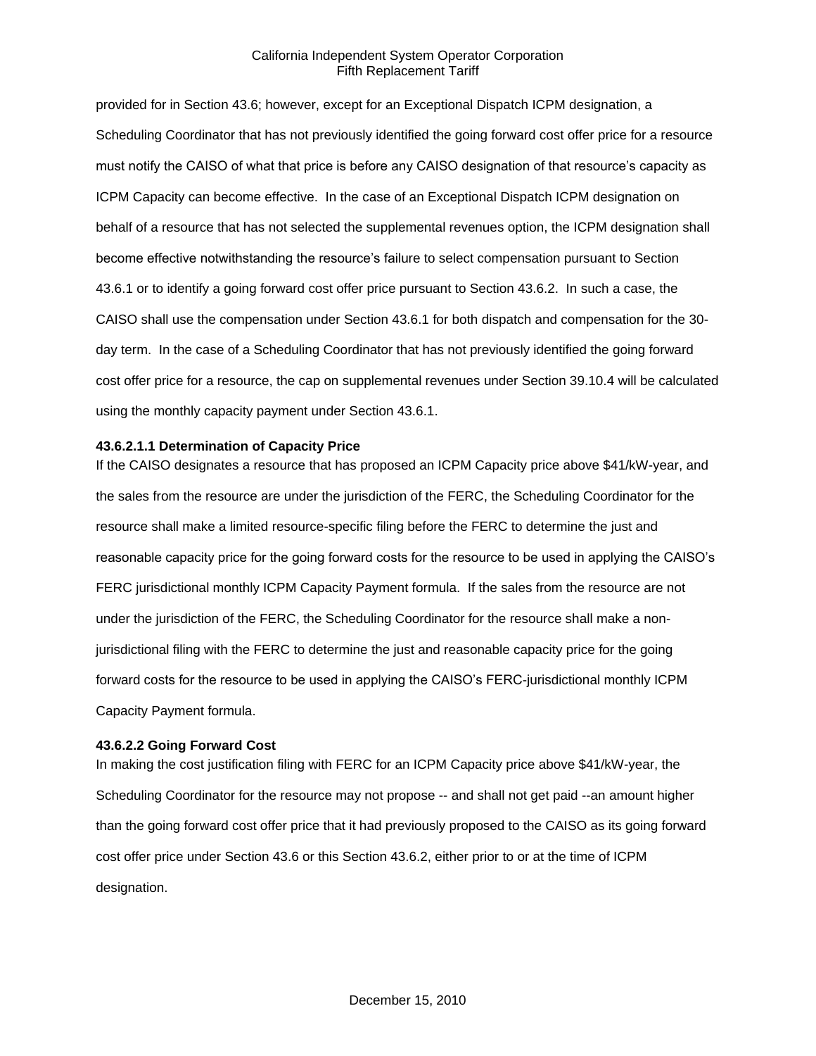provided for in Section 43.6; however, except for an Exceptional Dispatch ICPM designation, a Scheduling Coordinator that has not previously identified the going forward cost offer price for a resource must notify the CAISO of what that price is before any CAISO designation of that resource's capacity as ICPM Capacity can become effective. In the case of an Exceptional Dispatch ICPM designation on behalf of a resource that has not selected the supplemental revenues option, the ICPM designation shall become effective notwithstanding the resource's failure to select compensation pursuant to Section 43.6.1 or to identify a going forward cost offer price pursuant to Section 43.6.2. In such a case, the CAISO shall use the compensation under Section 43.6.1 for both dispatch and compensation for the 30-day term. In the case of a Scheduling Coordinator that has not previously identified the going forward cost offer price for a resource, the cap on supplemental revenues under Section 39.10.4 will be calculated using the monthly capacity payment under Section 43.6.1.

**43.6.2.1.1 Determination of Capacity Price**

If the CAISO designates a resource that has proposed an ICPM Capacity price above $41/kW-year, and the sales from the resource are under the jurisdiction of the FERC, the Scheduling Coordinator for the resource shall make a limited resource-specific filing before the FERC to determine the just and reasonable capacity price for the going forward costs for the resource to be used in applying the CAISO's FERC jurisdictional monthly ICPM Capacity Payment formula. If the sales from the resource are not under the jurisdiction of the FERC, the Scheduling Coordinator for the resource shall make a non-jurisdictional filing with the FERC to determine the just and reasonable capacity price for the going forward costs for the resource to be used in applying the CAISO's FERC-jurisdictional monthly ICPM Capacity Payment formula.

**43.6.2.2 Going Forward Cost**

In making the cost justification filing with FERC for an ICPM Capacity price above $41/kW-year, the Scheduling Coordinator for the resource may not propose -- and shall not get paid --an amount higher than the going forward cost offer price that it had previously proposed to the CAISO as its going forward cost offer price under Section 43.6 or this Section 43.6.2, either prior to or at the time of ICPM designation.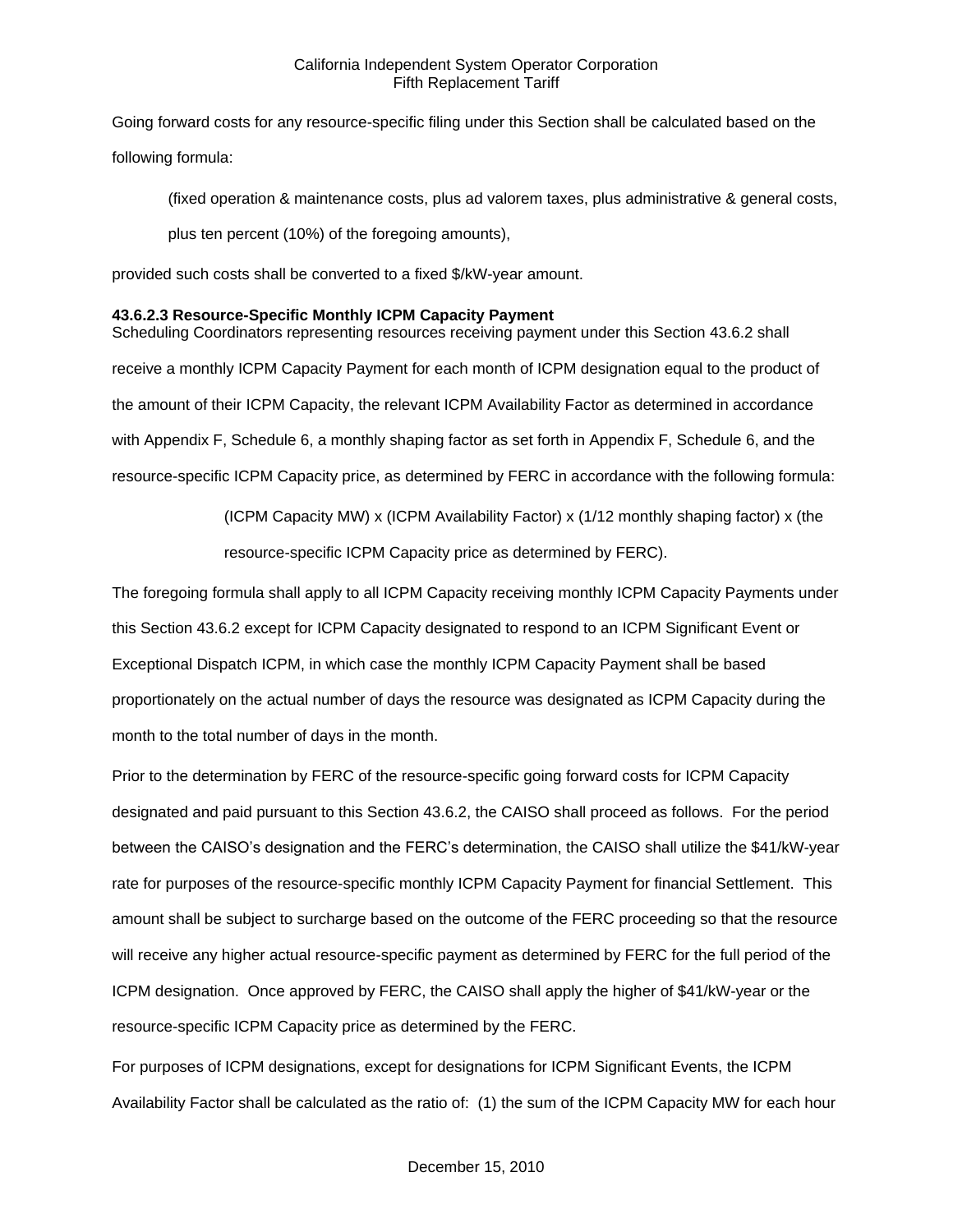Going forward costs for any resource-specific filing under this Section shall be calculated based on the following formula:

> (fixed operation & maintenance costs, plus ad valorem taxes, plus administrative & general costs, plus ten percent (10%) of the foregoing amounts),

provided such costs shall be converted to a fixed $/kW-year amount.

**43.6.2.3 Resource-Specific Monthly ICPM Capacity Payment**

Scheduling Coordinators representing resources receiving payment under this Section 43.6.2 shall receive a monthly ICPM Capacity Payment for each month of ICPM designation equal to the product of the amount of their ICPM Capacity, the relevant ICPM Availability Factor as determined in accordance with Appendix F, Schedule 6, a monthly shaping factor as set forth in Appendix F, Schedule 6, and the resource-specific ICPM Capacity price, as determined by FERC in accordance with the following formula:

> (ICPM Capacity MW) x (ICPM Availability Factor) x (1/12 monthly shaping factor) x (the resource-specific ICPM Capacity price as determined by FERC).

The foregoing formula shall apply to all ICPM Capacity receiving monthly ICPM Capacity Payments under this Section 43.6.2 except for ICPM Capacity designated to respond to an ICPM Significant Event or Exceptional Dispatch ICPM, in which case the monthly ICPM Capacity Payment shall be based proportionately on the actual number of days the resource was designated as ICPM Capacity during the month to the total number of days in the month.

Prior to the determination by FERC of the resource-specific going forward costs for ICPM Capacity designated and paid pursuant to this Section 43.6.2, the CAISO shall proceed as follows. For the period between the CAISO's designation and the FERC's determination, the CAISO shall utilize the $41/kW-year rate for purposes of the resource-specific monthly ICPM Capacity Payment for financial Settlement. This amount shall be subject to surcharge based on the outcome of the FERC proceeding so that the resource will receive any higher actual resource-specific payment as determined by FERC for the full period of the ICPM designation. Once approved by FERC, the CAISO shall apply the higher of $41/kW-year or the resource-specific ICPM Capacity price as determined by the FERC.

For purposes of ICPM designations, except for designations for ICPM Significant Events, the ICPM Availability Factor shall be calculated as the ratio of: (1) the sum of the ICPM Capacity MW for each hour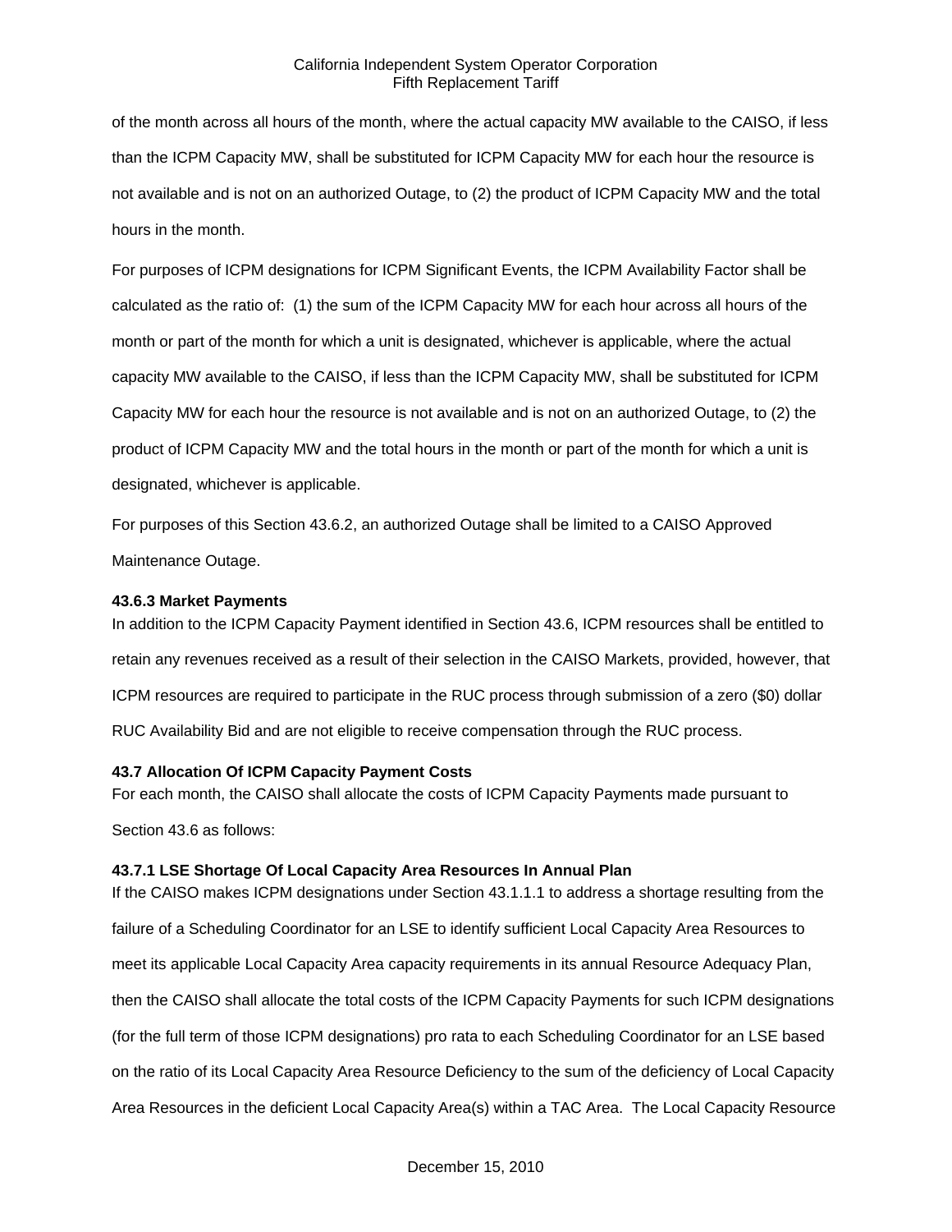of the month across all hours of the month, where the actual capacity MW available to the CAISO, if less than the ICPM Capacity MW, shall be substituted for ICPM Capacity MW for each hour the resource is not available and is not on an authorized Outage, to (2) the product of ICPM Capacity MW and the total hours in the month.

For purposes of ICPM designations for ICPM Significant Events, the ICPM Availability Factor shall be calculated as the ratio of: (1) the sum of the ICPM Capacity MW for each hour across all hours of the month or part of the month for which a unit is designated, whichever is applicable, where the actual capacity MW available to the CAISO, if less than the ICPM Capacity MW, shall be substituted for ICPM Capacity MW for each hour the resource is not available and is not on an authorized Outage, to (2) the product of ICPM Capacity MW and the total hours in the month or part of the month for which a unit is designated, whichever is applicable.

For purposes of this Section 43.6.2, an authorized Outage shall be limited to a CAISO Approved Maintenance Outage.

**43.6.3 Market Payments**

In addition to the ICPM Capacity Payment identified in Section 43.6, ICPM resources shall be entitled to retain any revenues received as a result of their selection in the CAISO Markets, provided, however, that ICPM resources are required to participate in the RUC process through submission of a zero ($0) dollar RUC Availability Bid and are not eligible to receive compensation through the RUC process.

**43.7 Allocation Of ICPM Capacity Payment Costs**

For each month, the CAISO shall allocate the costs of ICPM Capacity Payments made pursuant to Section 43.6 as follows:

**43.7.1 LSE Shortage Of Local Capacity Area Resources In Annual Plan**

If the CAISO makes ICPM designations under Section 43.1.1.1 to address a shortage resulting from the failure of a Scheduling Coordinator for an LSE to identify sufficient Local Capacity Area Resources to meet its applicable Local Capacity Area capacity requirements in its annual Resource Adequacy Plan, then the CAISO shall allocate the total costs of the ICPM Capacity Payments for such ICPM designations (for the full term of those ICPM designations) pro rata to each Scheduling Coordinator for an LSE based on the ratio of its Local Capacity Area Resource Deficiency to the sum of the deficiency of Local Capacity Area Resources in the deficient Local Capacity Area(s) within a TAC Area. The Local Capacity Resource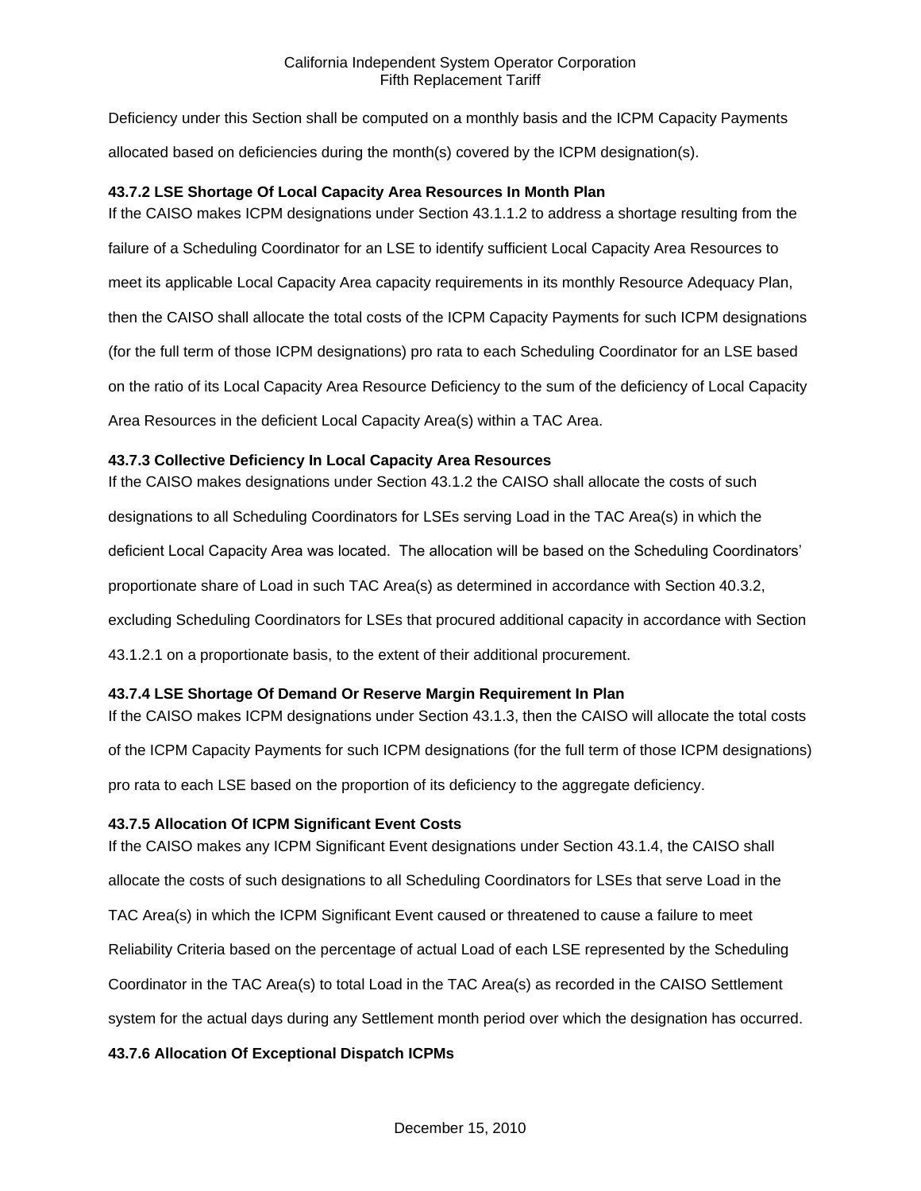Deficiency under this Section shall be computed on a monthly basis and the ICPM Capacity Payments allocated based on deficiencies during the month(s) covered by the ICPM designation(s).

**43.7.2 LSE Shortage Of Local Capacity Area Resources In Month Plan**

If the CAISO makes ICPM designations under Section 43.1.1.2 to address a shortage resulting from the failure of a Scheduling Coordinator for an LSE to identify sufficient Local Capacity Area Resources to meet its applicable Local Capacity Area capacity requirements in its monthly Resource Adequacy Plan, then the CAISO shall allocate the total costs of the ICPM Capacity Payments for such ICPM designations (for the full term of those ICPM designations) pro rata to each Scheduling Coordinator for an LSE based on the ratio of its Local Capacity Area Resource Deficiency to the sum of the deficiency of Local Capacity Area Resources in the deficient Local Capacity Area(s) within a TAC Area.

**43.7.3 Collective Deficiency In Local Capacity Area Resources**

If the CAISO makes designations under Section 43.1.2 the CAISO shall allocate the costs of such designations to all Scheduling Coordinators for LSEs serving Load in the TAC Area(s) in which the deficient Local Capacity Area was located. The allocation will be based on the Scheduling Coordinators' proportionate share of Load in such TAC Area(s) as determined in accordance with Section 40.3.2, excluding Scheduling Coordinators for LSEs that procured additional capacity in accordance with Section 43.1.2.1 on a proportionate basis, to the extent of their additional procurement.

**43.7.4 LSE Shortage Of Demand Or Reserve Margin Requirement In Plan**

If the CAISO makes ICPM designations under Section 43.1.3, then the CAISO will allocate the total costs of the ICPM Capacity Payments for such ICPM designations (for the full term of those ICPM designations) pro rata to each LSE based on the proportion of its deficiency to the aggregate deficiency.

**43.7.5 Allocation Of ICPM Significant Event Costs**

If the CAISO makes any ICPM Significant Event designations under Section 43.1.4, the CAISO shall allocate the costs of such designations to all Scheduling Coordinators for LSEs that serve Load in the TAC Area(s) in which the ICPM Significant Event caused or threatened to cause a failure to meet Reliability Criteria based on the percentage of actual Load of each LSE represented by the Scheduling Coordinator in the TAC Area(s) to total Load in the TAC Area(s) as recorded in the CAISO Settlement system for the actual days during any Settlement month period over which the designation has occurred.

**43.7.6 Allocation Of Exceptional Dispatch ICPMs**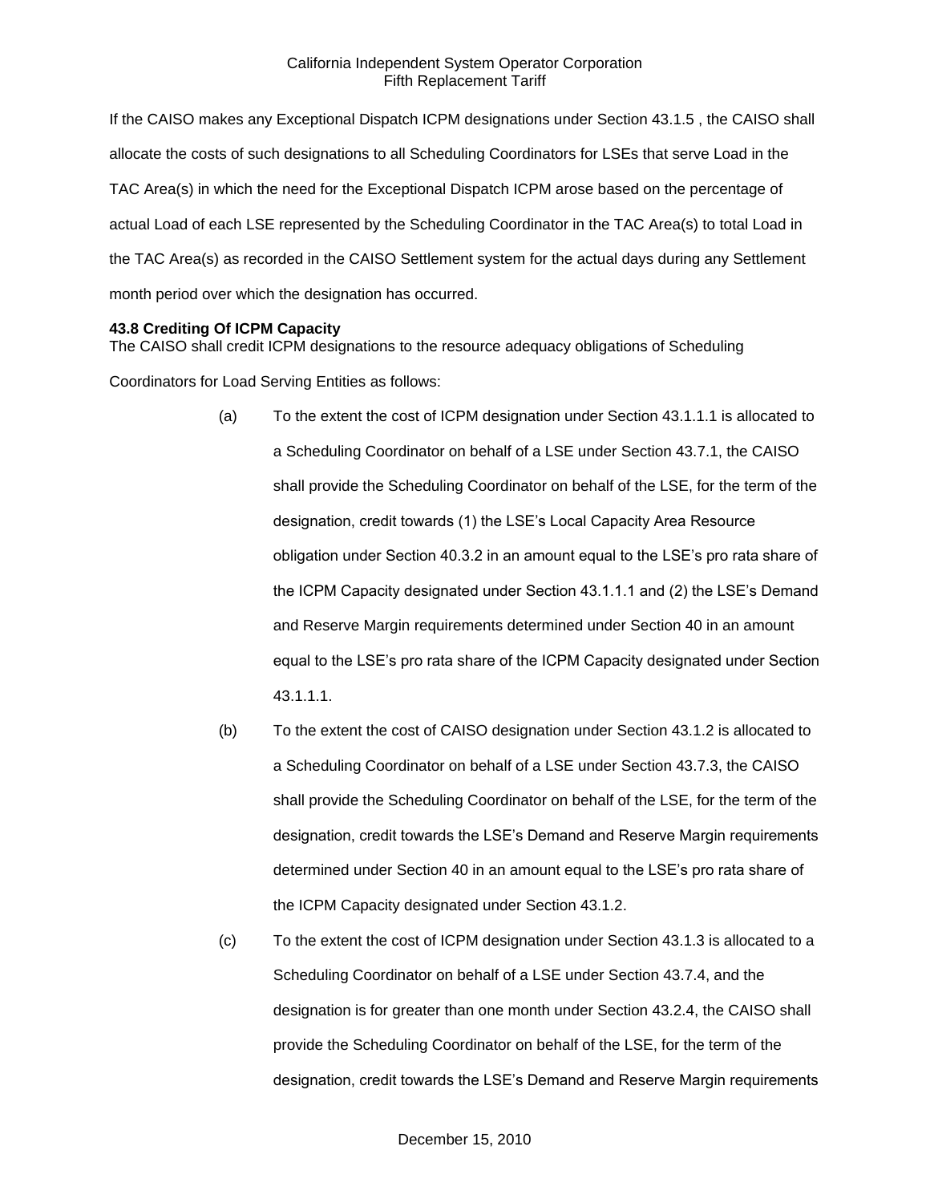If the CAISO makes any Exceptional Dispatch ICPM designations under Section 43.1.5 , the CAISO shall allocate the costs of such designations to all Scheduling Coordinators for LSEs that serve Load in the TAC Area(s) in which the need for the Exceptional Dispatch ICPM arose based on the percentage of actual Load of each LSE represented by the Scheduling Coordinator in the TAC Area(s) to total Load in the TAC Area(s) as recorded in the CAISO Settlement system for the actual days during any Settlement month period over which the designation has occurred.

**43.8 Crediting Of ICPM Capacity**

The CAISO shall credit ICPM designations to the resource adequacy obligations of Scheduling Coordinators for Load Serving Entities as follows:

(a) To the extent the cost of ICPM designation under Section 43.1.1.1 is allocated to a Scheduling Coordinator on behalf of a LSE under Section 43.7.1, the CAISO shall provide the Scheduling Coordinator on behalf of the LSE, for the term of the designation, credit towards (1) the LSE's Local Capacity Area Resource obligation under Section 40.3.2 in an amount equal to the LSE's pro rata share of the ICPM Capacity designated under Section 43.1.1.1 and (2) the LSE's Demand and Reserve Margin requirements determined under Section 40 in an amount equal to the LSE's pro rata share of the ICPM Capacity designated under Section 43.1.1.1.

(b) To the extent the cost of CAISO designation under Section 43.1.2 is allocated to a Scheduling Coordinator on behalf of a LSE under Section 43.7.3, the CAISO shall provide the Scheduling Coordinator on behalf of the LSE, for the term of the designation, credit towards the LSE's Demand and Reserve Margin requirements determined under Section 40 in an amount equal to the LSE's pro rata share of the ICPM Capacity designated under Section 43.1.2.

(c) To the extent the cost of ICPM designation under Section 43.1.3 is allocated to a Scheduling Coordinator on behalf of a LSE under Section 43.7.4, and the designation is for greater than one month under Section 43.2.4, the CAISO shall provide the Scheduling Coordinator on behalf of the LSE, for the term of the designation, credit towards the LSE's Demand and Reserve Margin requirements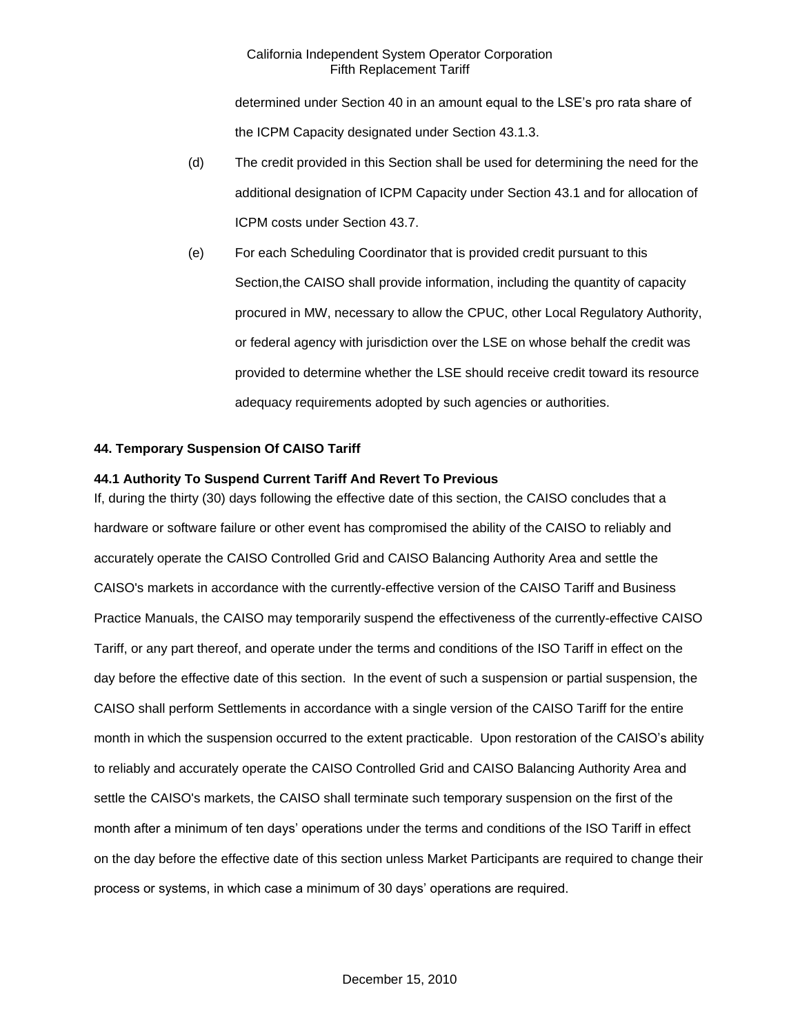determined under Section 40 in an amount equal to the LSE's pro rata share of the ICPM Capacity designated under Section 43.1.3.

(d) The credit provided in this Section shall be used for determining the need for the additional designation of ICPM Capacity under Section 43.1 and for allocation of ICPM costs under Section 43.7.

(e) For each Scheduling Coordinator that is provided credit pursuant to this Section,the CAISO shall provide information, including the quantity of capacity procured in MW, necessary to allow the CPUC, other Local Regulatory Authority, or federal agency with jurisdiction over the LSE on whose behalf the credit was provided to determine whether the LSE should receive credit toward its resource adequacy requirements adopted by such agencies or authorities.

## 44. Temporary Suspension Of CAISO Tariff

### 44.1 Authority To Suspend Current Tariff And Revert To Previous

If, during the thirty (30) days following the effective date of this section, the CAISO concludes that a hardware or software failure or other event has compromised the ability of the CAISO to reliably and accurately operate the CAISO Controlled Grid and CAISO Balancing Authority Area and settle the CAISO's markets in accordance with the currently-effective version of the CAISO Tariff and Business Practice Manuals, the CAISO may temporarily suspend the effectiveness of the currently-effective CAISO Tariff, or any part thereof, and operate under the terms and conditions of the ISO Tariff in effect on the day before the effective date of this section. In the event of such a suspension or partial suspension, the CAISO shall perform Settlements in accordance with a single version of the CAISO Tariff for the entire month in which the suspension occurred to the extent practicable. Upon restoration of the CAISO's ability to reliably and accurately operate the CAISO Controlled Grid and CAISO Balancing Authority Area and settle the CAISO's markets, the CAISO shall terminate such temporary suspension on the first of the month after a minimum of ten days' operations under the terms and conditions of the ISO Tariff in effect on the day before the effective date of this section unless Market Participants are required to change their process or systems, in which case a minimum of 30 days' operations are required.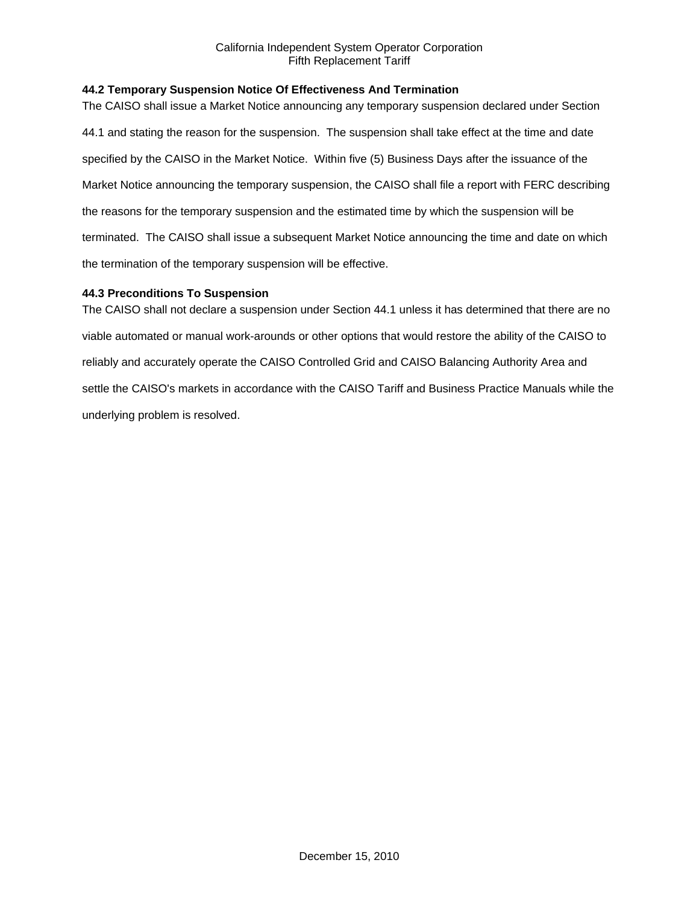### 44.2 Temporary Suspension Notice Of Effectiveness And Termination

The CAISO shall issue a Market Notice announcing any temporary suspension declared under Section 44.1 and stating the reason for the suspension. The suspension shall take effect at the time and date specified by the CAISO in the Market Notice. Within five (5) Business Days after the issuance of the Market Notice announcing the temporary suspension, the CAISO shall file a report with FERC describing the reasons for the temporary suspension and the estimated time by which the suspension will be terminated. The CAISO shall issue a subsequent Market Notice announcing the time and date on which the termination of the temporary suspension will be effective.

### 44.3 Preconditions To Suspension

The CAISO shall not declare a suspension under Section 44.1 unless it has determined that there are no viable automated or manual work-arounds or other options that would restore the ability of the CAISO to reliably and accurately operate the CAISO Controlled Grid and CAISO Balancing Authority Area and settle the CAISO's markets in accordance with the CAISO Tariff and Business Practice Manuals while the underlying problem is resolved.